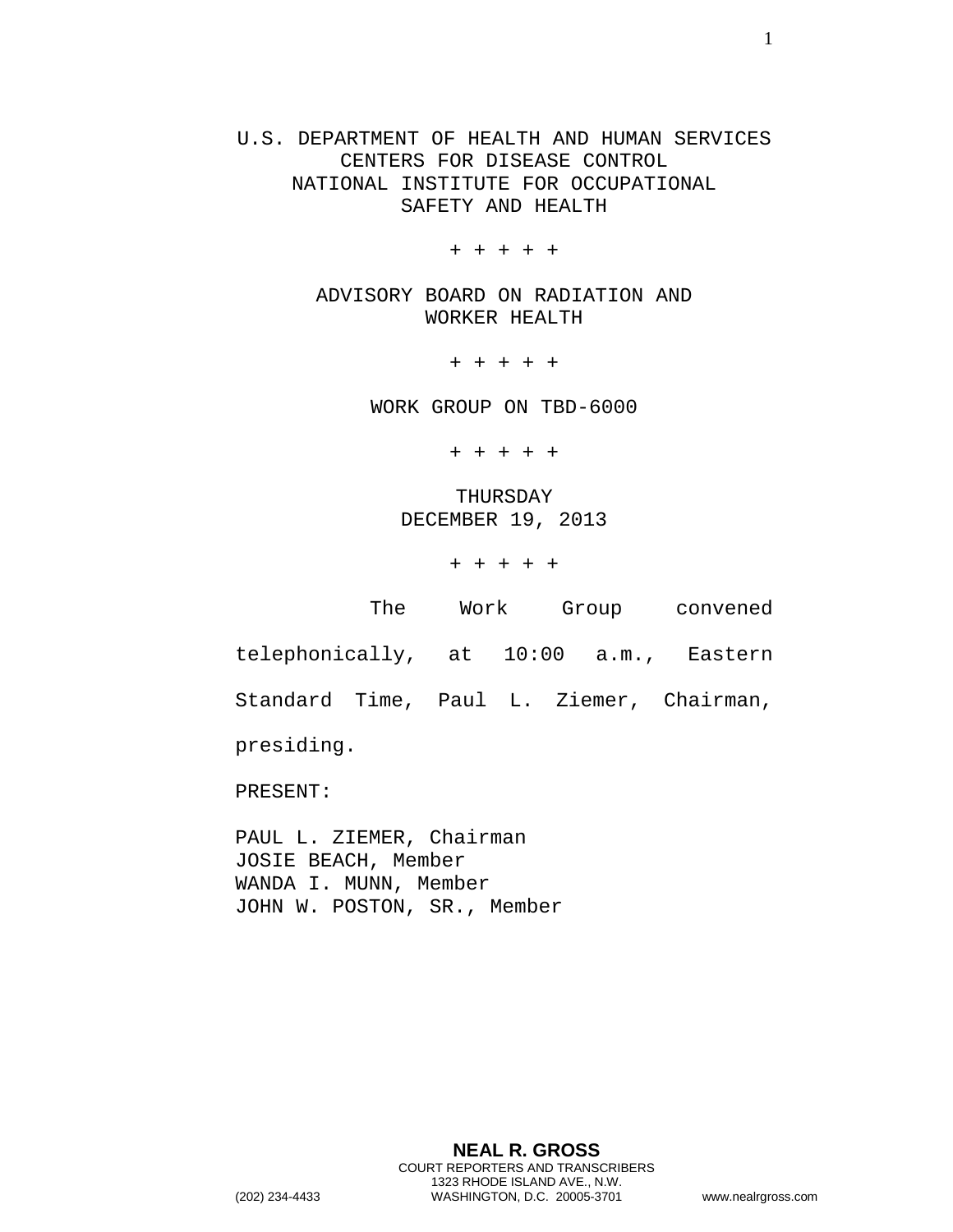U.S. DEPARTMENT OF HEALTH AND HUMAN SERVICES
CENTERS FOR DISEASE CONTROL
NATIONAL INSTITUTE FOR OCCUPATIONAL
SAFETY AND HEALTH

+ + + + +

ADVISORY BOARD ON RADIATION AND
WORKER HEALTH

+ + + + +

WORK GROUP ON TBD-6000

+ + + + +

THURSDAY
DECEMBER 19, 2013

+ + + + +

The Work Group convened telephonically, at 10:00 a.m., Eastern Standard Time, Paul L. Ziemer, Chairman, presiding.

PRESENT:

PAUL L. ZIEMER, Chairman
JOSIE BEACH, Member
WANDA I. MUNN, Member
JOHN W. POSTON, SR., Member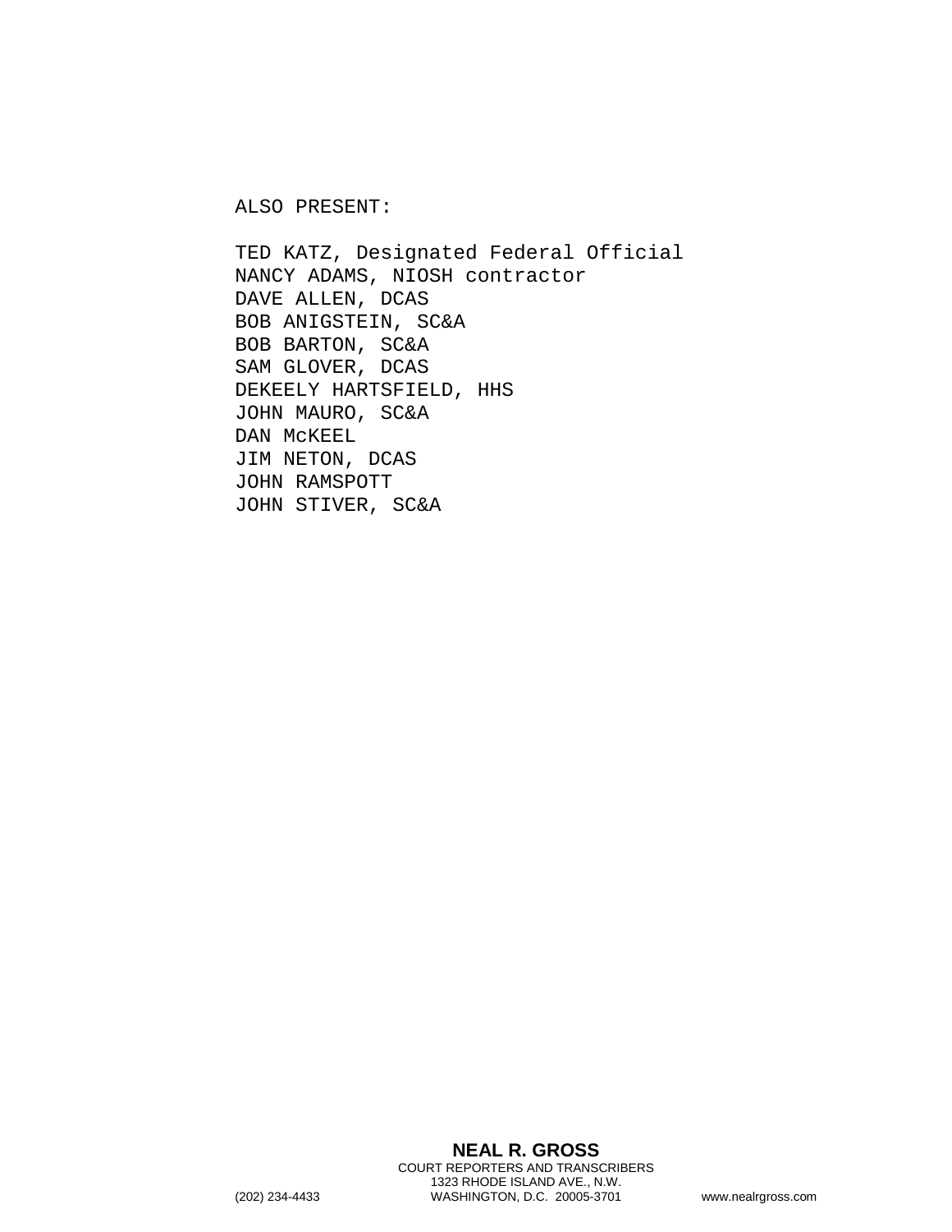ALSO PRESENT:

TED KATZ, Designated Federal Official
NANCY ADAMS, NIOSH contractor
DAVE ALLEN, DCAS
BOB ANIGSTEIN, SC&A
BOB BARTON, SC&A
SAM GLOVER, DCAS
DEKEELY HARTSFIELD, HHS
JOHN MAURO, SC&A
DAN McKEEL
JIM NETON, DCAS
JOHN RAMSPOTT
JOHN STIVER, SC&A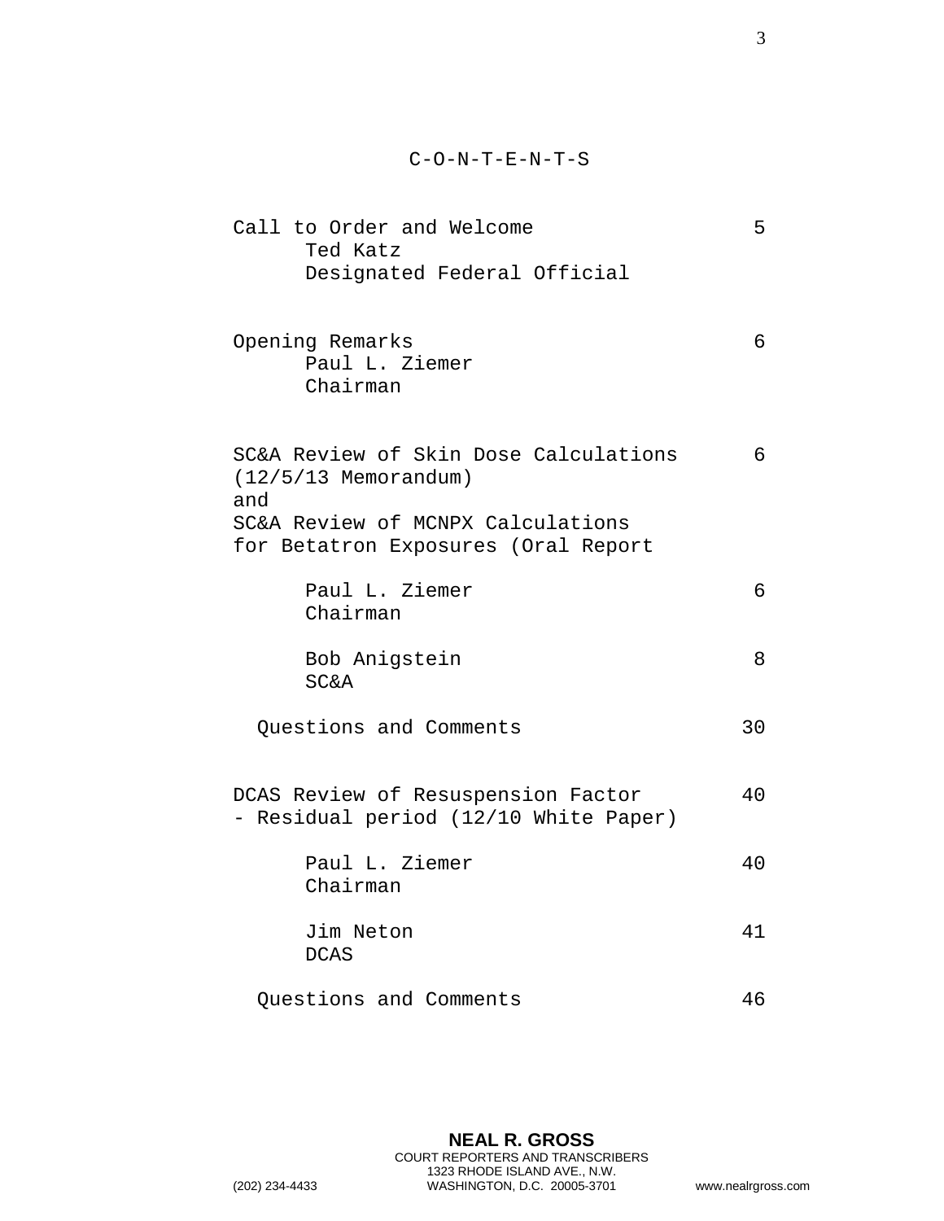# C-O-N-T-E-N-T-S

| | |
|---|---|
| Call to Order and Welcome<br>Ted Katz<br>Designated Federal Official | 5 |
| Opening Remarks<br>Paul L. Ziemer<br>Chairman | 6 |
| SC&A Review of Skin Dose Calculations (12/5/13 Memorandum) and SC&A Review of MCNPX Calculations for Betatron Exposures (Oral Report | 6 |
| Paul L. Ziemer<br>Chairman | 6 |
| Bob Anigstein<br>SC&A | 8 |
| Questions and Comments | 30 |
| DCAS Review of Resuspension Factor - Residual period (12/10 White Paper) | 40 |
| Paul L. Ziemer<br>Chairman | 40 |
| Jim Neton<br>DCAS | 41 |
| Questions and Comments | 46 |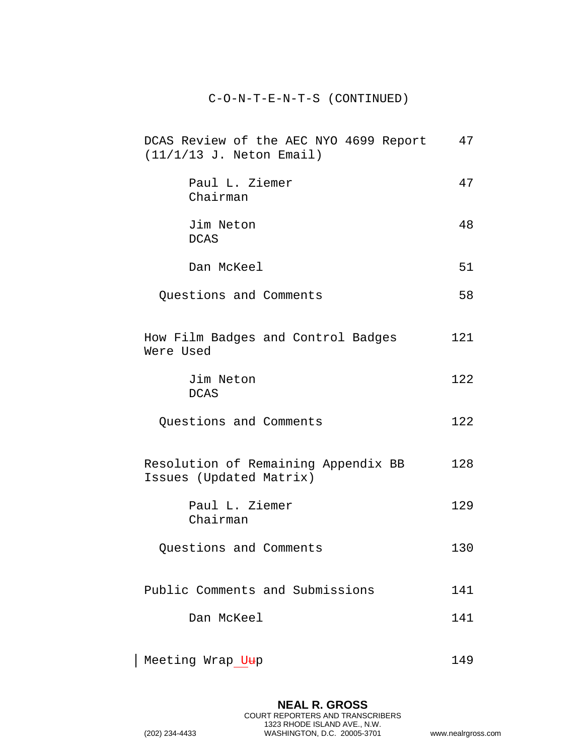C-O-N-T-E-N-T-S (CONTINUED)

| | |
|---|---|
| DCAS Review of the AEC NYO 4699 Report (11/1/13 J. Neton Email) | 47 |
| Paul L. Ziemer, Chairman | 47 |
| Jim Neton, DCAS | 48 |
| Dan McKeel | 51 |
| Questions and Comments | 58 |
| How Film Badges and Control Badges Were Used | 121 |
| Jim Neton, DCAS | 122 |
| Questions and Comments | 122 |
| Resolution of Remaining Appendix BB Issues (Updated Matrix) | 128 |
| Paul L. Ziemer, Chairman | 129 |
| Questions and Comments | 130 |
| Public Comments and Submissions | 141 |
| Dan McKeel | 141 |
| Meeting Wrap Up | 149 |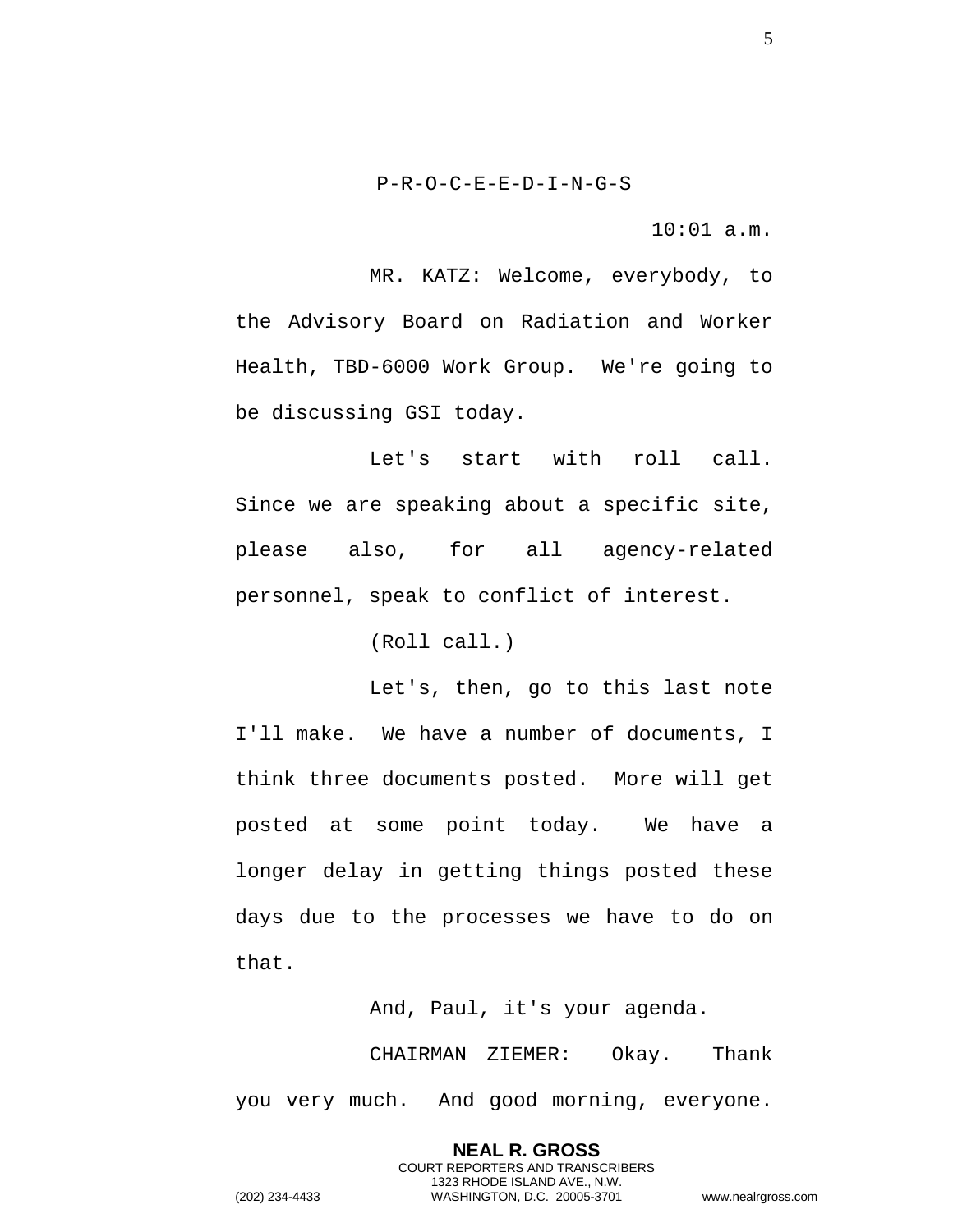P-R-O-C-E-E-D-I-N-G-S

10:01 a.m.

MR. KATZ: Welcome, everybody, to the Advisory Board on Radiation and Worker Health, TBD-6000 Work Group. We're going to be discussing GSI today.

Let's start with roll call. Since we are speaking about a specific site, please also, for all agency-related personnel, speak to conflict of interest.

(Roll call.)

Let's, then, go to this last note I'll make. We have a number of documents, I think three documents posted. More will get posted at some point today. We have a longer delay in getting things posted these days due to the processes we have to do on that.

And, Paul, it's your agenda.

CHAIRMAN ZIEMER: Okay. Thank you very much. And good morning, everyone.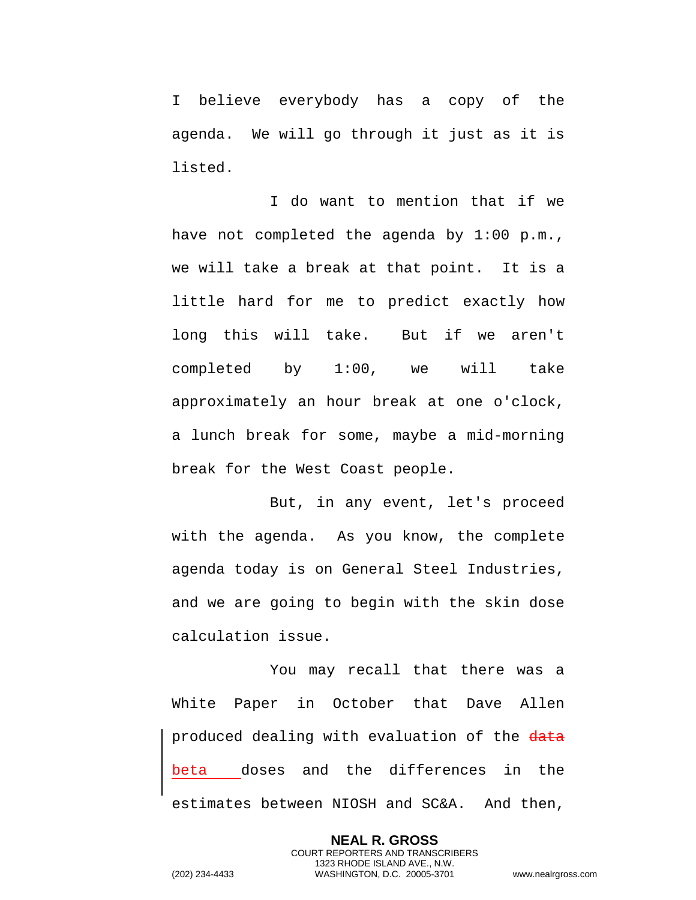I believe everybody has a copy of the agenda. We will go through it just as it is listed.

I do want to mention that if we have not completed the agenda by 1:00 p.m., we will take a break at that point. It is a little hard for me to predict exactly how long this will take. But if we aren't completed by 1:00, we will take approximately an hour break at one o'clock, a lunch break for some, maybe a mid-morning break for the West Coast people.

But, in any event, let's proceed with the agenda. As you know, the complete agenda today is on General Steel Industries, and we are going to begin with the skin dose calculation issue.

You may recall that there was a White Paper in October that Dave Allen produced dealing with evaluation of the ~~data~~ beta doses and the differences in the estimates between NIOSH and SC&A. And then,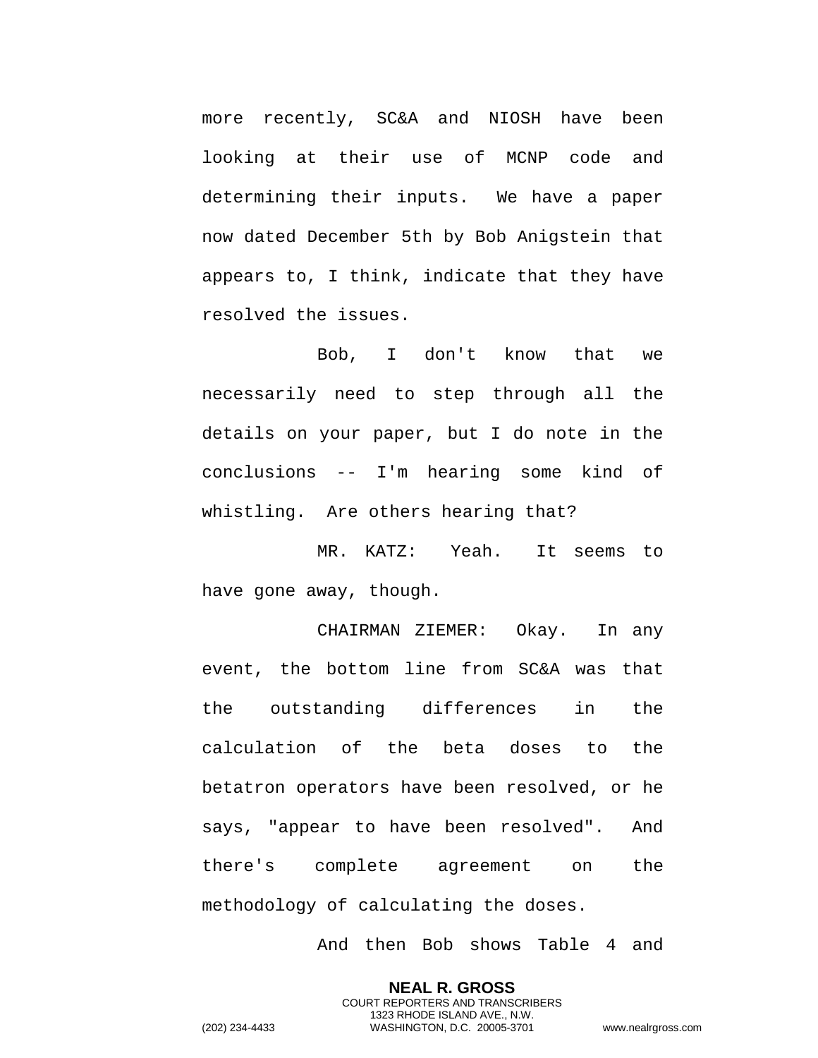more recently, SC&A and NIOSH have been looking at their use of MCNP code and determining their inputs. We have a paper now dated December 5th by Bob Anigstein that appears to, I think, indicate that they have resolved the issues.

Bob, I don't know that we necessarily need to step through all the details on your paper, but I do note in the conclusions -- I'm hearing some kind of whistling. Are others hearing that?

MR. KATZ: Yeah. It seems to have gone away, though.

CHAIRMAN ZIEMER: Okay. In any event, the bottom line from SC&A was that the outstanding differences in the calculation of the beta doses to the betatron operators have been resolved, or he says, "appear to have been resolved". And there's complete agreement on the methodology of calculating the doses.

And then Bob shows Table 4 and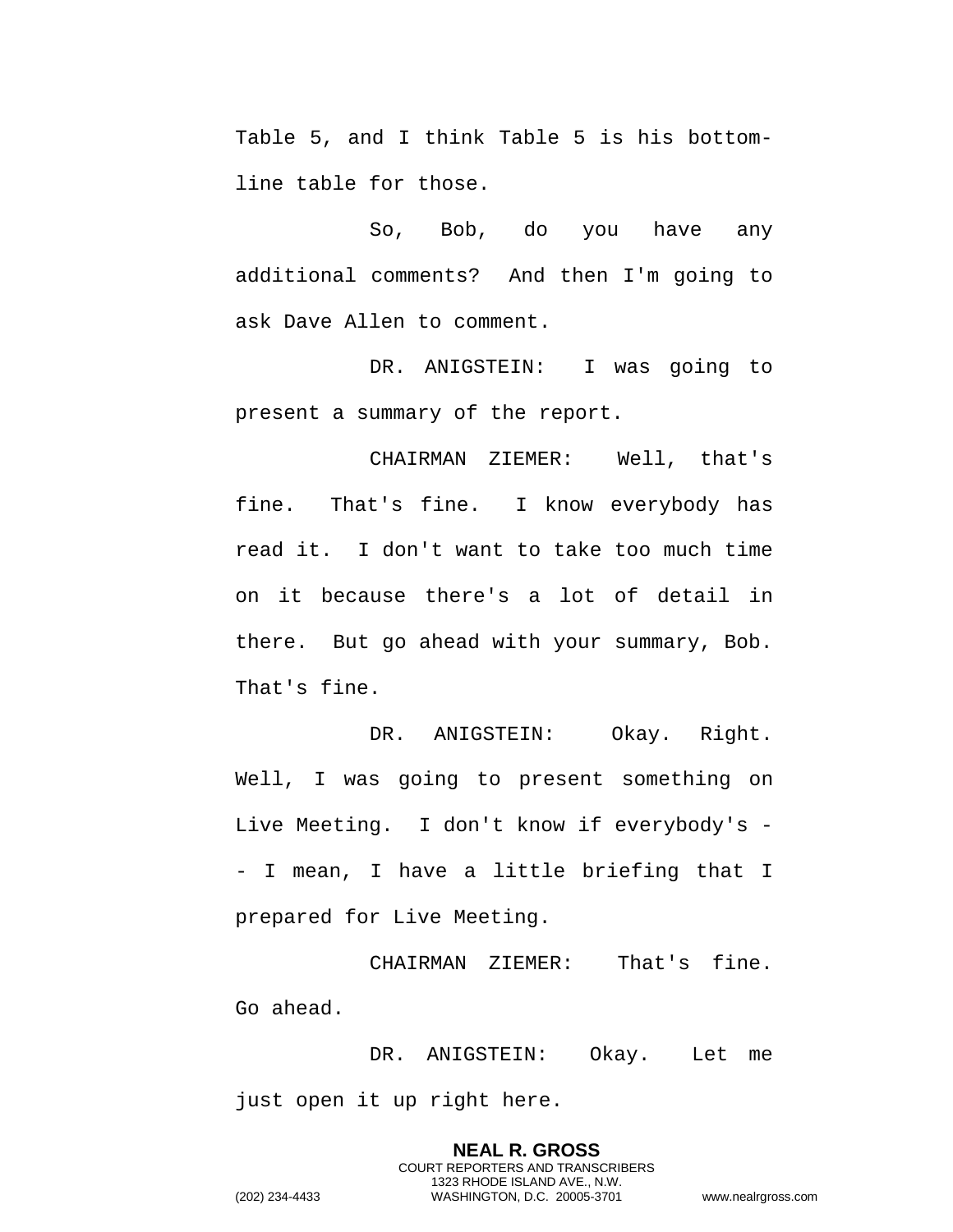Table 5, and I think Table 5 is his bottom-line table for those.

So, Bob, do you have any additional comments? And then I'm going to ask Dave Allen to comment.

DR. ANIGSTEIN: I was going to present a summary of the report.

CHAIRMAN ZIEMER: Well, that's fine. That's fine. I know everybody has read it. I don't want to take too much time on it because there's a lot of detail in there. But go ahead with your summary, Bob. That's fine.

DR. ANIGSTEIN: Okay. Right. Well, I was going to present something on Live Meeting. I don't know if everybody's -- I mean, I have a little briefing that I prepared for Live Meeting.

CHAIRMAN ZIEMER: That's fine. Go ahead.

DR. ANIGSTEIN: Okay. Let me just open it up right here.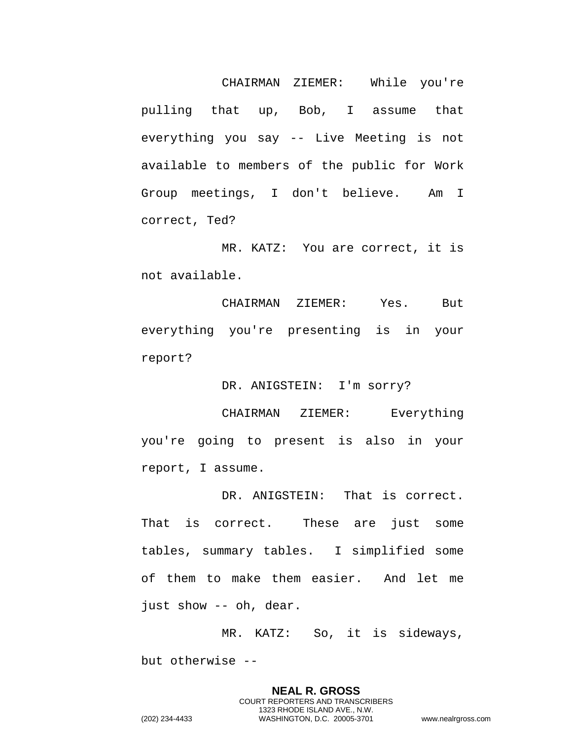CHAIRMAN ZIEMER: While you're pulling that up, Bob, I assume that everything you say -- Live Meeting is not available to members of the public for Work Group meetings, I don't believe. Am I correct, Ted?

MR. KATZ: You are correct, it is not available.

CHAIRMAN ZIEMER: Yes. But everything you're presenting is in your report?

DR. ANIGSTEIN: I'm sorry?

CHAIRMAN ZIEMER: Everything you're going to present is also in your report, I assume.

DR. ANIGSTEIN: That is correct. That is correct. These are just some tables, summary tables. I simplified some of them to make them easier. And let me just show -- oh, dear.

MR. KATZ: So, it is sideways, but otherwise --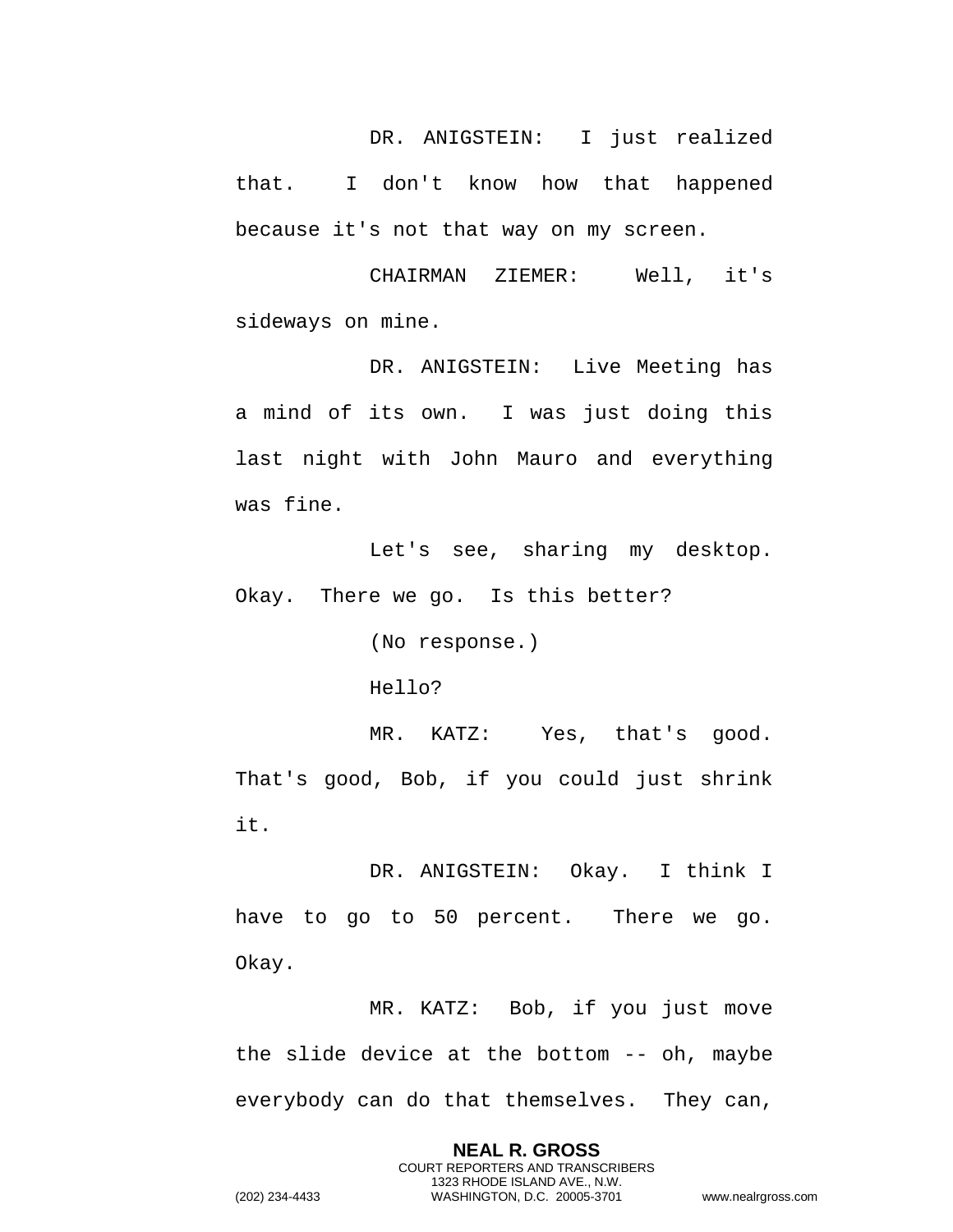DR. ANIGSTEIN: I just realized that. I don't know how that happened because it's not that way on my screen.

CHAIRMAN ZIEMER: Well, it's sideways on mine.

DR. ANIGSTEIN: Live Meeting has a mind of its own. I was just doing this last night with John Mauro and everything was fine.

Let's see, sharing my desktop. Okay. There we go. Is this better?

(No response.)

Hello?

MR. KATZ: Yes, that's good. That's good, Bob, if you could just shrink it.

DR. ANIGSTEIN: Okay. I think I have to go to 50 percent. There we go. Okay.

MR. KATZ: Bob, if you just move the slide device at the bottom -- oh, maybe everybody can do that themselves. They can,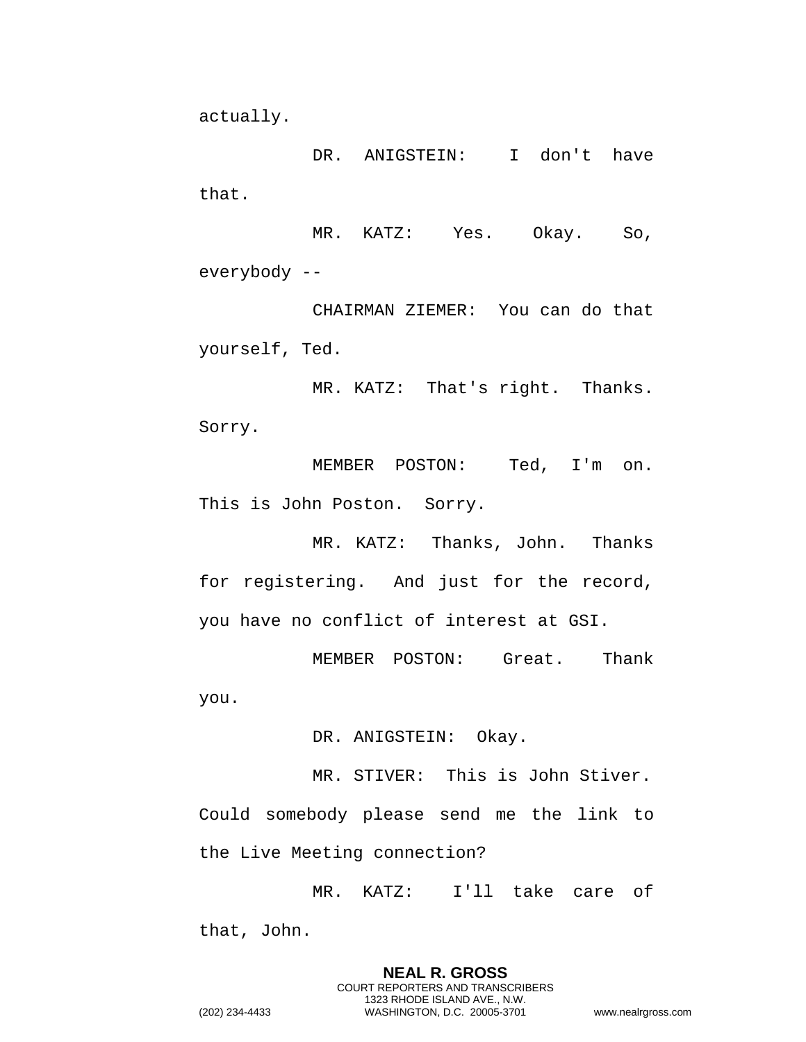actually.

DR. ANIGSTEIN: I don't have that.

MR. KATZ: Yes. Okay. So, everybody --

CHAIRMAN ZIEMER: You can do that yourself, Ted.

MR. KATZ: That's right. Thanks. Sorry.

MEMBER POSTON: Ted, I'm on. This is John Poston. Sorry.

MR. KATZ: Thanks, John. Thanks for registering. And just for the record, you have no conflict of interest at GSI.

MEMBER POSTON: Great. Thank you.

DR. ANIGSTEIN: Okay.

MR. STIVER: This is John Stiver. Could somebody please send me the link to the Live Meeting connection?

MR. KATZ: I'll take care of that, John.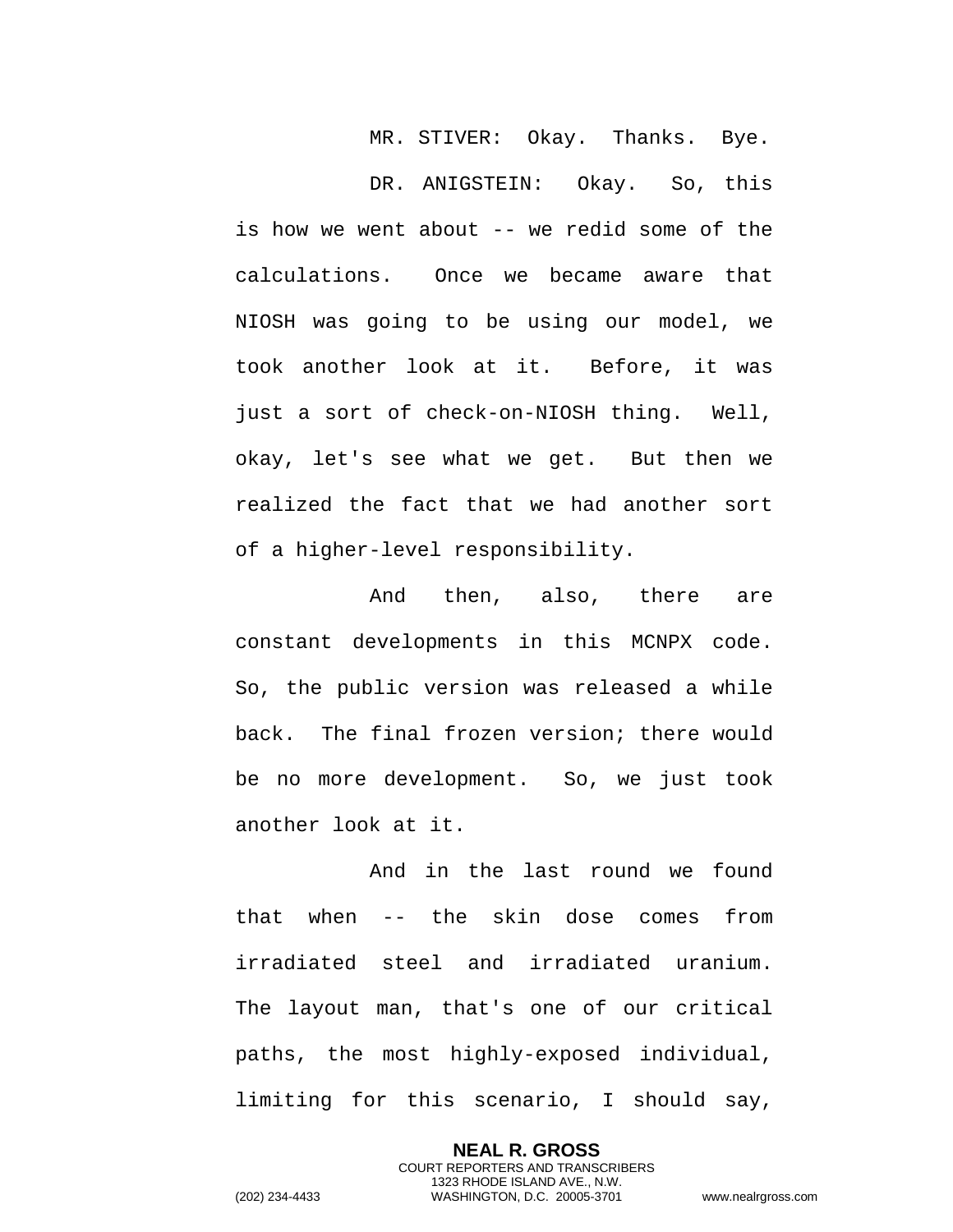MR. STIVER: Okay. Thanks. Bye.

DR. ANIGSTEIN: Okay. So, this is how we went about -- we redid some of the calculations. Once we became aware that NIOSH was going to be using our model, we took another look at it. Before, it was just a sort of check-on-NIOSH thing. Well, okay, let's see what we get. But then we realized the fact that we had another sort of a higher-level responsibility.

And then, also, there are constant developments in this MCNPX code. So, the public version was released a while back. The final frozen version; there would be no more development. So, we just took another look at it.

And in the last round we found that when -- the skin dose comes from irradiated steel and irradiated uranium. The layout man, that's one of our critical paths, the most highly-exposed individual, limiting for this scenario, I should say,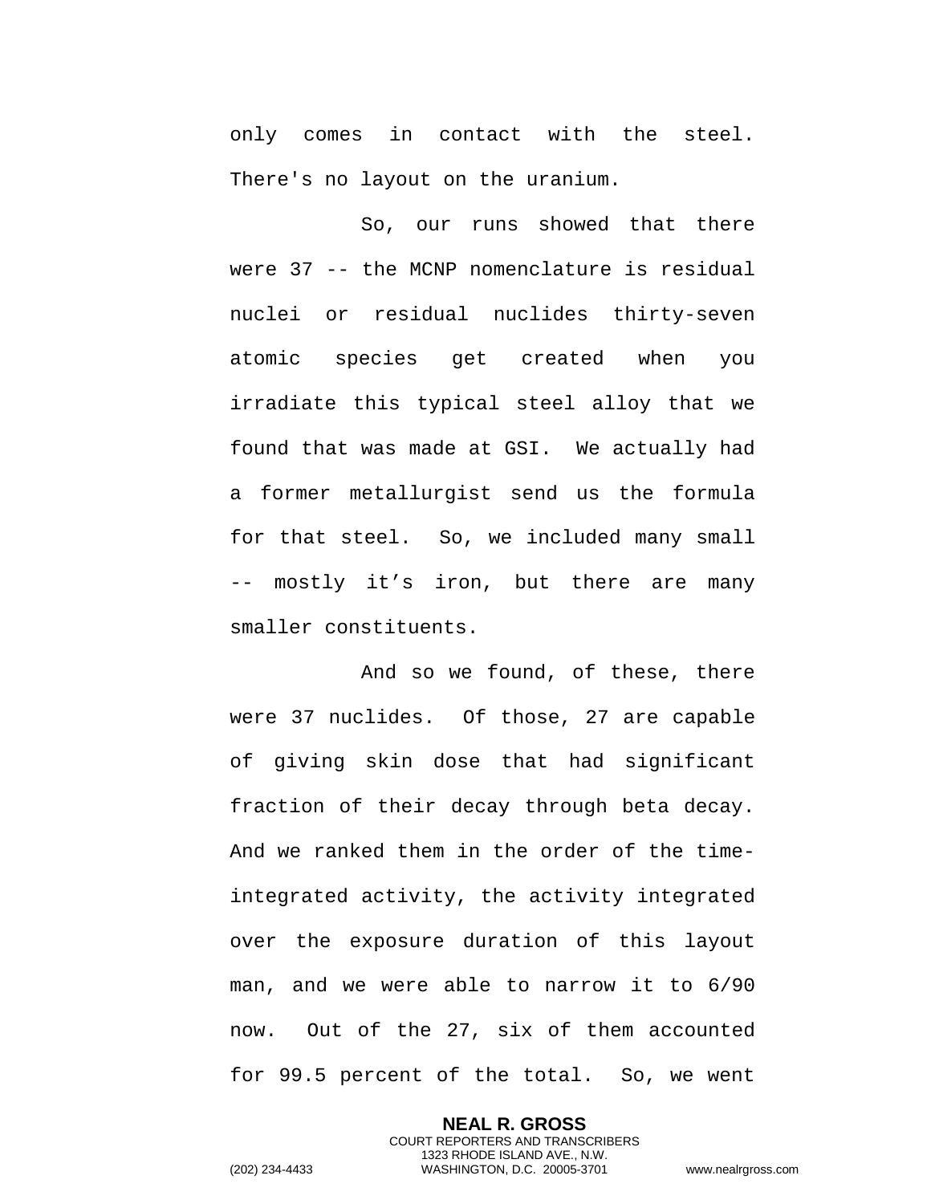only comes in contact with the steel. There's no layout on the uranium.

So, our runs showed that there were 37 -- the MCNP nomenclature is residual nuclei or residual nuclides thirty-seven atomic species get created when you irradiate this typical steel alloy that we found that was made at GSI. We actually had a former metallurgist send us the formula for that steel. So, we included many small -- mostly it’s iron, but there are many smaller constituents.

And so we found, of these, there were 37 nuclides. Of those, 27 are capable of giving skin dose that had significant fraction of their decay through beta decay. And we ranked them in the order of the time-integrated activity, the activity integrated over the exposure duration of this layout man, and we were able to narrow it to 6/90 now. Out of the 27, six of them accounted for 99.5 percent of the total. So, we went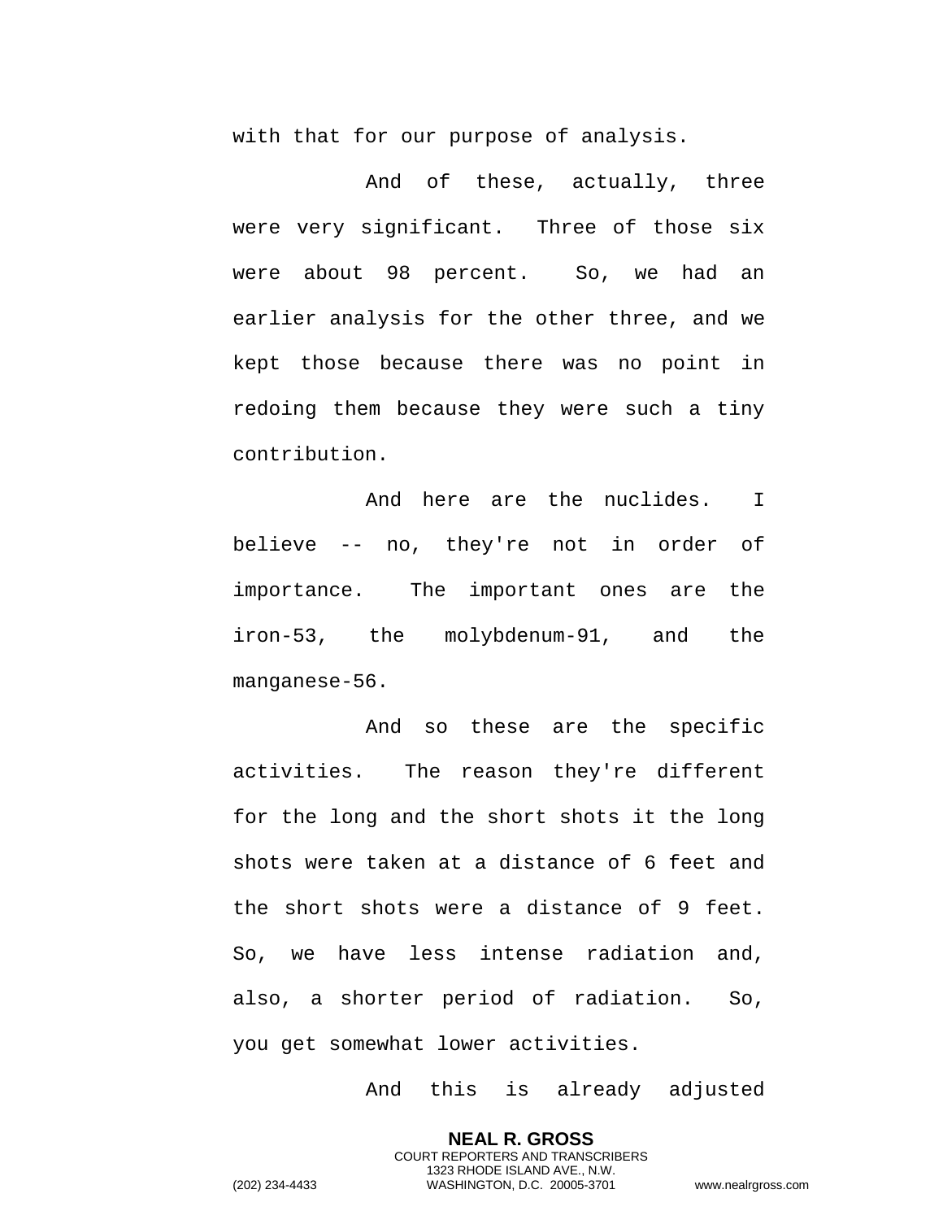with that for our purpose of analysis.

And of these, actually, three were very significant. Three of those six were about 98 percent. So, we had an earlier analysis for the other three, and we kept those because there was no point in redoing them because they were such a tiny contribution.

And here are the nuclides. I believe -- no, they're not in order of importance. The important ones are the iron-53, the molybdenum-91, and the manganese-56.

And so these are the specific activities. The reason they're different for the long and the short shots it the long shots were taken at a distance of 6 feet and the short shots were a distance of 9 feet. So, we have less intense radiation and, also, a shorter period of radiation. So, you get somewhat lower activities.

And this is already adjusted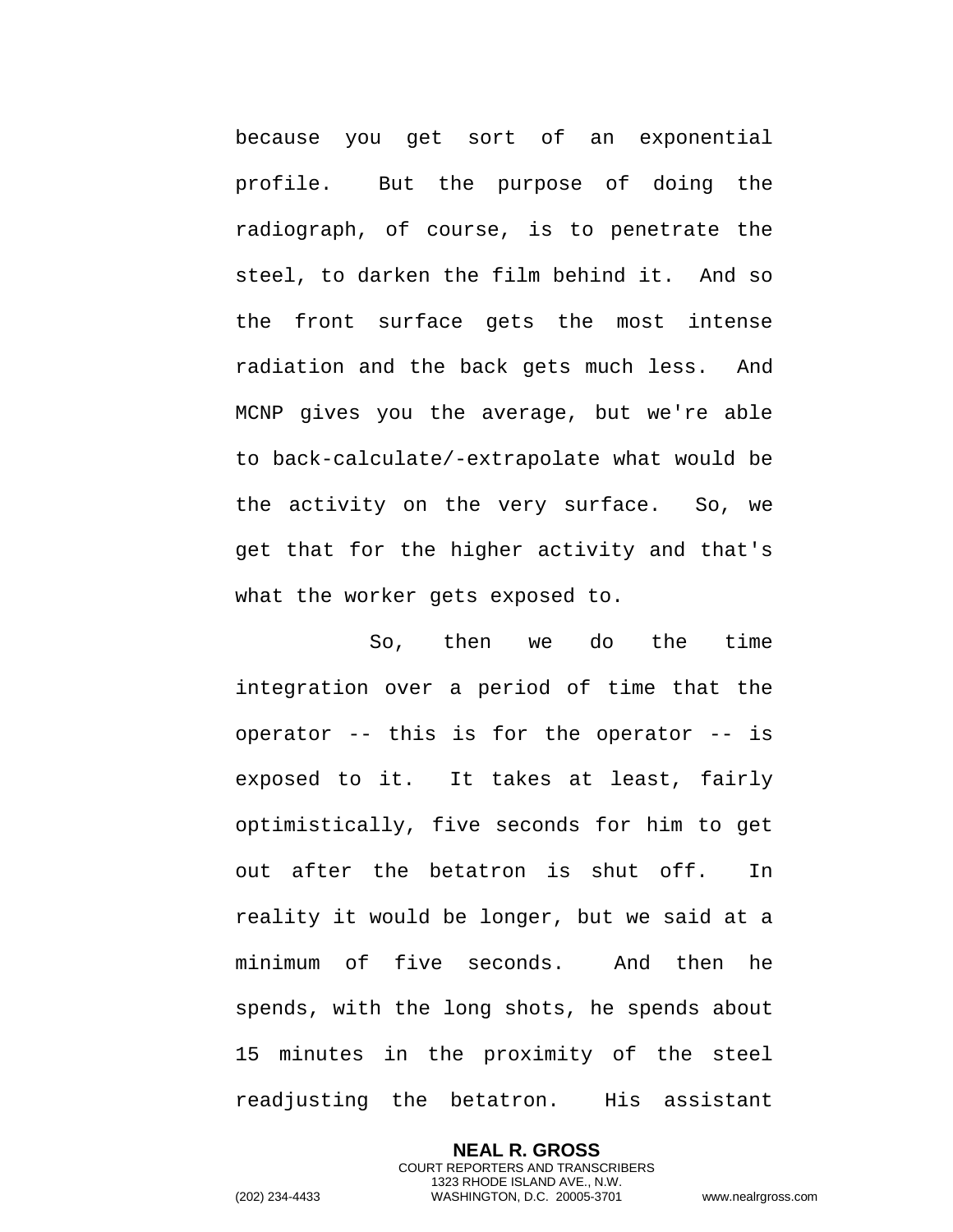because you get sort of an exponential profile.  But the purpose of doing the radiograph, of course, is to penetrate the steel, to darken the film behind it.  And so the front surface gets the most intense radiation and the back gets much less.  And MCNP gives you the average, but we're able to back-calculate/-extrapolate what would be the activity on the very surface.  So, we get that for the higher activity and that's what the worker gets exposed to.

So, then we do the time integration over a period of time that the operator -- this is for the operator -- is exposed to it.  It takes at least, fairly optimistically, five seconds for him to get out after the betatron is shut off.  In reality it would be longer, but we said at a minimum of five seconds.  And then he spends, with the long shots, he spends about 15 minutes in the proximity of the steel readjusting the betatron.  His assistant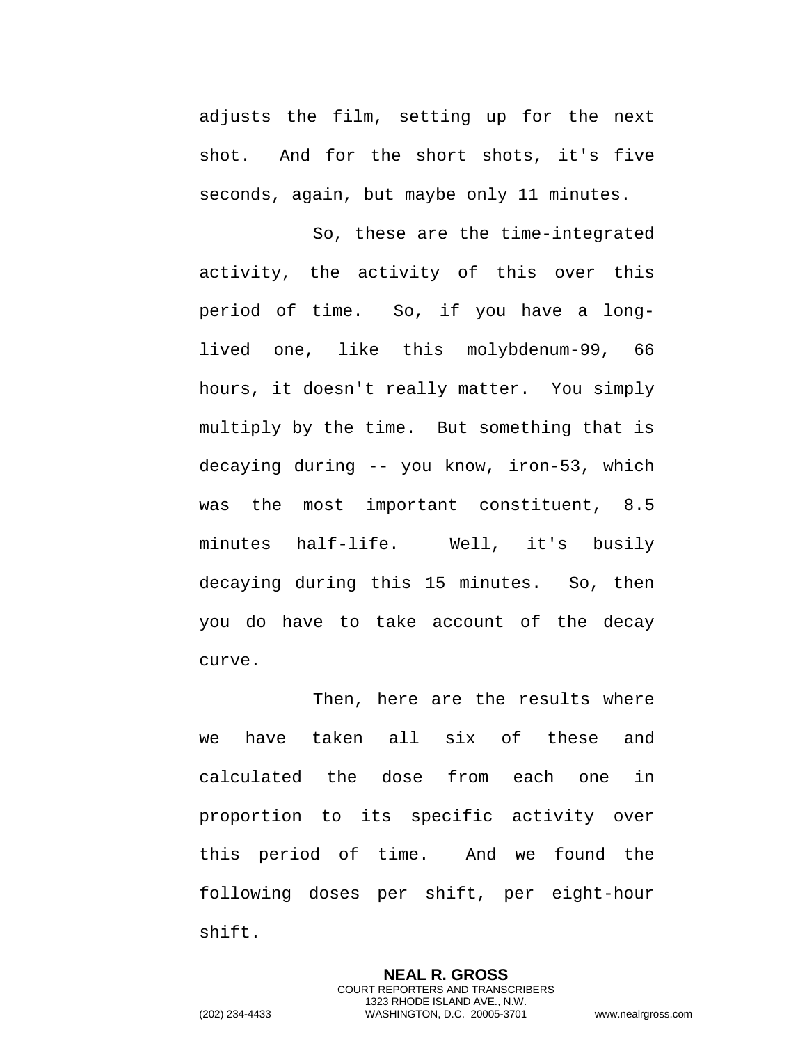adjusts the film, setting up for the next shot. And for the short shots, it's five seconds, again, but maybe only 11 minutes.

So, these are the time-integrated activity, the activity of this over this period of time. So, if you have a long-lived one, like this molybdenum-99, 66 hours, it doesn't really matter. You simply multiply by the time. But something that is decaying during -- you know, iron-53, which was the most important constituent, 8.5 minutes half-life. Well, it's busily decaying during this 15 minutes. So, then you do have to take account of the decay curve.

Then, here are the results where we have taken all six of these and calculated the dose from each one in proportion to its specific activity over this period of time. And we found the following doses per shift, per eight-hour shift.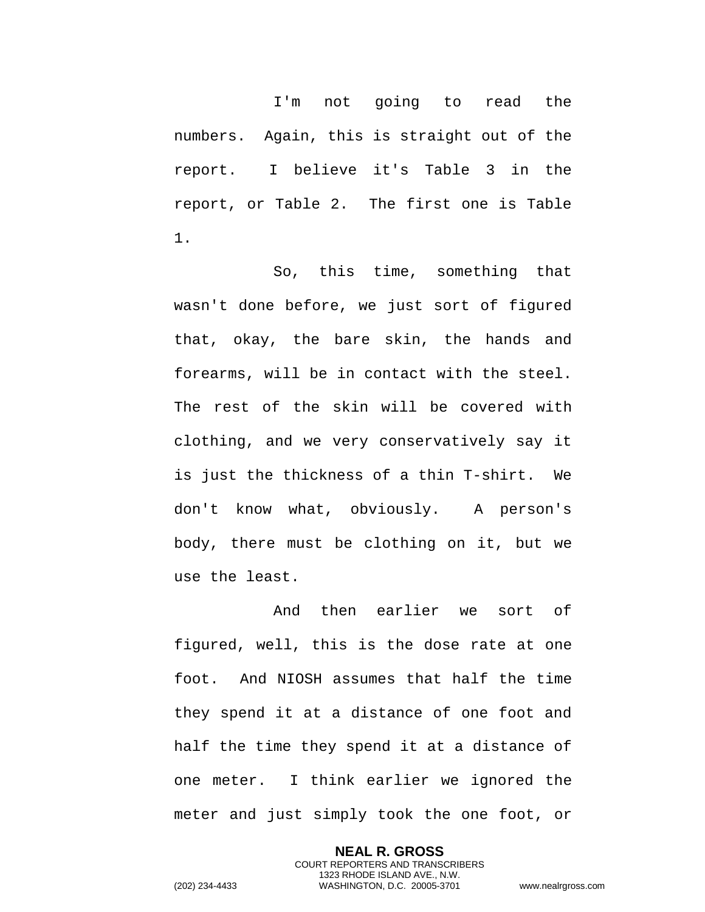I'm not going to read the numbers. Again, this is straight out of the report. I believe it's Table 3 in the report, or Table 2. The first one is Table 1.

So, this time, something that wasn't done before, we just sort of figured that, okay, the bare skin, the hands and forearms, will be in contact with the steel. The rest of the skin will be covered with clothing, and we very conservatively say it is just the thickness of a thin T-shirt. We don't know what, obviously. A person's body, there must be clothing on it, but we use the least.

And then earlier we sort of figured, well, this is the dose rate at one foot. And NIOSH assumes that half the time they spend it at a distance of one foot and half the time they spend it at a distance of one meter. I think earlier we ignored the meter and just simply took the one foot, or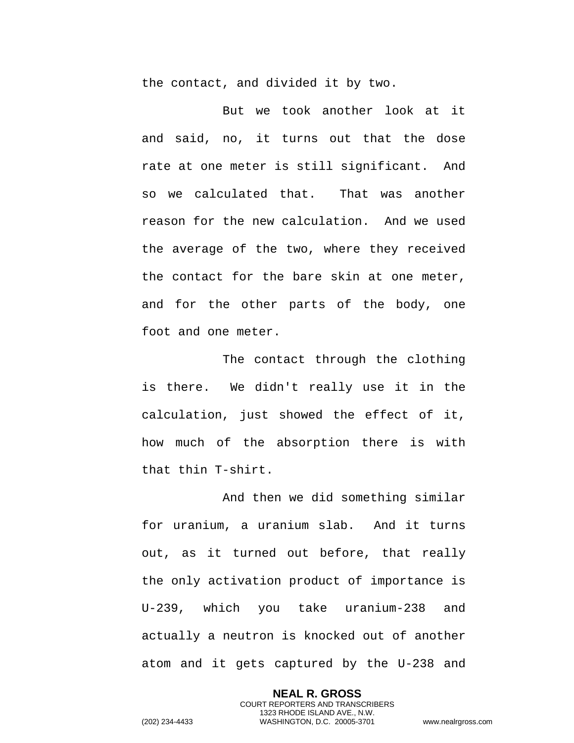the contact, and divided it by two.

But we took another look at it and said, no, it turns out that the dose rate at one meter is still significant. And so we calculated that. That was another reason for the new calculation. And we used the average of the two, where they received the contact for the bare skin at one meter, and for the other parts of the body, one foot and one meter.

The contact through the clothing is there. We didn't really use it in the calculation, just showed the effect of it, how much of the absorption there is with that thin T-shirt.

And then we did something similar for uranium, a uranium slab. And it turns out, as it turned out before, that really the only activation product of importance is U-239, which you take uranium-238 and actually a neutron is knocked out of another atom and it gets captured by the U-238 and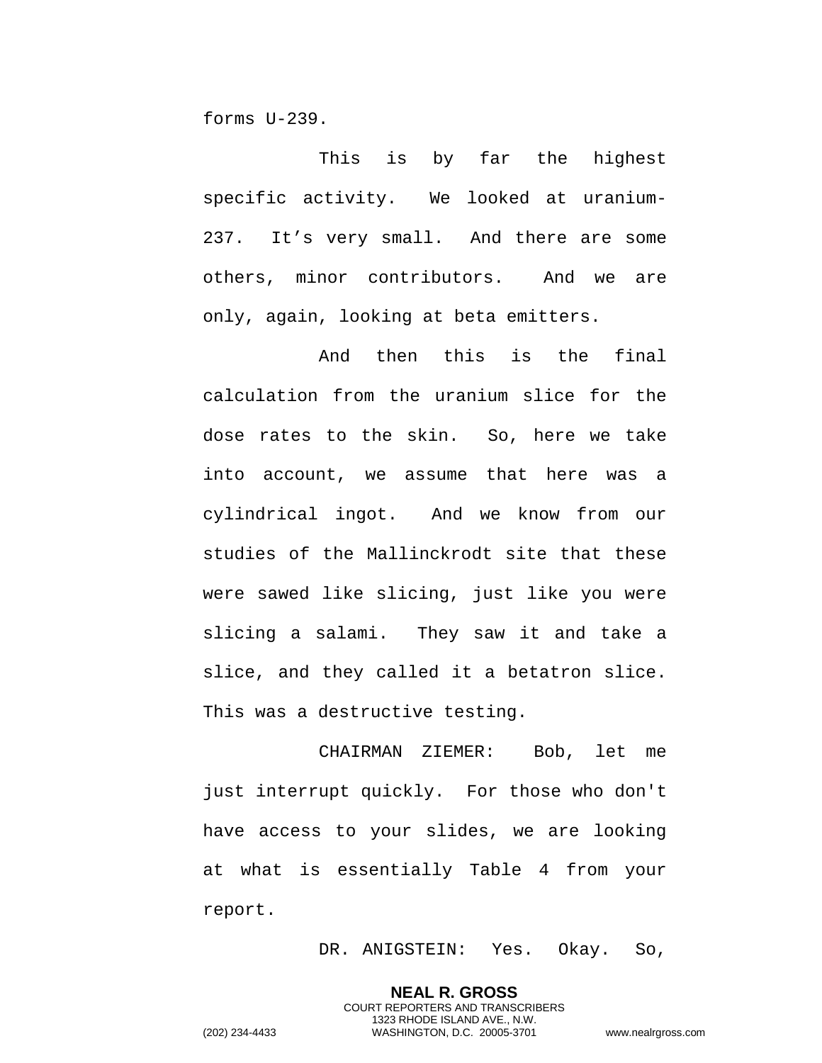forms U-239.

This is by far the highest specific activity. We looked at uranium-237. It’s very small. And there are some others, minor contributors. And we are only, again, looking at beta emitters.

And then this is the final calculation from the uranium slice for the dose rates to the skin. So, here we take into account, we assume that here was a cylindrical ingot. And we know from our studies of the Mallinckrodt site that these were sawed like slicing, just like you were slicing a salami. They saw it and take a slice, and they called it a betatron slice. This was a destructive testing.

CHAIRMAN ZIEMER: Bob, let me just interrupt quickly. For those who don't have access to your slides, we are looking at what is essentially Table 4 from your report.

DR. ANIGSTEIN: Yes. Okay. So,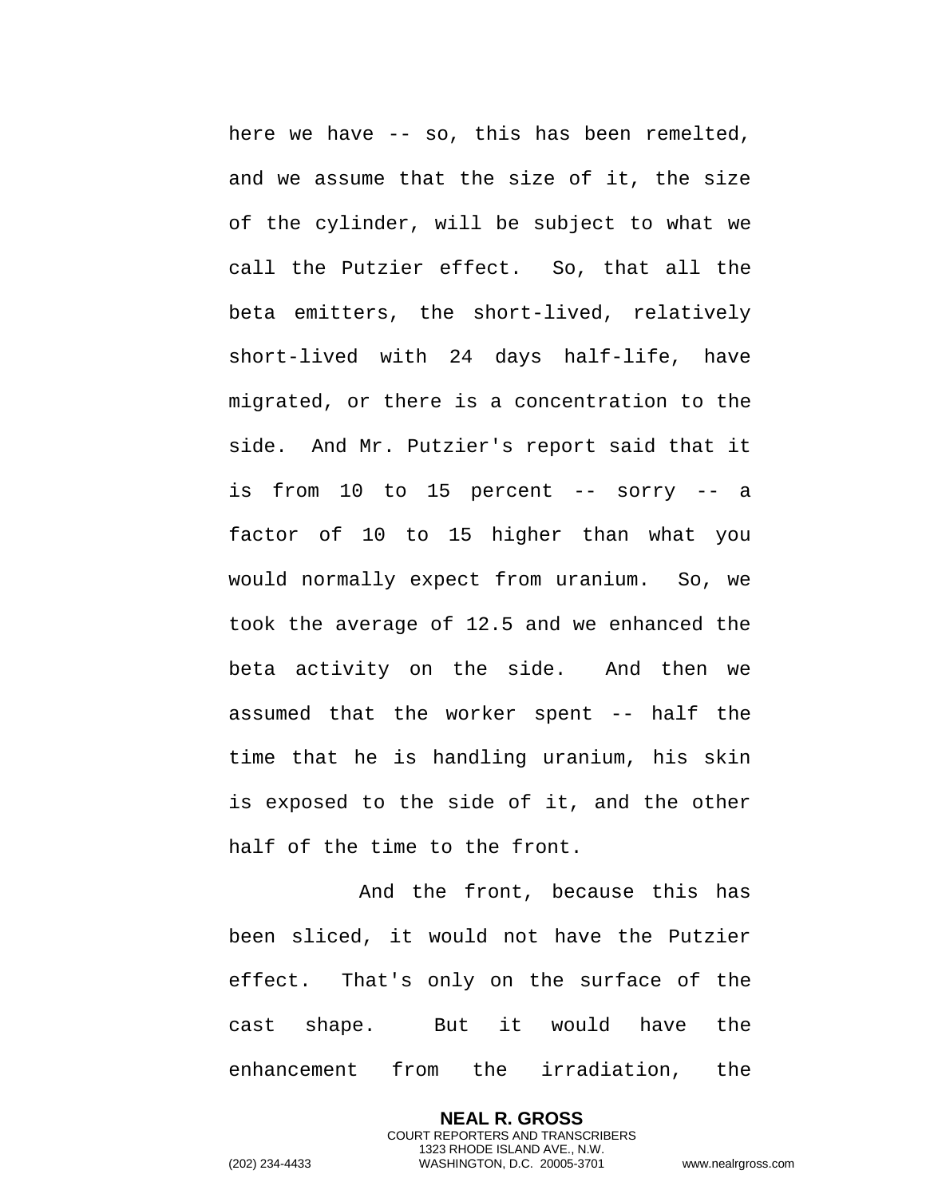here we have -- so, this has been remelted, and we assume that the size of it, the size of the cylinder, will be subject to what we call the Putzier effect.  So, that all the beta emitters, the short-lived, relatively short-lived with 24 days half-life, have migrated, or there is a concentration to the side.  And Mr. Putzier's report said that it is from 10 to 15 percent -- sorry -- a factor of 10 to 15 higher than what you would normally expect from uranium.  So, we took the average of 12.5 and we enhanced the beta activity on the side.  And then we assumed that the worker spent -- half the time that he is handling uranium, his skin is exposed to the side of it, and the other half of the time to the front.

And the front, because this has been sliced, it would not have the Putzier effect.  That's only on the surface of the cast shape.  But it would have the enhancement from the irradiation, the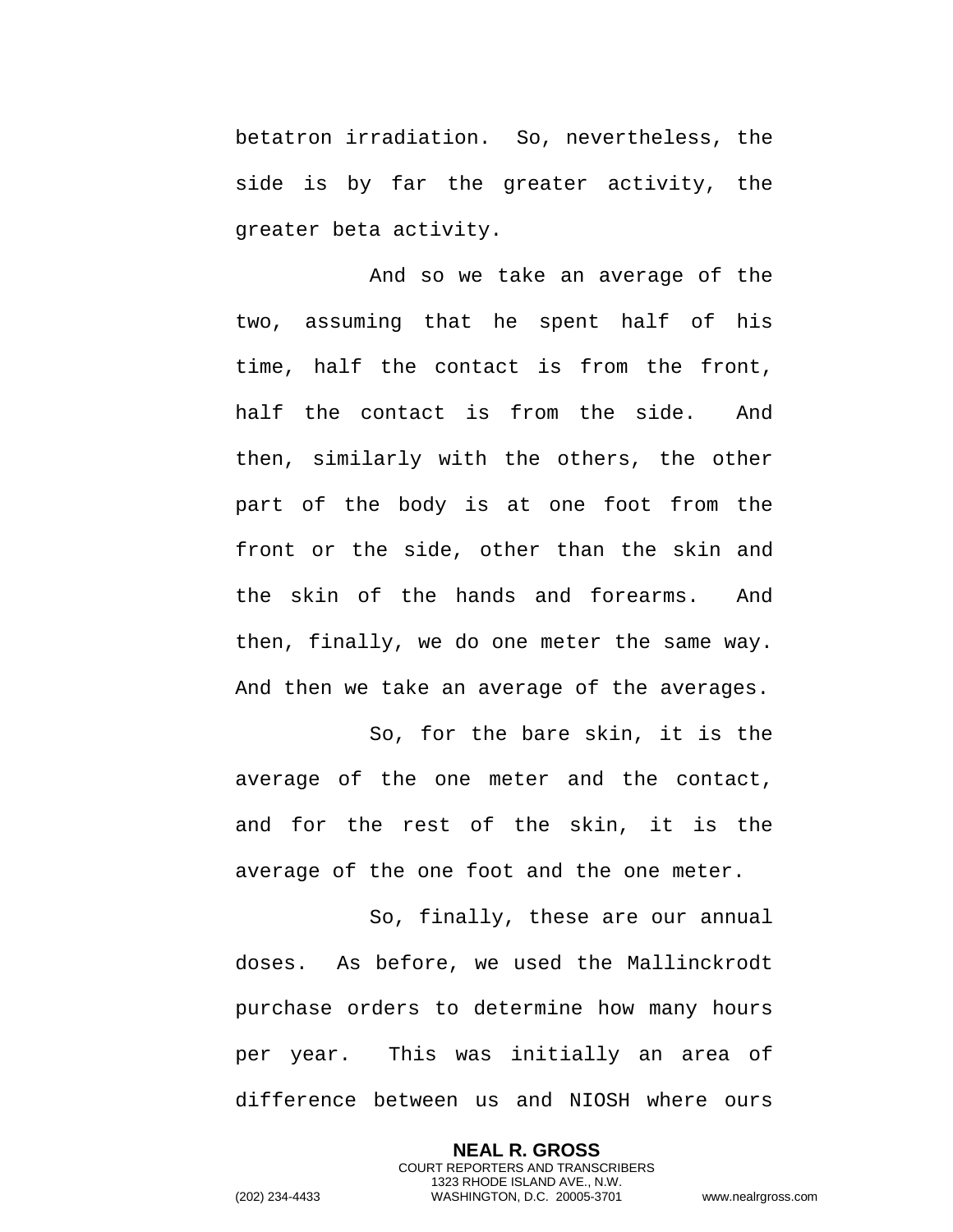betatron irradiation. So, nevertheless, the side is by far the greater activity, the greater beta activity.

And so we take an average of the two, assuming that he spent half of his time, half the contact is from the front, half the contact is from the side. And then, similarly with the others, the other part of the body is at one foot from the front or the side, other than the skin and the skin of the hands and forearms. And then, finally, we do one meter the same way. And then we take an average of the averages.

So, for the bare skin, it is the average of the one meter and the contact, and for the rest of the skin, it is the average of the one foot and the one meter.

So, finally, these are our annual doses. As before, we used the Mallinckrodt purchase orders to determine how many hours per year. This was initially an area of difference between us and NIOSH where ours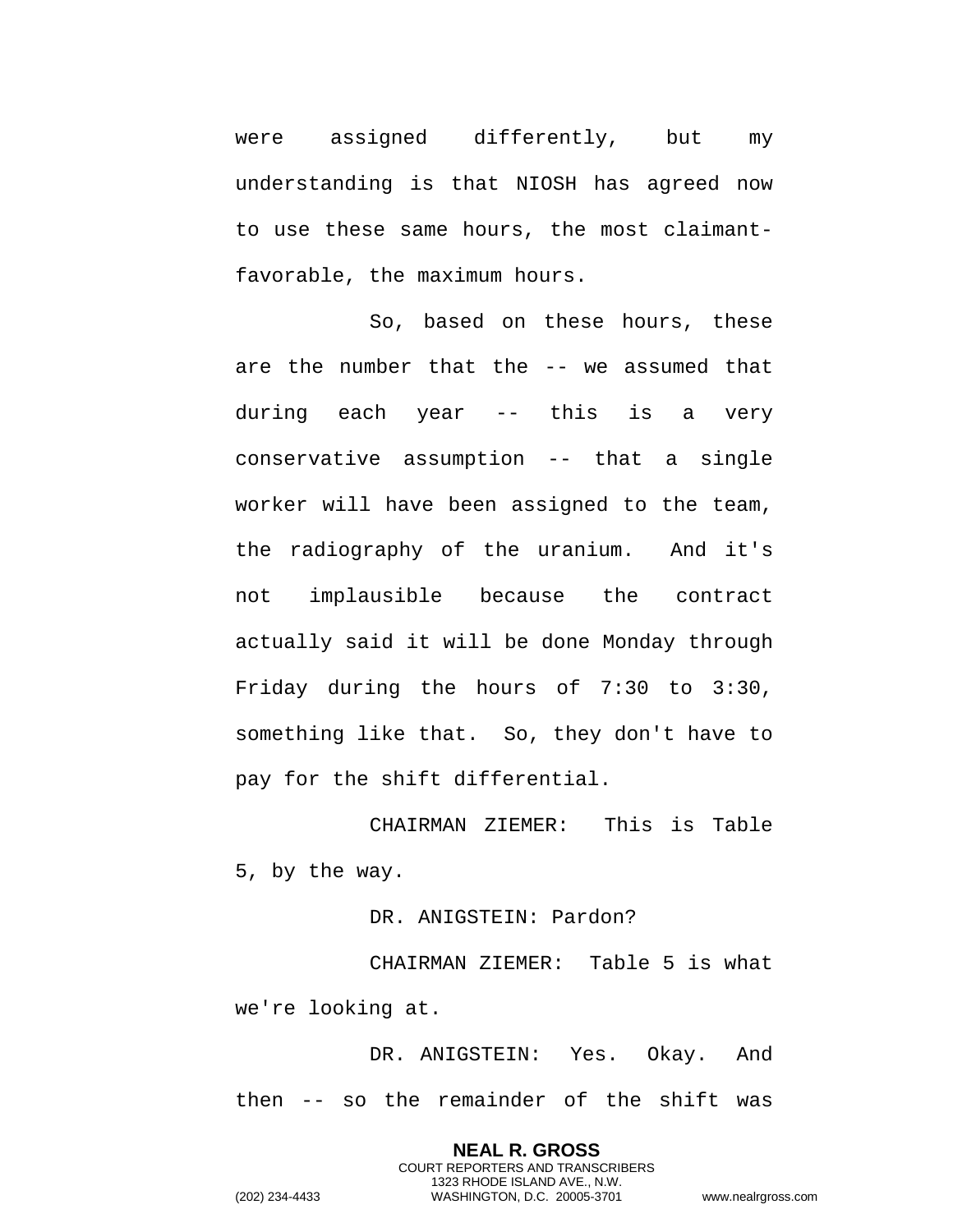were assigned differently, but my understanding is that NIOSH has agreed now to use these same hours, the most claimant-favorable, the maximum hours.

So, based on these hours, these are the number that the -- we assumed that during each year -- this is a very conservative assumption -- that a single worker will have been assigned to the team, the radiography of the uranium. And it's not implausible because the contract actually said it will be done Monday through Friday during the hours of 7:30 to 3:30, something like that. So, they don't have to pay for the shift differential.

CHAIRMAN ZIEMER: This is Table 5, by the way.

DR. ANIGSTEIN: Pardon?

CHAIRMAN ZIEMER: Table 5 is what we're looking at.

DR. ANIGSTEIN: Yes. Okay. And then -- so the remainder of the shift was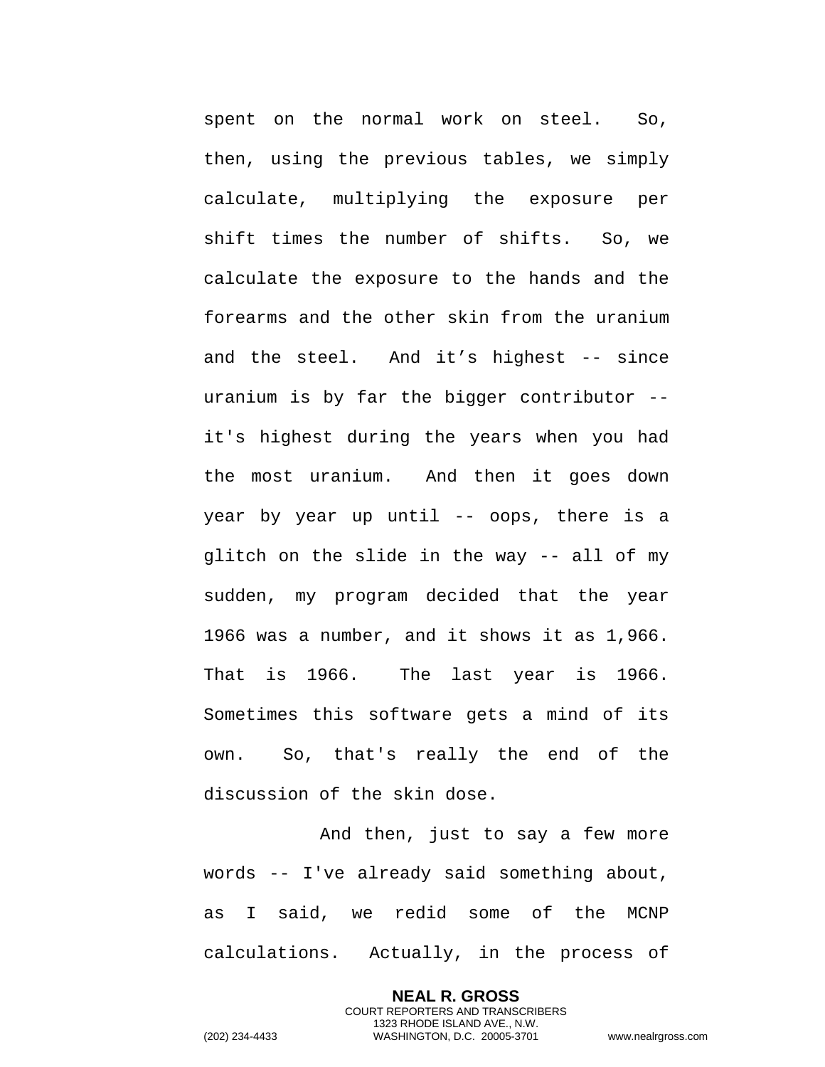spent on the normal work on steel. So, then, using the previous tables, we simply calculate, multiplying the exposure per shift times the number of shifts. So, we calculate the exposure to the hands and the forearms and the other skin from the uranium and the steel. And it's highest -- since uranium is by far the bigger contributor -- it's highest during the years when you had the most uranium. And then it goes down year by year up until -- oops, there is a glitch on the slide in the way -- all of my sudden, my program decided that the year 1966 was a number, and it shows it as 1,966. That is 1966. The last year is 1966. Sometimes this software gets a mind of its own. So, that's really the end of the discussion of the skin dose.

And then, just to say a few more words -- I've already said something about, as I said, we redid some of the MCNP calculations. Actually, in the process of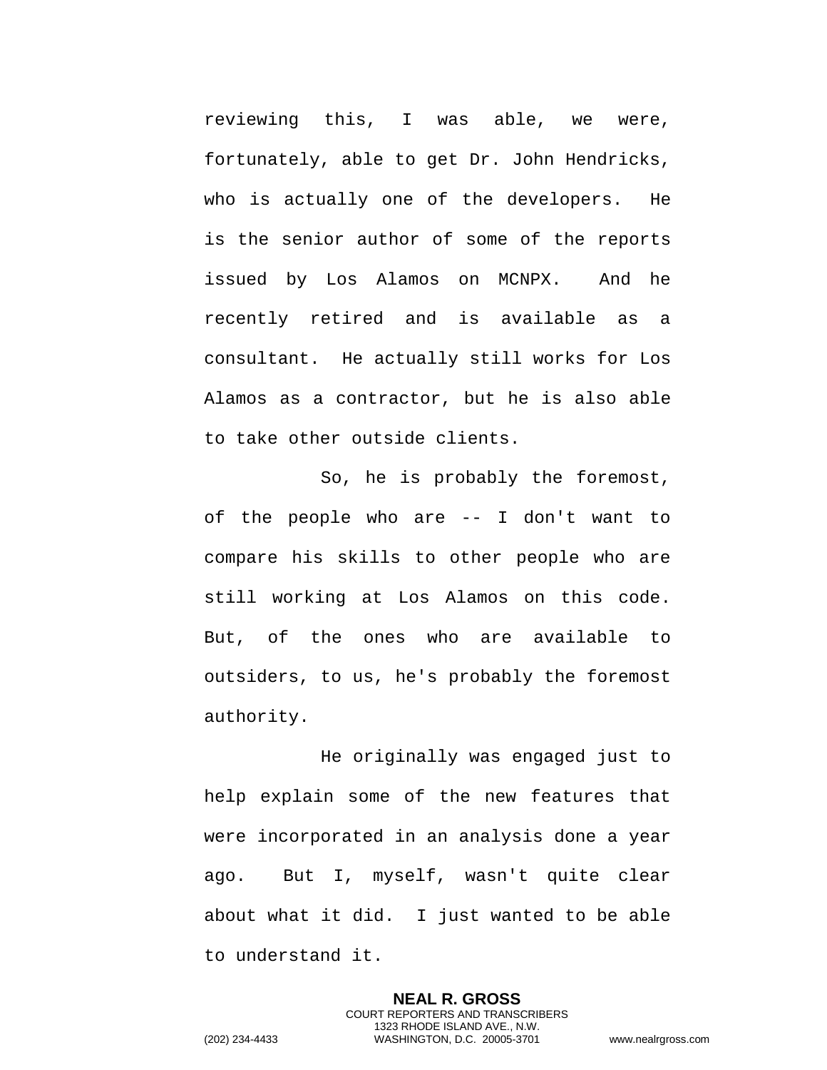reviewing this, I was able, we were, fortunately, able to get Dr. John Hendricks, who is actually one of the developers. He is the senior author of some of the reports issued by Los Alamos on MCNPX. And he recently retired and is available as a consultant. He actually still works for Los Alamos as a contractor, but he is also able to take other outside clients.

So, he is probably the foremost, of the people who are -- I don't want to compare his skills to other people who are still working at Los Alamos on this code. But, of the ones who are available to outsiders, to us, he's probably the foremost authority.

He originally was engaged just to help explain some of the new features that were incorporated in an analysis done a year ago. But I, myself, wasn't quite clear about what it did. I just wanted to be able to understand it.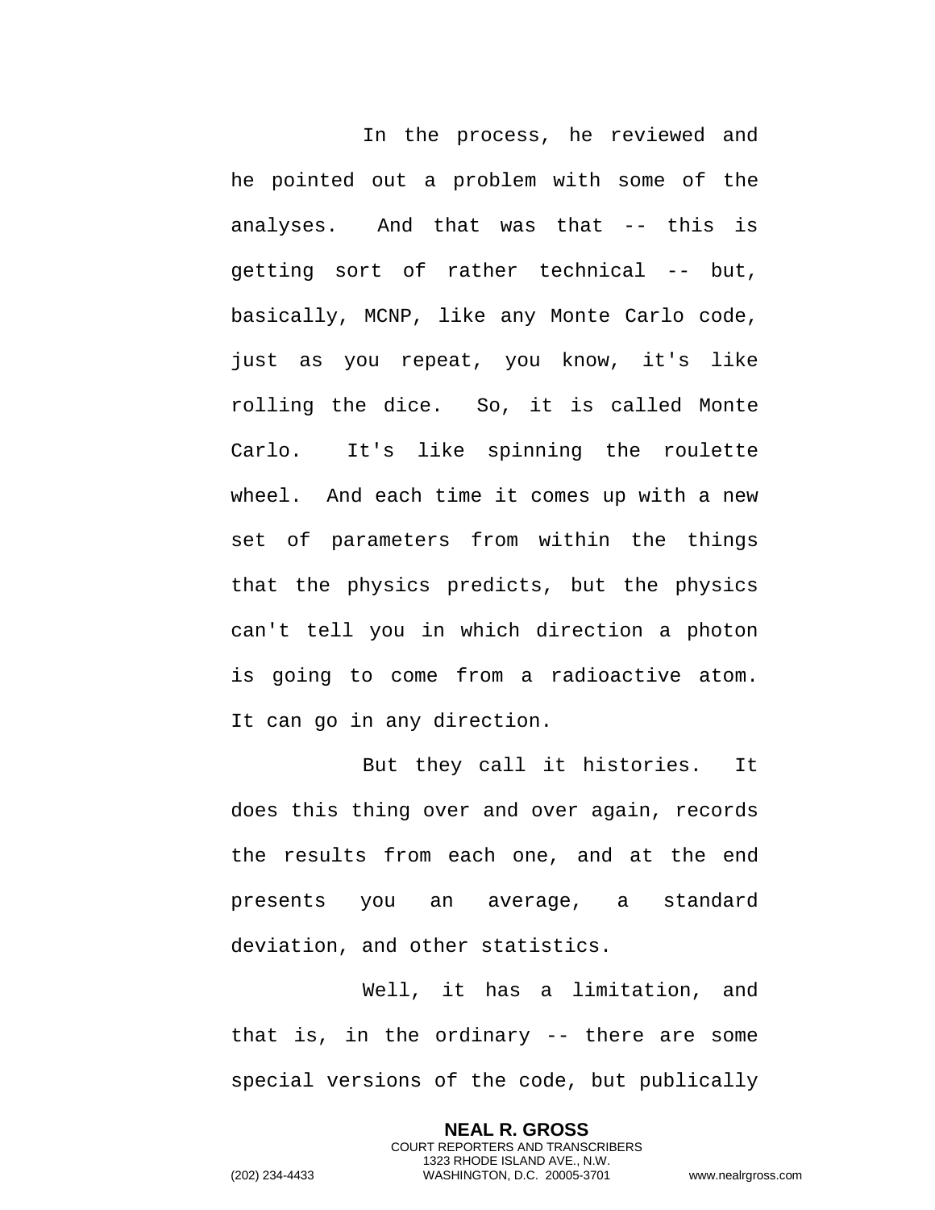In the process, he reviewed and he pointed out a problem with some of the analyses. And that was that -- this is getting sort of rather technical -- but, basically, MCNP, like any Monte Carlo code, just as you repeat, you know, it's like rolling the dice. So, it is called Monte Carlo. It's like spinning the roulette wheel. And each time it comes up with a new set of parameters from within the things that the physics predicts, but the physics can't tell you in which direction a photon is going to come from a radioactive atom. It can go in any direction.

But they call it histories. It does this thing over and over again, records the results from each one, and at the end presents you an average, a standard deviation, and other statistics.

Well, it has a limitation, and that is, in the ordinary -- there are some special versions of the code, but publically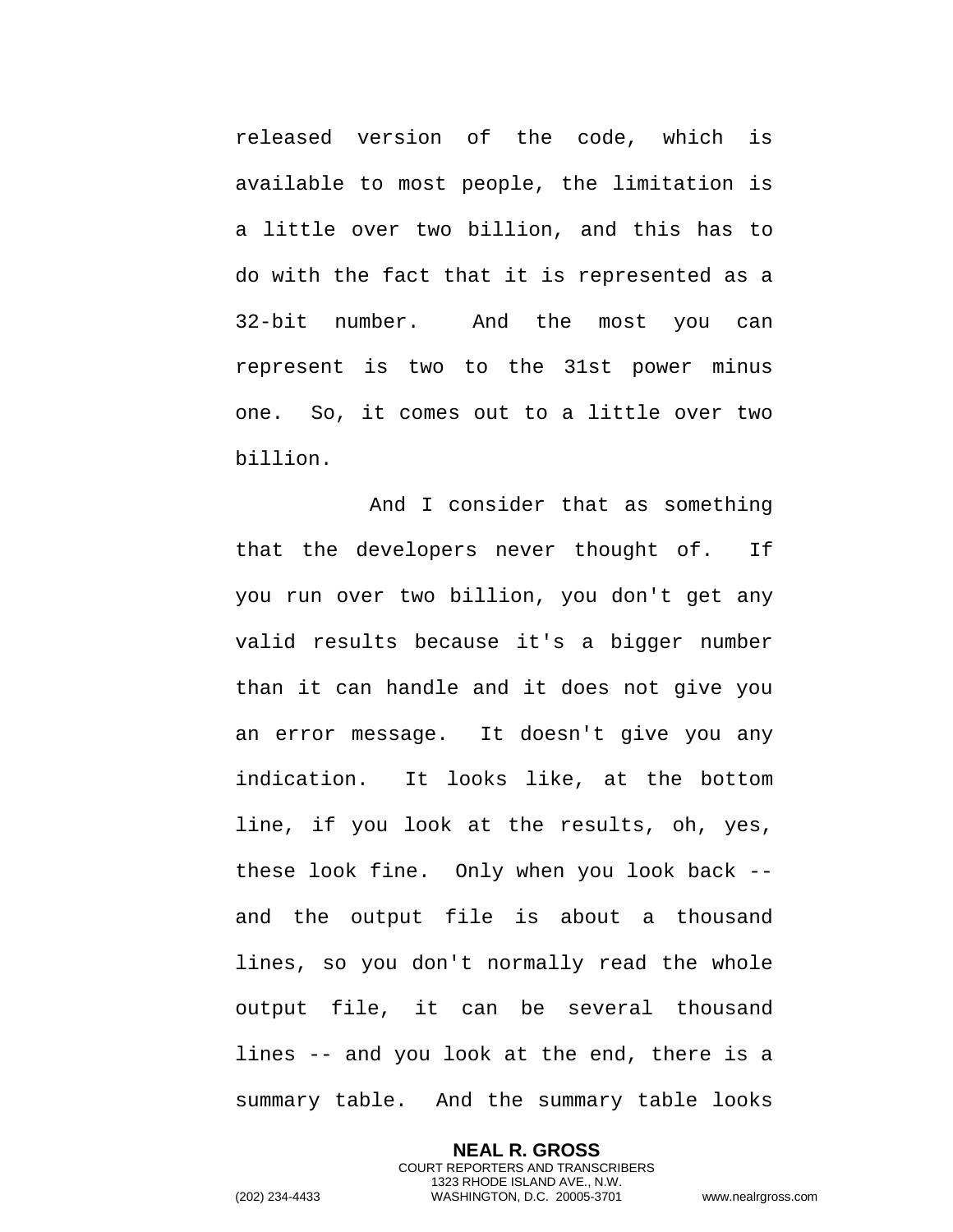released version of the code, which is available to most people, the limitation is a little over two billion, and this has to do with the fact that it is represented as a 32-bit number. And the most you can represent is two to the 31st power minus one. So, it comes out to a little over two billion.

And I consider that as something that the developers never thought of. If you run over two billion, you don't get any valid results because it's a bigger number than it can handle and it does not give you an error message. It doesn't give you any indication. It looks like, at the bottom line, if you look at the results, oh, yes, these look fine. Only when you look back -- and the output file is about a thousand lines, so you don't normally read the whole output file, it can be several thousand lines -- and you look at the end, there is a summary table. And the summary table looks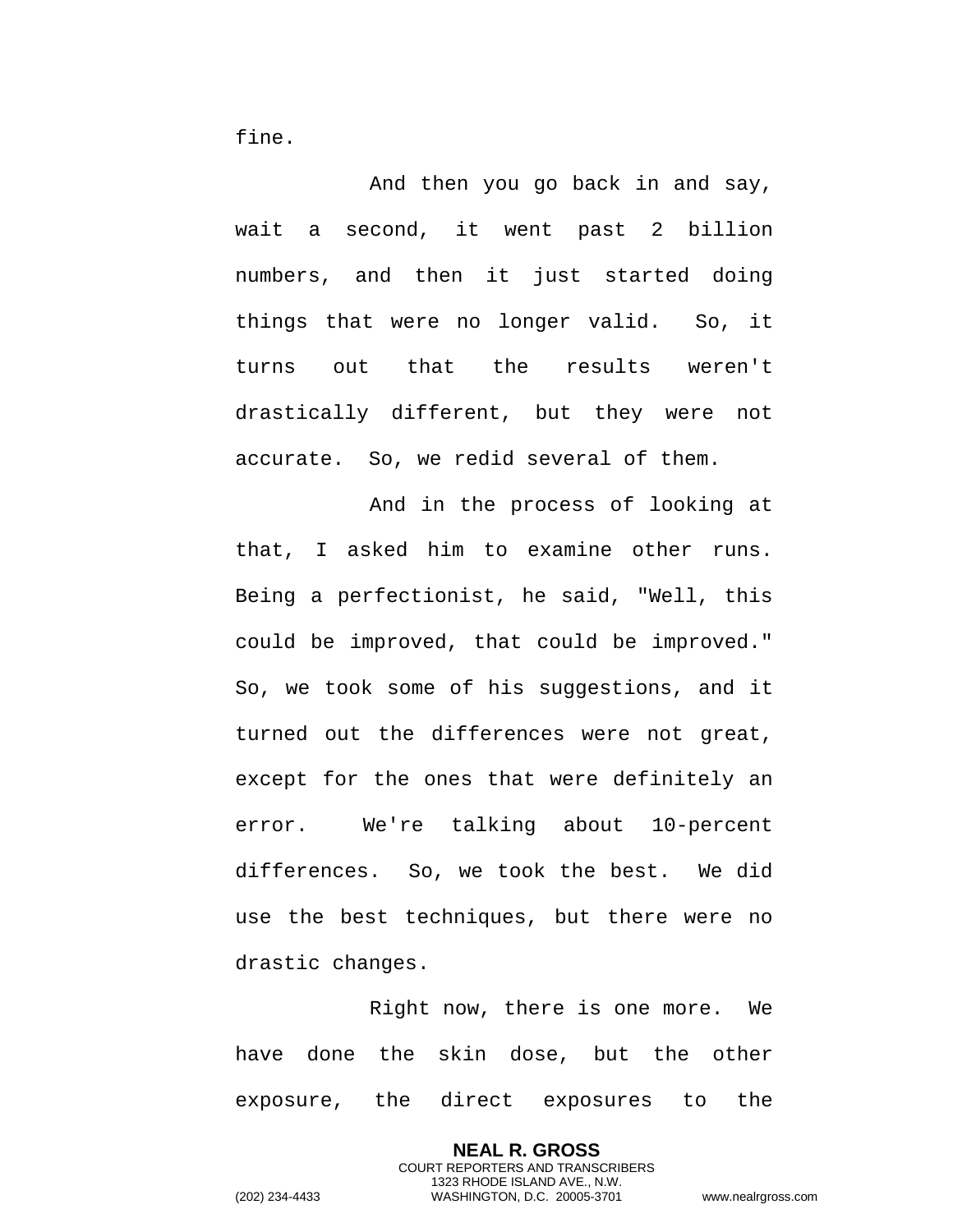fine.

And then you go back in and say, wait a second, it went past 2 billion numbers, and then it just started doing things that were no longer valid. So, it turns out that the results weren't drastically different, but they were not accurate. So, we redid several of them.

And in the process of looking at that, I asked him to examine other runs. Being a perfectionist, he said, "Well, this could be improved, that could be improved." So, we took some of his suggestions, and it turned out the differences were not great, except for the ones that were definitely an error. We're talking about 10-percent differences. So, we took the best. We did use the best techniques, but there were no drastic changes.

Right now, there is one more. We have done the skin dose, but the other exposure, the direct exposures to the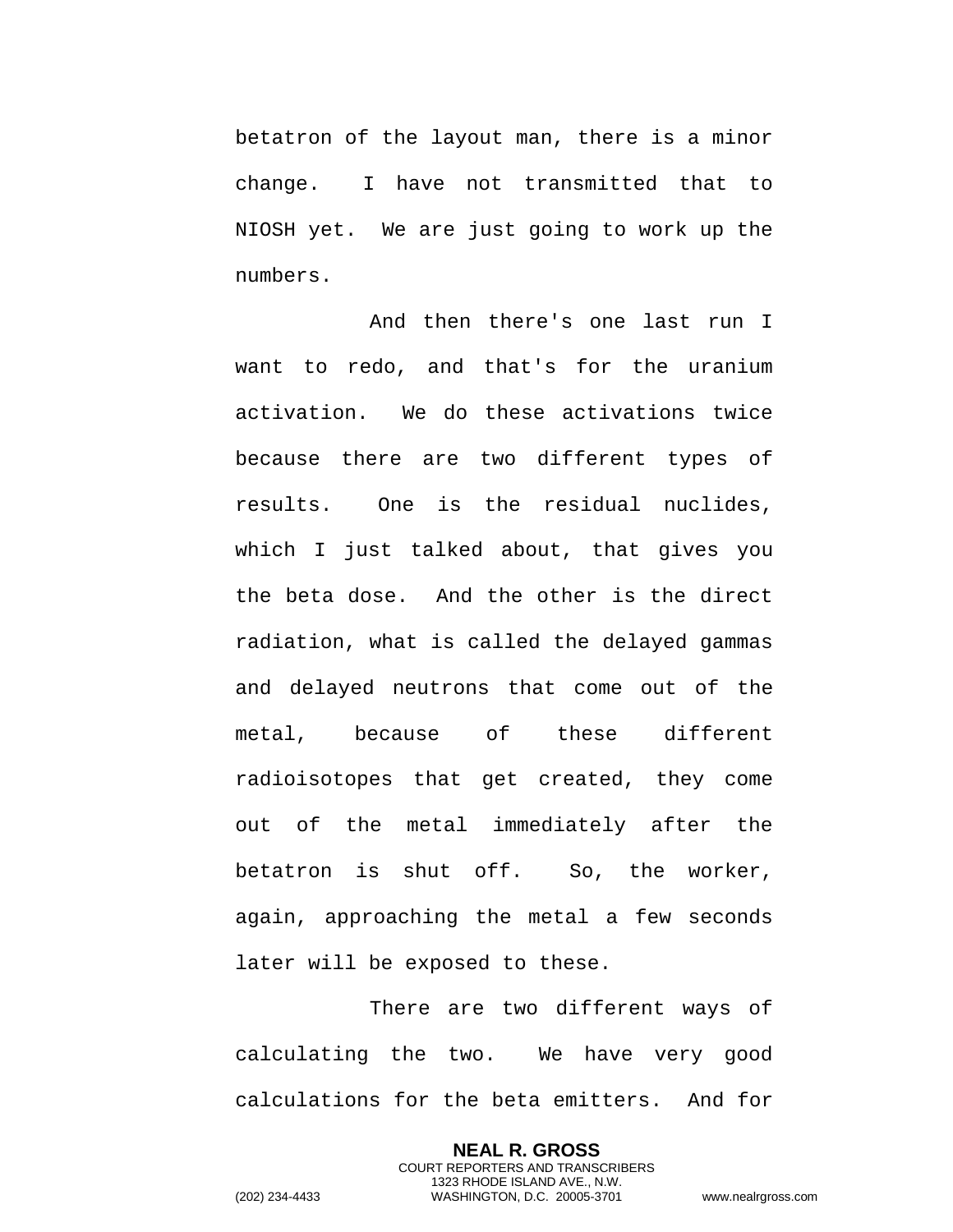betatron of the layout man, there is a minor change. I have not transmitted that to NIOSH yet. We are just going to work up the numbers.

And then there's one last run I want to redo, and that's for the uranium activation. We do these activations twice because there are two different types of results. One is the residual nuclides, which I just talked about, that gives you the beta dose. And the other is the direct radiation, what is called the delayed gammas and delayed neutrons that come out of the metal, because of these different radioisotopes that get created, they come out of the metal immediately after the betatron is shut off. So, the worker, again, approaching the metal a few seconds later will be exposed to these.

There are two different ways of calculating the two. We have very good calculations for the beta emitters. And for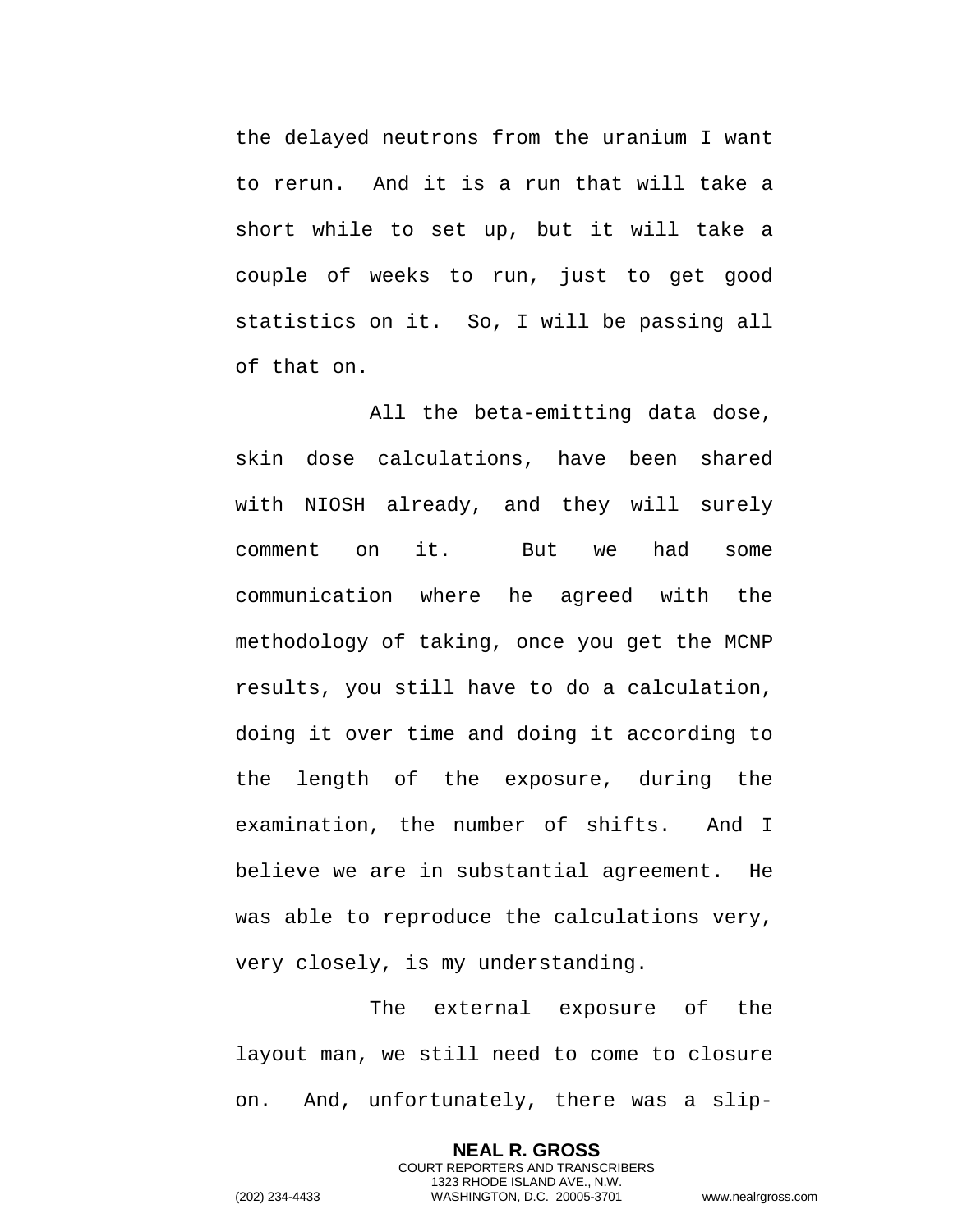the delayed neutrons from the uranium I want to rerun. And it is a run that will take a short while to set up, but it will take a couple of weeks to run, just to get good statistics on it. So, I will be passing all of that on.

All the beta-emitting data dose, skin dose calculations, have been shared with NIOSH already, and they will surely comment on it. But we had some communication where he agreed with the methodology of taking, once you get the MCNP results, you still have to do a calculation, doing it over time and doing it according to the length of the exposure, during the examination, the number of shifts. And I believe we are in substantial agreement. He was able to reproduce the calculations very, very closely, is my understanding.

The external exposure of the layout man, we still need to come to closure on. And, unfortunately, there was a slip-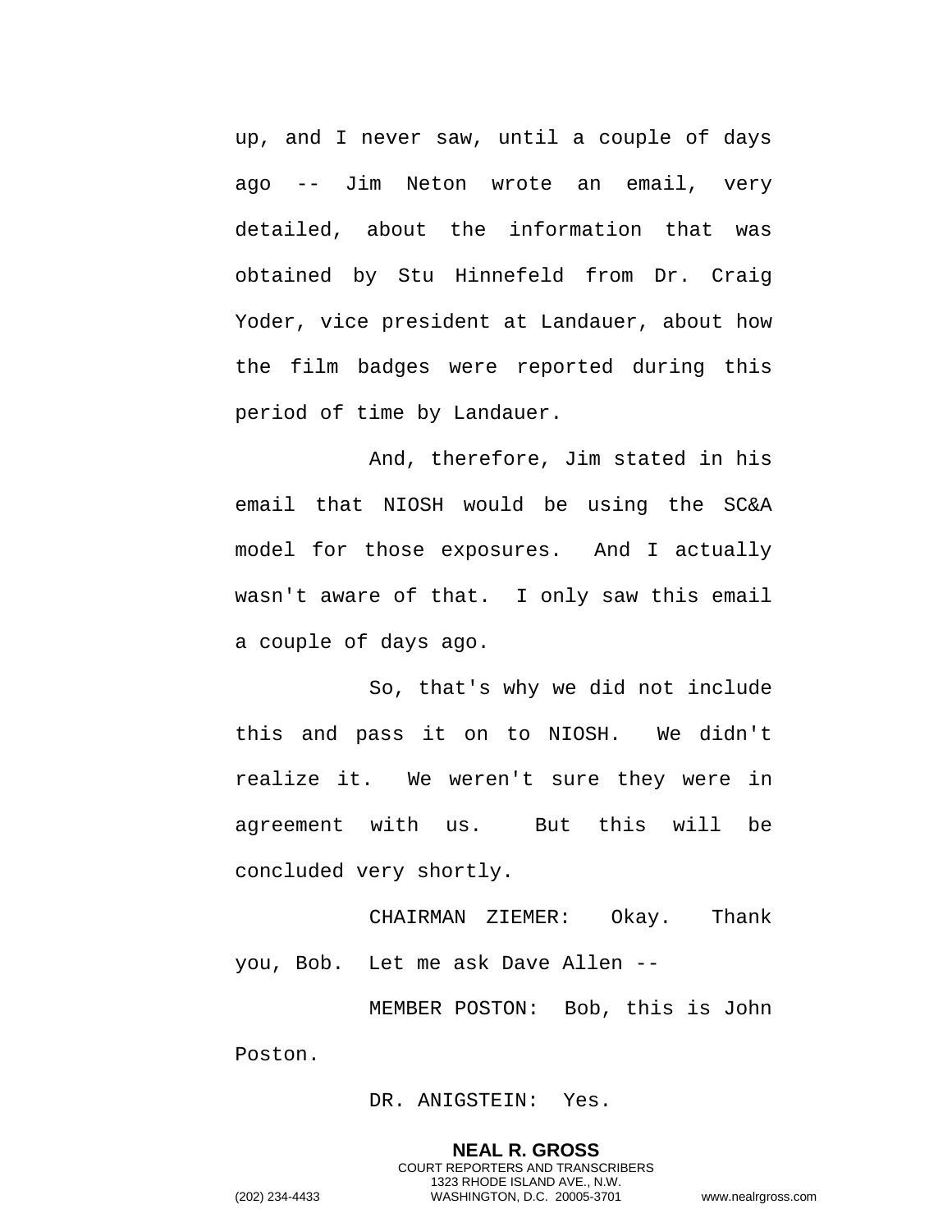up, and I never saw, until a couple of days ago -- Jim Neton wrote an email, very detailed, about the information that was obtained by Stu Hinnefeld from Dr. Craig Yoder, vice president at Landauer, about how the film badges were reported during this period of time by Landauer.

And, therefore, Jim stated in his email that NIOSH would be using the SC&A model for those exposures. And I actually wasn't aware of that. I only saw this email a couple of days ago.

So, that's why we did not include this and pass it on to NIOSH. We didn't realize it. We weren't sure they were in agreement with us. But this will be concluded very shortly.

CHAIRMAN ZIEMER: Okay. Thank you, Bob. Let me ask Dave Allen --

MEMBER POSTON: Bob, this is John Poston.

DR. ANIGSTEIN: Yes.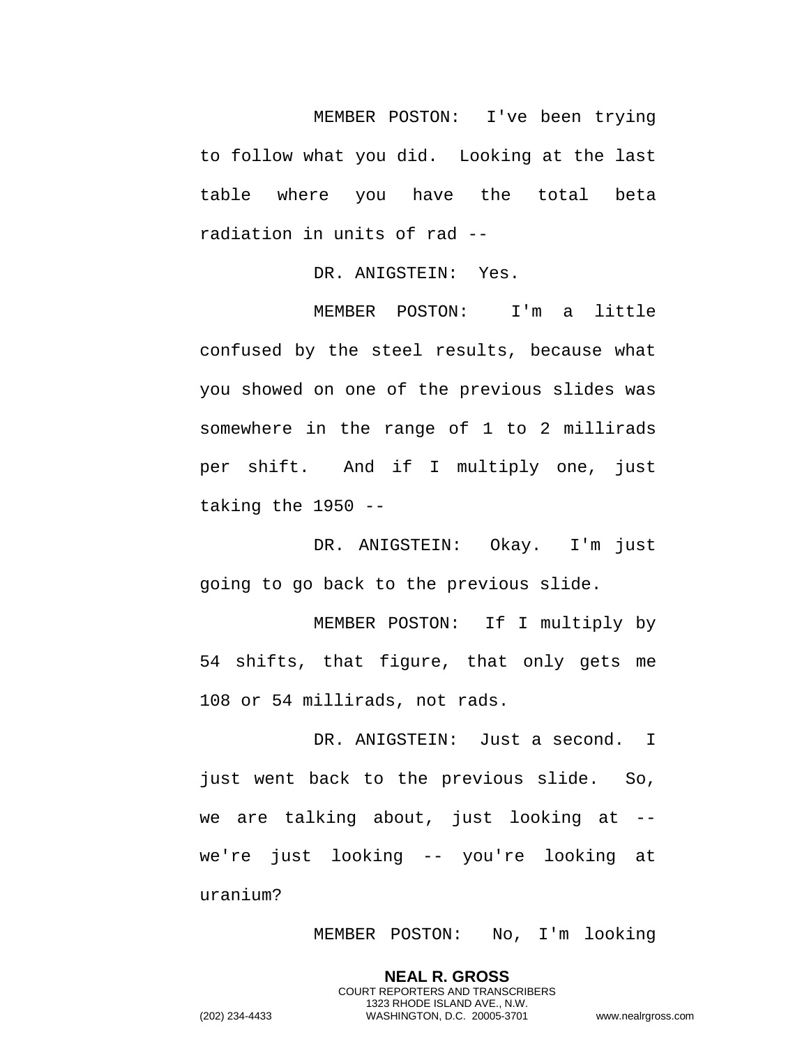MEMBER POSTON: I've been trying to follow what you did. Looking at the last table where you have the total beta radiation in units of rad --

DR. ANIGSTEIN: Yes.

MEMBER POSTON: I'm a little confused by the steel results, because what you showed on one of the previous slides was somewhere in the range of 1 to 2 millirads per shift. And if I multiply one, just taking the 1950 --

DR. ANIGSTEIN: Okay. I'm just going to go back to the previous slide.

MEMBER POSTON: If I multiply by 54 shifts, that figure, that only gets me 108 or 54 millirads, not rads.

DR. ANIGSTEIN: Just a second. I just went back to the previous slide. So, we are talking about, just looking at -- we're just looking -- you're looking at uranium?

MEMBER POSTON: No, I'm looking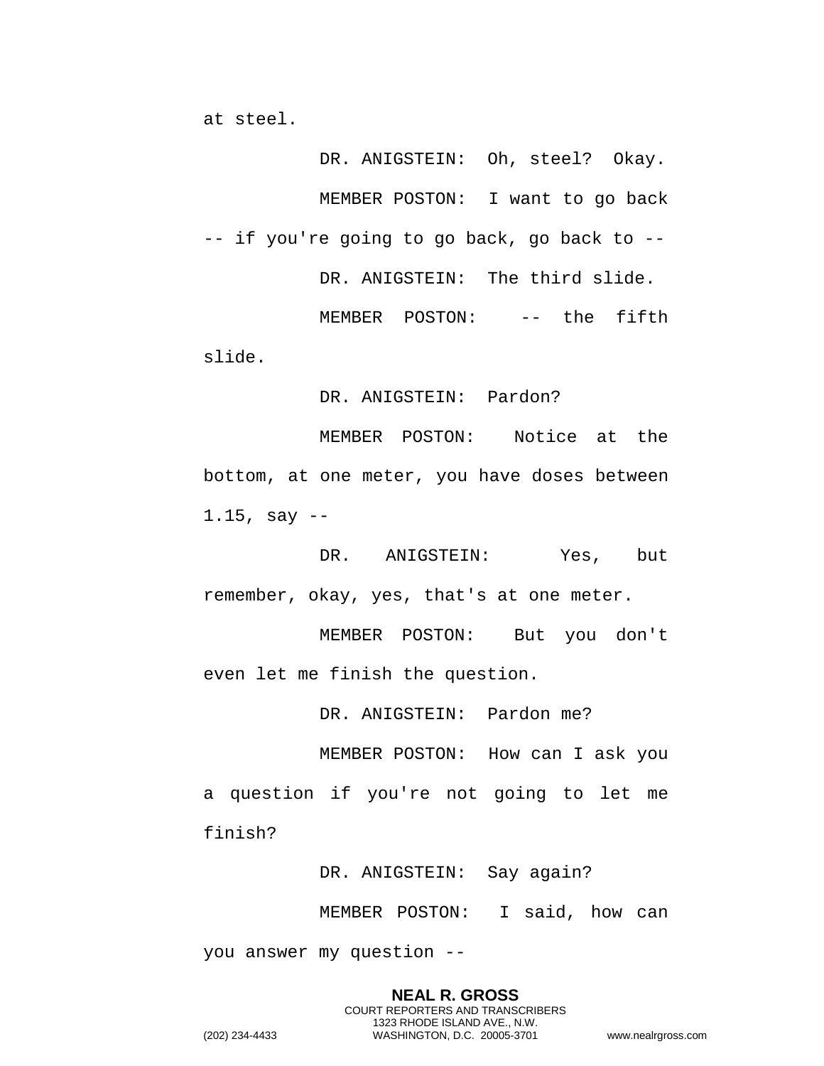at steel.

DR. ANIGSTEIN: Oh, steel? Okay.

MEMBER POSTON: I want to go back -- if you're going to go back, go back to --

DR. ANIGSTEIN: The third slide.

MEMBER POSTON: -- the fifth slide.

DR. ANIGSTEIN: Pardon?

MEMBER POSTON: Notice at the bottom, at one meter, you have doses between 1.15, say --

DR. ANIGSTEIN: Yes, but remember, okay, yes, that's at one meter.

MEMBER POSTON: But you don't even let me finish the question.

DR. ANIGSTEIN: Pardon me?

MEMBER POSTON: How can I ask you a question if you're not going to let me finish?

DR. ANIGSTEIN: Say again?

MEMBER POSTON: I said, how can you answer my question --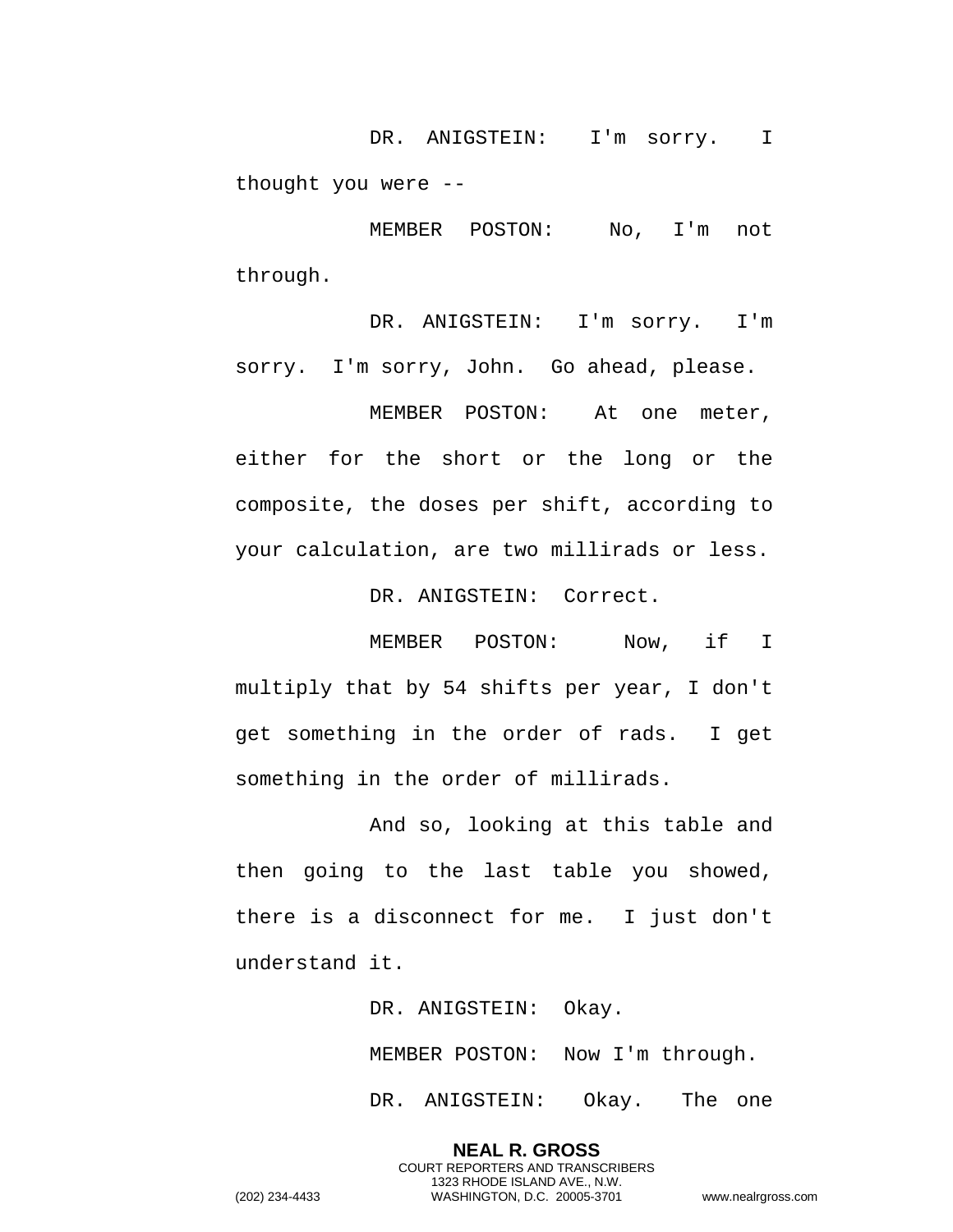DR. ANIGSTEIN: I'm sorry. I thought you were --

MEMBER POSTON: No, I'm not through.

DR. ANIGSTEIN: I'm sorry. I'm sorry. I'm sorry, John. Go ahead, please.

MEMBER POSTON: At one meter, either for the short or the long or the composite, the doses per shift, according to your calculation, are two millirads or less.

DR. ANIGSTEIN: Correct.

MEMBER POSTON: Now, if I multiply that by 54 shifts per year, I don't get something in the order of rads. I get something in the order of millirads.

And so, looking at this table and then going to the last table you showed, there is a disconnect for me. I just don't understand it.

DR. ANIGSTEIN: Okay.

MEMBER POSTON: Now I'm through.

DR. ANIGSTEIN: Okay. The one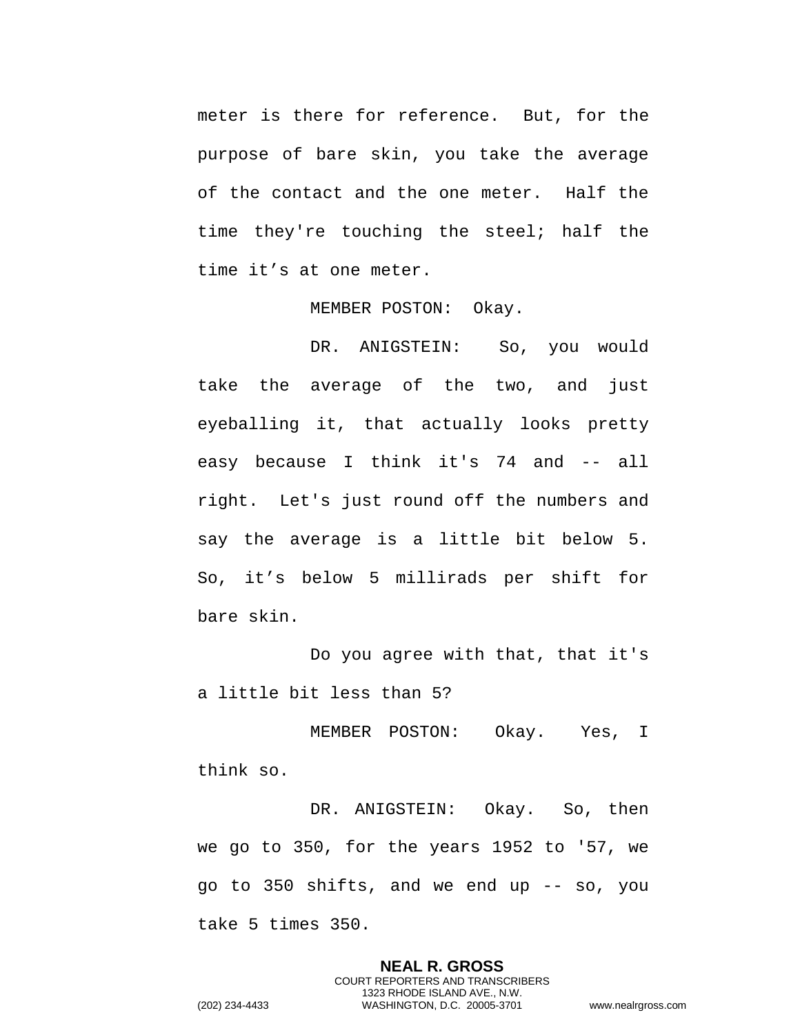meter is there for reference. But, for the purpose of bare skin, you take the average of the contact and the one meter. Half the time they're touching the steel; half the time it’s at one meter.

MEMBER POSTON: Okay.

DR. ANIGSTEIN: So, you would take the average of the two, and just eyeballing it, that actually looks pretty easy because I think it's 74 and -- all right. Let's just round off the numbers and say the average is a little bit below 5. So, it’s below 5 millirads per shift for bare skin.

Do you agree with that, that it's a little bit less than 5?

MEMBER POSTON: Okay. Yes, I think so.

DR. ANIGSTEIN: Okay. So, then we go to 350, for the years 1952 to '57, we go to 350 shifts, and we end up -- so, you take 5 times 350.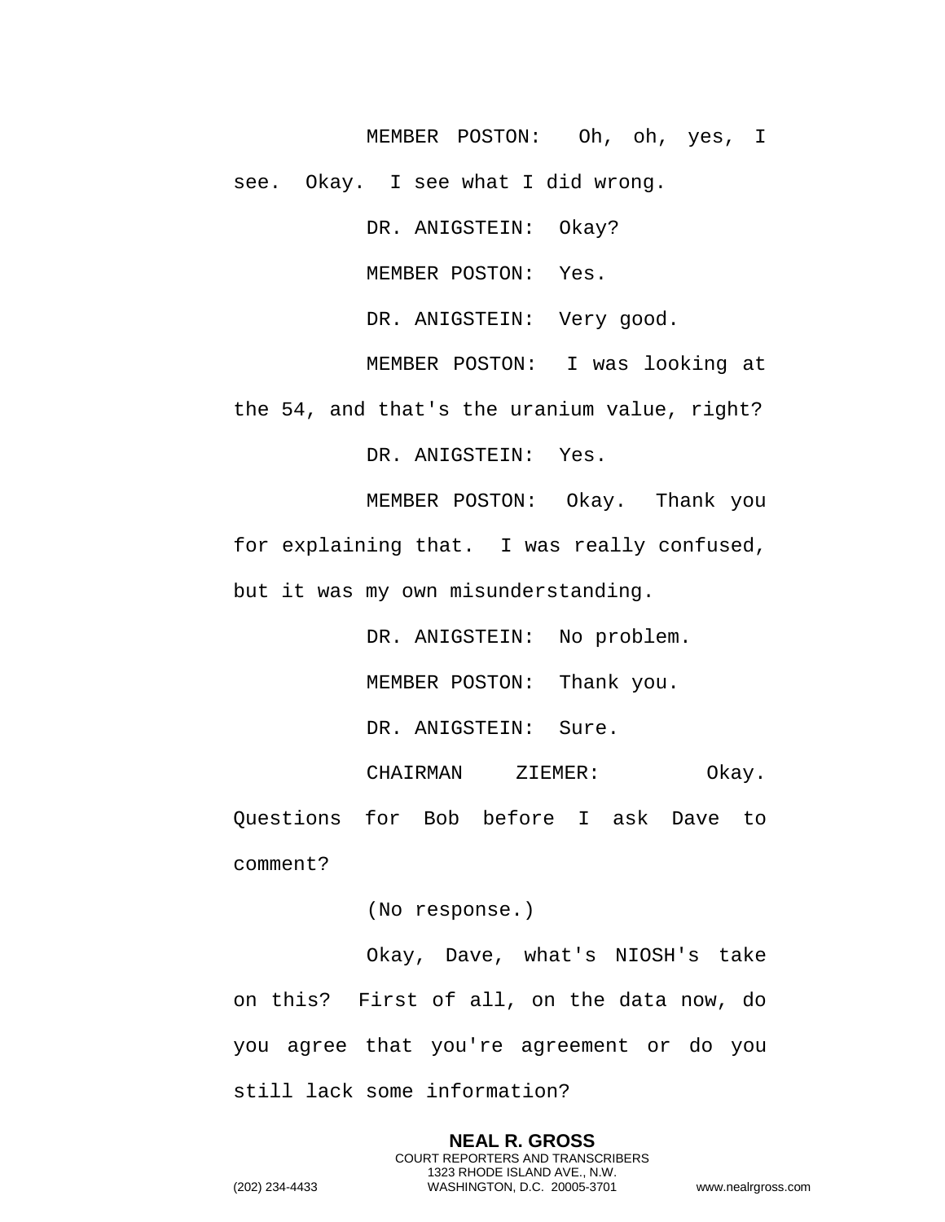MEMBER POSTON: Oh, oh, yes, I see. Okay. I see what I did wrong.

DR. ANIGSTEIN: Okay?

MEMBER POSTON: Yes.

DR. ANIGSTEIN: Very good.

MEMBER POSTON: I was looking at the 54, and that's the uranium value, right?

DR. ANIGSTEIN: Yes.

MEMBER POSTON: Okay. Thank you for explaining that. I was really confused, but it was my own misunderstanding.

DR. ANIGSTEIN: No problem.

MEMBER POSTON: Thank you.

DR. ANIGSTEIN: Sure.

CHAIRMAN ZIEMER: Okay. Questions for Bob before I ask Dave to comment?

(No response.)

Okay, Dave, what's NIOSH's take on this? First of all, on the data now, do you agree that you're agreement or do you still lack some information?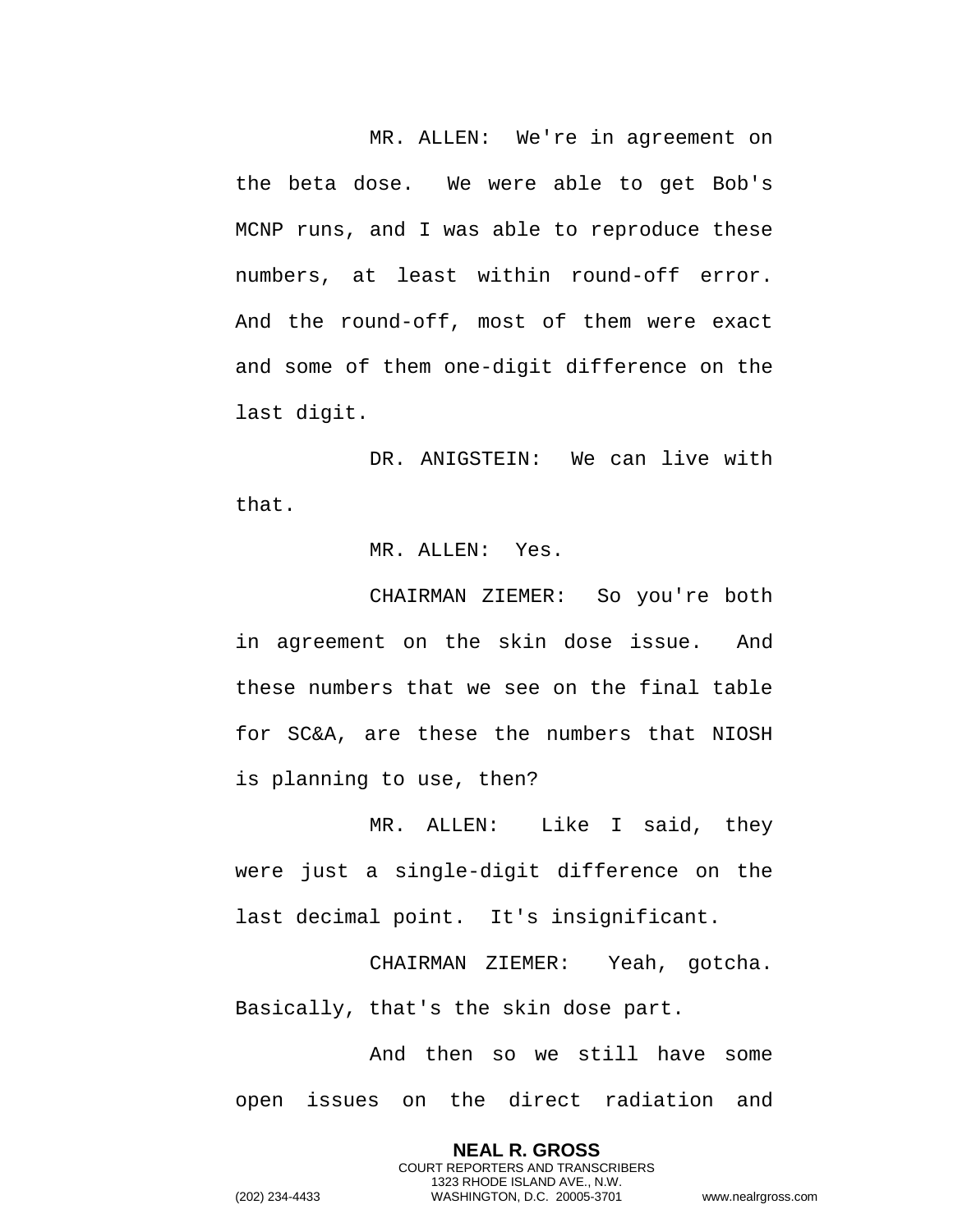MR. ALLEN: We're in agreement on the beta dose. We were able to get Bob's MCNP runs, and I was able to reproduce these numbers, at least within round-off error. And the round-off, most of them were exact and some of them one-digit difference on the last digit.

DR. ANIGSTEIN: We can live with that.

MR. ALLEN: Yes.

CHAIRMAN ZIEMER: So you're both in agreement on the skin dose issue. And these numbers that we see on the final table for SC&A, are these the numbers that NIOSH is planning to use, then?

MR. ALLEN: Like I said, they were just a single-digit difference on the last decimal point. It's insignificant.

CHAIRMAN ZIEMER: Yeah, gotcha. Basically, that's the skin dose part.

And then so we still have some open issues on the direct radiation and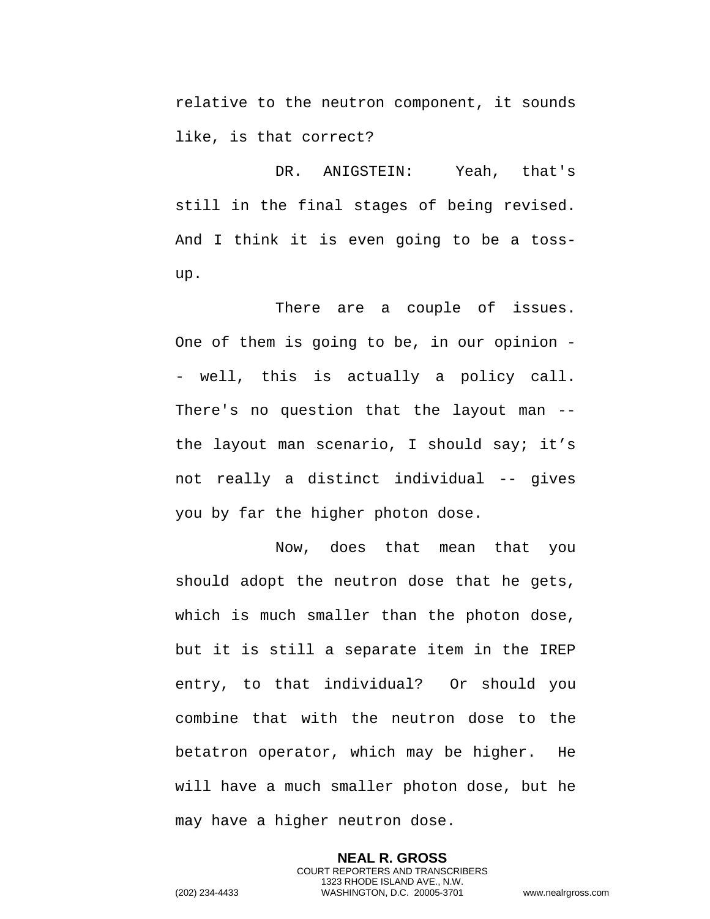relative to the neutron component, it sounds like, is that correct?

DR. ANIGSTEIN: Yeah, that's still in the final stages of being revised. And I think it is even going to be a toss-up.

There are a couple of issues. One of them is going to be, in our opinion -- well, this is actually a policy call. There's no question that the layout man -- the layout man scenario, I should say; it's not really a distinct individual -- gives you by far the higher photon dose.

Now, does that mean that you should adopt the neutron dose that he gets, which is much smaller than the photon dose, but it is still a separate item in the IREP entry, to that individual? Or should you combine that with the neutron dose to the betatron operator, which may be higher. He will have a much smaller photon dose, but he may have a higher neutron dose.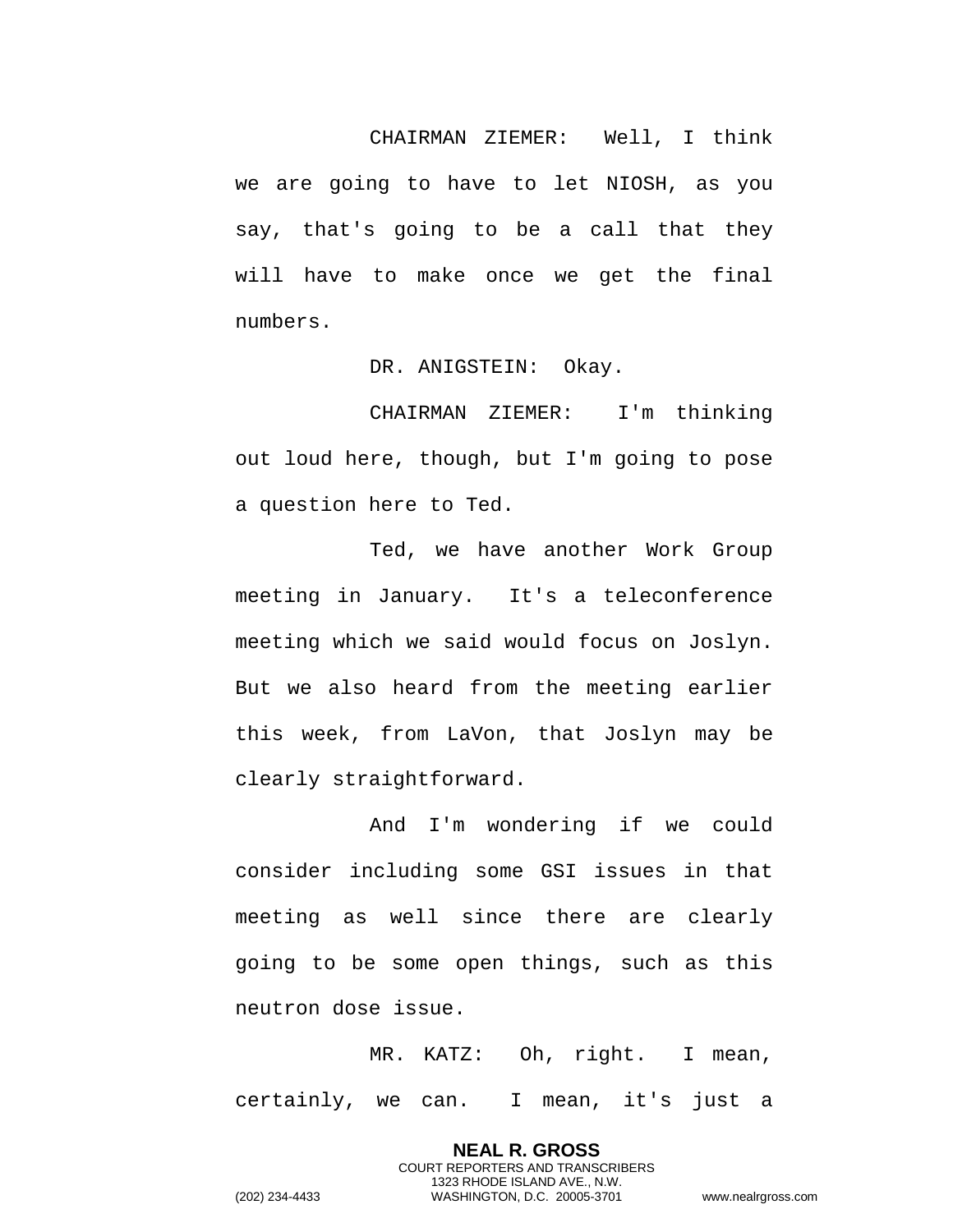CHAIRMAN ZIEMER: Well, I think we are going to have to let NIOSH, as you say, that's going to be a call that they will have to make once we get the final numbers.

DR. ANIGSTEIN: Okay.

CHAIRMAN ZIEMER: I'm thinking out loud here, though, but I'm going to pose a question here to Ted.

Ted, we have another Work Group meeting in January. It's a teleconference meeting which we said would focus on Joslyn. But we also heard from the meeting earlier this week, from LaVon, that Joslyn may be clearly straightforward.

And I'm wondering if we could consider including some GSI issues in that meeting as well since there are clearly going to be some open things, such as this neutron dose issue.

MR. KATZ: Oh, right. I mean, certainly, we can. I mean, it's just a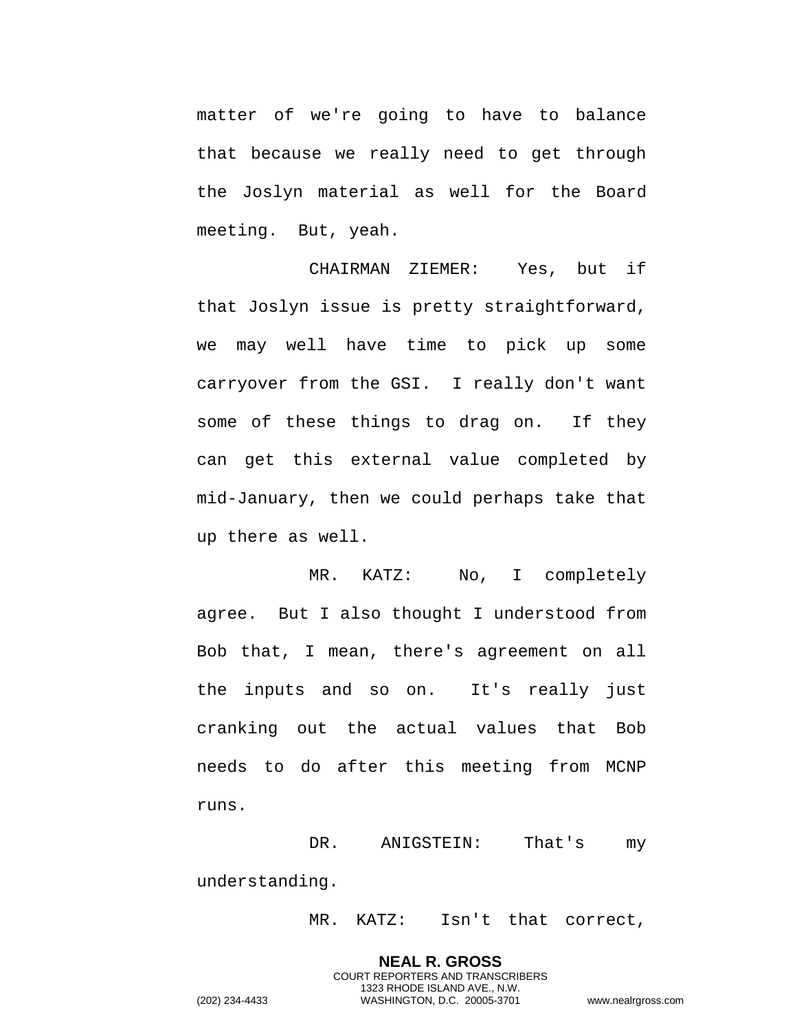matter of we're going to have to balance that because we really need to get through the Joslyn material as well for the Board meeting. But, yeah.

CHAIRMAN ZIEMER: Yes, but if that Joslyn issue is pretty straightforward, we may well have time to pick up some carryover from the GSI. I really don't want some of these things to drag on. If they can get this external value completed by mid-January, then we could perhaps take that up there as well.

MR. KATZ: No, I completely agree. But I also thought I understood from Bob that, I mean, there's agreement on all the inputs and so on. It's really just cranking out the actual values that Bob needs to do after this meeting from MCNP runs.

DR. ANIGSTEIN: That's my understanding.

MR. KATZ: Isn't that correct,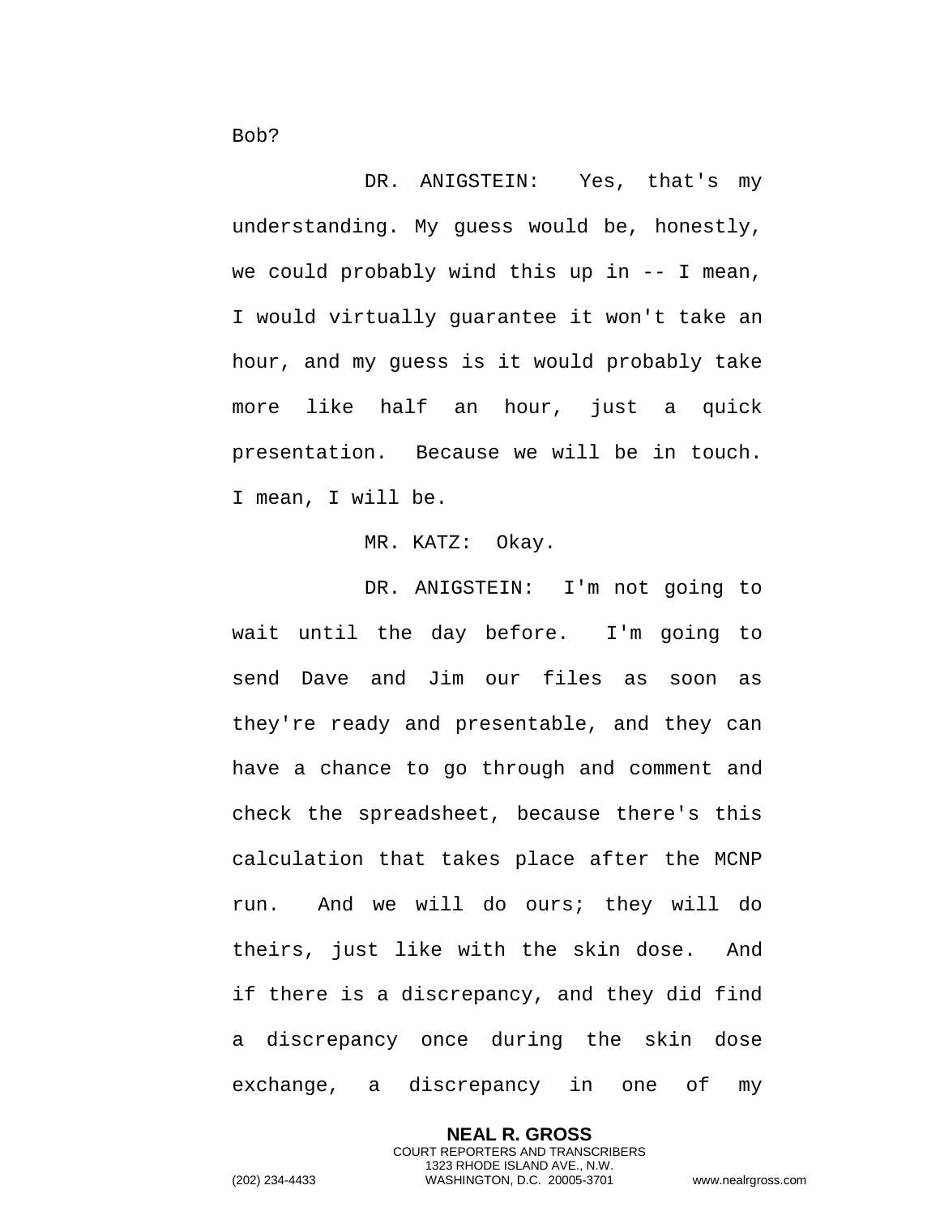Bob?

DR. ANIGSTEIN: Yes, that's my understanding. My guess would be, honestly, we could probably wind this up in -- I mean, I would virtually guarantee it won't take an hour, and my guess is it would probably take more like half an hour, just a quick presentation. Because we will be in touch. I mean, I will be.

MR. KATZ: Okay.

DR. ANIGSTEIN: I'm not going to wait until the day before. I'm going to send Dave and Jim our files as soon as they're ready and presentable, and they can have a chance to go through and comment and check the spreadsheet, because there's this calculation that takes place after the MCNP run. And we will do ours; they will do theirs, just like with the skin dose. And if there is a discrepancy, and they did find a discrepancy once during the skin dose exchange, a discrepancy in one of my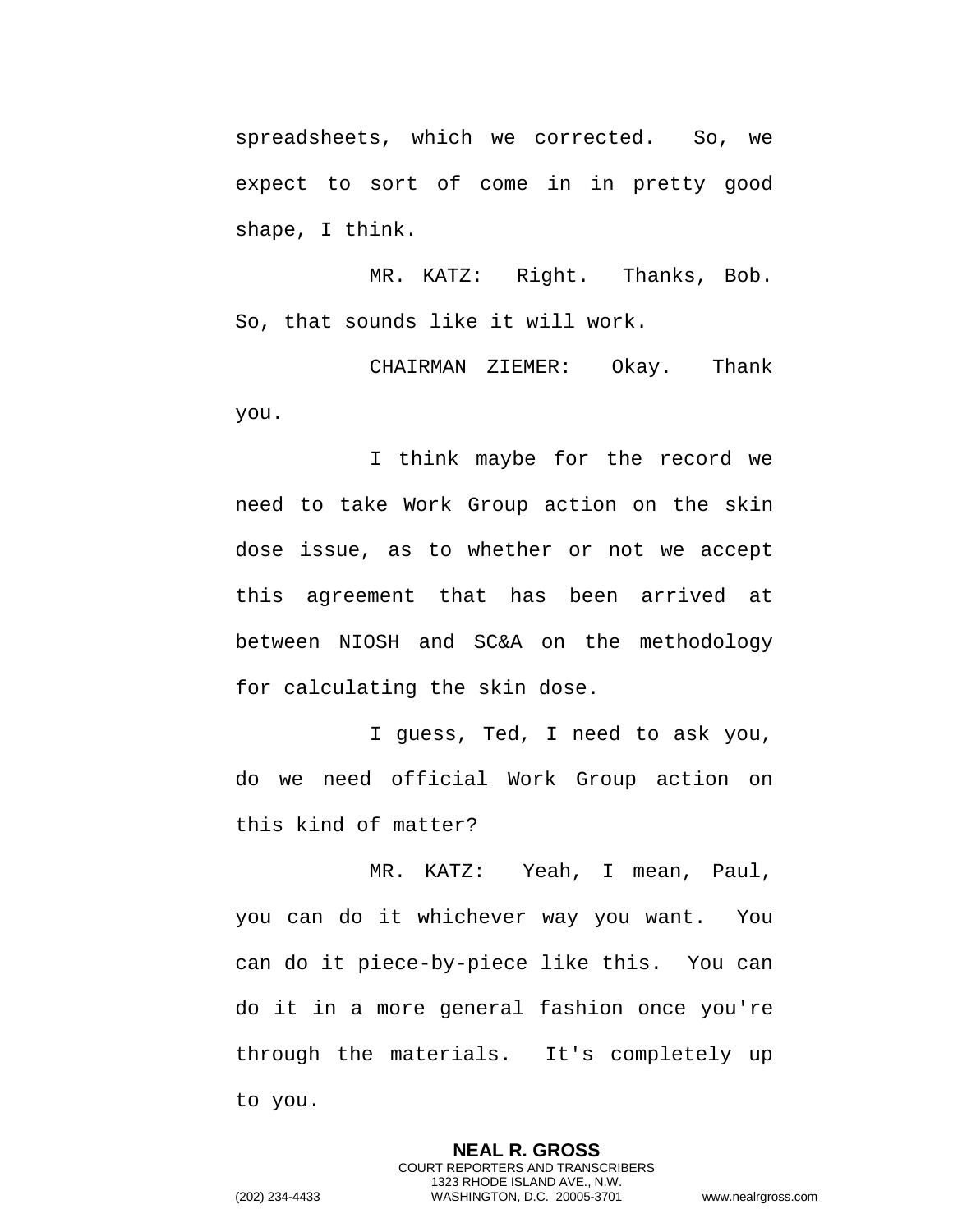spreadsheets, which we corrected. So, we expect to sort of come in in pretty good shape, I think.

MR. KATZ: Right. Thanks, Bob. So, that sounds like it will work.

CHAIRMAN ZIEMER: Okay. Thank you.

I think maybe for the record we need to take Work Group action on the skin dose issue, as to whether or not we accept this agreement that has been arrived at between NIOSH and SC&A on the methodology for calculating the skin dose.

I guess, Ted, I need to ask you, do we need official Work Group action on this kind of matter?

MR. KATZ: Yeah, I mean, Paul, you can do it whichever way you want. You can do it piece-by-piece like this. You can do it in a more general fashion once you're through the materials. It's completely up to you.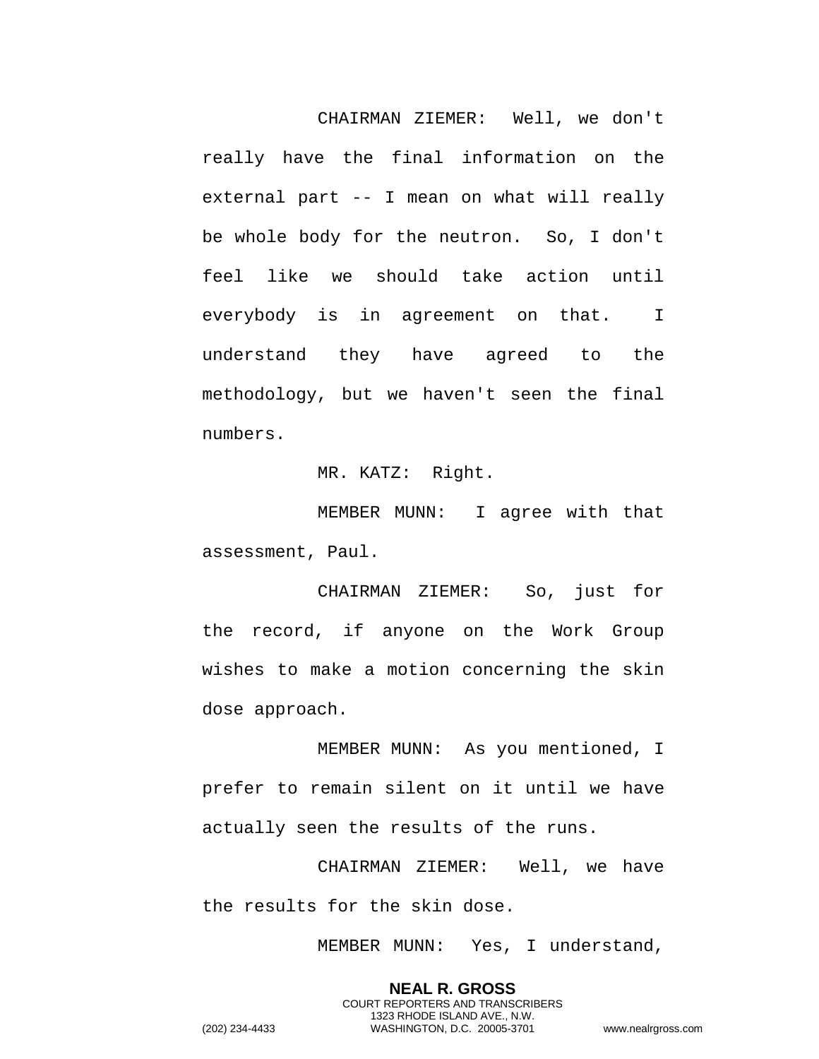CHAIRMAN ZIEMER: Well, we don't really have the final information on the external part -- I mean on what will really be whole body for the neutron. So, I don't feel like we should take action until everybody is in agreement on that. I understand they have agreed to the methodology, but we haven't seen the final numbers.

MR. KATZ: Right.

MEMBER MUNN: I agree with that assessment, Paul.

CHAIRMAN ZIEMER: So, just for the record, if anyone on the Work Group wishes to make a motion concerning the skin dose approach.

MEMBER MUNN: As you mentioned, I prefer to remain silent on it until we have actually seen the results of the runs.

CHAIRMAN ZIEMER: Well, we have the results for the skin dose.

MEMBER MUNN: Yes, I understand,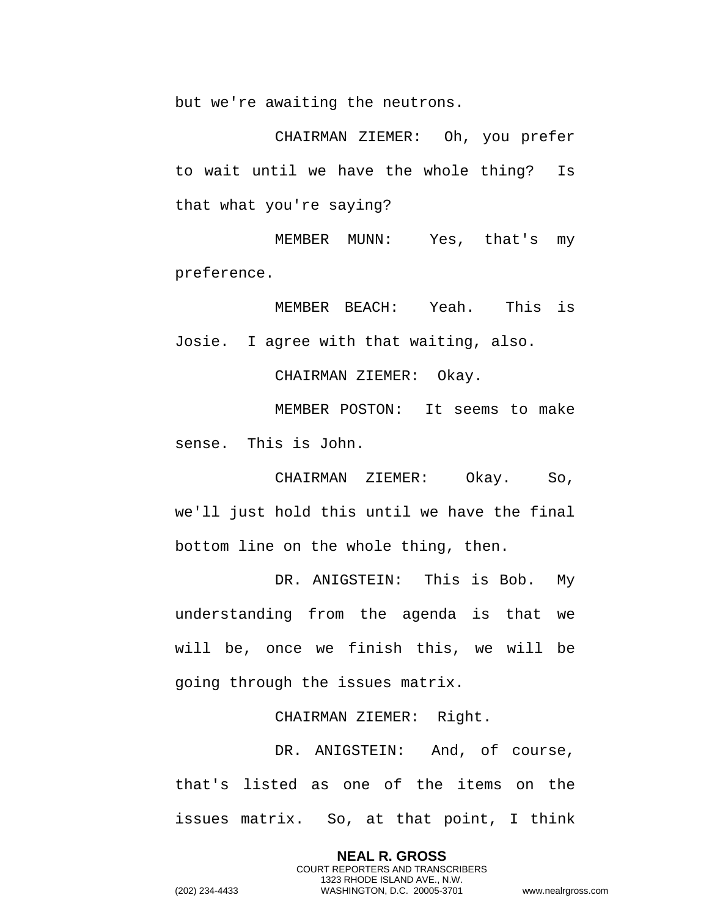but we're awaiting the neutrons.

CHAIRMAN ZIEMER: Oh, you prefer to wait until we have the whole thing? Is that what you're saying?

MEMBER MUNN: Yes, that's my preference.

MEMBER BEACH: Yeah. This is Josie. I agree with that waiting, also.

CHAIRMAN ZIEMER: Okay.

MEMBER POSTON: It seems to make sense. This is John.

CHAIRMAN ZIEMER: Okay. So, we'll just hold this until we have the final bottom line on the whole thing, then.

DR. ANIGSTEIN: This is Bob. My understanding from the agenda is that we will be, once we finish this, we will be going through the issues matrix.

CHAIRMAN ZIEMER: Right.

DR. ANIGSTEIN: And, of course, that's listed as one of the items on the issues matrix. So, at that point, I think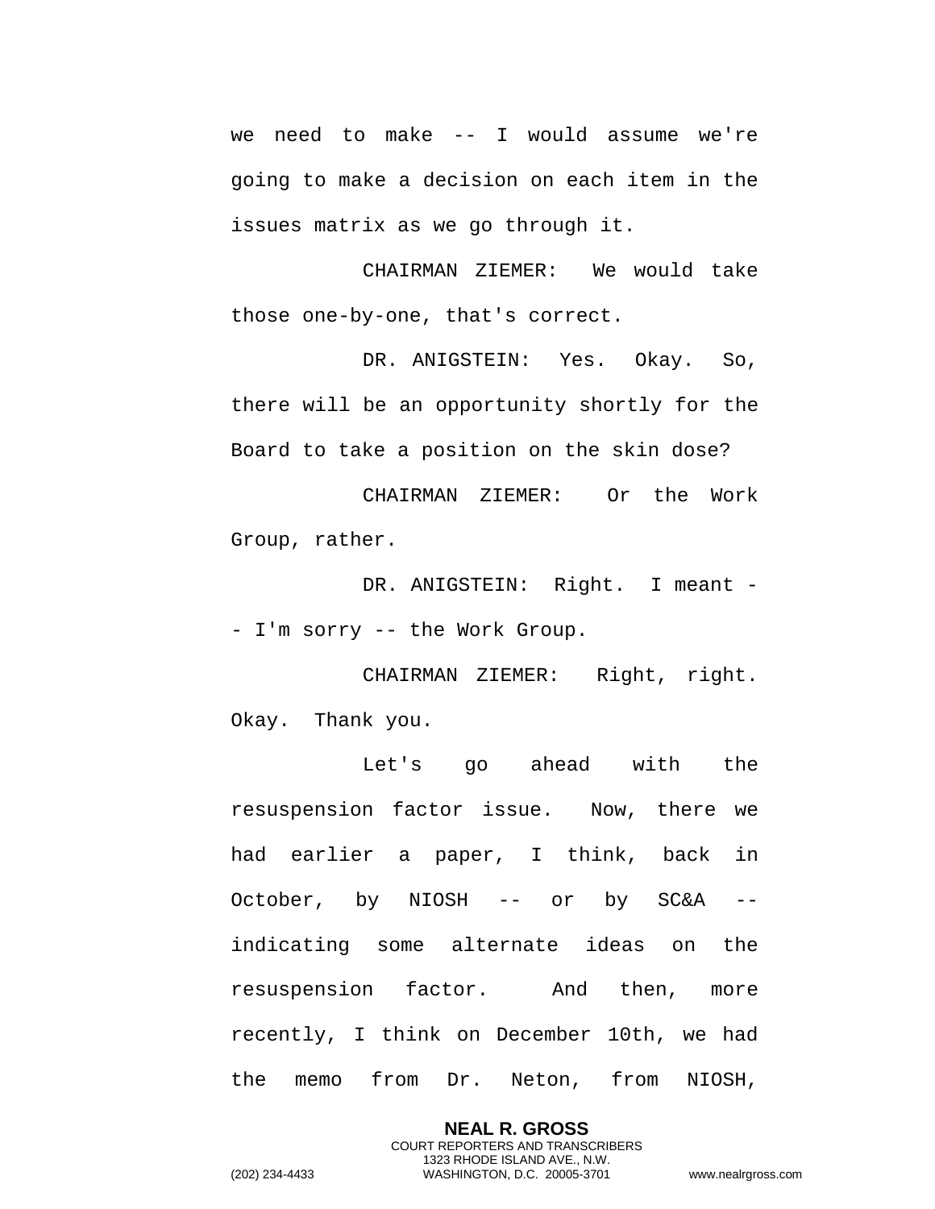we need to make -- I would assume we're going to make a decision on each item in the issues matrix as we go through it.

CHAIRMAN ZIEMER: We would take those one-by-one, that's correct.

DR. ANIGSTEIN: Yes. Okay. So, there will be an opportunity shortly for the Board to take a position on the skin dose?

CHAIRMAN ZIEMER: Or the Work Group, rather.

DR. ANIGSTEIN: Right. I meant -- I'm sorry -- the Work Group.

CHAIRMAN ZIEMER: Right, right. Okay. Thank you.

Let's go ahead with the resuspension factor issue. Now, there we had earlier a paper, I think, back in October, by NIOSH -- or by SC&A -- indicating some alternate ideas on the resuspension factor. And then, more recently, I think on December 10th, we had the memo from Dr. Neton, from NIOSH,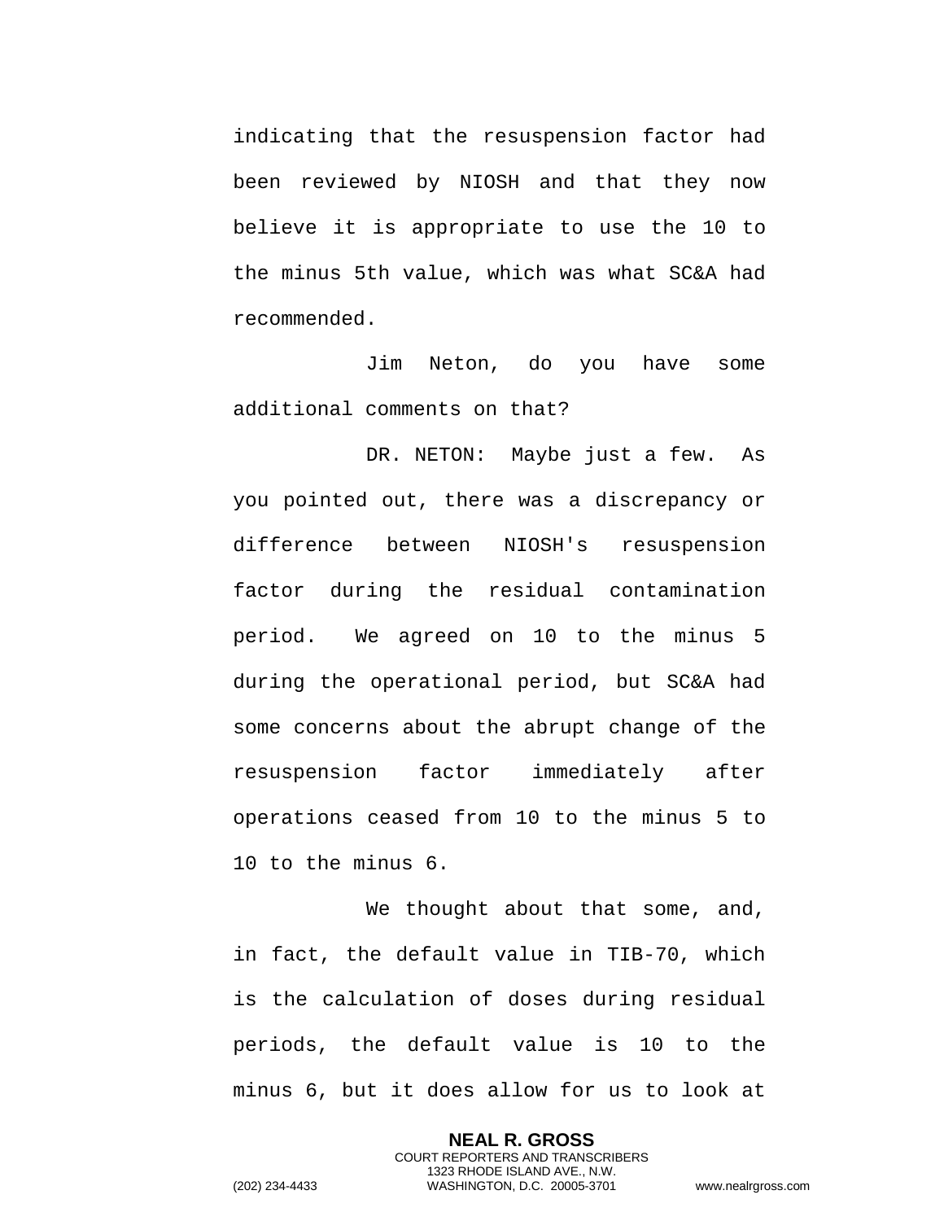indicating that the resuspension factor had been reviewed by NIOSH and that they now believe it is appropriate to use the 10 to the minus 5th value, which was what SC&A had recommended.

Jim Neton, do you have some additional comments on that?

DR. NETON: Maybe just a few. As you pointed out, there was a discrepancy or difference between NIOSH's resuspension factor during the residual contamination period. We agreed on 10 to the minus 5 during the operational period, but SC&A had some concerns about the abrupt change of the resuspension factor immediately after operations ceased from 10 to the minus 5 to 10 to the minus 6.

We thought about that some, and, in fact, the default value in TIB-70, which is the calculation of doses during residual periods, the default value is 10 to the minus 6, but it does allow for us to look at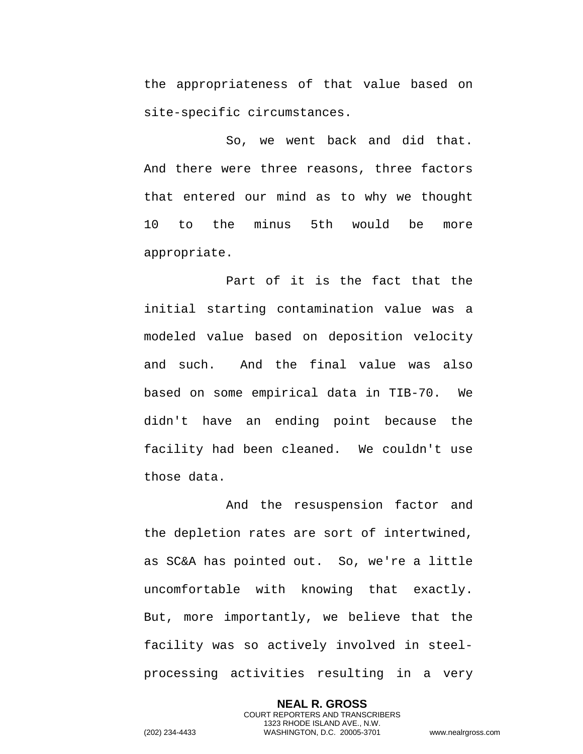the appropriateness of that value based on site-specific circumstances.

So, we went back and did that. And there were three reasons, three factors that entered our mind as to why we thought 10 to the minus 5th would be more appropriate.

Part of it is the fact that the initial starting contamination value was a modeled value based on deposition velocity and such. And the final value was also based on some empirical data in TIB-70. We didn't have an ending point because the facility had been cleaned. We couldn't use those data.

And the resuspension factor and the depletion rates are sort of intertwined, as SC&A has pointed out. So, we're a little uncomfortable with knowing that exactly. But, more importantly, we believe that the facility was so actively involved in steel-processing activities resulting in a very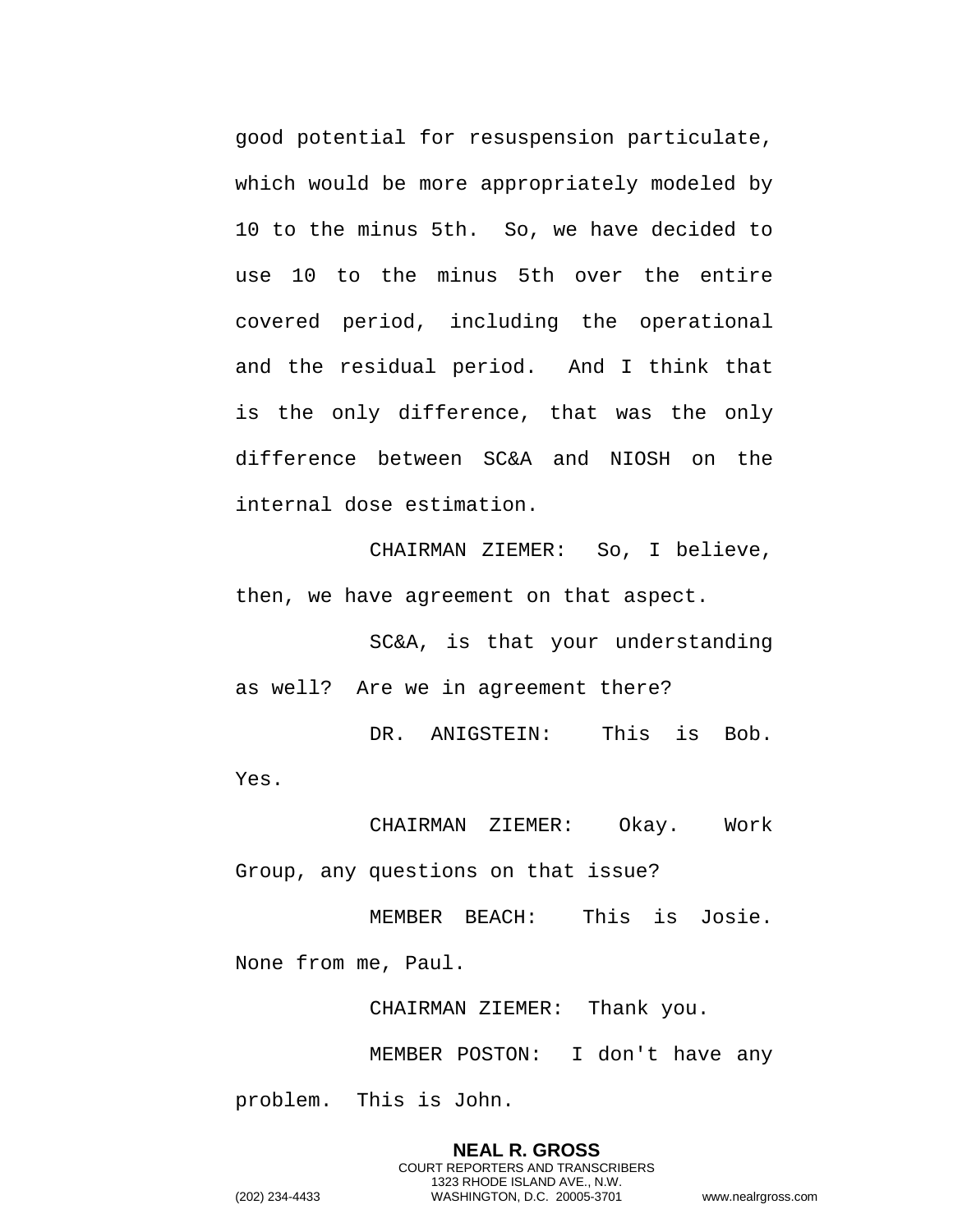good potential for resuspension particulate, which would be more appropriately modeled by 10 to the minus 5th. So, we have decided to use 10 to the minus 5th over the entire covered period, including the operational and the residual period. And I think that is the only difference, that was the only difference between SC&A and NIOSH on the internal dose estimation.

CHAIRMAN ZIEMER: So, I believe, then, we have agreement on that aspect.

SC&A, is that your understanding as well? Are we in agreement there?

DR. ANIGSTEIN: This is Bob. Yes.

CHAIRMAN ZIEMER: Okay. Work Group, any questions on that issue?

MEMBER BEACH: This is Josie. None from me, Paul.

CHAIRMAN ZIEMER: Thank you.

MEMBER POSTON: I don't have any problem. This is John.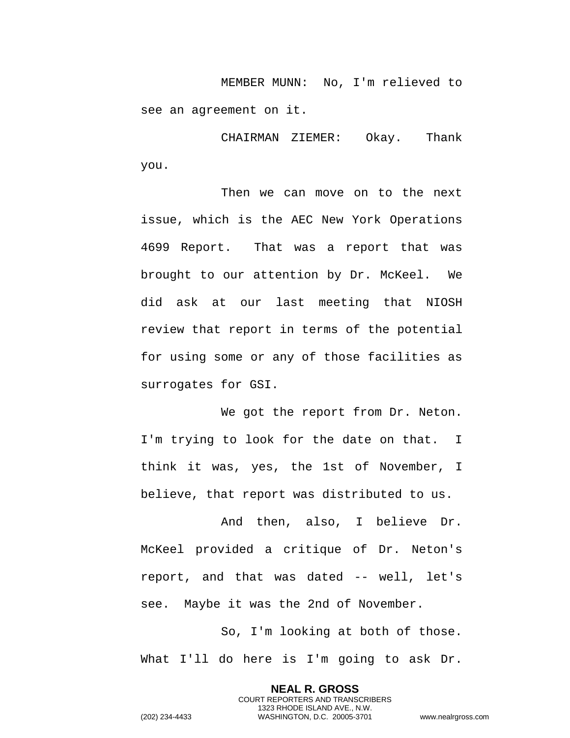MEMBER MUNN: No, I'm relieved to see an agreement on it.

CHAIRMAN ZIEMER: Okay. Thank you.

Then we can move on to the next issue, which is the AEC New York Operations 4699 Report. That was a report that was brought to our attention by Dr. McKeel. We did ask at our last meeting that NIOSH review that report in terms of the potential for using some or any of those facilities as surrogates for GSI.

We got the report from Dr. Neton. I'm trying to look for the date on that. I think it was, yes, the 1st of November, I believe, that report was distributed to us.

And then, also, I believe Dr. McKeel provided a critique of Dr. Neton's report, and that was dated -- well, let's see. Maybe it was the 2nd of November.

So, I'm looking at both of those. What I'll do here is I'm going to ask Dr.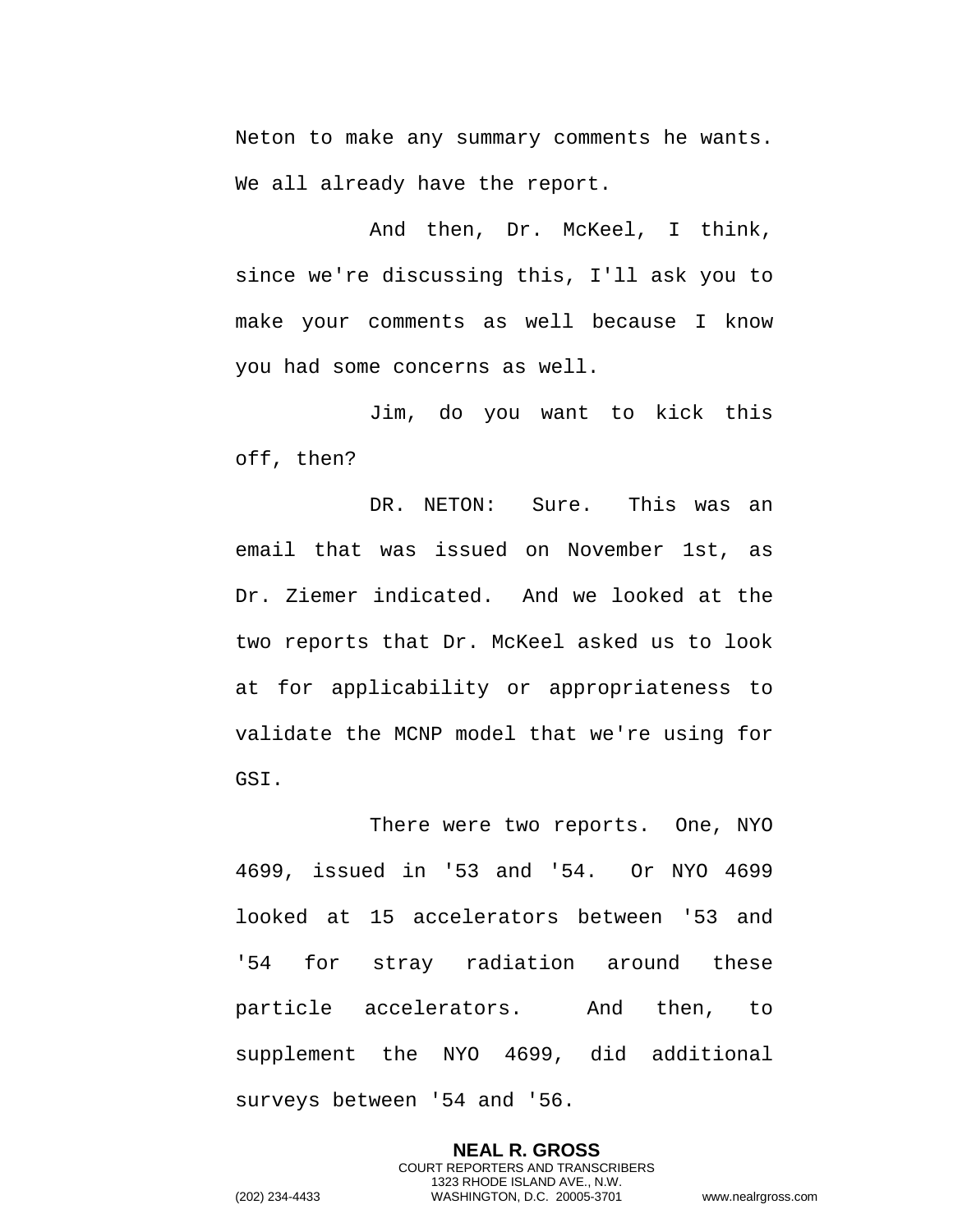Neton to make any summary comments he wants. We all already have the report.

And then, Dr. McKeel, I think, since we're discussing this, I'll ask you to make your comments as well because I know you had some concerns as well.

Jim, do you want to kick this off, then?

DR. NETON: Sure. This was an email that was issued on November 1st, as Dr. Ziemer indicated. And we looked at the two reports that Dr. McKeel asked us to look at for applicability or appropriateness to validate the MCNP model that we're using for GSI.

There were two reports. One, NYO 4699, issued in '53 and '54. Or NYO 4699 looked at 15 accelerators between '53 and '54 for stray radiation around these particle accelerators. And then, to supplement the NYO 4699, did additional surveys between '54 and '56.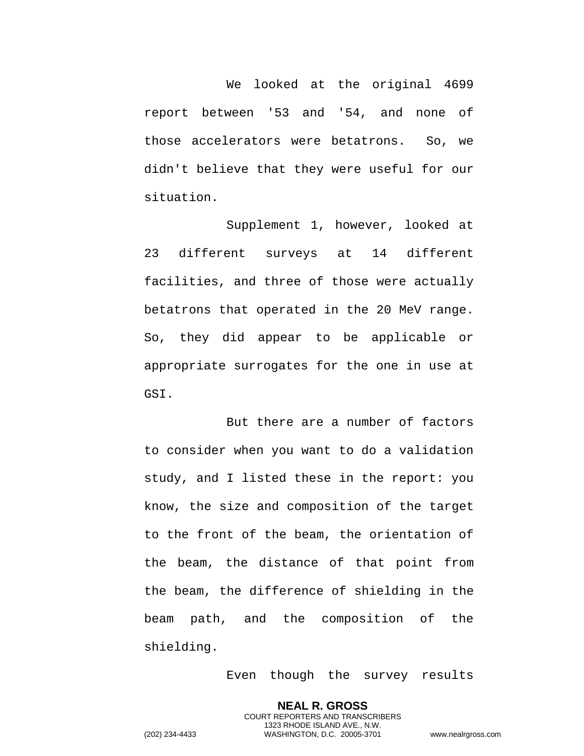We looked at the original 4699 report between '53 and '54, and none of those accelerators were betatrons. So, we didn't believe that they were useful for our situation.

Supplement 1, however, looked at 23 different surveys at 14 different facilities, and three of those were actually betatrons that operated in the 20 MeV range. So, they did appear to be applicable or appropriate surrogates for the one in use at GSI.

But there are a number of factors to consider when you want to do a validation study, and I listed these in the report: you know, the size and composition of the target to the front of the beam, the orientation of the beam, the distance of that point from the beam, the difference of shielding in the beam path, and the composition of the shielding.

Even though the survey results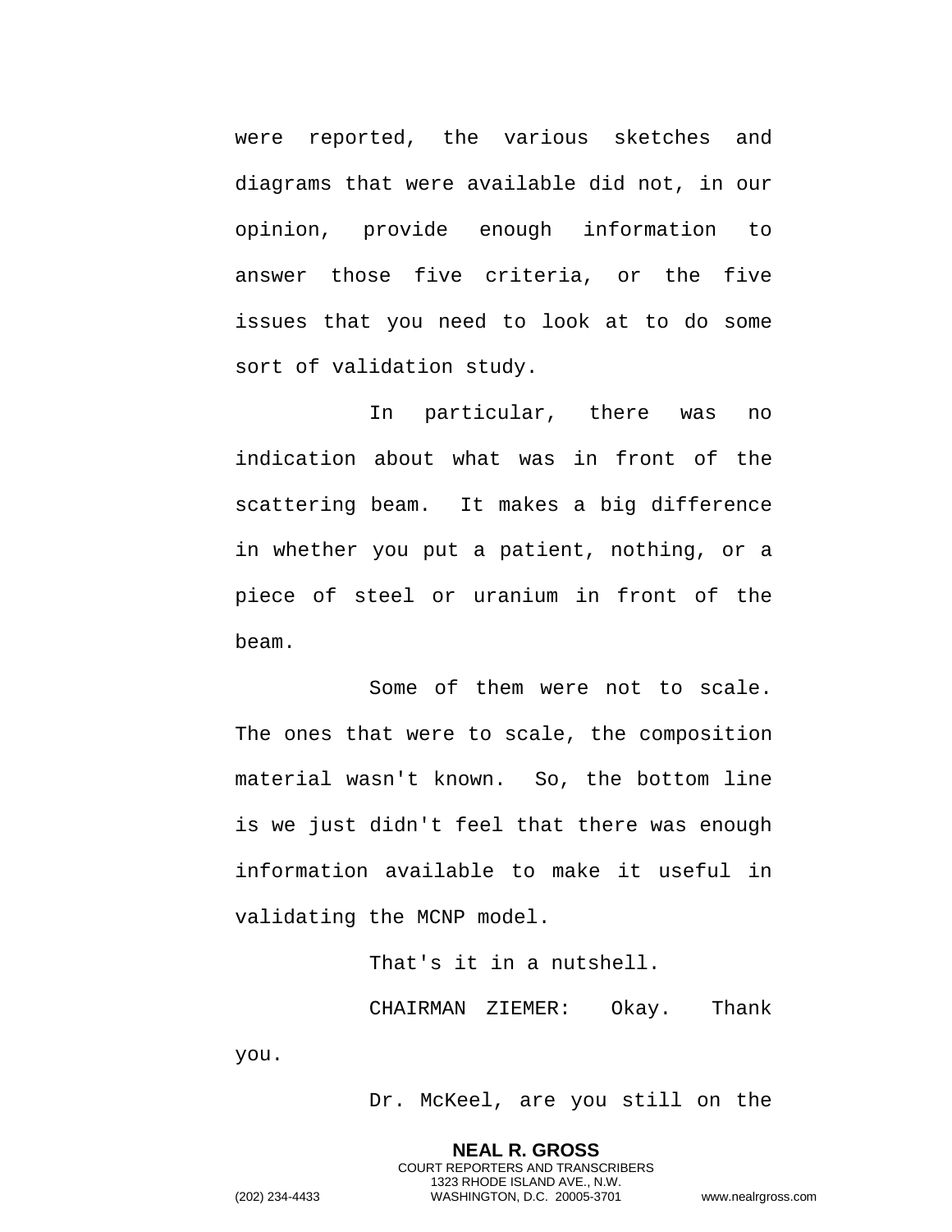were reported, the various sketches and diagrams that were available did not, in our opinion, provide enough information to answer those five criteria, or the five issues that you need to look at to do some sort of validation study.

In particular, there was no indication about what was in front of the scattering beam. It makes a big difference in whether you put a patient, nothing, or a piece of steel or uranium in front of the beam.

Some of them were not to scale. The ones that were to scale, the composition material wasn't known. So, the bottom line is we just didn't feel that there was enough information available to make it useful in validating the MCNP model.

That's it in a nutshell.

CHAIRMAN ZIEMER: Okay. Thank you.

Dr. McKeel, are you still on the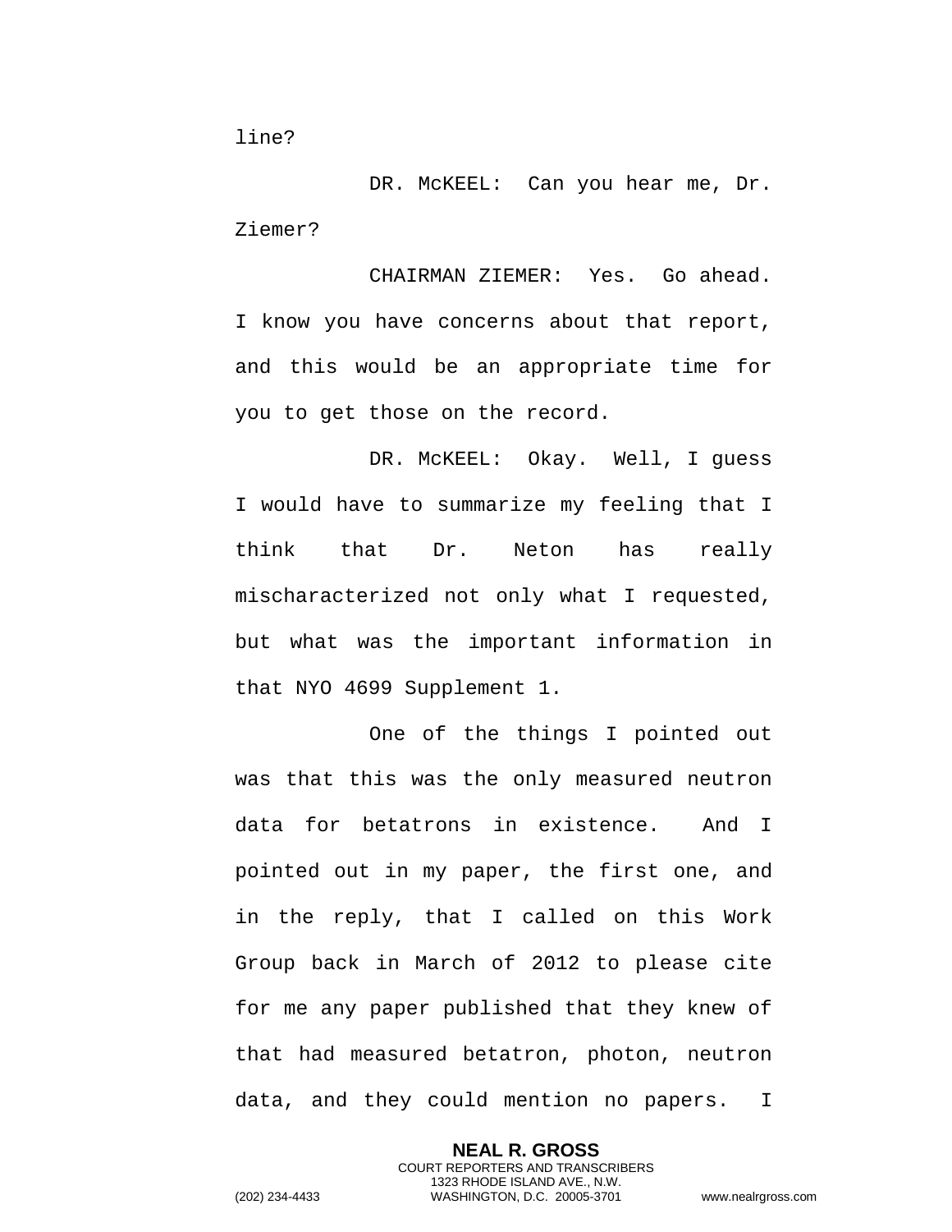line?

DR. McKEEL: Can you hear me, Dr. Ziemer?

CHAIRMAN ZIEMER: Yes. Go ahead. I know you have concerns about that report, and this would be an appropriate time for you to get those on the record.

DR. McKEEL: Okay. Well, I guess I would have to summarize my feeling that I think that Dr. Neton has really mischaracterized not only what I requested, but what was the important information in that NYO 4699 Supplement 1.

One of the things I pointed out was that this was the only measured neutron data for betatrons in existence. And I pointed out in my paper, the first one, and in the reply, that I called on this Work Group back in March of 2012 to please cite for me any paper published that they knew of that had measured betatron, photon, neutron data, and they could mention no papers. I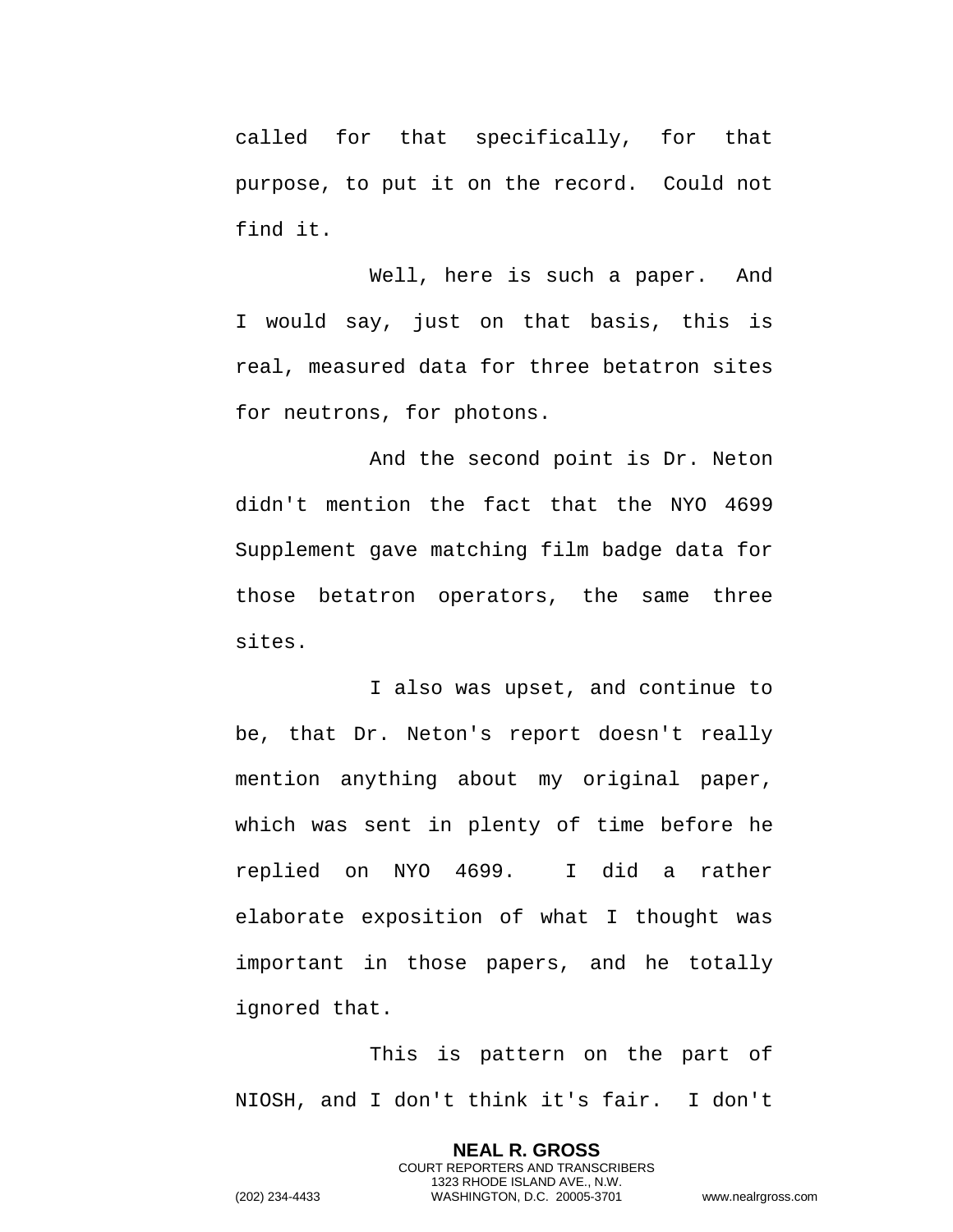called for that specifically, for that purpose, to put it on the record. Could not find it.

Well, here is such a paper. And I would say, just on that basis, this is real, measured data for three betatron sites for neutrons, for photons.

And the second point is Dr. Neton didn't mention the fact that the NYO 4699 Supplement gave matching film badge data for those betatron operators, the same three sites.

I also was upset, and continue to be, that Dr. Neton's report doesn't really mention anything about my original paper, which was sent in plenty of time before he replied on NYO 4699. I did a rather elaborate exposition of what I thought was important in those papers, and he totally ignored that.

This is pattern on the part of NIOSH, and I don't think it's fair. I don't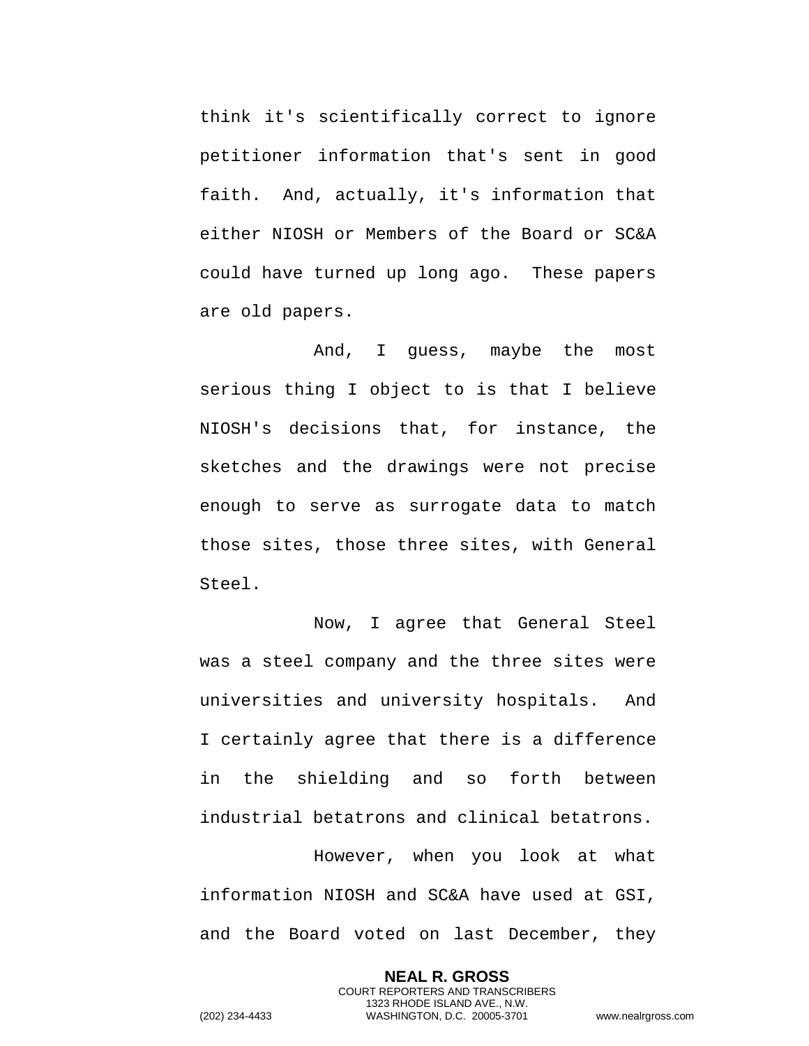think it's scientifically correct to ignore petitioner information that's sent in good faith. And, actually, it's information that either NIOSH or Members of the Board or SC&A could have turned up long ago. These papers are old papers.

And, I guess, maybe the most serious thing I object to is that I believe NIOSH's decisions that, for instance, the sketches and the drawings were not precise enough to serve as surrogate data to match those sites, those three sites, with General Steel.

Now, I agree that General Steel was a steel company and the three sites were universities and university hospitals. And I certainly agree that there is a difference in the shielding and so forth between industrial betatrons and clinical betatrons.

However, when you look at what information NIOSH and SC&A have used at GSI, and the Board voted on last December, they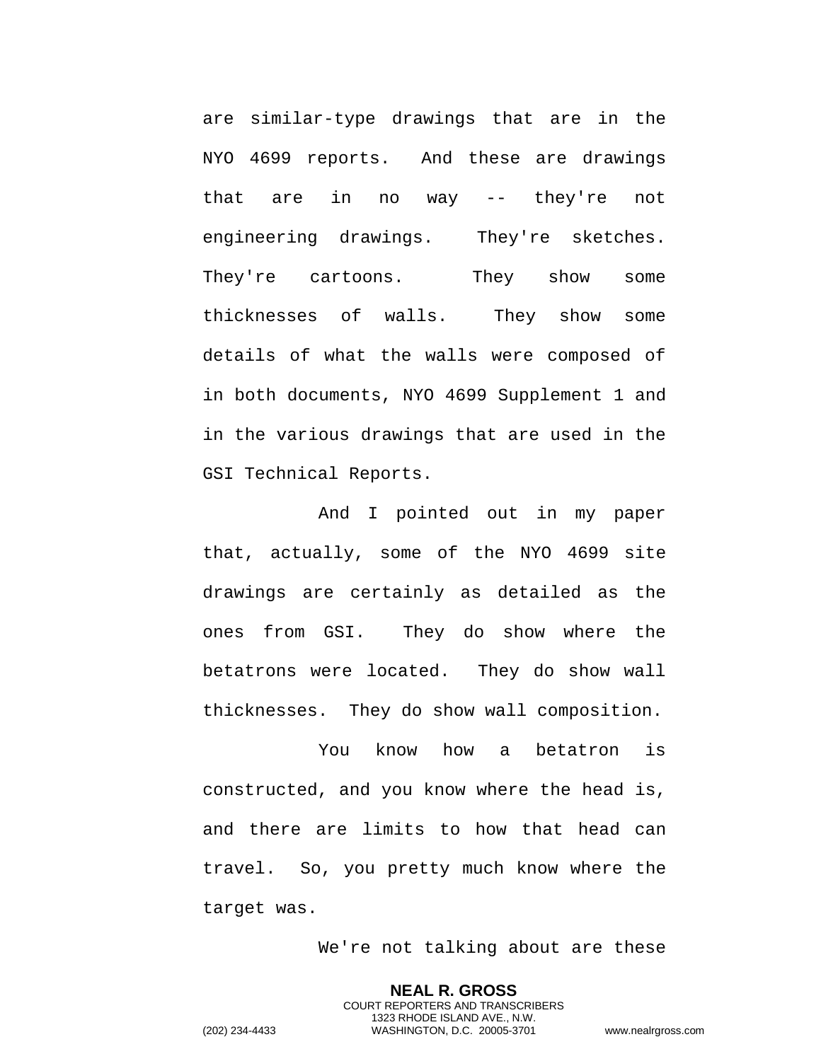are similar-type drawings that are in the NYO 4699 reports. And these are drawings that are in no way -- they're not engineering drawings. They're sketches. They're cartoons. They show some thicknesses of walls. They show some details of what the walls were composed of in both documents, NYO 4699 Supplement 1 and in the various drawings that are used in the GSI Technical Reports.

And I pointed out in my paper that, actually, some of the NYO 4699 site drawings are certainly as detailed as the ones from GSI. They do show where the betatrons were located. They do show wall thicknesses. They do show wall composition.

You know how a betatron is constructed, and you know where the head is, and there are limits to how that head can travel. So, you pretty much know where the target was.

We're not talking about are these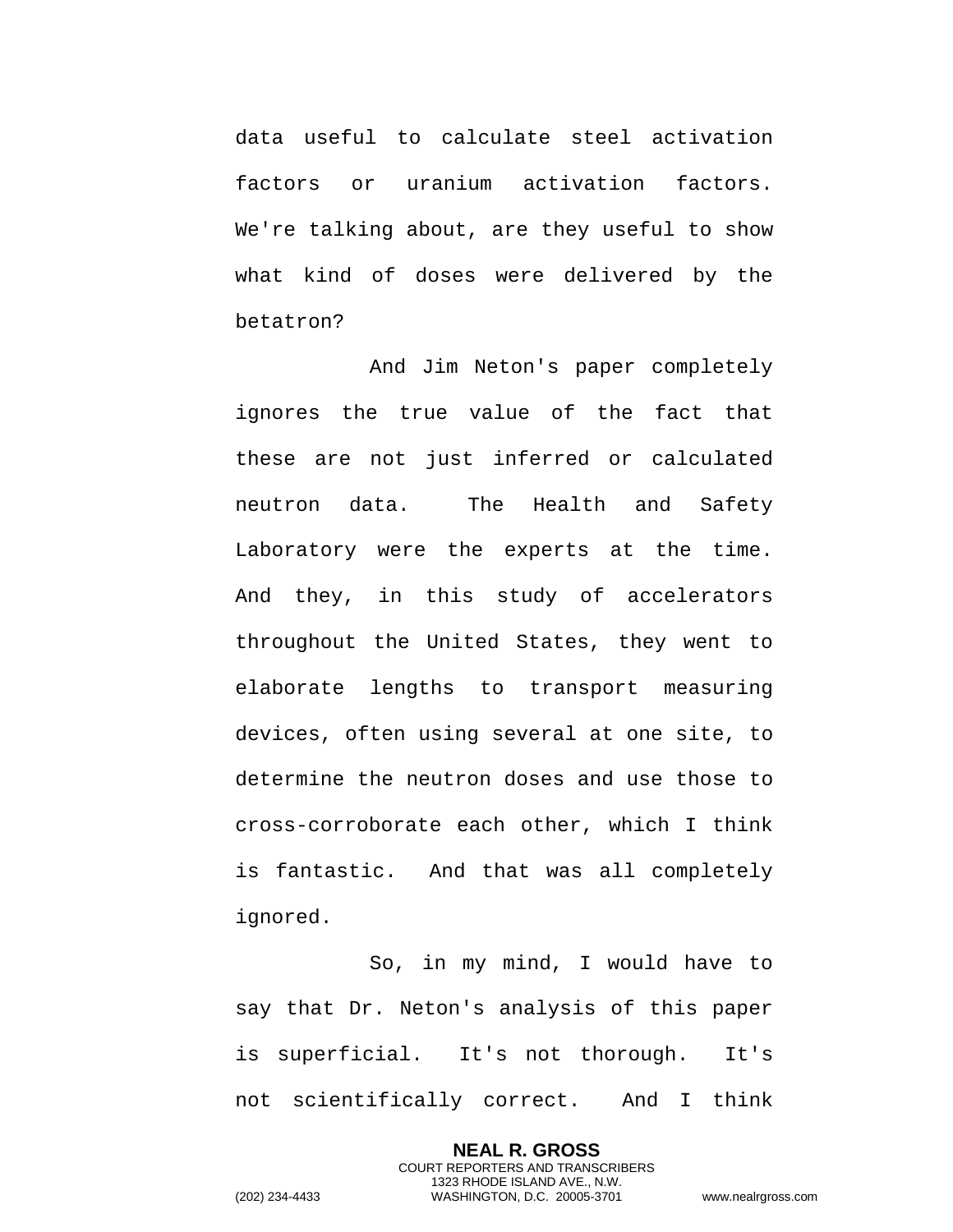data useful to calculate steel activation factors or uranium activation factors. We're talking about, are they useful to show what kind of doses were delivered by the betatron?

And Jim Neton's paper completely ignores the true value of the fact that these are not just inferred or calculated neutron data. The Health and Safety Laboratory were the experts at the time. And they, in this study of accelerators throughout the United States, they went to elaborate lengths to transport measuring devices, often using several at one site, to determine the neutron doses and use those to cross-corroborate each other, which I think is fantastic. And that was all completely ignored.

So, in my mind, I would have to say that Dr. Neton's analysis of this paper is superficial. It's not thorough. It's not scientifically correct. And I think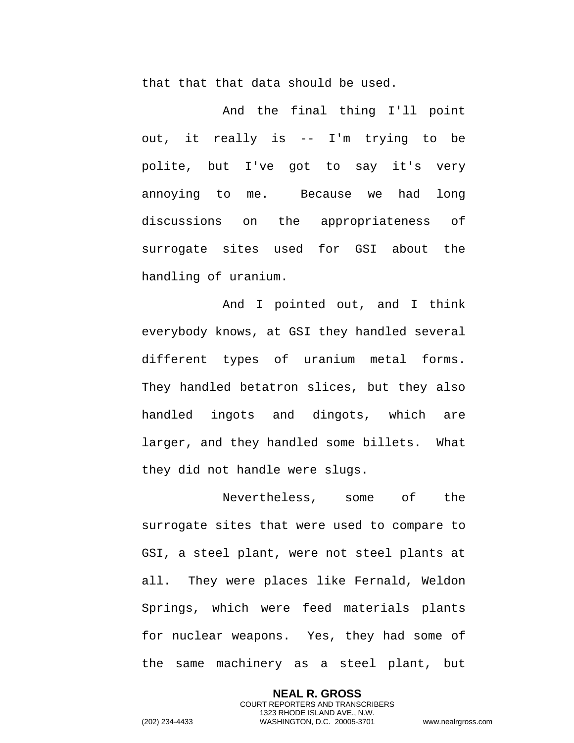that that that data should be used.

And the final thing I'll point out, it really is -- I'm trying to be polite, but I've got to say it's very annoying to me. Because we had long discussions on the appropriateness of surrogate sites used for GSI about the handling of uranium.

And I pointed out, and I think everybody knows, at GSI they handled several different types of uranium metal forms. They handled betatron slices, but they also handled ingots and dingots, which are larger, and they handled some billets. What they did not handle were slugs.

Nevertheless, some of the surrogate sites that were used to compare to GSI, a steel plant, were not steel plants at all. They were places like Fernald, Weldon Springs, which were feed materials plants for nuclear weapons. Yes, they had some of the same machinery as a steel plant, but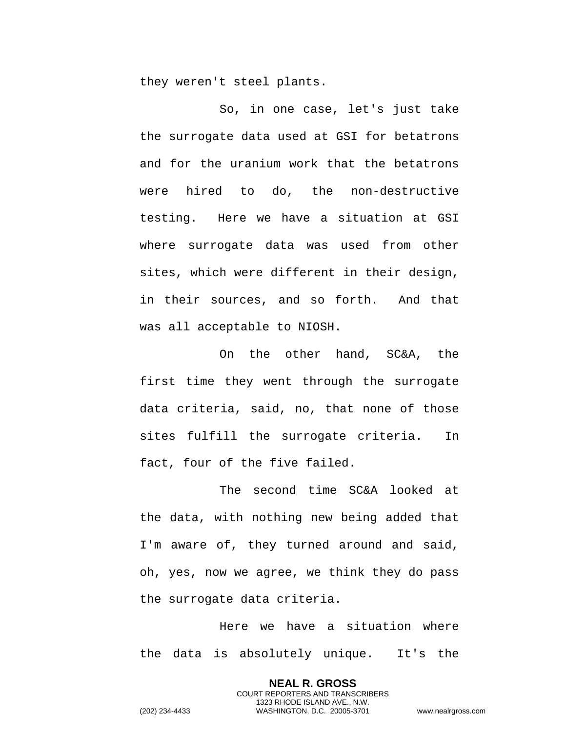they weren't steel plants.

So, in one case, let's just take the surrogate data used at GSI for betatrons and for the uranium work that the betatrons were hired to do, the non-destructive testing. Here we have a situation at GSI where surrogate data was used from other sites, which were different in their design, in their sources, and so forth. And that was all acceptable to NIOSH.

On the other hand, SC&A, the first time they went through the surrogate data criteria, said, no, that none of those sites fulfill the surrogate criteria. In fact, four of the five failed.

The second time SC&A looked at the data, with nothing new being added that I'm aware of, they turned around and said, oh, yes, now we agree, we think they do pass the surrogate data criteria.

Here we have a situation where the data is absolutely unique. It's the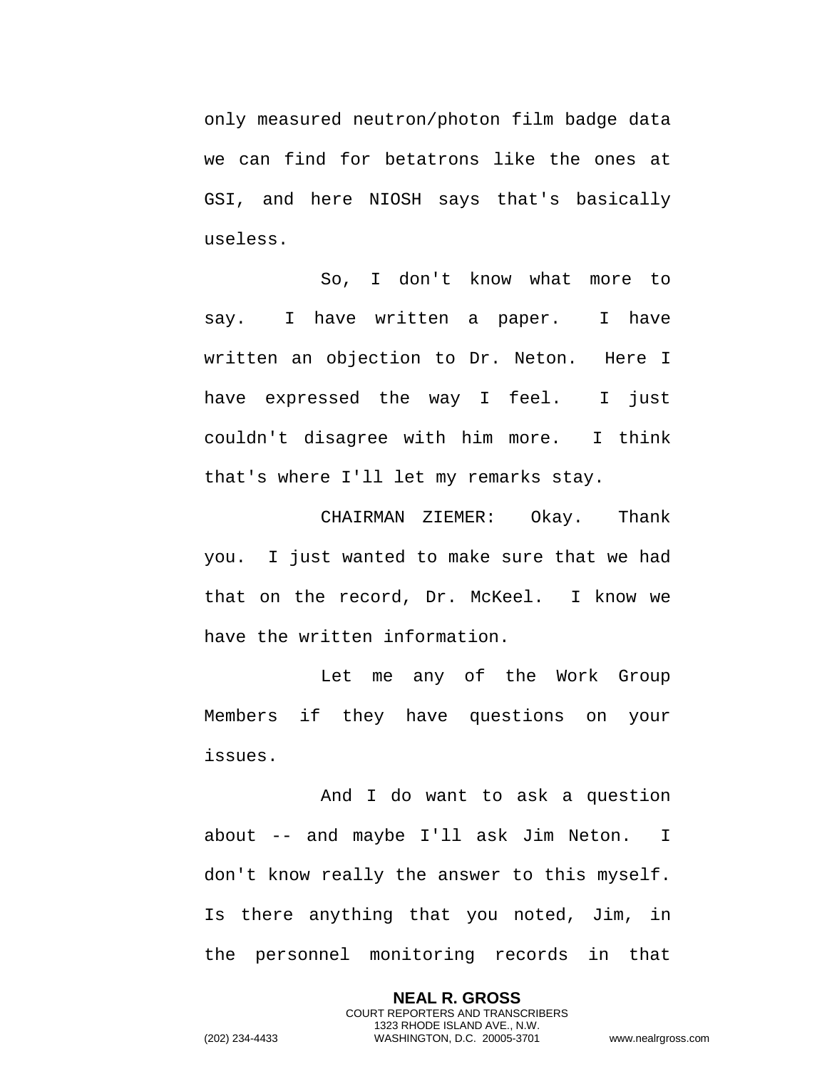only measured neutron/photon film badge data we can find for betatrons like the ones at GSI, and here NIOSH says that's basically useless.

So, I don't know what more to say. I have written a paper. I have written an objection to Dr. Neton. Here I have expressed the way I feel. I just couldn't disagree with him more. I think that's where I'll let my remarks stay.

CHAIRMAN ZIEMER: Okay. Thank you. I just wanted to make sure that we had that on the record, Dr. McKeel. I know we have the written information.

Let me any of the Work Group Members if they have questions on your issues.

And I do want to ask a question about -- and maybe I'll ask Jim Neton. I don't know really the answer to this myself. Is there anything that you noted, Jim, in the personnel monitoring records in that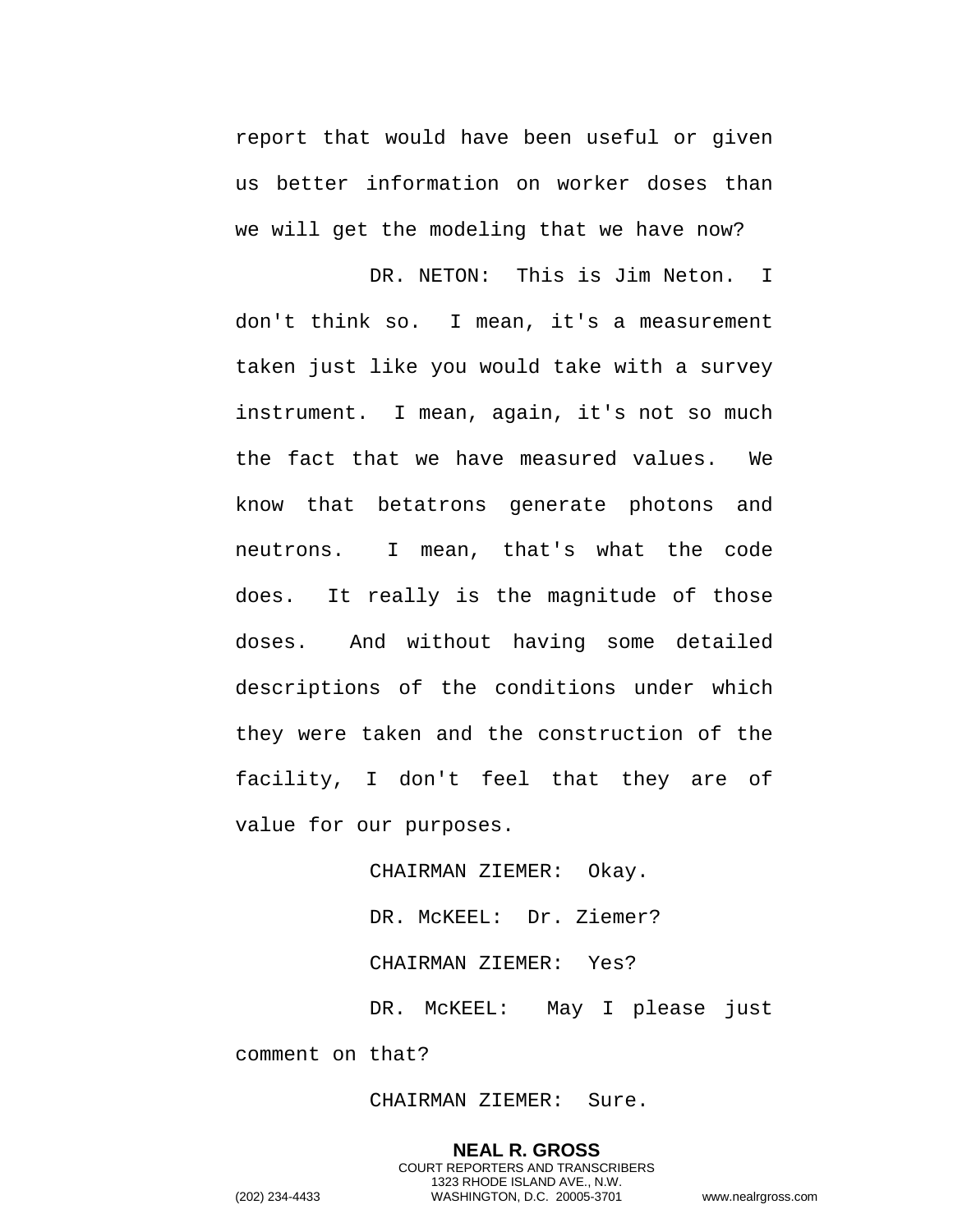report that would have been useful or given us better information on worker doses than we will get the modeling that we have now?

DR. NETON: This is Jim Neton. I don't think so. I mean, it's a measurement taken just like you would take with a survey instrument. I mean, again, it's not so much the fact that we have measured values. We know that betatrons generate photons and neutrons. I mean, that's what the code does. It really is the magnitude of those doses. And without having some detailed descriptions of the conditions under which they were taken and the construction of the facility, I don't feel that they are of value for our purposes.

CHAIRMAN ZIEMER: Okay.

DR. McKEEL: Dr. Ziemer?

CHAIRMAN ZIEMER: Yes?

DR. McKEEL: May I please just comment on that?

CHAIRMAN ZIEMER: Sure.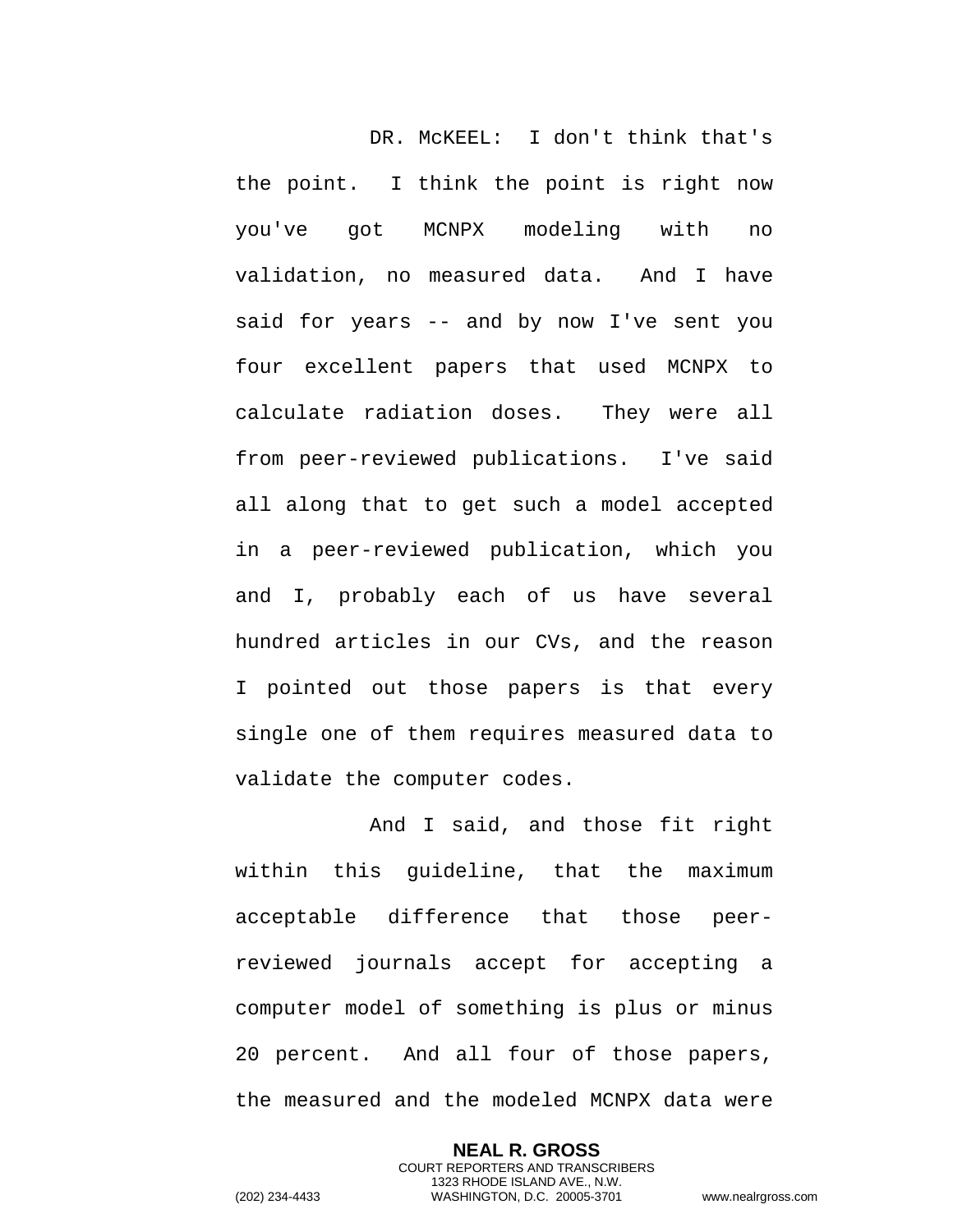DR. McKEEL: I don't think that's the point. I think the point is right now you've got MCNPX modeling with no validation, no measured data. And I have said for years -- and by now I've sent you four excellent papers that used MCNPX to calculate radiation doses. They were all from peer-reviewed publications. I've said all along that to get such a model accepted in a peer-reviewed publication, which you and I, probably each of us have several hundred articles in our CVs, and the reason I pointed out those papers is that every single one of them requires measured data to validate the computer codes.

And I said, and those fit right within this guideline, that the maximum acceptable difference that those peer-reviewed journals accept for accepting a computer model of something is plus or minus 20 percent. And all four of those papers, the measured and the modeled MCNPX data were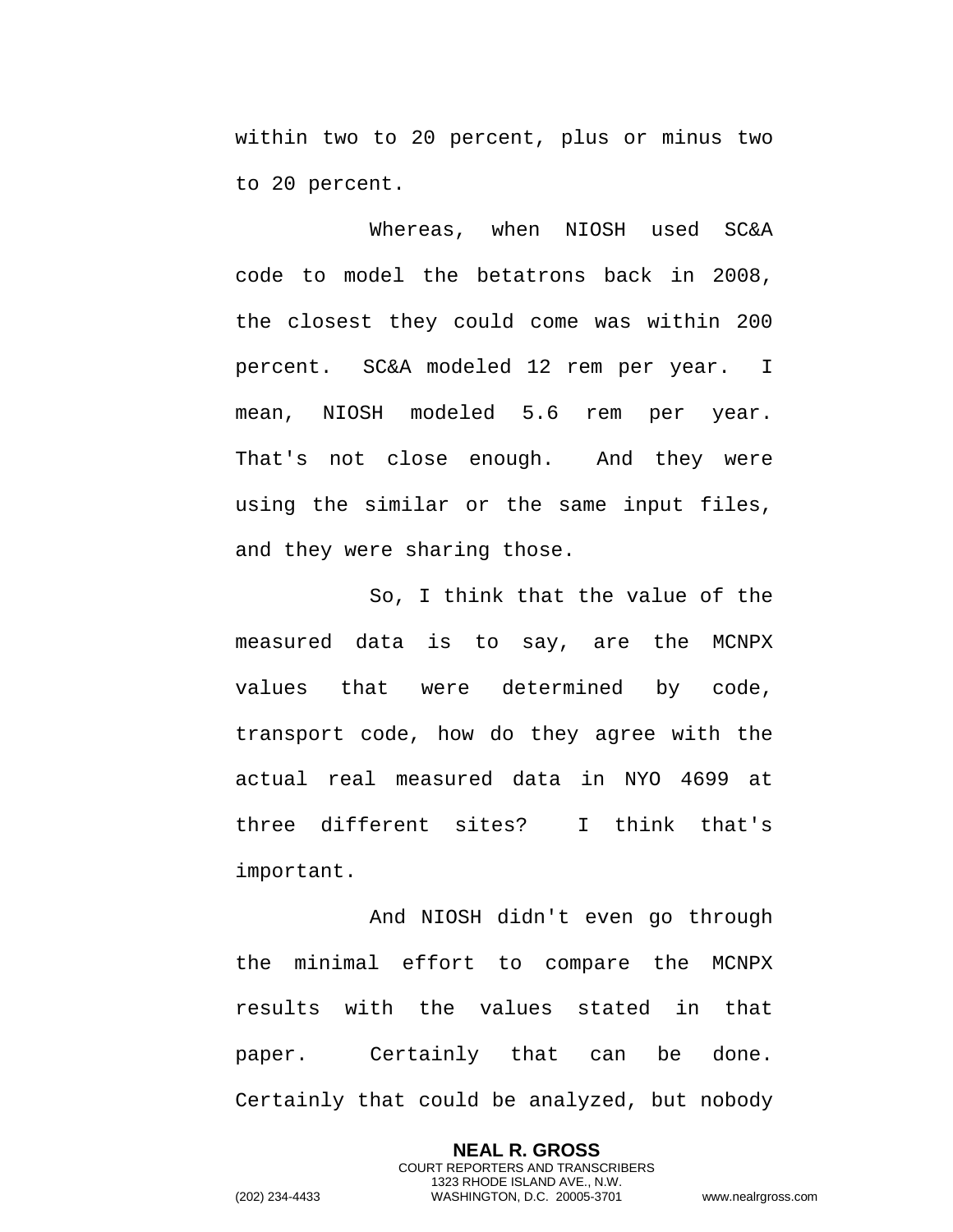within two to 20 percent, plus or minus two to 20 percent.

Whereas, when NIOSH used SC&A code to model the betatrons back in 2008, the closest they could come was within 200 percent. SC&A modeled 12 rem per year. I mean, NIOSH modeled 5.6 rem per year. That's not close enough. And they were using the similar or the same input files, and they were sharing those.

So, I think that the value of the measured data is to say, are the MCNPX values that were determined by code, transport code, how do they agree with the actual real measured data in NYO 4699 at three different sites? I think that's important.

And NIOSH didn't even go through the minimal effort to compare the MCNPX results with the values stated in that paper. Certainly that can be done. Certainly that could be analyzed, but nobody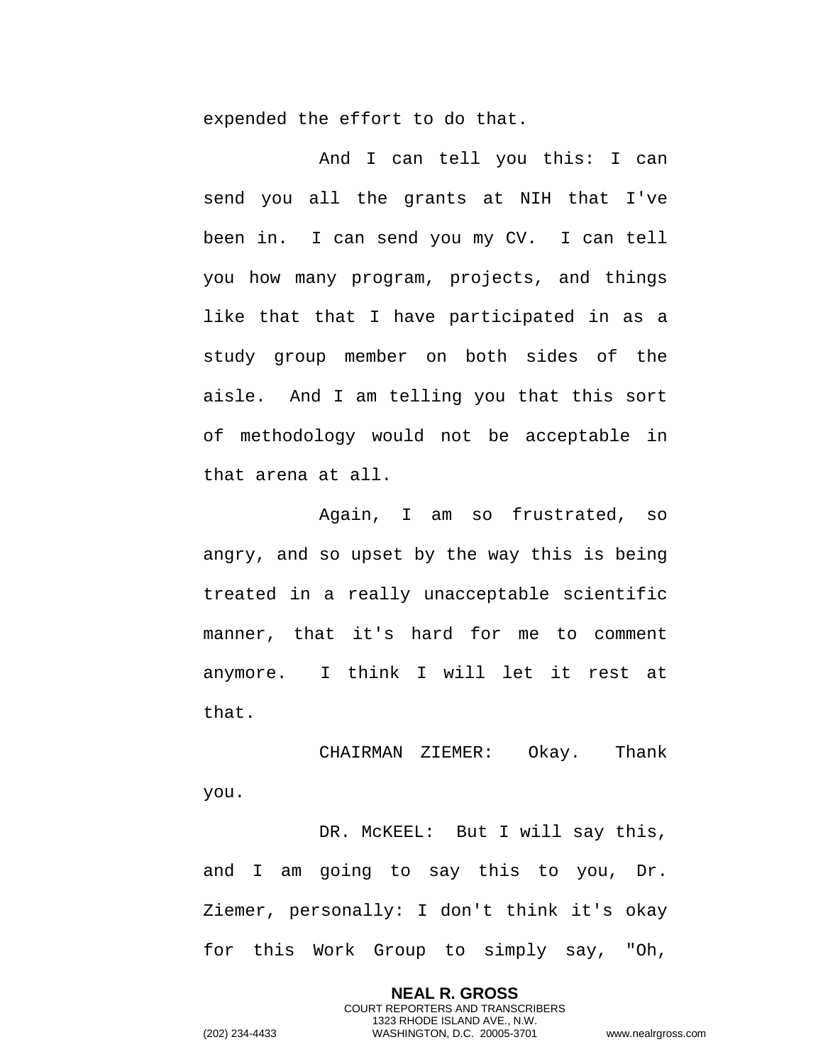expended the effort to do that.

And I can tell you this: I can send you all the grants at NIH that I've been in. I can send you my CV. I can tell you how many program, projects, and things like that that I have participated in as a study group member on both sides of the aisle. And I am telling you that this sort of methodology would not be acceptable in that arena at all.

Again, I am so frustrated, so angry, and so upset by the way this is being treated in a really unacceptable scientific manner, that it's hard for me to comment anymore. I think I will let it rest at that.

CHAIRMAN ZIEMER: Okay. Thank you.

DR. McKEEL: But I will say this, and I am going to say this to you, Dr. Ziemer, personally: I don't think it's okay for this Work Group to simply say, "Oh,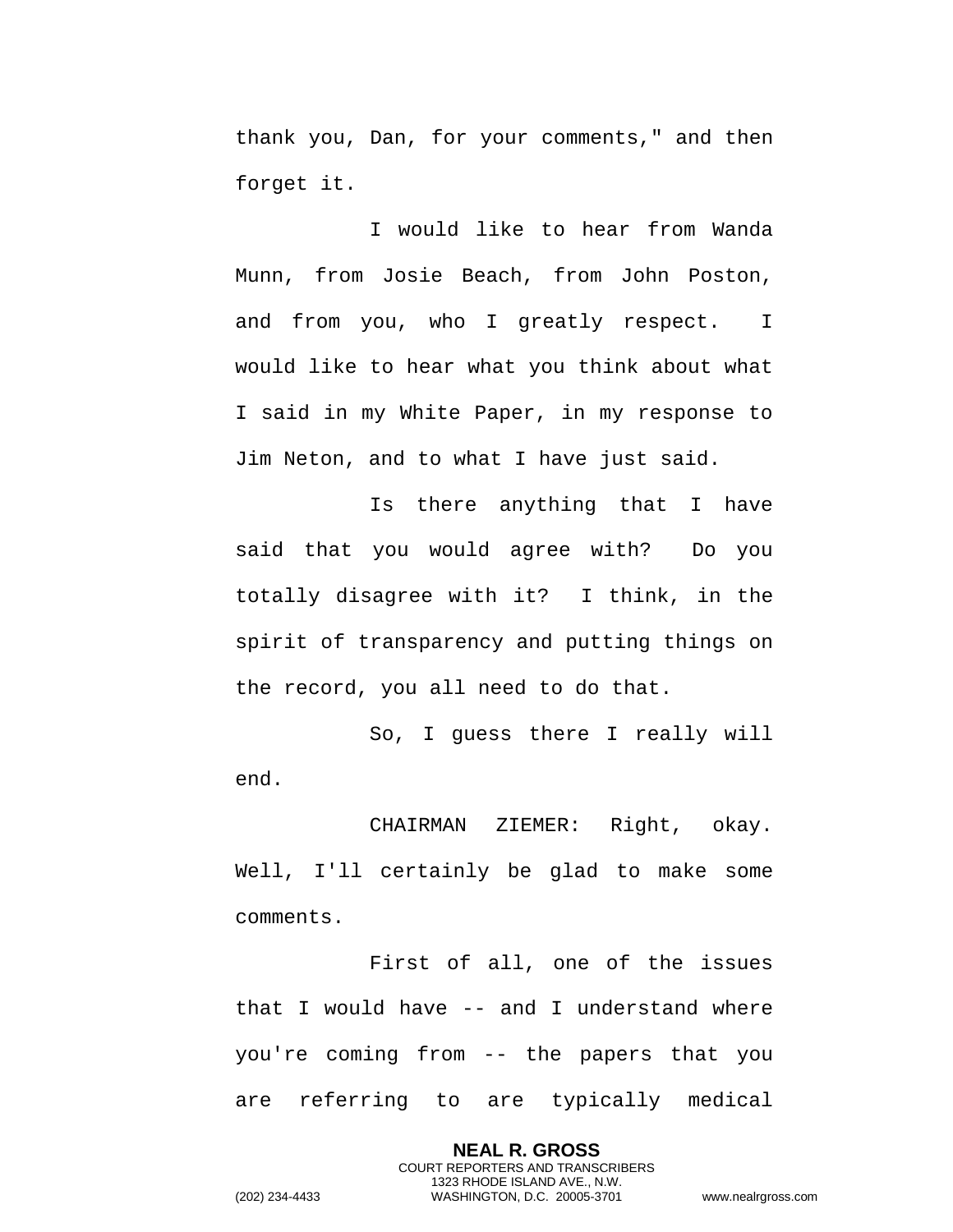thank you, Dan, for your comments," and then forget it.

I would like to hear from Wanda Munn, from Josie Beach, from John Poston, and from you, who I greatly respect. I would like to hear what you think about what I said in my White Paper, in my response to Jim Neton, and to what I have just said.

Is there anything that I have said that you would agree with? Do you totally disagree with it? I think, in the spirit of transparency and putting things on the record, you all need to do that.

So, I guess there I really will end.

CHAIRMAN ZIEMER: Right, okay. Well, I'll certainly be glad to make some comments.

First of all, one of the issues that I would have -- and I understand where you're coming from -- the papers that you are referring to are typically medical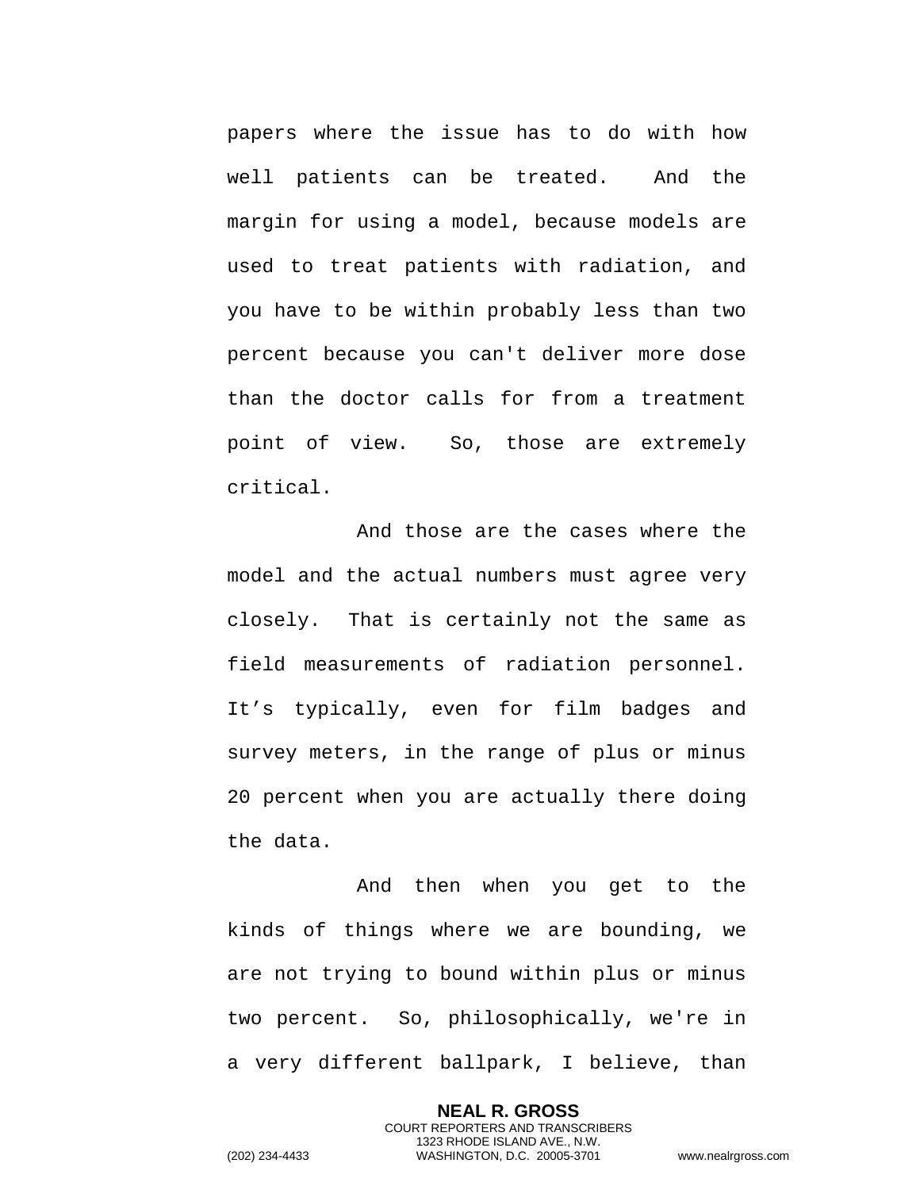papers where the issue has to do with how well patients can be treated. And the margin for using a model, because models are used to treat patients with radiation, and you have to be within probably less than two percent because you can't deliver more dose than the doctor calls for from a treatment point of view. So, those are extremely critical.

And those are the cases where the model and the actual numbers must agree very closely. That is certainly not the same as field measurements of radiation personnel. It's typically, even for film badges and survey meters, in the range of plus or minus 20 percent when you are actually there doing the data.

And then when you get to the kinds of things where we are bounding, we are not trying to bound within plus or minus two percent. So, philosophically, we're in a very different ballpark, I believe, than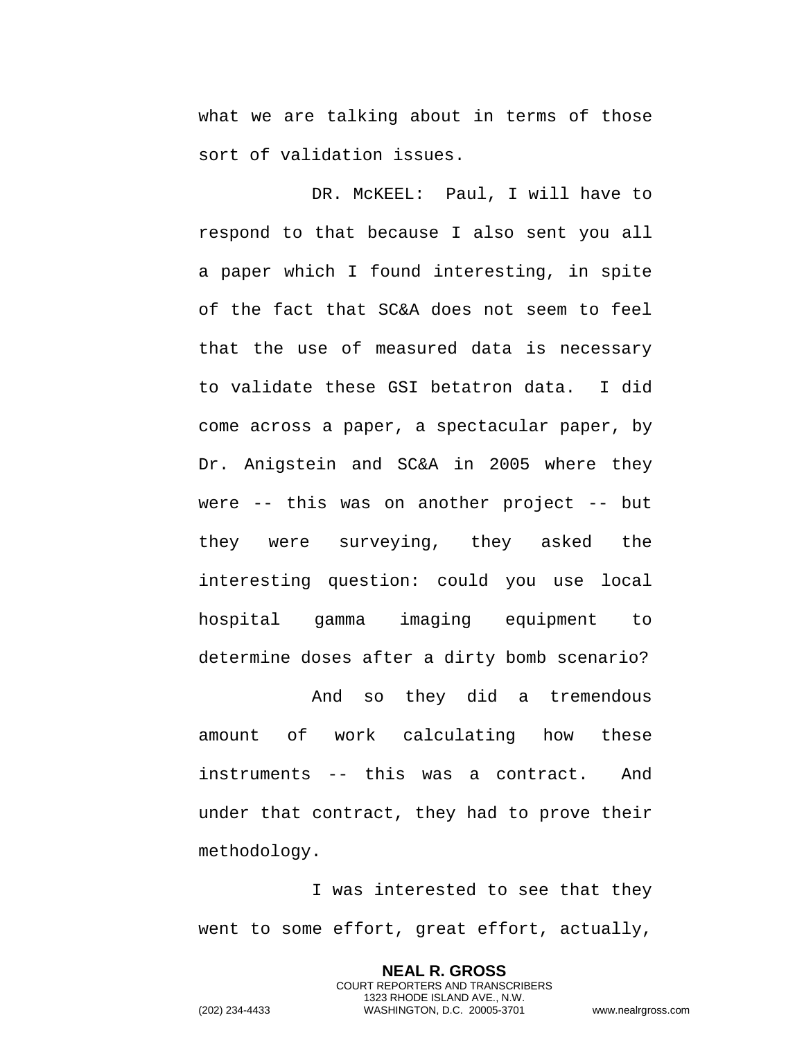what we are talking about in terms of those sort of validation issues.

DR. McKEEL: Paul, I will have to respond to that because I also sent you all a paper which I found interesting, in spite of the fact that SC&A does not seem to feel that the use of measured data is necessary to validate these GSI betatron data. I did come across a paper, a spectacular paper, by Dr. Anigstein and SC&A in 2005 where they were -- this was on another project -- but they were surveying, they asked the interesting question: could you use local hospital gamma imaging equipment to determine doses after a dirty bomb scenario?

And so they did a tremendous amount of work calculating how these instruments -- this was a contract. And under that contract, they had to prove their methodology.

I was interested to see that they went to some effort, great effort, actually,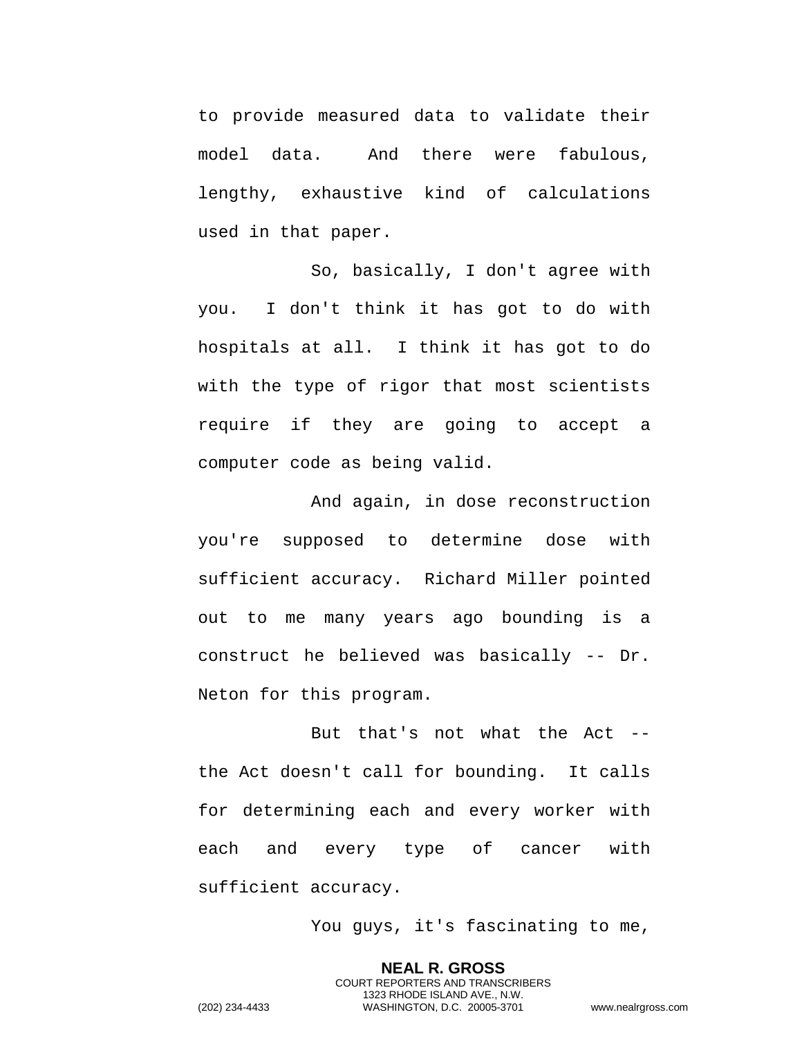to provide measured data to validate their model data. And there were fabulous, lengthy, exhaustive kind of calculations used in that paper.

So, basically, I don't agree with you. I don't think it has got to do with hospitals at all. I think it has got to do with the type of rigor that most scientists require if they are going to accept a computer code as being valid.

And again, in dose reconstruction you're supposed to determine dose with sufficient accuracy. Richard Miller pointed out to me many years ago bounding is a construct he believed was basically -- Dr. Neton for this program.

But that's not what the Act -- the Act doesn't call for bounding. It calls for determining each and every worker with each and every type of cancer with sufficient accuracy.

You guys, it's fascinating to me,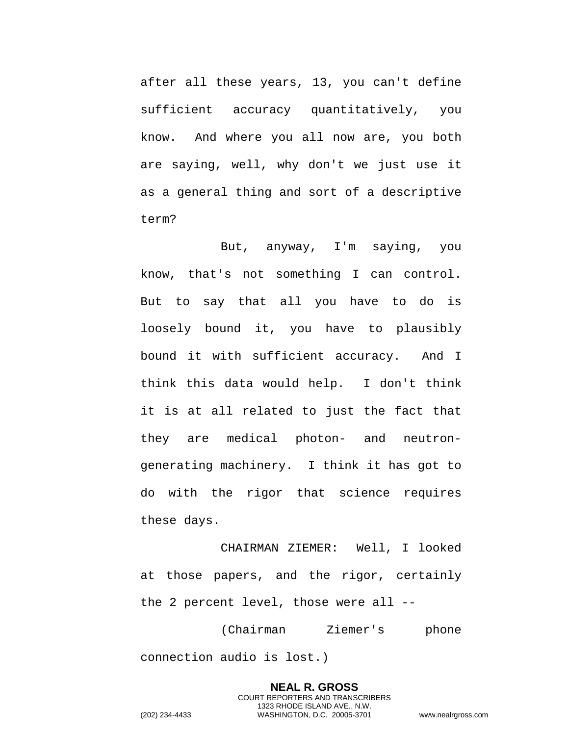after all these years, 13, you can't define sufficient accuracy quantitatively, you know. And where you all now are, you both are saying, well, why don't we just use it as a general thing and sort of a descriptive term?

But, anyway, I'm saying, you know, that's not something I can control. But to say that all you have to do is loosely bound it, you have to plausibly bound it with sufficient accuracy. And I think this data would help. I don't think it is at all related to just the fact that they are medical photon- and neutron-generating machinery. I think it has got to do with the rigor that science requires these days.

CHAIRMAN ZIEMER: Well, I looked at those papers, and the rigor, certainly the 2 percent level, those were all --

(Chairman Ziemer's phone connection audio is lost.)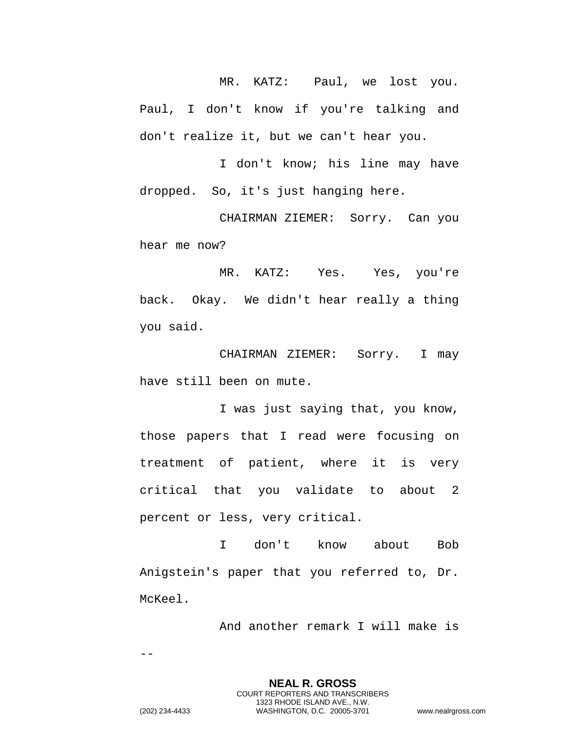MR. KATZ: Paul, we lost you. Paul, I don't know if you're talking and don't realize it, but we can't hear you.

I don't know; his line may have dropped. So, it's just hanging here.

CHAIRMAN ZIEMER: Sorry. Can you hear me now?

MR. KATZ: Yes. Yes, you're back. Okay. We didn't hear really a thing you said.

CHAIRMAN ZIEMER: Sorry. I may have still been on mute.

I was just saying that, you know, those papers that I read were focusing on treatment of patient, where it is very critical that you validate to about 2 percent or less, very critical.

I don't know about Bob Anigstein's paper that you referred to, Dr. McKeel.

And another remark I will make is --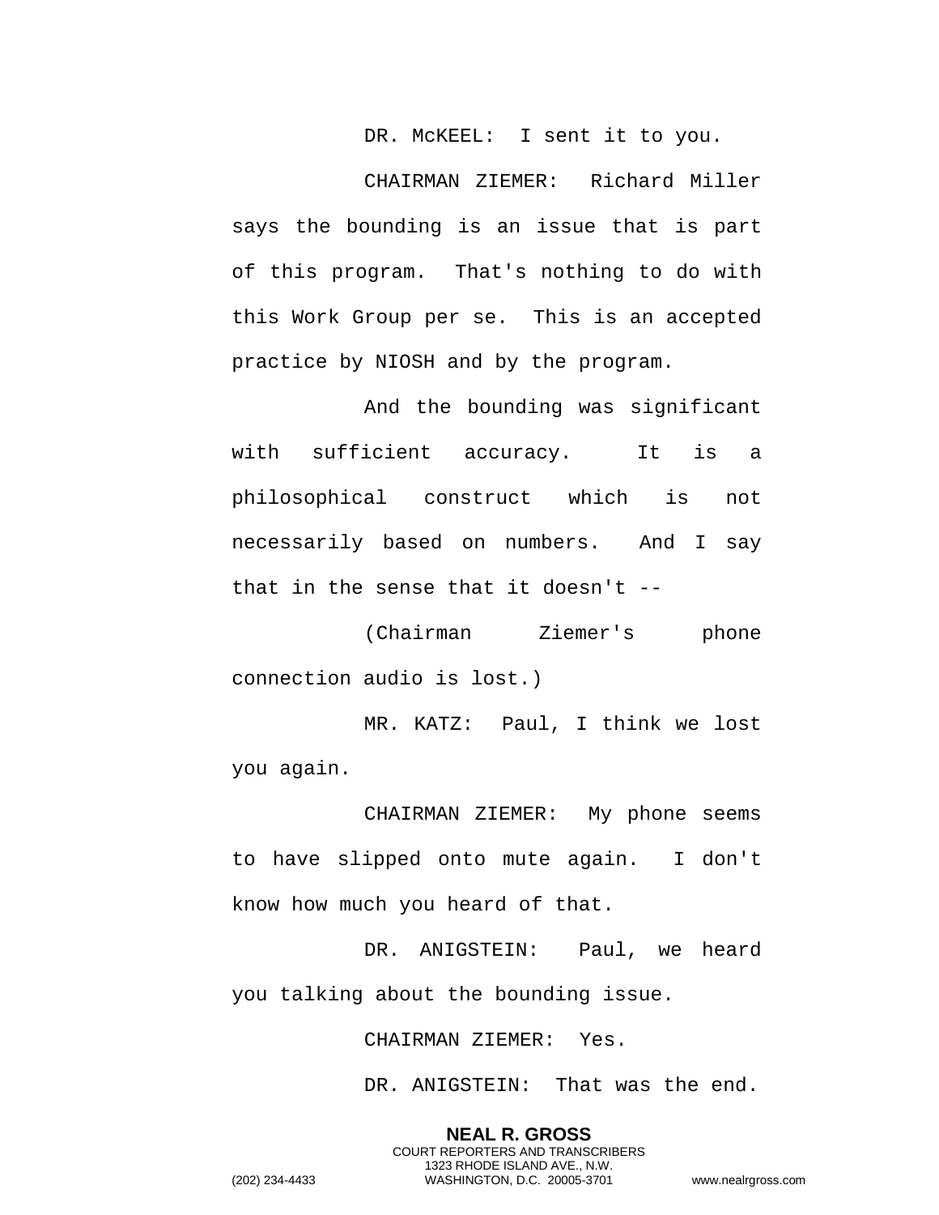DR. McKEEL: I sent it to you.

CHAIRMAN ZIEMER: Richard Miller says the bounding is an issue that is part of this program. That's nothing to do with this Work Group per se. This is an accepted practice by NIOSH and by the program.

And the bounding was significant with sufficient accuracy. It is a philosophical construct which is not necessarily based on numbers. And I say that in the sense that it doesn't --

(Chairman Ziemer's phone connection audio is lost.)

MR. KATZ: Paul, I think we lost you again.

CHAIRMAN ZIEMER: My phone seems to have slipped onto mute again. I don't know how much you heard of that.

DR. ANIGSTEIN: Paul, we heard you talking about the bounding issue.

CHAIRMAN ZIEMER: Yes.

DR. ANIGSTEIN: That was the end.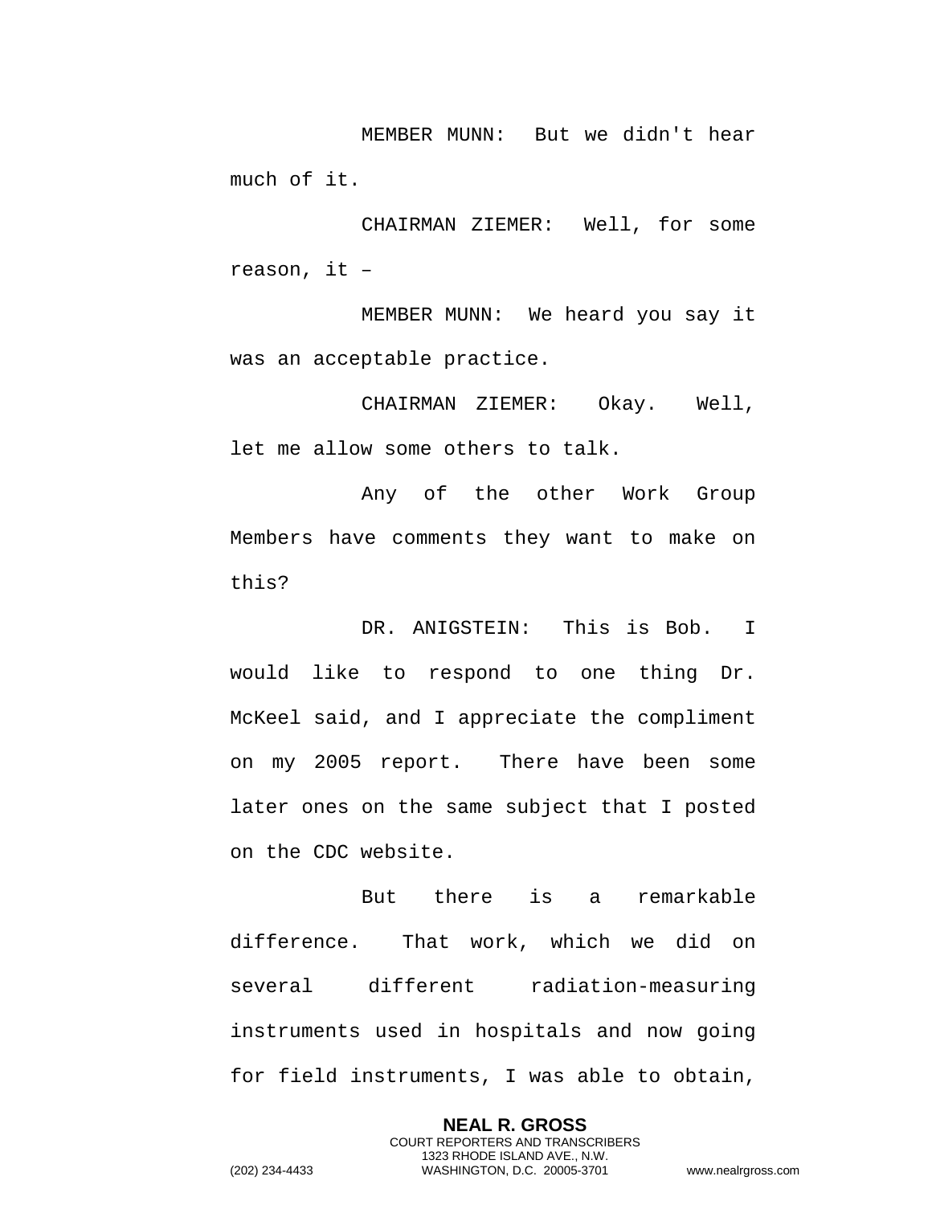MEMBER MUNN: But we didn't hear much of it.

CHAIRMAN ZIEMER: Well, for some reason, it –

MEMBER MUNN: We heard you say it was an acceptable practice.

CHAIRMAN ZIEMER: Okay. Well, let me allow some others to talk.

Any of the other Work Group Members have comments they want to make on this?

DR. ANIGSTEIN: This is Bob. I would like to respond to one thing Dr. McKeel said, and I appreciate the compliment on my 2005 report. There have been some later ones on the same subject that I posted on the CDC website.

But there is a remarkable difference. That work, which we did on several different radiation-measuring instruments used in hospitals and now going for field instruments, I was able to obtain,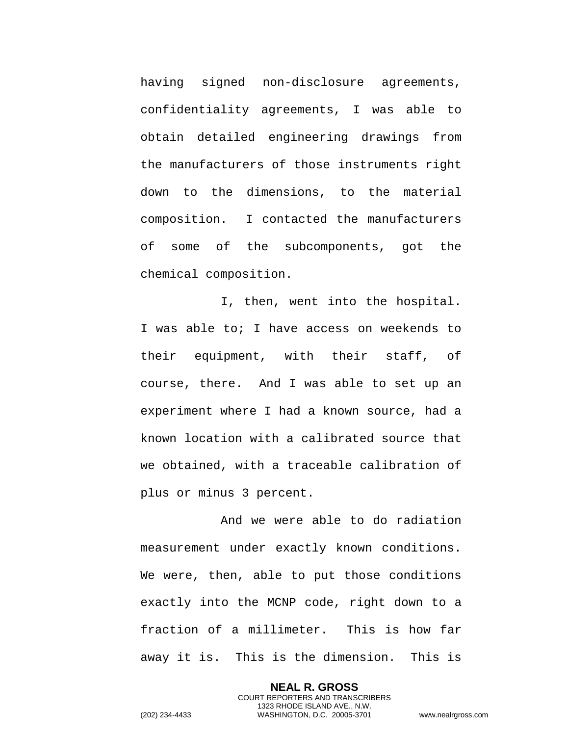having signed non-disclosure agreements, confidentiality agreements, I was able to obtain detailed engineering drawings from the manufacturers of those instruments right down to the dimensions, to the material composition. I contacted the manufacturers of some of the subcomponents, got the chemical composition.

I, then, went into the hospital. I was able to; I have access on weekends to their equipment, with their staff, of course, there. And I was able to set up an experiment where I had a known source, had a known location with a calibrated source that we obtained, with a traceable calibration of plus or minus 3 percent.

And we were able to do radiation measurement under exactly known conditions. We were, then, able to put those conditions exactly into the MCNP code, right down to a fraction of a millimeter. This is how far away it is. This is the dimension. This is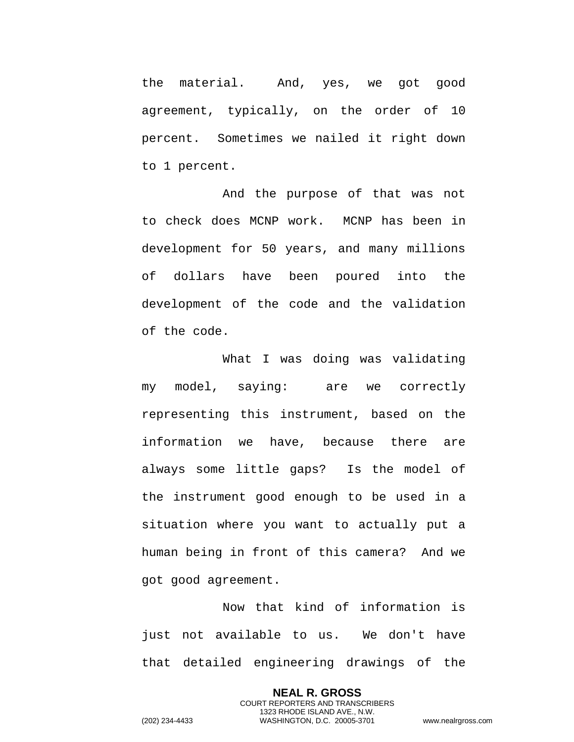the material. And, yes, we got good agreement, typically, on the order of 10 percent. Sometimes we nailed it right down to 1 percent.

And the purpose of that was not to check does MCNP work. MCNP has been in development for 50 years, and many millions of dollars have been poured into the development of the code and the validation of the code.

What I was doing was validating my model, saying: are we correctly representing this instrument, based on the information we have, because there are always some little gaps? Is the model of the instrument good enough to be used in a situation where you want to actually put a human being in front of this camera? And we got good agreement.

Now that kind of information is just not available to us. We don't have that detailed engineering drawings of the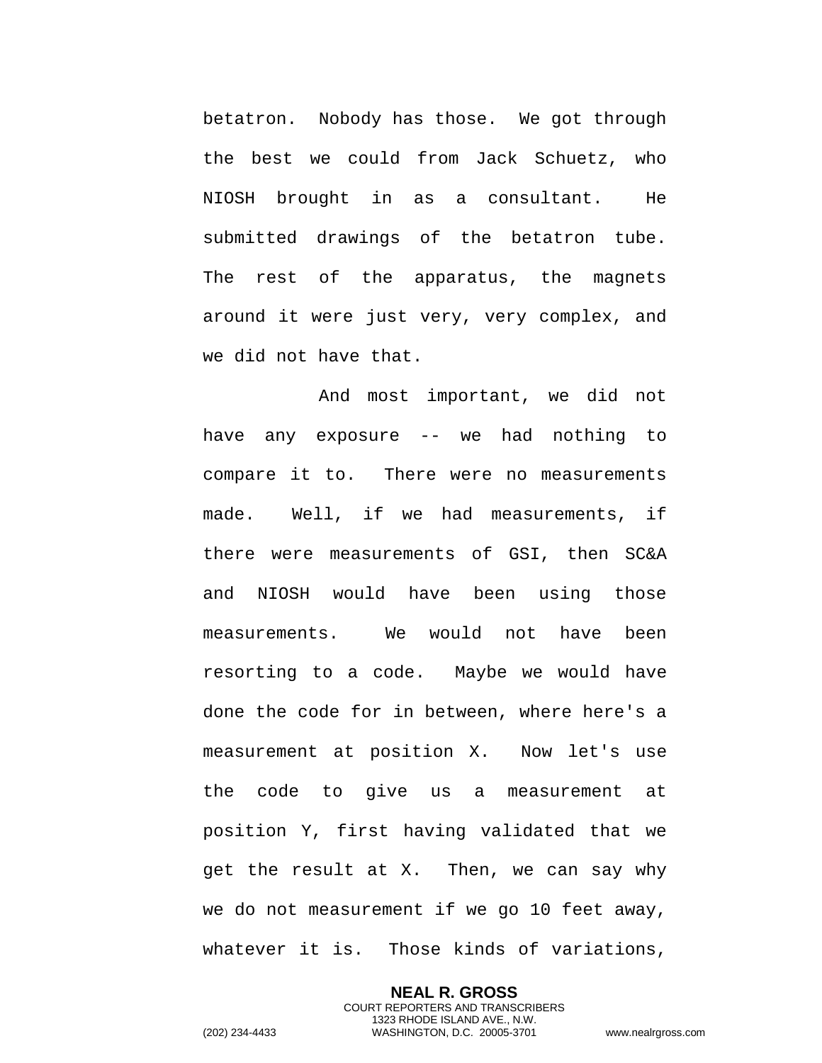betatron. Nobody has those. We got through the best we could from Jack Schuetz, who NIOSH brought in as a consultant. He submitted drawings of the betatron tube. The rest of the apparatus, the magnets around it were just very, very complex, and we did not have that.

And most important, we did not have any exposure -- we had nothing to compare it to. There were no measurements made. Well, if we had measurements, if there were measurements of GSI, then SC&A and NIOSH would have been using those measurements. We would not have been resorting to a code. Maybe we would have done the code for in between, where here's a measurement at position X. Now let's use the code to give us a measurement at position Y, first having validated that we get the result at X. Then, we can say why we do not measurement if we go 10 feet away, whatever it is. Those kinds of variations,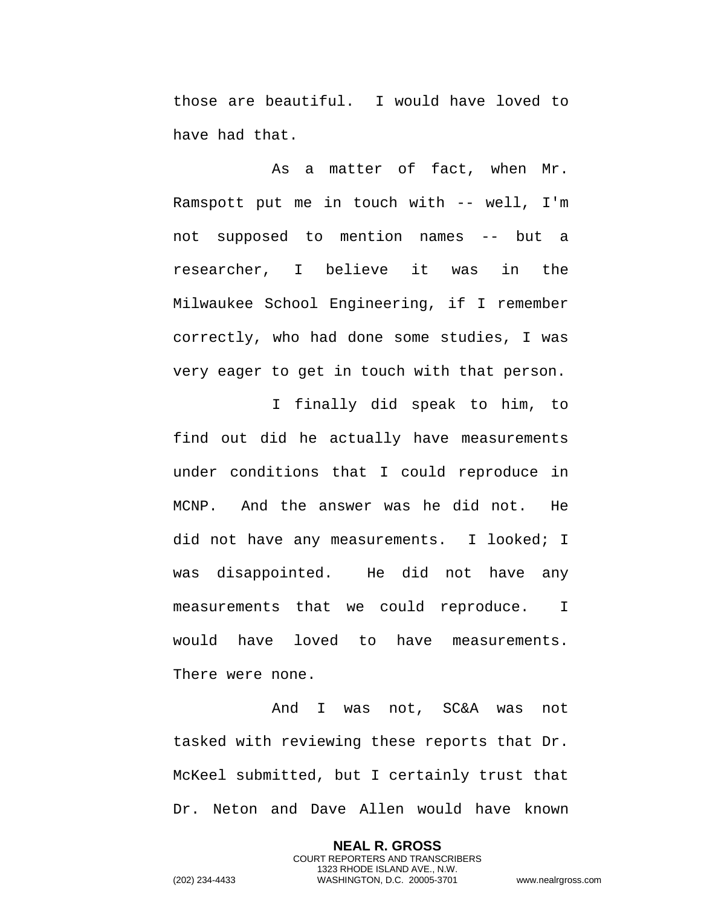those are beautiful. I would have loved to have had that.

As a matter of fact, when Mr. Ramspott put me in touch with -- well, I'm not supposed to mention names -- but a researcher, I believe it was in the Milwaukee School Engineering, if I remember correctly, who had done some studies, I was very eager to get in touch with that person.

I finally did speak to him, to find out did he actually have measurements under conditions that I could reproduce in MCNP. And the answer was he did not. He did not have any measurements. I looked; I was disappointed. He did not have any measurements that we could reproduce. I would have loved to have measurements. There were none.

And I was not, SC&A was not tasked with reviewing these reports that Dr. McKeel submitted, but I certainly trust that Dr. Neton and Dave Allen would have known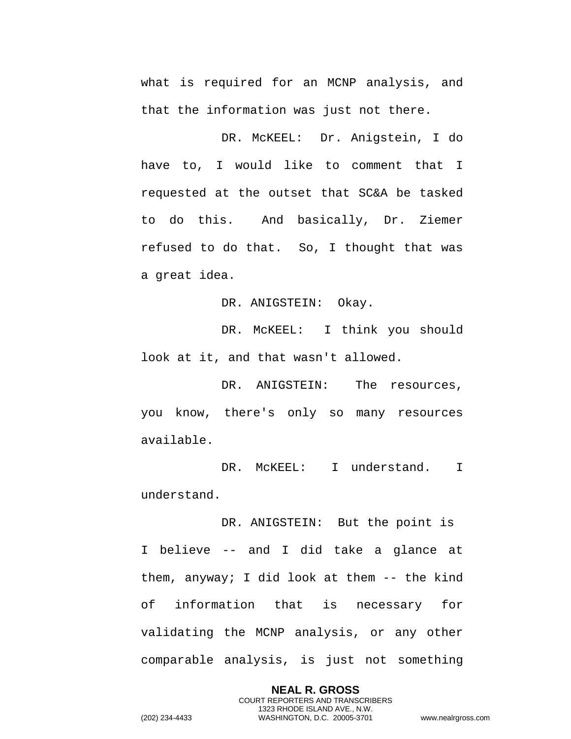what is required for an MCNP analysis, and that the information was just not there.

DR. McKEEL: Dr. Anigstein, I do have to, I would like to comment that I requested at the outset that SC&A be tasked to do this. And basically, Dr. Ziemer refused to do that. So, I thought that was a great idea.

DR. ANIGSTEIN: Okay.

DR. McKEEL: I think you should look at it, and that wasn't allowed.

DR. ANIGSTEIN: The resources, you know, there's only so many resources available.

DR. McKEEL: I understand. I understand.

DR. ANIGSTEIN: But the point is I believe -- and I did take a glance at them, anyway; I did look at them -- the kind of information that is necessary for validating the MCNP analysis, or any other comparable analysis, is just not something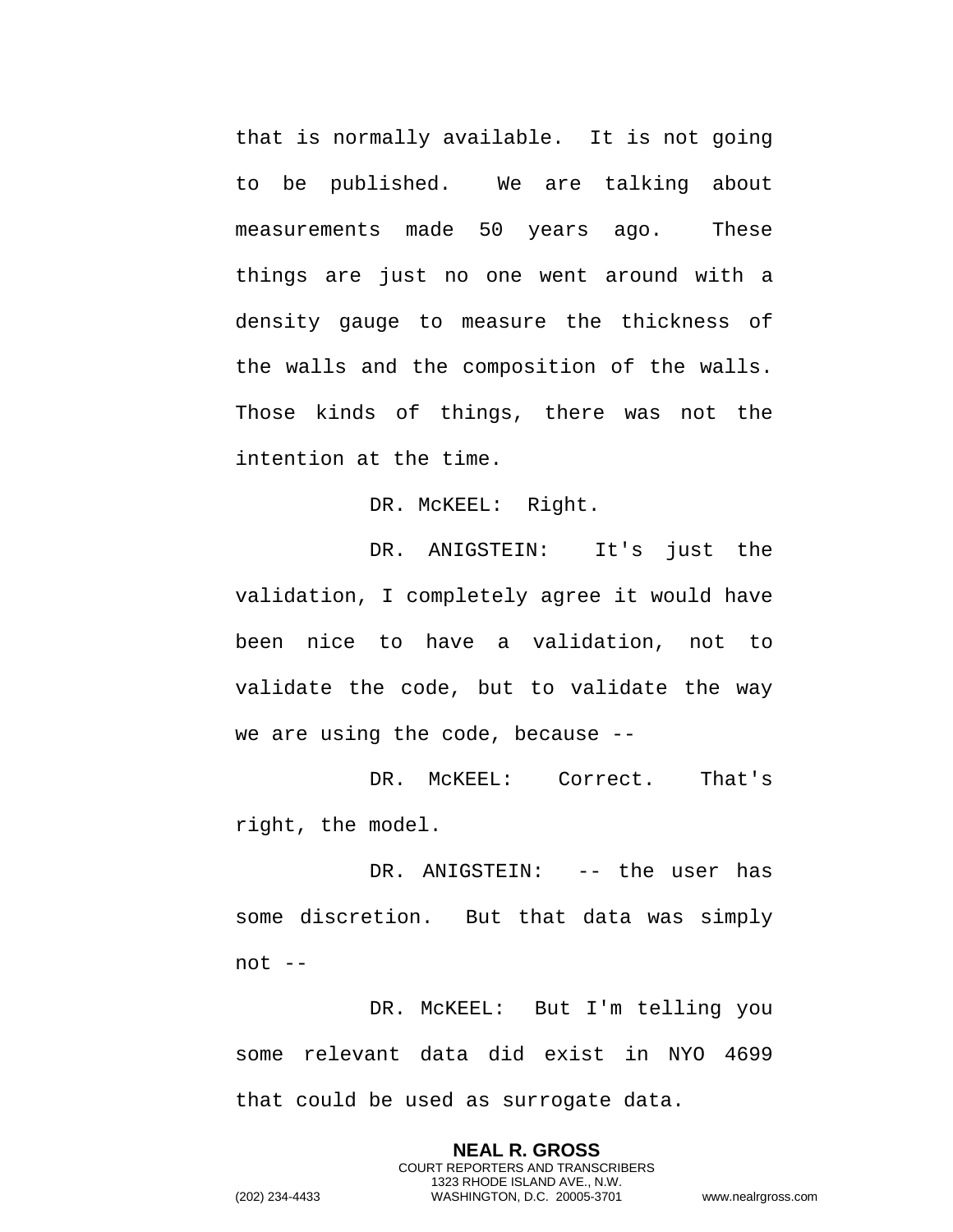that is normally available. It is not going to be published. We are talking about measurements made 50 years ago. These things are just no one went around with a density gauge to measure the thickness of the walls and the composition of the walls. Those kinds of things, there was not the intention at the time.

DR. McKEEL: Right.

DR. ANIGSTEIN: It's just the validation, I completely agree it would have been nice to have a validation, not to validate the code, but to validate the way we are using the code, because --

DR. McKEEL: Correct. That's right, the model.

DR. ANIGSTEIN: -- the user has some discretion. But that data was simply not --

DR. McKEEL: But I'm telling you some relevant data did exist in NYO 4699 that could be used as surrogate data.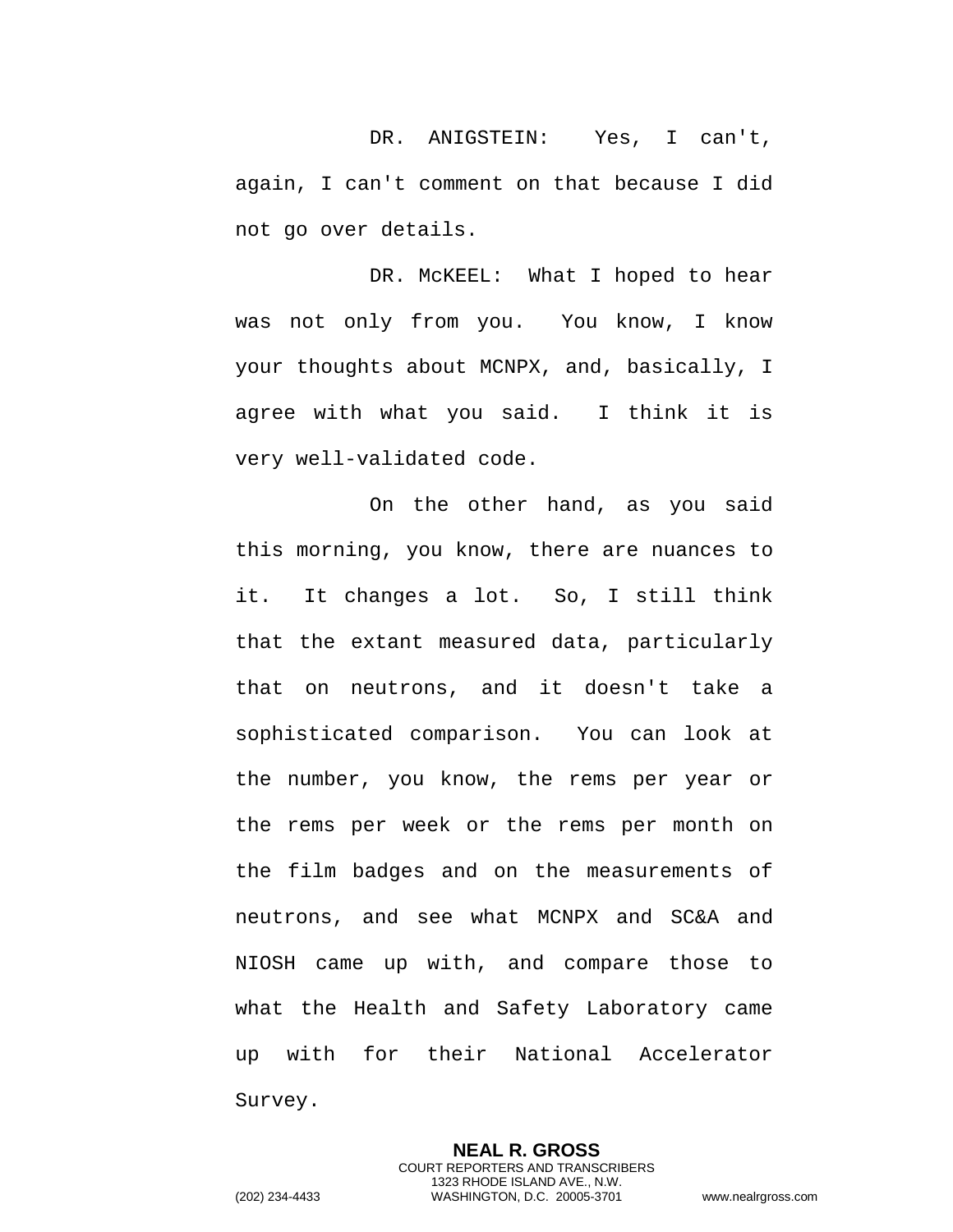DR. ANIGSTEIN: Yes, I can't, again, I can't comment on that because I did not go over details.

DR. McKEEL: What I hoped to hear was not only from you. You know, I know your thoughts about MCNPX, and, basically, I agree with what you said. I think it is very well-validated code.

On the other hand, as you said this morning, you know, there are nuances to it. It changes a lot. So, I still think that the extant measured data, particularly that on neutrons, and it doesn't take a sophisticated comparison. You can look at the number, you know, the rems per year or the rems per week or the rems per month on the film badges and on the measurements of neutrons, and see what MCNPX and SC&A and NIOSH came up with, and compare those to what the Health and Safety Laboratory came up with for their National Accelerator Survey.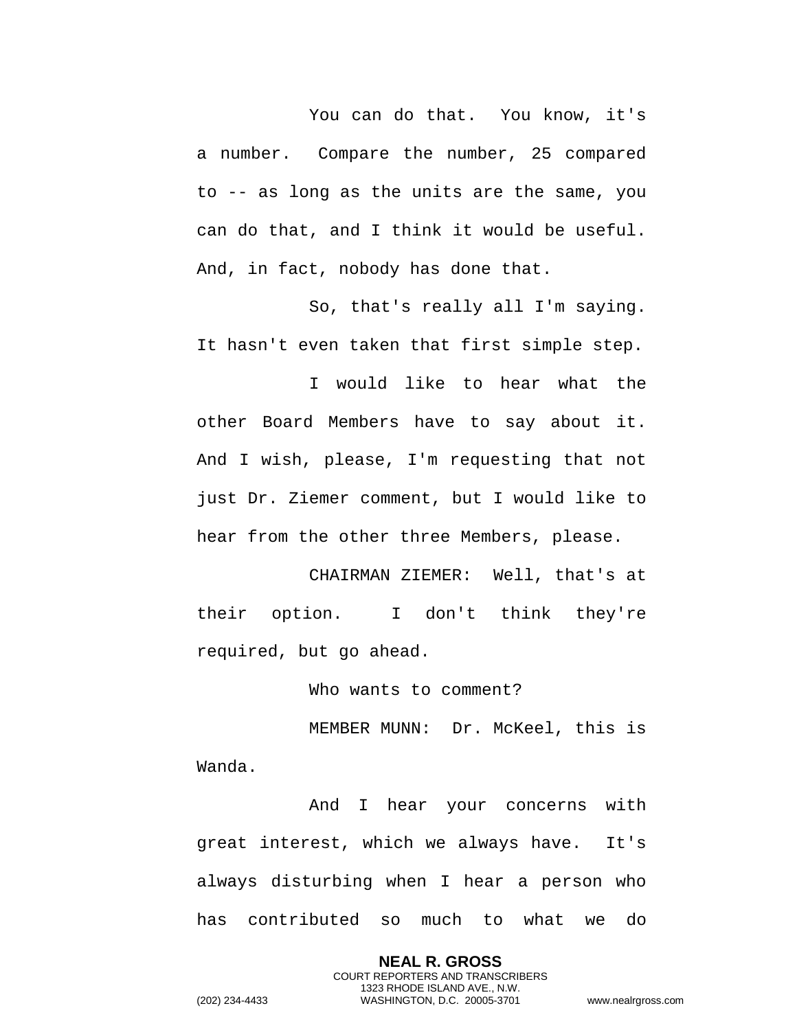You can do that. You know, it's a number. Compare the number, 25 compared to -- as long as the units are the same, you can do that, and I think it would be useful. And, in fact, nobody has done that.

So, that's really all I'm saying. It hasn't even taken that first simple step.

I would like to hear what the other Board Members have to say about it. And I wish, please, I'm requesting that not just Dr. Ziemer comment, but I would like to hear from the other three Members, please.

CHAIRMAN ZIEMER: Well, that's at their option. I don't think they're required, but go ahead.

Who wants to comment?

MEMBER MUNN: Dr. McKeel, this is Wanda.

And I hear your concerns with great interest, which we always have. It's always disturbing when I hear a person who has contributed so much to what we do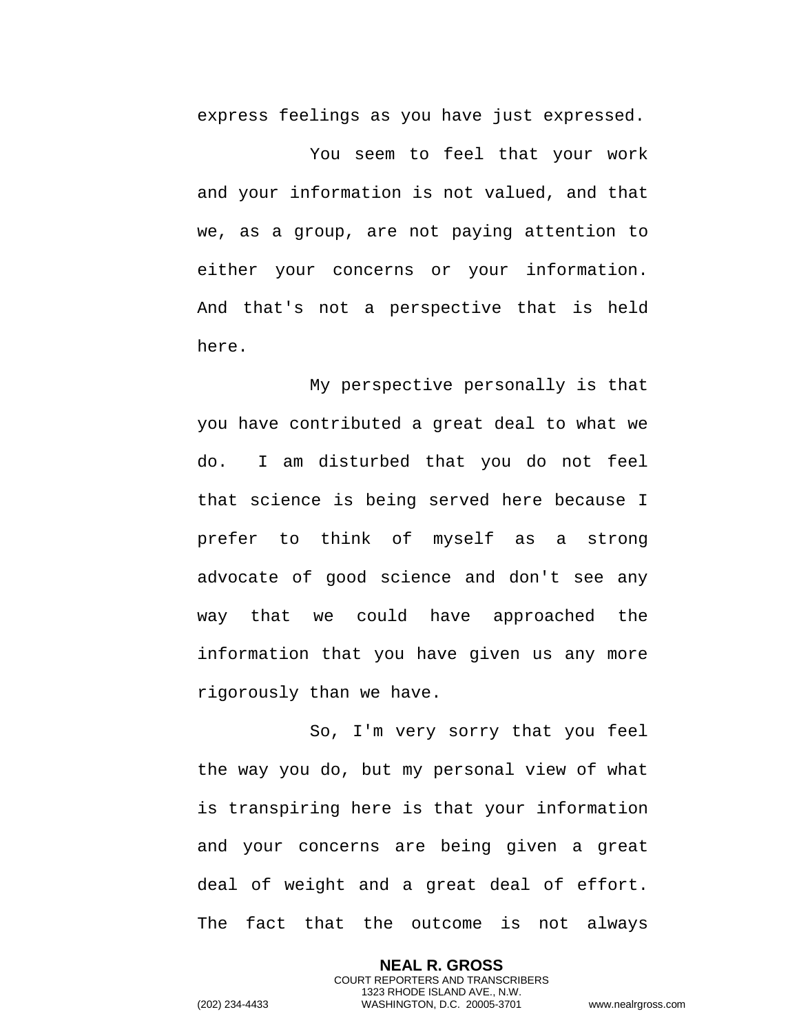express feelings as you have just expressed.

You seem to feel that your work and your information is not valued, and that we, as a group, are not paying attention to either your concerns or your information. And that's not a perspective that is held here.

My perspective personally is that you have contributed a great deal to what we do. I am disturbed that you do not feel that science is being served here because I prefer to think of myself as a strong advocate of good science and don't see any way that we could have approached the information that you have given us any more rigorously than we have.

So, I'm very sorry that you feel the way you do, but my personal view of what is transpiring here is that your information and your concerns are being given a great deal of weight and a great deal of effort. The fact that the outcome is not always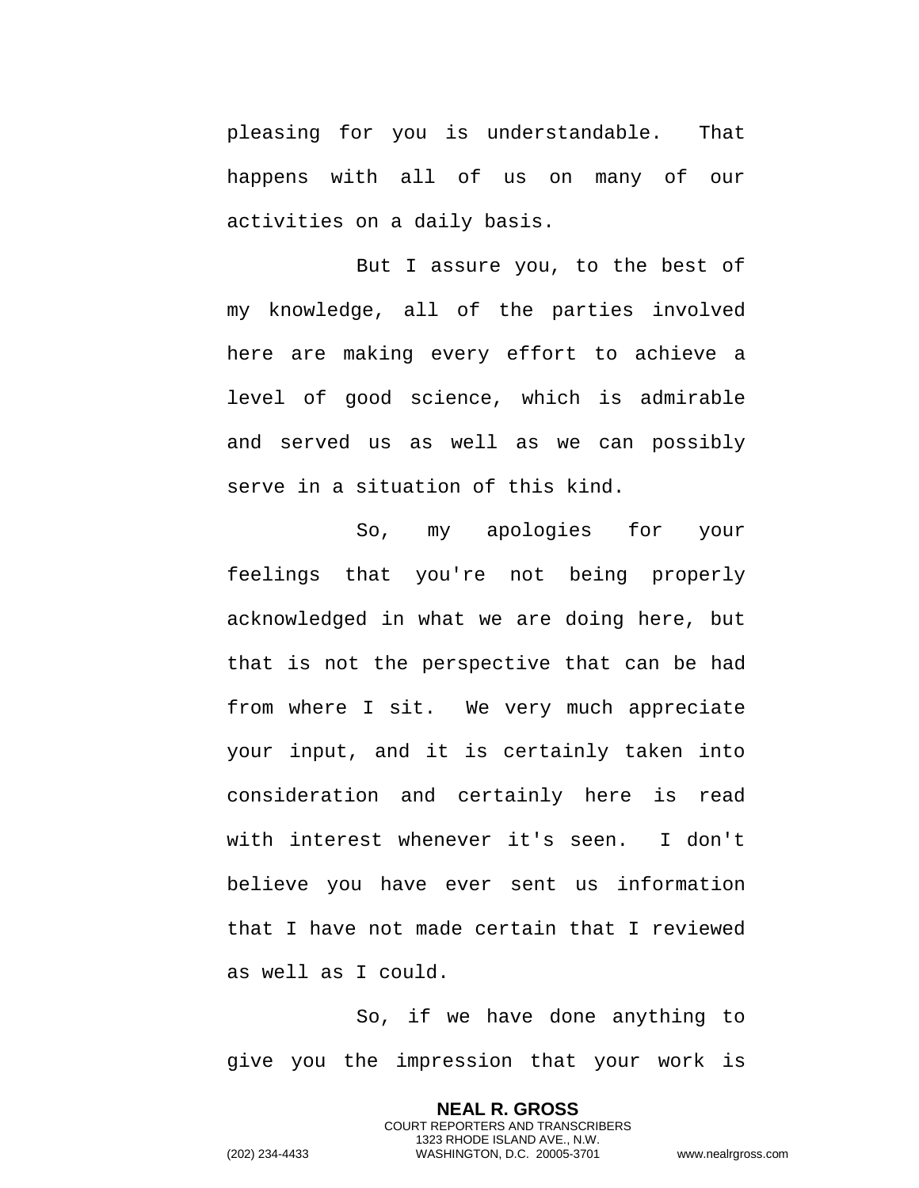pleasing for you is understandable. That happens with all of us on many of our activities on a daily basis.

But I assure you, to the best of my knowledge, all of the parties involved here are making every effort to achieve a level of good science, which is admirable and served us as well as we can possibly serve in a situation of this kind.

So, my apologies for your feelings that you're not being properly acknowledged in what we are doing here, but that is not the perspective that can be had from where I sit. We very much appreciate your input, and it is certainly taken into consideration and certainly here is read with interest whenever it's seen. I don't believe you have ever sent us information that I have not made certain that I reviewed as well as I could.

So, if we have done anything to give you the impression that your work is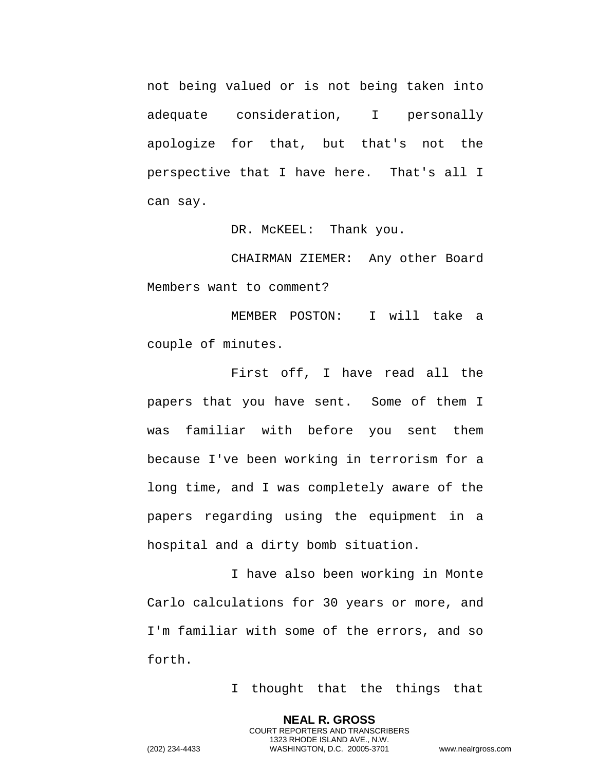not being valued or is not being taken into adequate consideration, I personally apologize for that, but that's not the perspective that I have here. That's all I can say.

DR. McKEEL: Thank you.

CHAIRMAN ZIEMER: Any other Board Members want to comment?

MEMBER POSTON: I will take a couple of minutes.

First off, I have read all the papers that you have sent. Some of them I was familiar with before you sent them because I've been working in terrorism for a long time, and I was completely aware of the papers regarding using the equipment in a hospital and a dirty bomb situation.

I have also been working in Monte Carlo calculations for 30 years or more, and I'm familiar with some of the errors, and so forth.

I thought that the things that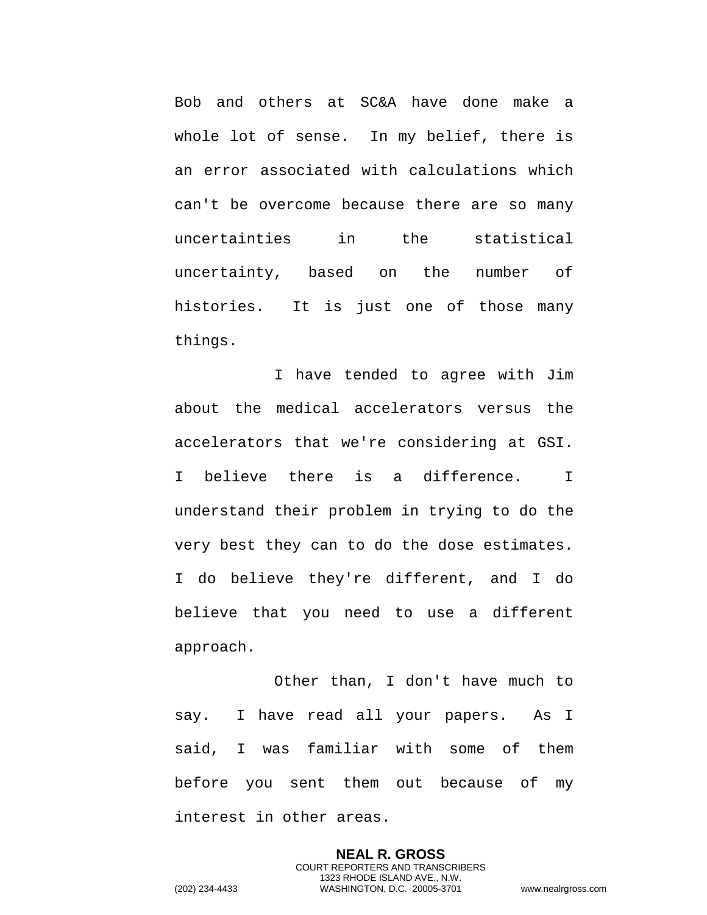Bob and others at SC&A have done make a whole lot of sense. In my belief, there is an error associated with calculations which can't be overcome because there are so many uncertainties in the statistical uncertainty, based on the number of histories. It is just one of those many things.

I have tended to agree with Jim about the medical accelerators versus the accelerators that we're considering at GSI. I believe there is a difference. I understand their problem in trying to do the very best they can to do the dose estimates. I do believe they're different, and I do believe that you need to use a different approach.

Other than, I don't have much to say. I have read all your papers. As I said, I was familiar with some of them before you sent them out because of my interest in other areas.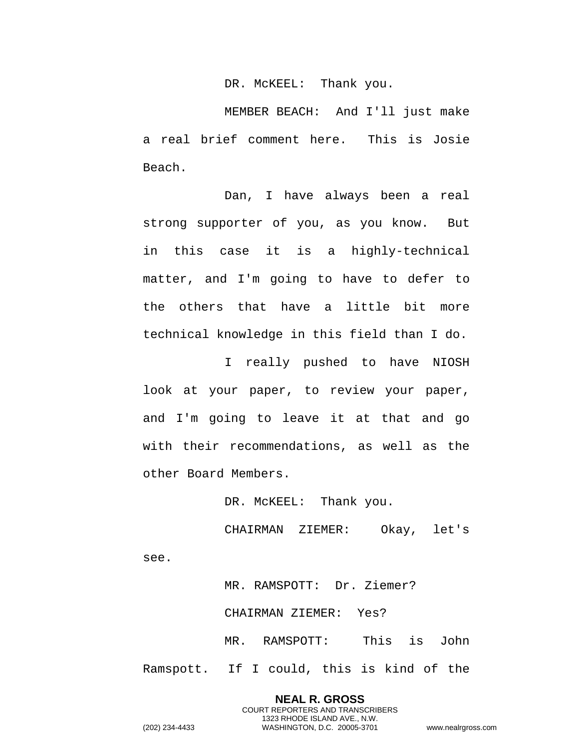DR. McKEEL: Thank you.

MEMBER BEACH: And I'll just make a real brief comment here. This is Josie Beach.

Dan, I have always been a real strong supporter of you, as you know. But in this case it is a highly-technical matter, and I'm going to have to defer to the others that have a little bit more technical knowledge in this field than I do.

I really pushed to have NIOSH look at your paper, to review your paper, and I'm going to leave it at that and go with their recommendations, as well as the other Board Members.

DR. McKEEL: Thank you.

CHAIRMAN ZIEMER: Okay, let's see.

MR. RAMSPOTT: Dr. Ziemer?

CHAIRMAN ZIEMER: Yes?

MR. RAMSPOTT: This is John Ramspott. If I could, this is kind of the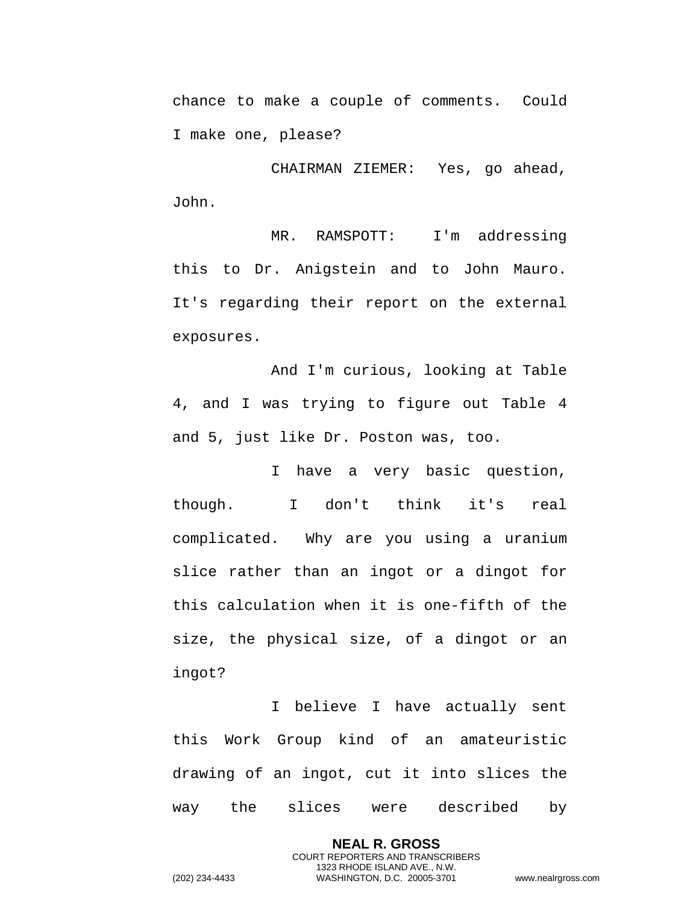chance to make a couple of comments. Could I make one, please?

CHAIRMAN ZIEMER: Yes, go ahead, John.

MR. RAMSPOTT: I'm addressing this to Dr. Anigstein and to John Mauro. It's regarding their report on the external exposures.

And I'm curious, looking at Table 4, and I was trying to figure out Table 4 and 5, just like Dr. Poston was, too.

I have a very basic question, though. I don't think it's real complicated. Why are you using a uranium slice rather than an ingot or a dingot for this calculation when it is one-fifth of the size, the physical size, of a dingot or an ingot?

I believe I have actually sent this Work Group kind of an amateuristic drawing of an ingot, cut it into slices the way the slices were described by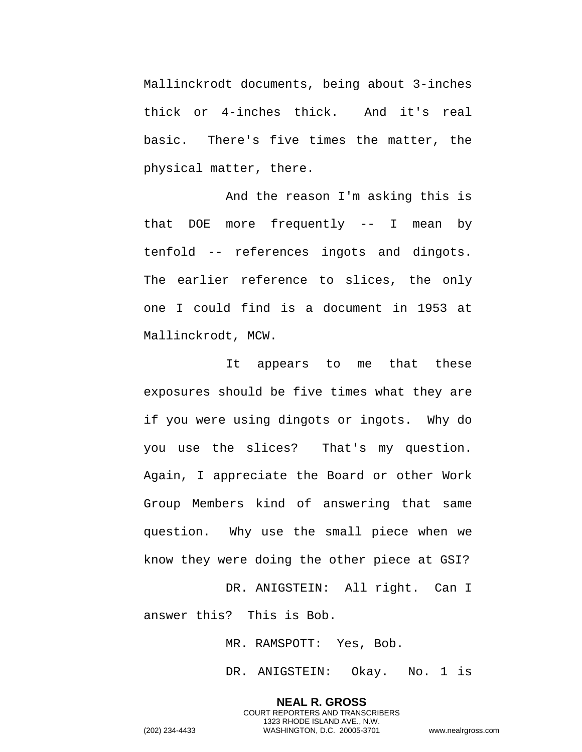Mallinckrodt documents, being about 3-inches thick or 4-inches thick. And it's real basic. There's five times the matter, the physical matter, there.

And the reason I'm asking this is that DOE more frequently -- I mean by tenfold -- references ingots and dingots. The earlier reference to slices, the only one I could find is a document in 1953 at Mallinckrodt, MCW.

It appears to me that these exposures should be five times what they are if you were using dingots or ingots. Why do you use the slices? That's my question. Again, I appreciate the Board or other Work Group Members kind of answering that same question. Why use the small piece when we know they were doing the other piece at GSI?

DR. ANIGSTEIN: All right. Can I answer this? This is Bob.

MR. RAMSPOTT: Yes, Bob.

DR. ANIGSTEIN: Okay. No. 1 is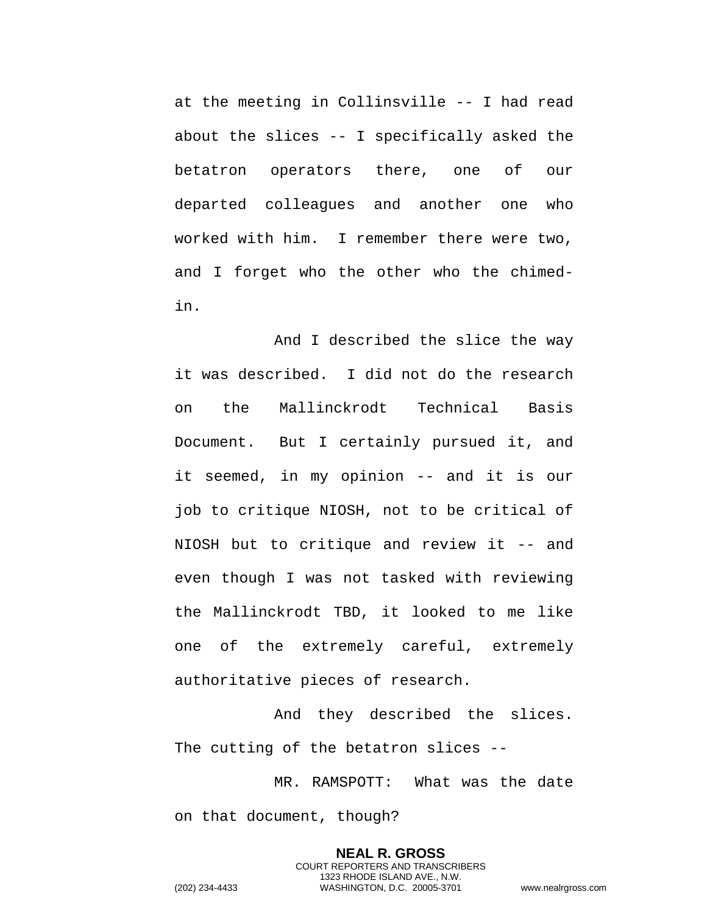at the meeting in Collinsville -- I had read about the slices -- I specifically asked the betatron operators there, one of our departed colleagues and another one who worked with him. I remember there were two, and I forget who the other who the chimed-in.

And I described the slice the way it was described. I did not do the research on the Mallinckrodt Technical Basis Document. But I certainly pursued it, and it seemed, in my opinion -- and it is our job to critique NIOSH, not to be critical of NIOSH but to critique and review it -- and even though I was not tasked with reviewing the Mallinckrodt TBD, it looked to me like one of the extremely careful, extremely authoritative pieces of research.

And they described the slices. The cutting of the betatron slices --

MR. RAMSPOTT: What was the date on that document, though?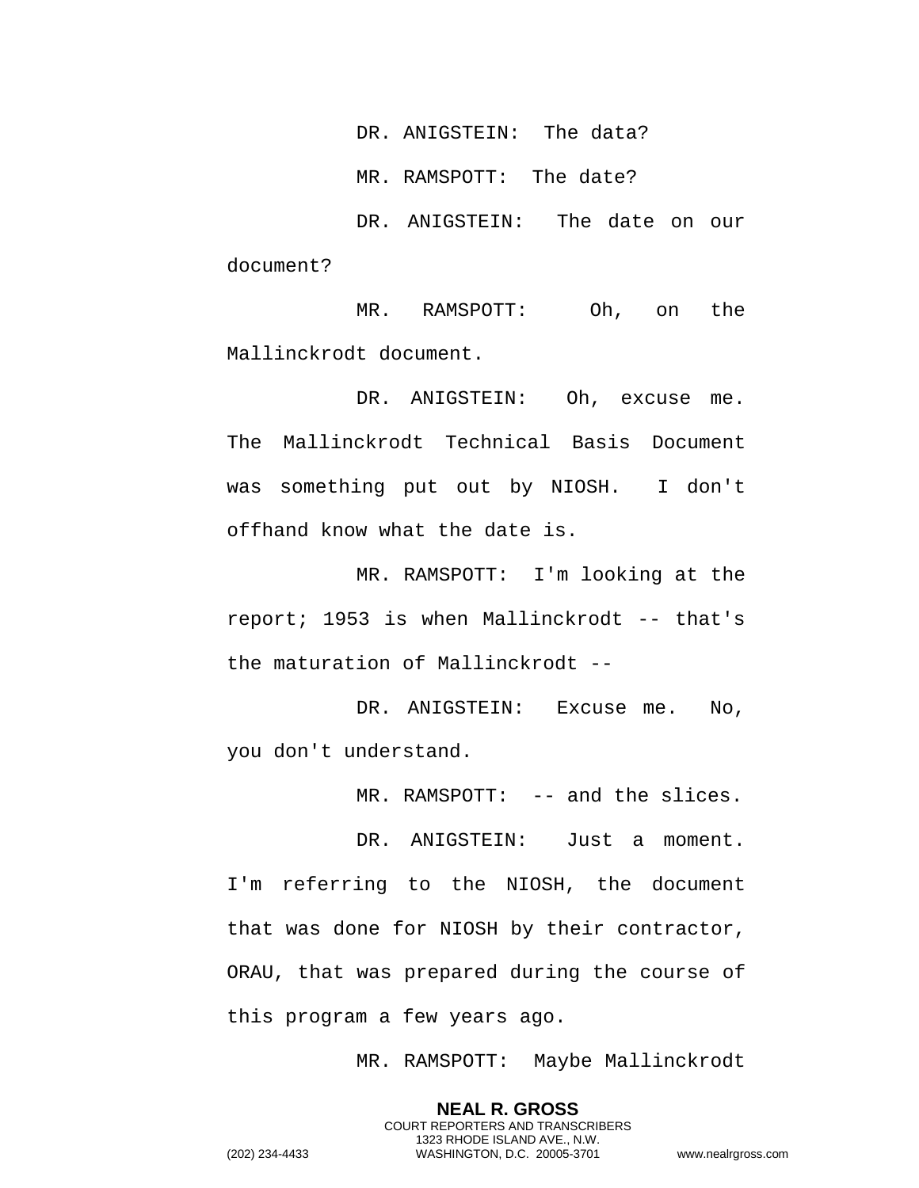DR. ANIGSTEIN: The data?

MR. RAMSPOTT: The date?

DR. ANIGSTEIN: The date on our document?

MR. RAMSPOTT: Oh, on the Mallinckrodt document.

DR. ANIGSTEIN: Oh, excuse me. The Mallinckrodt Technical Basis Document was something put out by NIOSH. I don't offhand know what the date is.

MR. RAMSPOTT: I'm looking at the report; 1953 is when Mallinckrodt -- that's the maturation of Mallinckrodt --

DR. ANIGSTEIN: Excuse me. No, you don't understand.

MR. RAMSPOTT: -- and the slices.

DR. ANIGSTEIN: Just a moment. I'm referring to the NIOSH, the document that was done for NIOSH by their contractor, ORAU, that was prepared during the course of this program a few years ago.

MR. RAMSPOTT: Maybe Mallinckrodt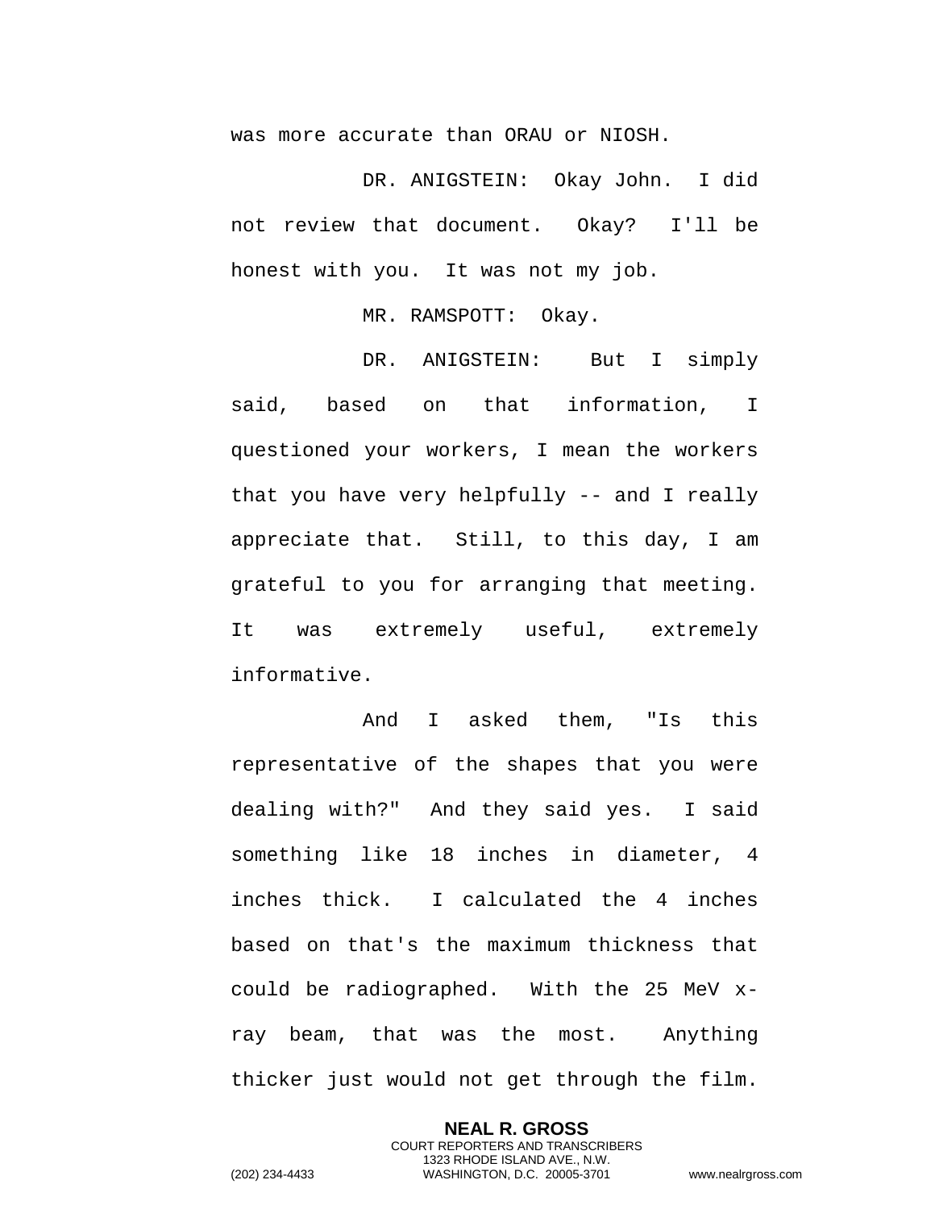was more accurate than ORAU or NIOSH.

DR. ANIGSTEIN: Okay John. I did not review that document. Okay? I'll be honest with you. It was not my job.

MR. RAMSPOTT: Okay.

DR. ANIGSTEIN: But I simply said, based on that information, I questioned your workers, I mean the workers that you have very helpfully -- and I really appreciate that. Still, to this day, I am grateful to you for arranging that meeting. It was extremely useful, extremely informative.

And I asked them, "Is this representative of the shapes that you were dealing with?" And they said yes. I said something like 18 inches in diameter, 4 inches thick. I calculated the 4 inches based on that's the maximum thickness that could be radiographed. With the 25 MeV x-ray beam, that was the most. Anything thicker just would not get through the film.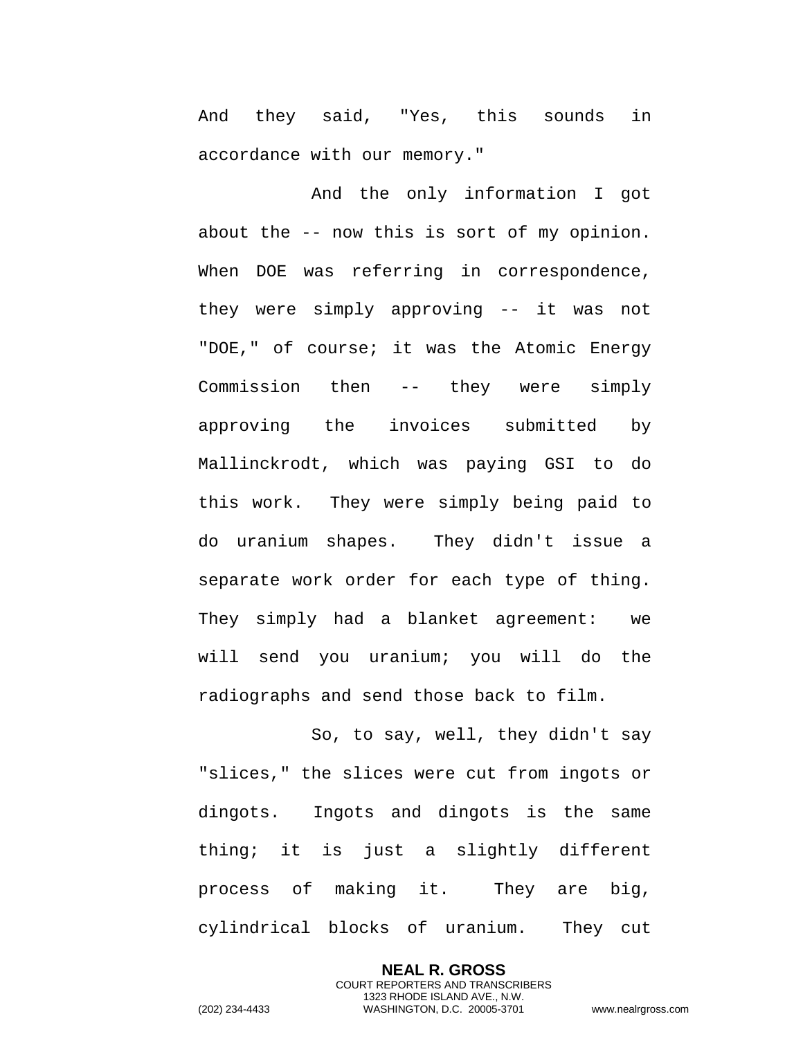And they said, "Yes, this sounds in accordance with our memory."

And the only information I got about the -- now this is sort of my opinion. When DOE was referring in correspondence, they were simply approving -- it was not "DOE," of course; it was the Atomic Energy Commission then -- they were simply approving the invoices submitted by Mallinckrodt, which was paying GSI to do this work. They were simply being paid to do uranium shapes. They didn't issue a separate work order for each type of thing. They simply had a blanket agreement: we will send you uranium; you will do the radiographs and send those back to film.

So, to say, well, they didn't say "slices," the slices were cut from ingots or dingots. Ingots and dingots is the same thing; it is just a slightly different process of making it. They are big, cylindrical blocks of uranium. They cut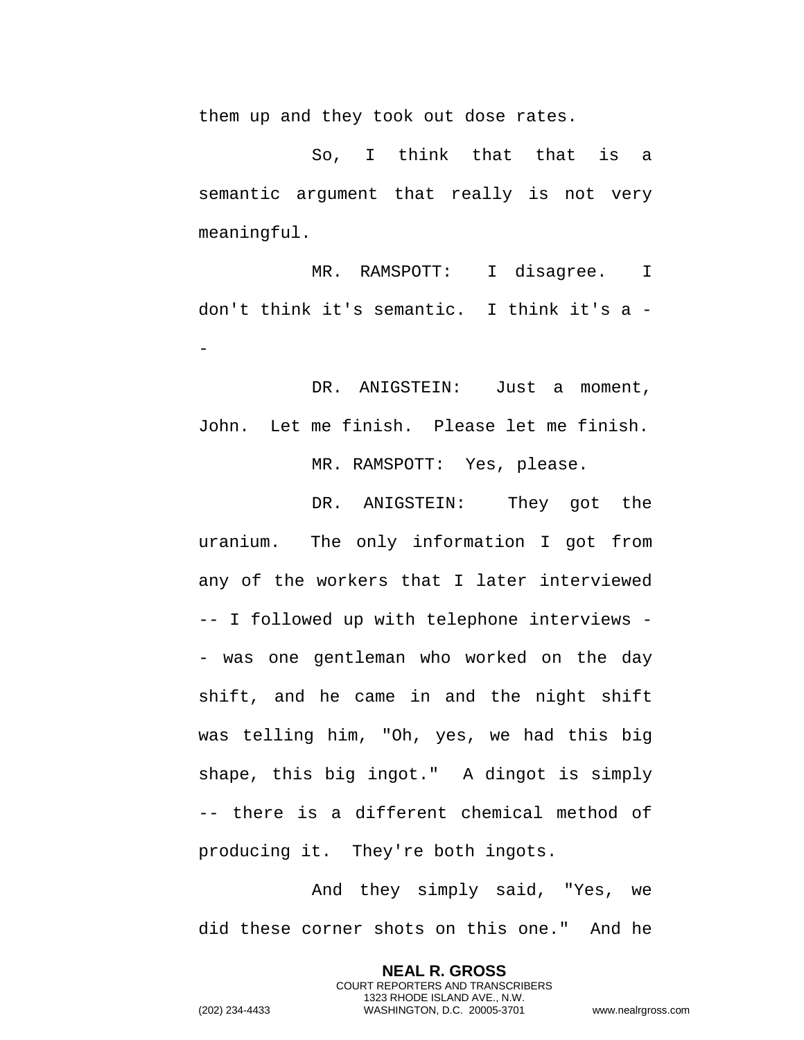them up and they took out dose rates.

So, I think that that is a semantic argument that really is not very meaningful.

MR. RAMSPOTT: I disagree. I don't think it's semantic. I think it's a --

DR. ANIGSTEIN: Just a moment, John. Let me finish. Please let me finish.

MR. RAMSPOTT: Yes, please.

DR. ANIGSTEIN: They got the uranium. The only information I got from any of the workers that I later interviewed -- I followed up with telephone interviews -- was one gentleman who worked on the day shift, and he came in and the night shift was telling him, "Oh, yes, we had this big shape, this big ingot." A dingot is simply -- there is a different chemical method of producing it. They're both ingots.

And they simply said, "Yes, we did these corner shots on this one." And he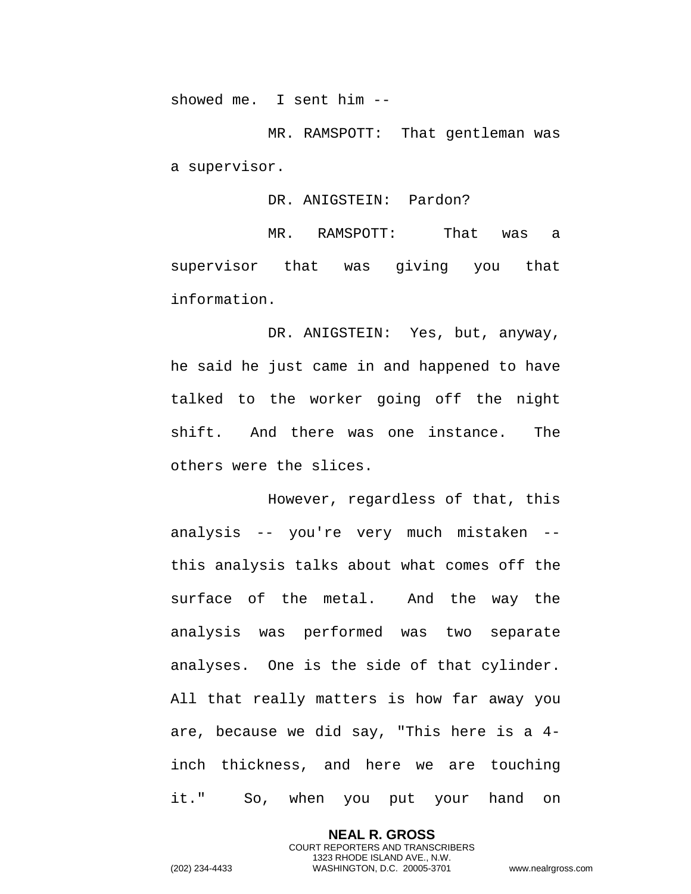showed me. I sent him --

MR. RAMSPOTT: That gentleman was a supervisor.

DR. ANIGSTEIN: Pardon?

MR. RAMSPOTT: That was a supervisor that was giving you that information.

DR. ANIGSTEIN: Yes, but, anyway, he said he just came in and happened to have talked to the worker going off the night shift. And there was one instance. The others were the slices.

However, regardless of that, this analysis -- you're very much mistaken -- this analysis talks about what comes off the surface of the metal. And the way the analysis was performed was two separate analyses. One is the side of that cylinder. All that really matters is how far away you are, because we did say, "This here is a 4-inch thickness, and here we are touching it." So, when you put your hand on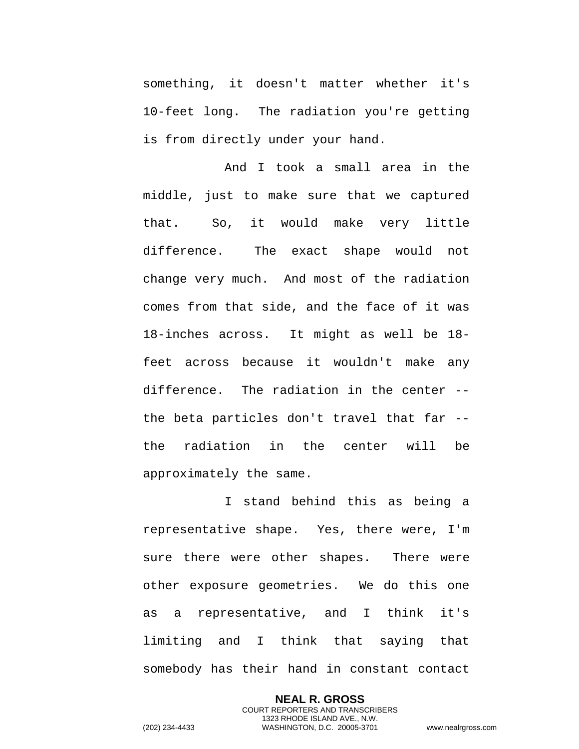something, it doesn't matter whether it's 10-feet long. The radiation you're getting is from directly under your hand.

And I took a small area in the middle, just to make sure that we captured that. So, it would make very little difference. The exact shape would not change very much. And most of the radiation comes from that side, and the face of it was 18-inches across. It might as well be 18-feet across because it wouldn't make any difference. The radiation in the center -- the beta particles don't travel that far -- the radiation in the center will be approximately the same.

I stand behind this as being a representative shape. Yes, there were, I'm sure there were other shapes. There were other exposure geometries. We do this one as a representative, and I think it's limiting and I think that saying that somebody has their hand in constant contact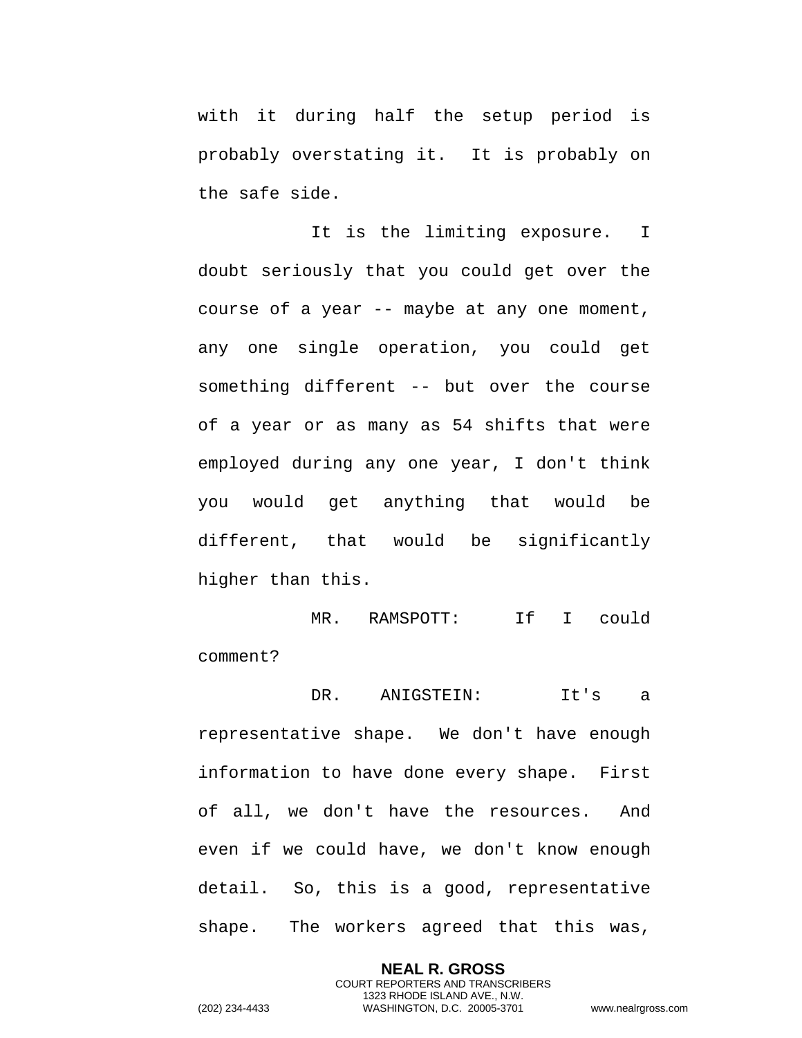with it during half the setup period is probably overstating it. It is probably on the safe side.

It is the limiting exposure. I doubt seriously that you could get over the course of a year -- maybe at any one moment, any one single operation, you could get something different -- but over the course of a year or as many as 54 shifts that were employed during any one year, I don't think you would get anything that would be different, that would be significantly higher than this.

MR. RAMSPOTT: If I could comment?

DR. ANIGSTEIN: It's a representative shape. We don't have enough information to have done every shape. First of all, we don't have the resources. And even if we could have, we don't know enough detail. So, this is a good, representative shape. The workers agreed that this was,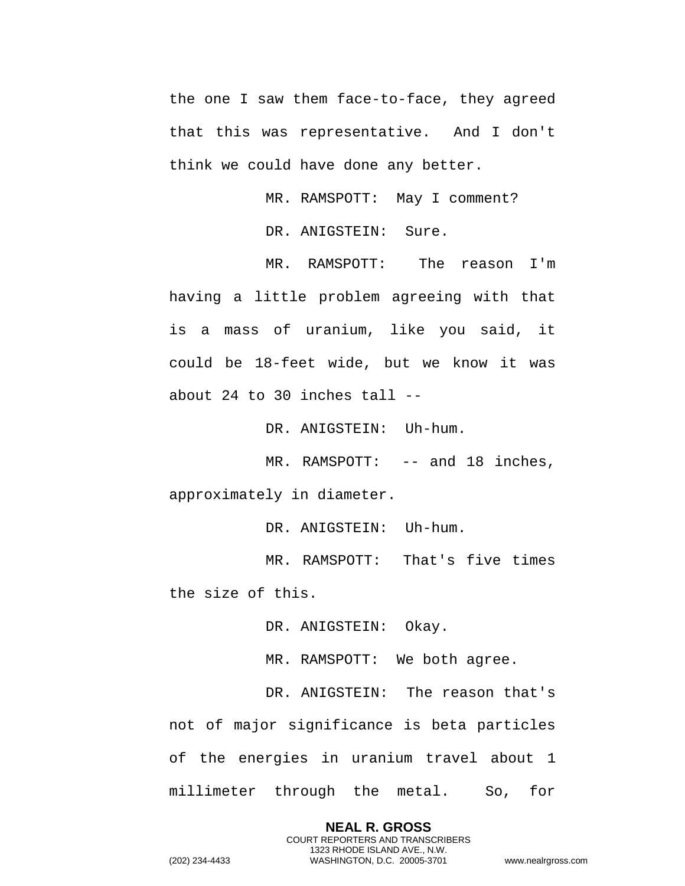the one I saw them face-to-face, they agreed that this was representative. And I don't think we could have done any better.

MR. RAMSPOTT: May I comment?

DR. ANIGSTEIN: Sure.

MR. RAMSPOTT: The reason I'm having a little problem agreeing with that is a mass of uranium, like you said, it could be 18-feet wide, but we know it was about 24 to 30 inches tall --

DR. ANIGSTEIN: Uh-hum.

MR. RAMSPOTT: -- and 18 inches, approximately in diameter.

DR. ANIGSTEIN: Uh-hum.

MR. RAMSPOTT: That's five times the size of this.

DR. ANIGSTEIN: Okay.

MR. RAMSPOTT: We both agree.

DR. ANIGSTEIN: The reason that's not of major significance is beta particles of the energies in uranium travel about 1 millimeter through the metal. So, for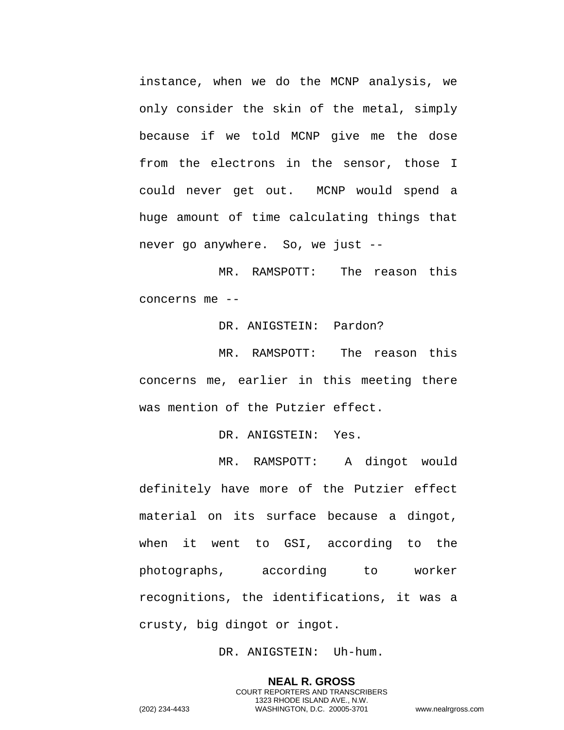instance, when we do the MCNP analysis, we only consider the skin of the metal, simply because if we told MCNP give me the dose from the electrons in the sensor, those I could never get out. MCNP would spend a huge amount of time calculating things that never go anywhere. So, we just --

MR. RAMSPOTT: The reason this concerns me --

DR. ANIGSTEIN: Pardon?

MR. RAMSPOTT: The reason this concerns me, earlier in this meeting there was mention of the Putzier effect.

DR. ANIGSTEIN: Yes.

MR. RAMSPOTT: A dingot would definitely have more of the Putzier effect material on its surface because a dingot, when it went to GSI, according to the photographs, according to worker recognitions, the identifications, it was a crusty, big dingot or ingot.

DR. ANIGSTEIN: Uh-hum.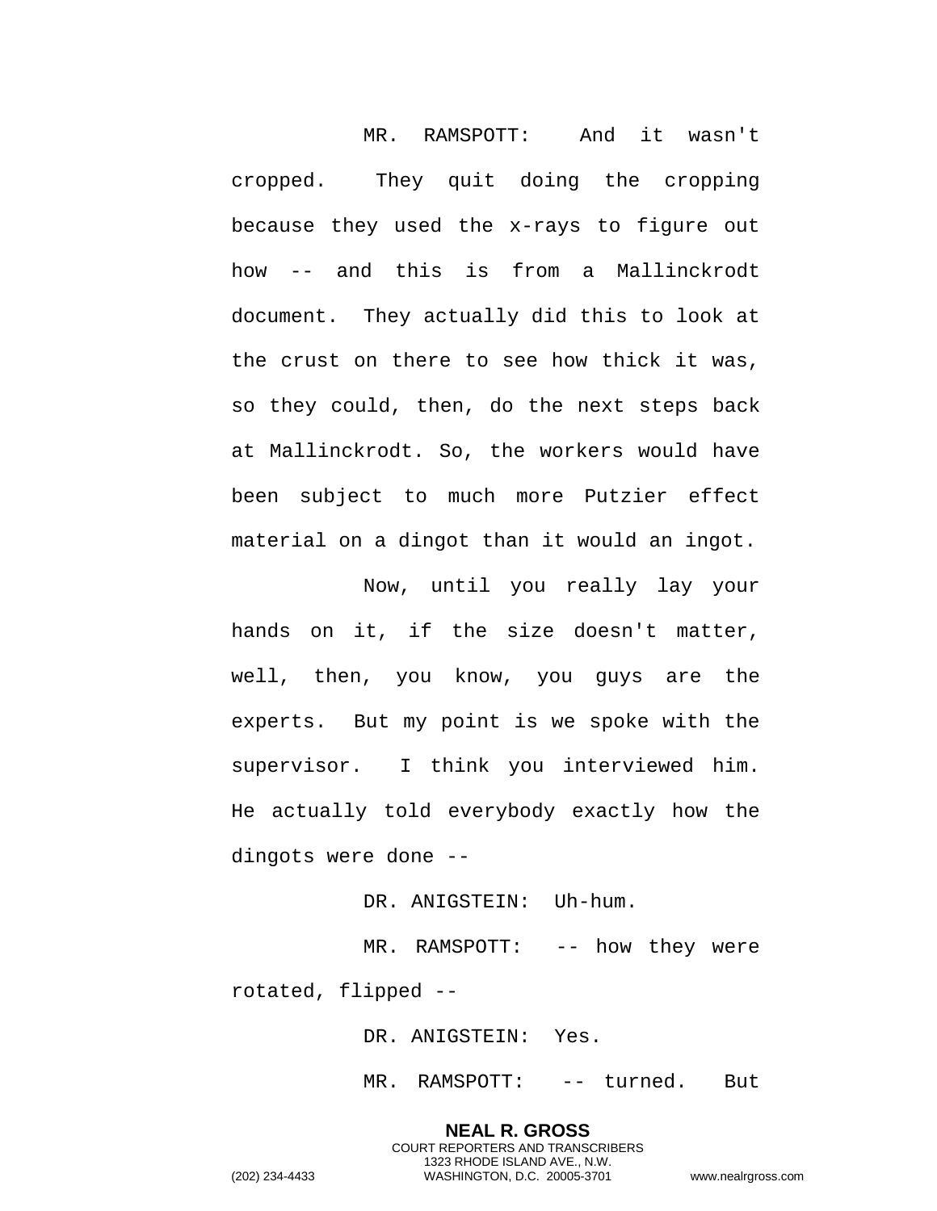MR. RAMSPOTT: And it wasn't cropped. They quit doing the cropping because they used the x-rays to figure out how -- and this is from a Mallinckrodt document. They actually did this to look at the crust on there to see how thick it was, so they could, then, do the next steps back at Mallinckrodt. So, the workers would have been subject to much more Putzier effect material on a dingot than it would an ingot.

Now, until you really lay your hands on it, if the size doesn't matter, well, then, you know, you guys are the experts. But my point is we spoke with the supervisor. I think you interviewed him. He actually told everybody exactly how the dingots were done --

DR. ANIGSTEIN: Uh-hum.

MR. RAMSPOTT: -- how they were rotated, flipped --

DR. ANIGSTEIN: Yes.

MR. RAMSPOTT: -- turned. But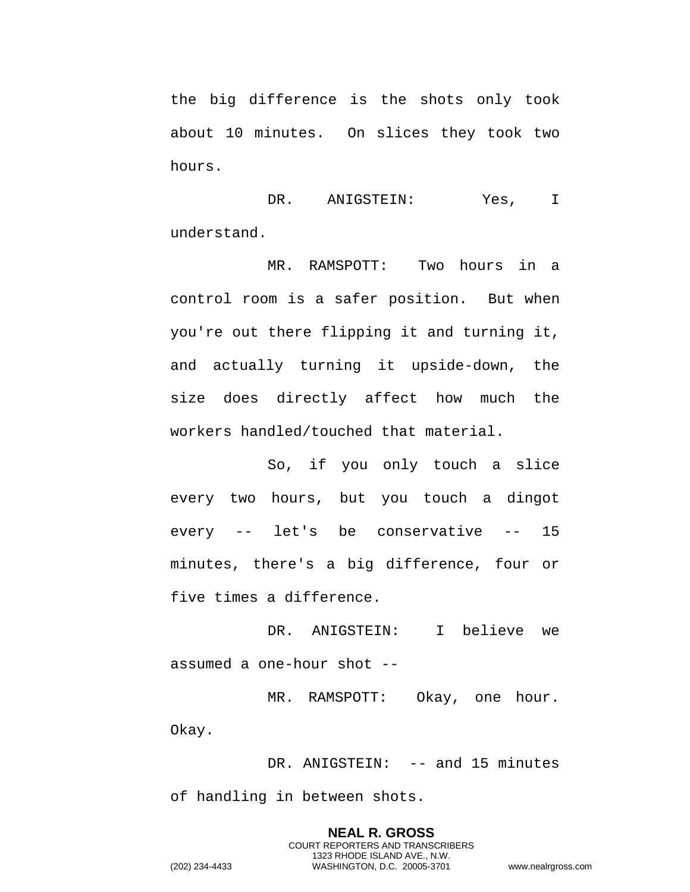the big difference is the shots only took about 10 minutes. On slices they took two hours.

DR. ANIGSTEIN: Yes, I understand.

MR. RAMSPOTT: Two hours in a control room is a safer position. But when you're out there flipping it and turning it, and actually turning it upside-down, the size does directly affect how much the workers handled/touched that material.

So, if you only touch a slice every two hours, but you touch a dingot every -- let's be conservative -- 15 minutes, there's a big difference, four or five times a difference.

DR. ANIGSTEIN: I believe we assumed a one-hour shot --

MR. RAMSPOTT: Okay, one hour. Okay.

DR. ANIGSTEIN: -- and 15 minutes of handling in between shots.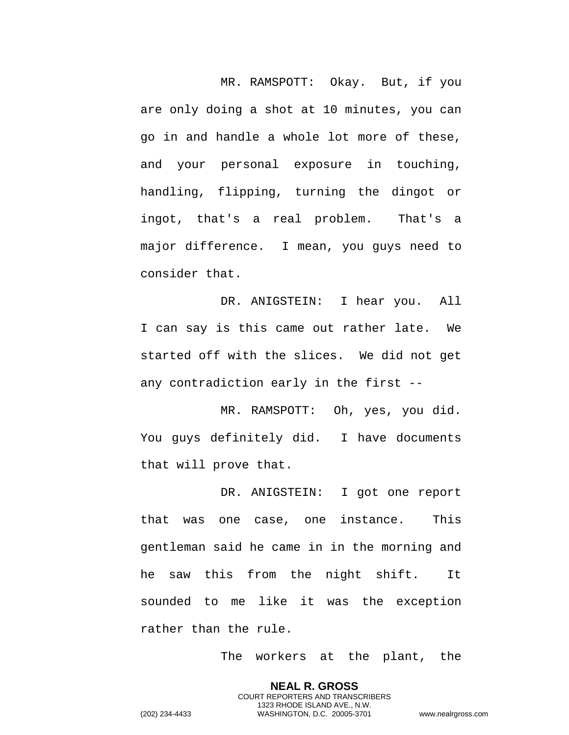MR. RAMSPOTT: Okay. But, if you are only doing a shot at 10 minutes, you can go in and handle a whole lot more of these, and your personal exposure in touching, handling, flipping, turning the dingot or ingot, that's a real problem. That's a major difference. I mean, you guys need to consider that.

DR. ANIGSTEIN: I hear you. All I can say is this came out rather late. We started off with the slices. We did not get any contradiction early in the first --

MR. RAMSPOTT: Oh, yes, you did. You guys definitely did. I have documents that will prove that.

DR. ANIGSTEIN: I got one report that was one case, one instance. This gentleman said he came in in the morning and he saw this from the night shift. It sounded to me like it was the exception rather than the rule.

The workers at the plant, the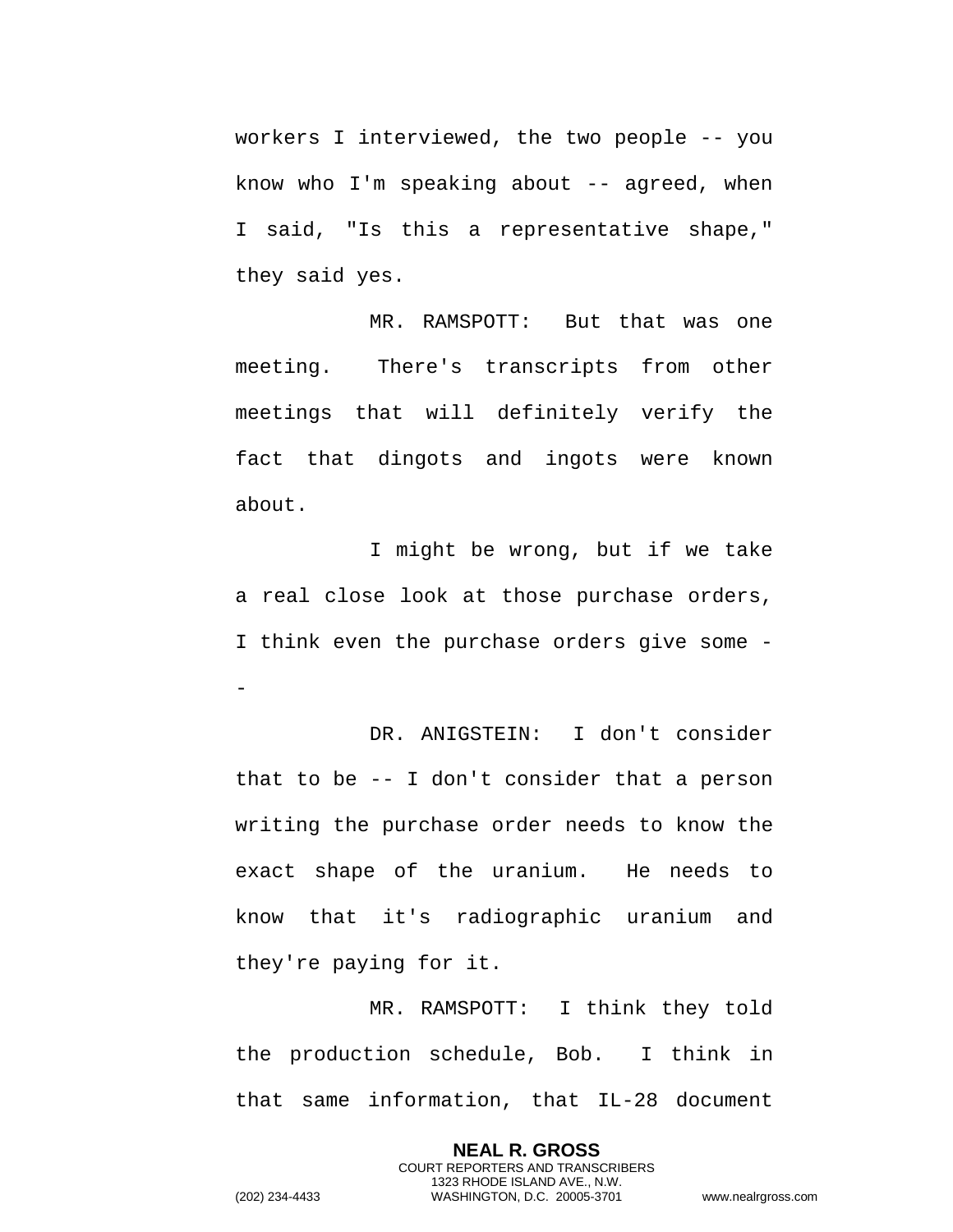workers I interviewed, the two people -- you know who I'm speaking about -- agreed, when I said, "Is this a representative shape," they said yes.

MR. RAMSPOTT: But that was one meeting. There's transcripts from other meetings that will definitely verify the fact that dingots and ingots were known about.

I might be wrong, but if we take a real close look at those purchase orders, I think even the purchase orders give some --

DR. ANIGSTEIN: I don't consider that to be -- I don't consider that a person writing the purchase order needs to know the exact shape of the uranium. He needs to know that it's radiographic uranium and they're paying for it.

MR. RAMSPOTT: I think they told the production schedule, Bob. I think in that same information, that IL-28 document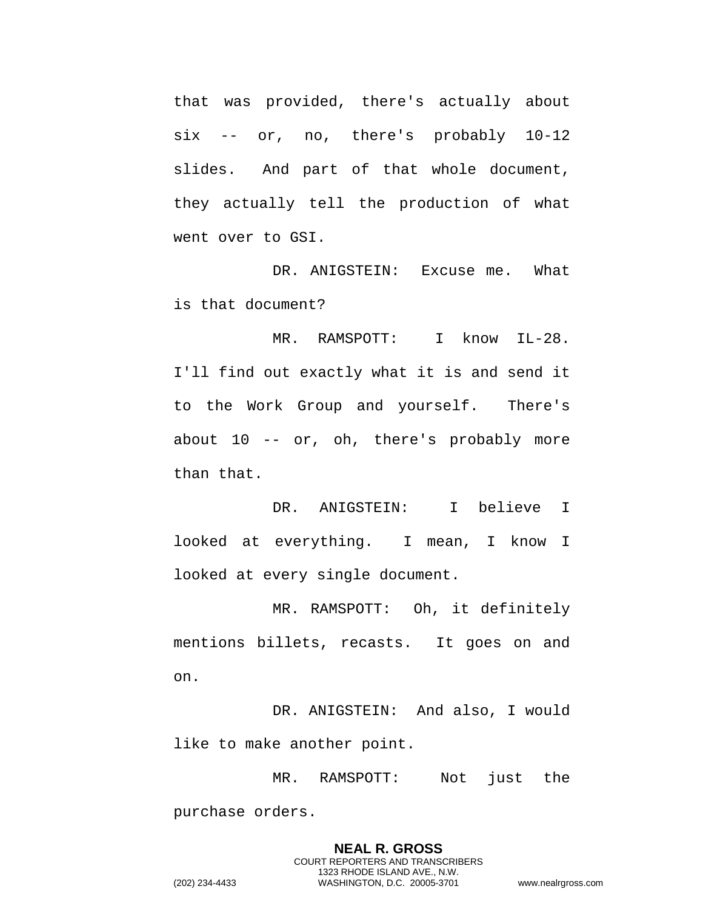that was provided, there's actually about six -- or, no, there's probably 10-12 slides. And part of that whole document, they actually tell the production of what went over to GSI.

DR. ANIGSTEIN: Excuse me. What is that document?

MR. RAMSPOTT: I know IL-28. I'll find out exactly what it is and send it to the Work Group and yourself. There's about 10 -- or, oh, there's probably more than that.

DR. ANIGSTEIN: I believe I looked at everything. I mean, I know I looked at every single document.

MR. RAMSPOTT: Oh, it definitely mentions billets, recasts. It goes on and on.

DR. ANIGSTEIN: And also, I would like to make another point.

MR. RAMSPOTT: Not just the purchase orders.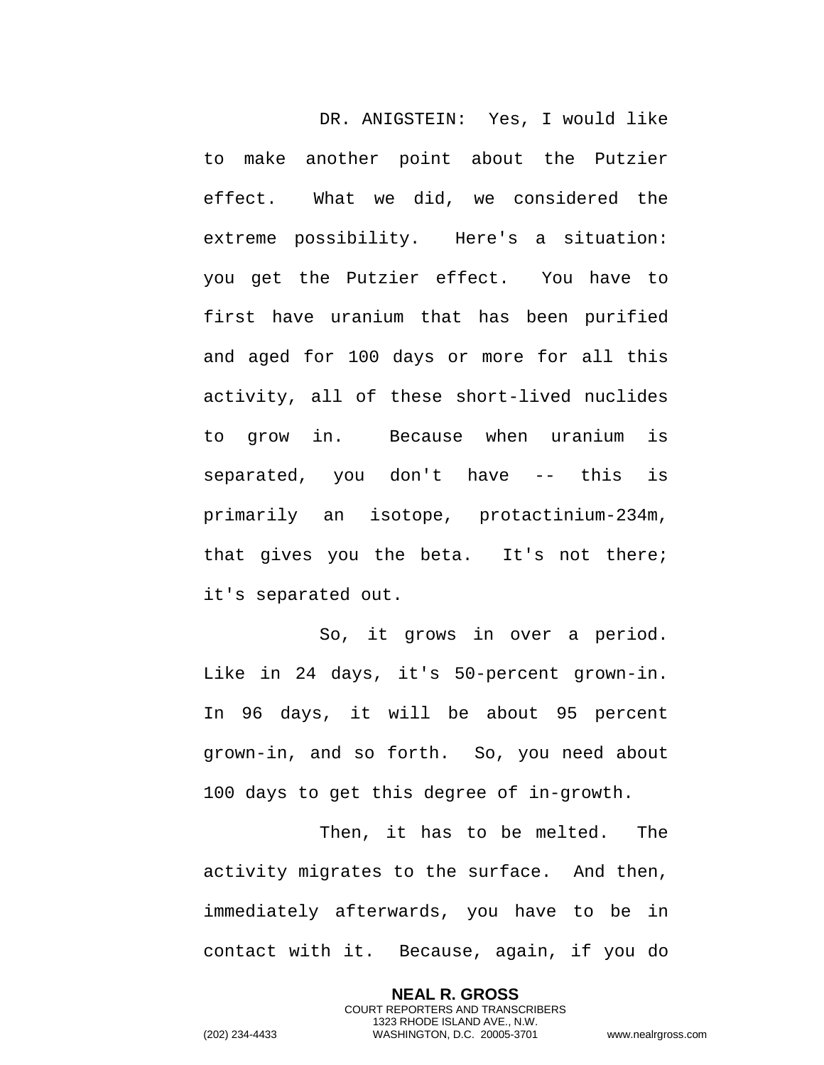DR. ANIGSTEIN: Yes, I would like to make another point about the Putzier effect. What we did, we considered the extreme possibility. Here's a situation: you get the Putzier effect. You have to first have uranium that has been purified and aged for 100 days or more for all this activity, all of these short-lived nuclides to grow in. Because when uranium is separated, you don't have -- this is primarily an isotope, protactinium-234m, that gives you the beta. It's not there; it's separated out.

So, it grows in over a period. Like in 24 days, it's 50-percent grown-in. In 96 days, it will be about 95 percent grown-in, and so forth. So, you need about 100 days to get this degree of in-growth.

Then, it has to be melted. The activity migrates to the surface. And then, immediately afterwards, you have to be in contact with it. Because, again, if you do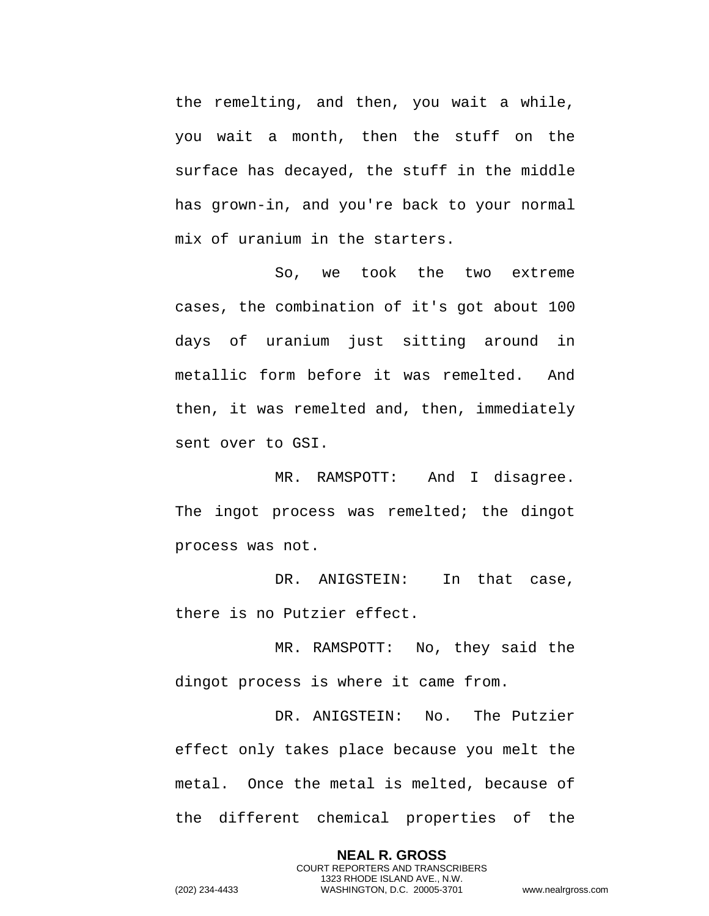the remelting, and then, you wait a while, you wait a month, then the stuff on the surface has decayed, the stuff in the middle has grown-in, and you're back to your normal mix of uranium in the starters.

So, we took the two extreme cases, the combination of it's got about 100 days of uranium just sitting around in metallic form before it was remelted. And then, it was remelted and, then, immediately sent over to GSI.

MR. RAMSPOTT: And I disagree. The ingot process was remelted; the dingot process was not.

DR. ANIGSTEIN: In that case, there is no Putzier effect.

MR. RAMSPOTT: No, they said the dingot process is where it came from.

DR. ANIGSTEIN: No. The Putzier effect only takes place because you melt the metal. Once the metal is melted, because of the different chemical properties of the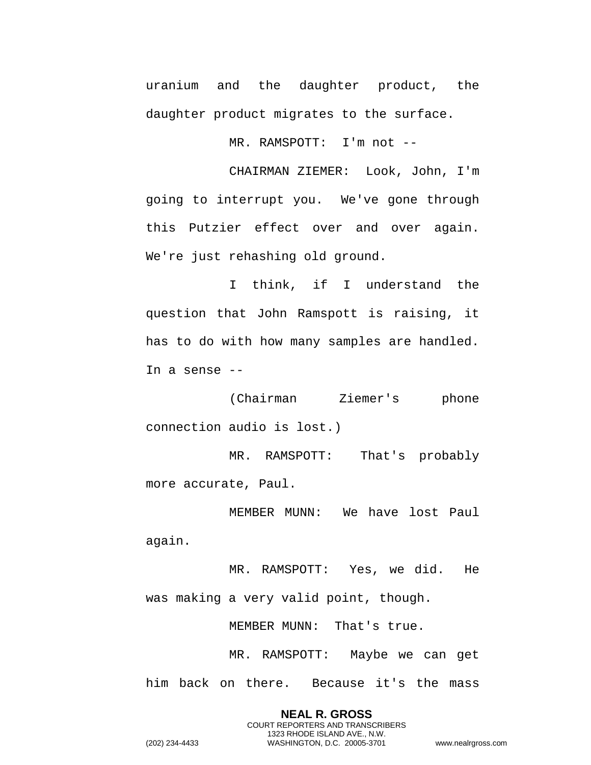uranium and the daughter product, the daughter product migrates to the surface.

MR. RAMSPOTT: I'm not --

CHAIRMAN ZIEMER: Look, John, I'm going to interrupt you. We've gone through this Putzier effect over and over again. We're just rehashing old ground.

I think, if I understand the question that John Ramspott is raising, it has to do with how many samples are handled. In a sense --

(Chairman Ziemer's phone connection audio is lost.)

MR. RAMSPOTT: That's probably more accurate, Paul.

MEMBER MUNN: We have lost Paul again.

MR. RAMSPOTT: Yes, we did. He was making a very valid point, though.

MEMBER MUNN: That's true.

MR. RAMSPOTT: Maybe we can get him back on there. Because it's the mass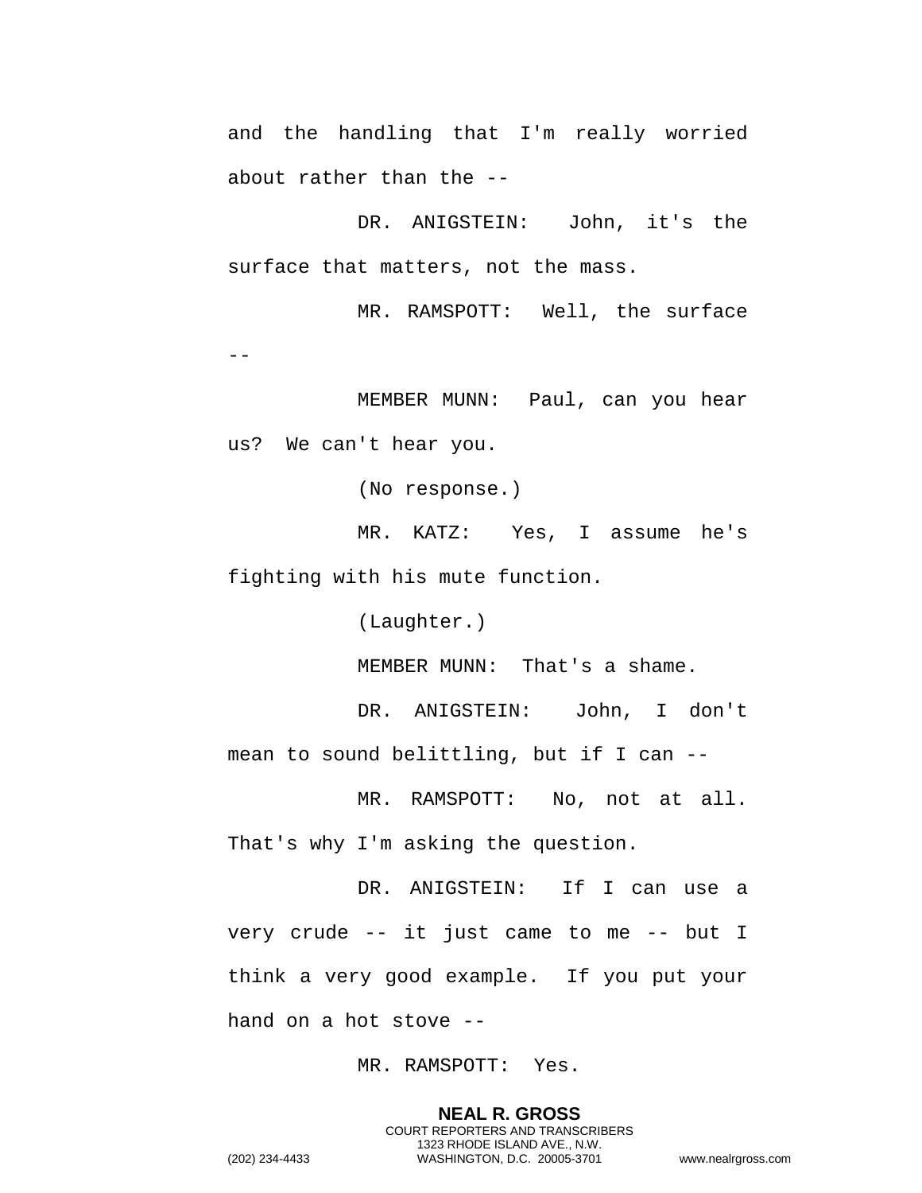and the handling that I'm really worried about rather than the --

DR. ANIGSTEIN: John, it's the surface that matters, not the mass.

MR. RAMSPOTT: Well, the surface --

MEMBER MUNN: Paul, can you hear us? We can't hear you.

(No response.)

MR. KATZ: Yes, I assume he's fighting with his mute function.

(Laughter.)

MEMBER MUNN: That's a shame.

DR. ANIGSTEIN: John, I don't mean to sound belittling, but if I can --

MR. RAMSPOTT: No, not at all. That's why I'm asking the question.

DR. ANIGSTEIN: If I can use a very crude -- it just came to me -- but I think a very good example. If you put your hand on a hot stove --

MR. RAMSPOTT: Yes.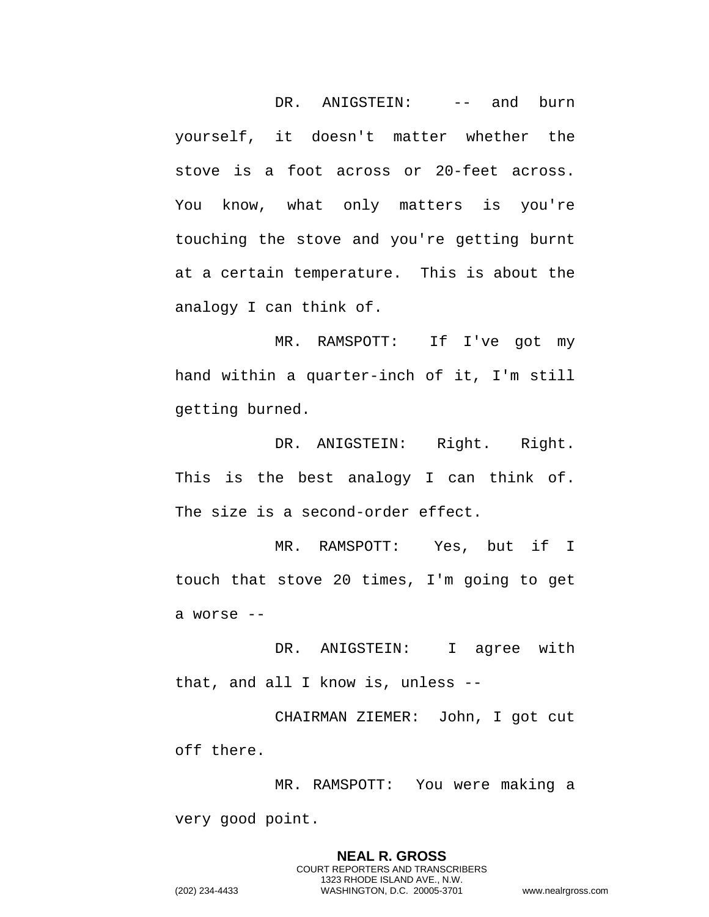DR. ANIGSTEIN: -- and burn yourself, it doesn't matter whether the stove is a foot across or 20-feet across. You know, what only matters is you're touching the stove and you're getting burnt at a certain temperature. This is about the analogy I can think of.

MR. RAMSPOTT: If I've got my hand within a quarter-inch of it, I'm still getting burned.

DR. ANIGSTEIN: Right. Right. This is the best analogy I can think of. The size is a second-order effect.

MR. RAMSPOTT: Yes, but if I touch that stove 20 times, I'm going to get a worse --

DR. ANIGSTEIN: I agree with that, and all I know is, unless --

CHAIRMAN ZIEMER: John, I got cut off there.

MR. RAMSPOTT: You were making a very good point.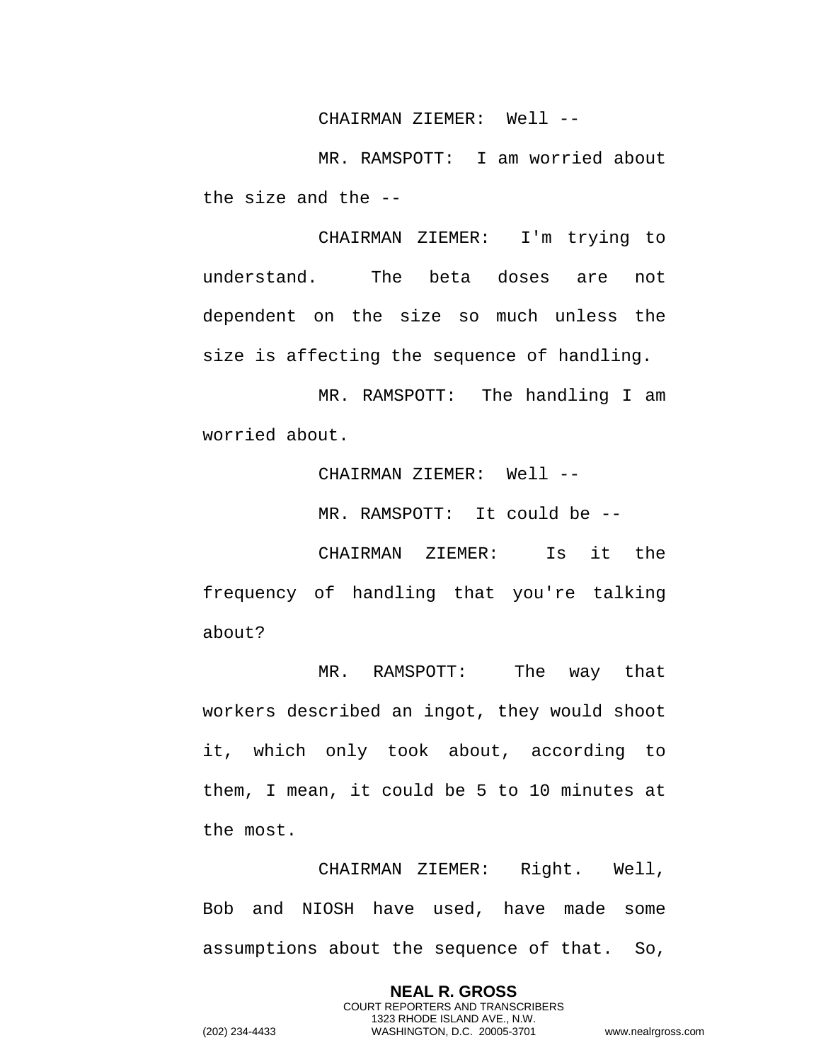CHAIRMAN ZIEMER: Well --

MR. RAMSPOTT: I am worried about the size and the --

CHAIRMAN ZIEMER: I'm trying to understand. The beta doses are not dependent on the size so much unless the size is affecting the sequence of handling.

MR. RAMSPOTT: The handling I am worried about.

CHAIRMAN ZIEMER: Well --

MR. RAMSPOTT: It could be --

CHAIRMAN ZIEMER: Is it the frequency of handling that you're talking about?

MR. RAMSPOTT: The way that workers described an ingot, they would shoot it, which only took about, according to them, I mean, it could be 5 to 10 minutes at the most.

CHAIRMAN ZIEMER: Right. Well, Bob and NIOSH have used, have made some assumptions about the sequence of that. So,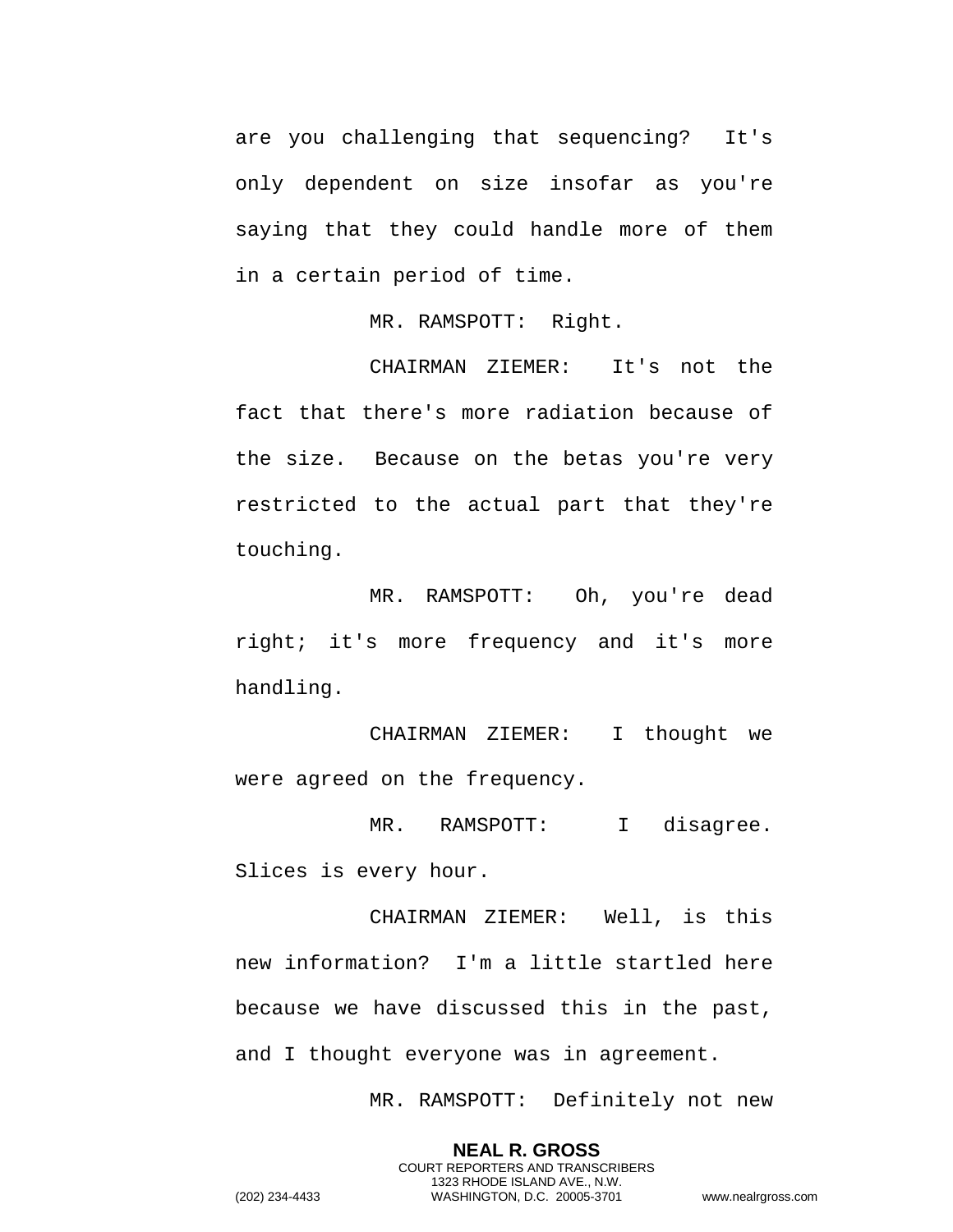are you challenging that sequencing? It's only dependent on size insofar as you're saying that they could handle more of them in a certain period of time.

MR. RAMSPOTT: Right.

CHAIRMAN ZIEMER: It's not the fact that there's more radiation because of the size. Because on the betas you're very restricted to the actual part that they're touching.

MR. RAMSPOTT: Oh, you're dead right; it's more frequency and it's more handling.

CHAIRMAN ZIEMER: I thought we were agreed on the frequency.

MR. RAMSPOTT: I disagree. Slices is every hour.

CHAIRMAN ZIEMER: Well, is this new information? I'm a little startled here because we have discussed this in the past, and I thought everyone was in agreement.

MR. RAMSPOTT: Definitely not new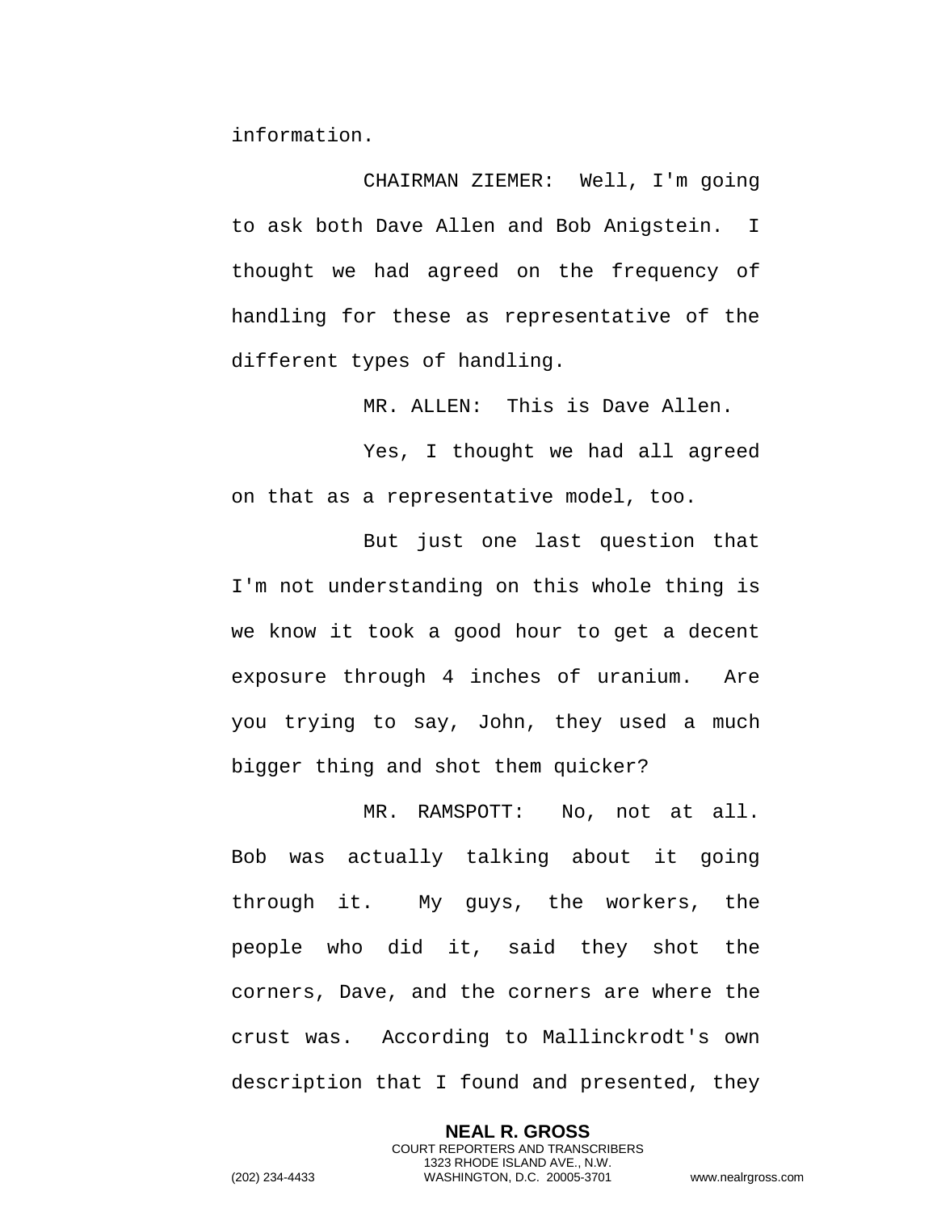information.

CHAIRMAN ZIEMER: Well, I'm going to ask both Dave Allen and Bob Anigstein. I thought we had agreed on the frequency of handling for these as representative of the different types of handling.

MR. ALLEN: This is Dave Allen.

Yes, I thought we had all agreed on that as a representative model, too.

But just one last question that I'm not understanding on this whole thing is we know it took a good hour to get a decent exposure through 4 inches of uranium. Are you trying to say, John, they used a much bigger thing and shot them quicker?

MR. RAMSPOTT: No, not at all. Bob was actually talking about it going through it. My guys, the workers, the people who did it, said they shot the corners, Dave, and the corners are where the crust was. According to Mallinckrodt's own description that I found and presented, they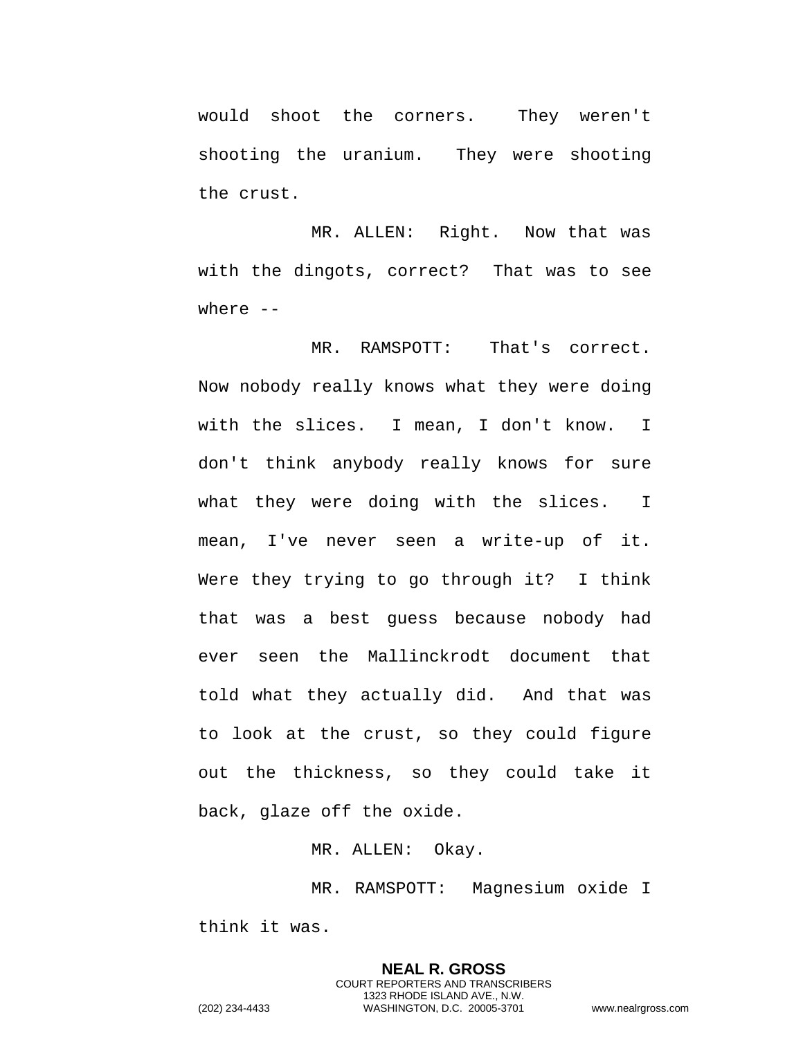would shoot the corners. They weren't shooting the uranium. They were shooting the crust.

MR. ALLEN: Right. Now that was with the dingots, correct? That was to see where --

MR. RAMSPOTT: That's correct. Now nobody really knows what they were doing with the slices. I mean, I don't know. I don't think anybody really knows for sure what they were doing with the slices. I mean, I've never seen a write-up of it. Were they trying to go through it? I think that was a best guess because nobody had ever seen the Mallinckrodt document that told what they actually did. And that was to look at the crust, so they could figure out the thickness, so they could take it back, glaze off the oxide.

MR. ALLEN: Okay.

MR. RAMSPOTT: Magnesium oxide I think it was.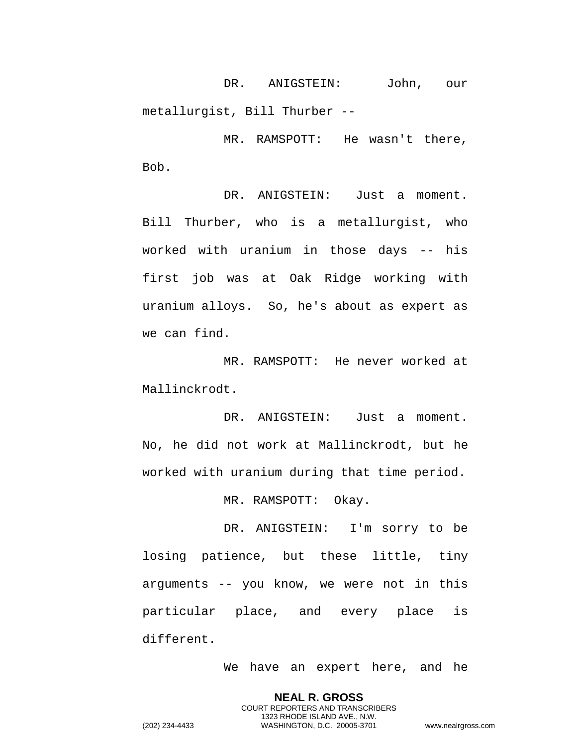DR. ANIGSTEIN: John, our metallurgist, Bill Thurber --

MR. RAMSPOTT: He wasn't there, Bob.

DR. ANIGSTEIN: Just a moment. Bill Thurber, who is a metallurgist, who worked with uranium in those days -- his first job was at Oak Ridge working with uranium alloys. So, he's about as expert as we can find.

MR. RAMSPOTT: He never worked at Mallinckrodt.

DR. ANIGSTEIN: Just a moment. No, he did not work at Mallinckrodt, but he worked with uranium during that time period.

MR. RAMSPOTT: Okay.

DR. ANIGSTEIN: I'm sorry to be losing patience, but these little, tiny arguments -- you know, we were not in this particular place, and every place is different.

We have an expert here, and he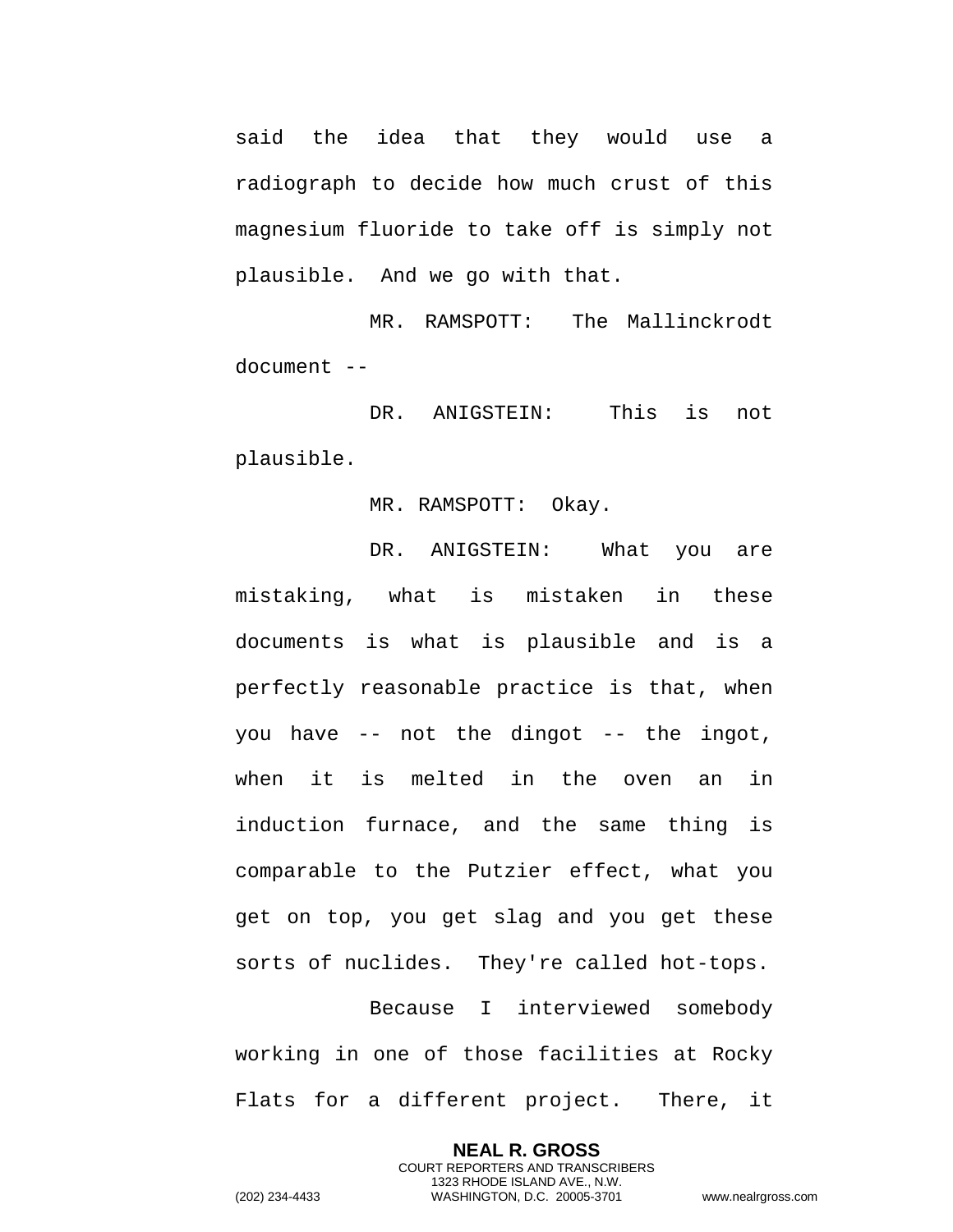said the idea that they would use a radiograph to decide how much crust of this magnesium fluoride to take off is simply not plausible. And we go with that.

MR. RAMSPOTT: The Mallinckrodt document --

DR. ANIGSTEIN: This is not plausible.

MR. RAMSPOTT: Okay.

DR. ANIGSTEIN: What you are mistaking, what is mistaken in these documents is what is plausible and is a perfectly reasonable practice is that, when you have -- not the dingot -- the ingot, when it is melted in the oven an in induction furnace, and the same thing is comparable to the Putzier effect, what you get on top, you get slag and you get these sorts of nuclides. They're called hot-tops.

Because I interviewed somebody working in one of those facilities at Rocky Flats for a different project. There, it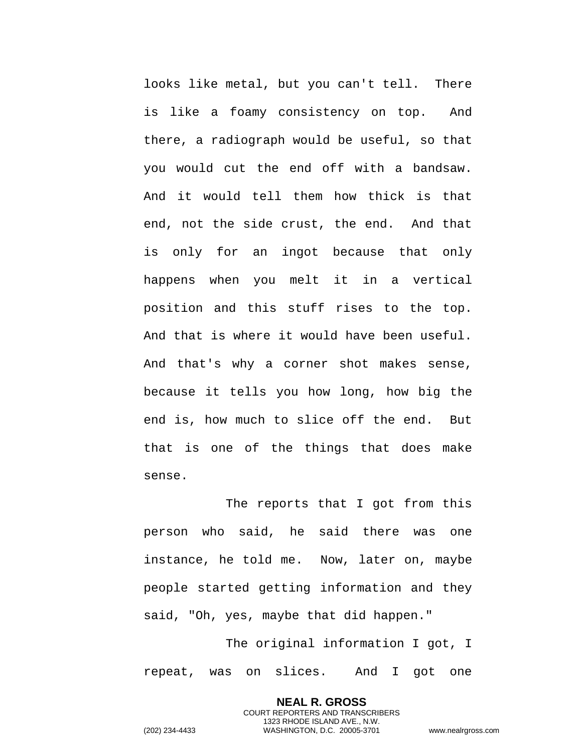looks like metal, but you can't tell. There is like a foamy consistency on top. And there, a radiograph would be useful, so that you would cut the end off with a bandsaw. And it would tell them how thick is that end, not the side crust, the end. And that is only for an ingot because that only happens when you melt it in a vertical position and this stuff rises to the top. And that is where it would have been useful. And that's why a corner shot makes sense, because it tells you how long, how big the end is, how much to slice off the end. But that is one of the things that does make sense.

The reports that I got from this person who said, he said there was one instance, he told me. Now, later on, maybe people started getting information and they said, "Oh, yes, maybe that did happen."

The original information I got, I repeat, was on slices. And I got one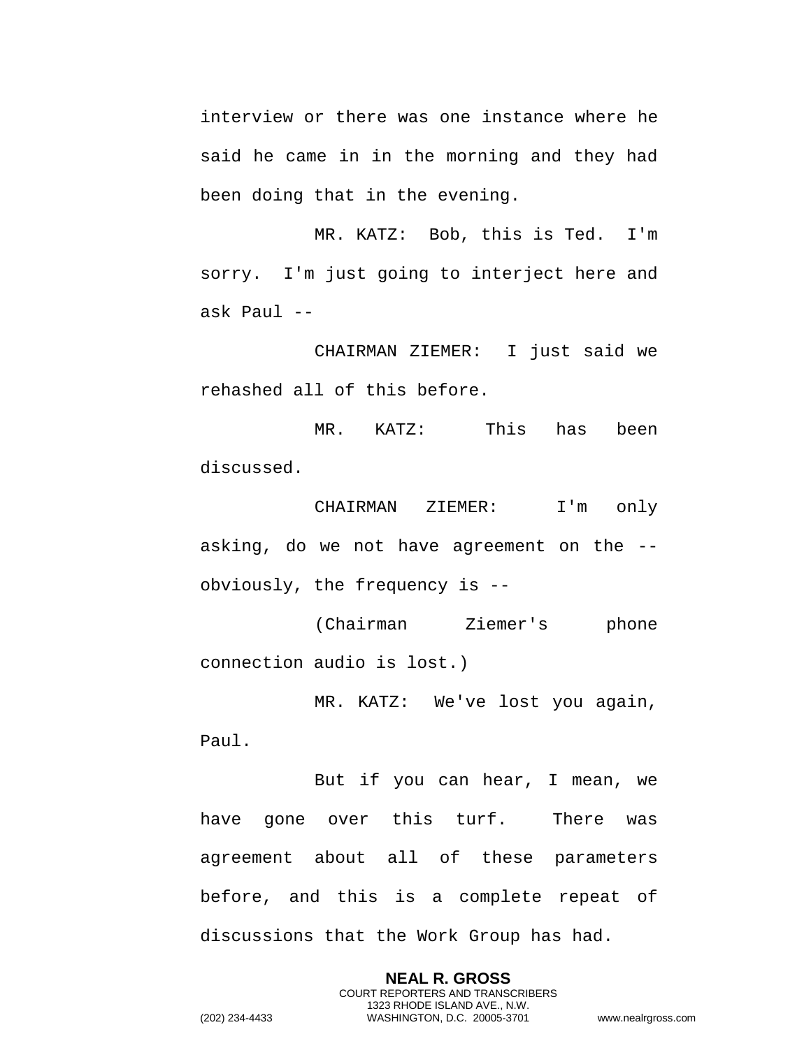interview or there was one instance where he said he came in in the morning and they had been doing that in the evening.

MR. KATZ: Bob, this is Ted. I'm sorry. I'm just going to interject here and ask Paul --

CHAIRMAN ZIEMER: I just said we rehashed all of this before.

MR. KATZ: This has been discussed.

CHAIRMAN ZIEMER: I'm only asking, do we not have agreement on the -- obviously, the frequency is --

(Chairman Ziemer's phone connection audio is lost.)

MR. KATZ: We've lost you again, Paul.

But if you can hear, I mean, we have gone over this turf. There was agreement about all of these parameters before, and this is a complete repeat of discussions that the Work Group has had.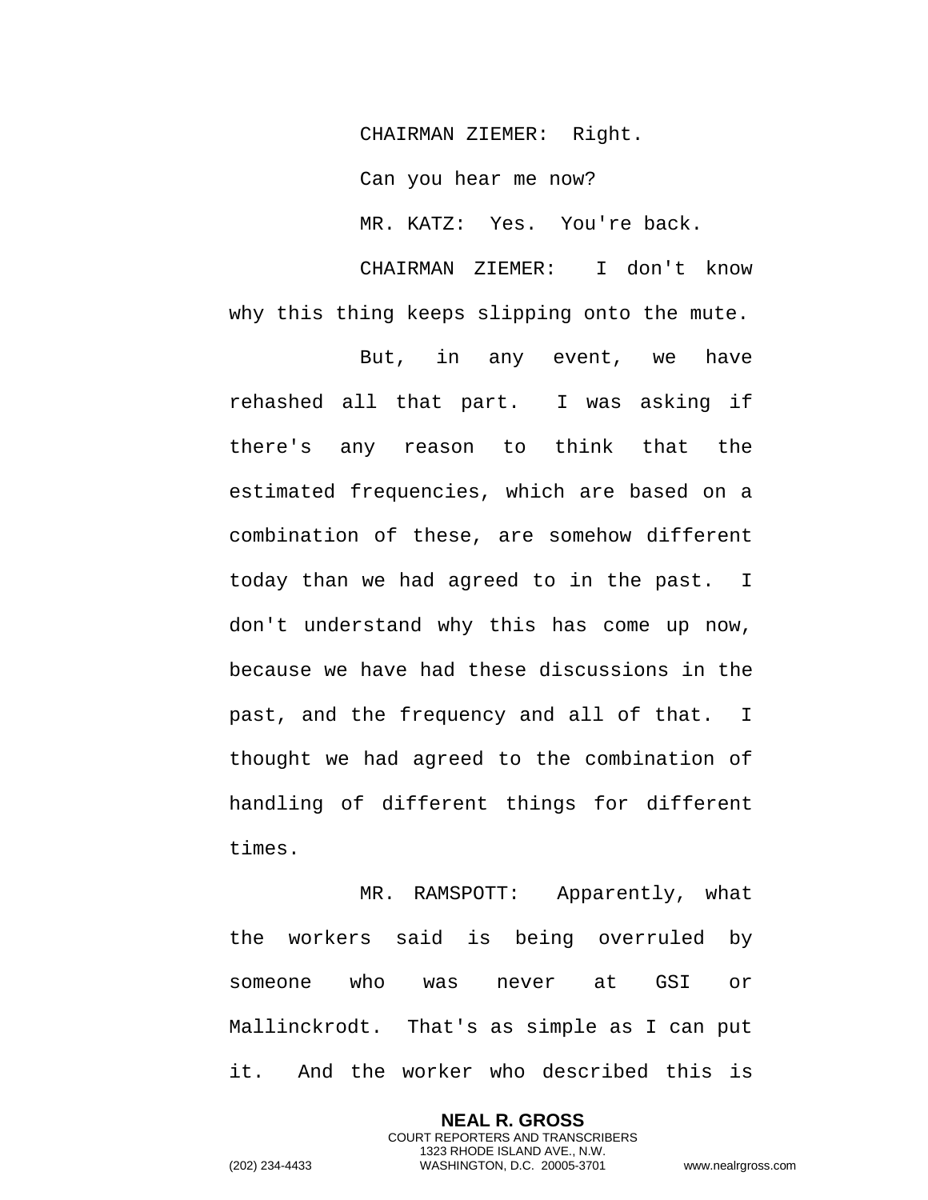CHAIRMAN ZIEMER: Right.

Can you hear me now?

MR. KATZ: Yes. You're back.

CHAIRMAN ZIEMER: I don't know why this thing keeps slipping onto the mute.

But, in any event, we have rehashed all that part. I was asking if there's any reason to think that the estimated frequencies, which are based on a combination of these, are somehow different today than we had agreed to in the past. I don't understand why this has come up now, because we have had these discussions in the past, and the frequency and all of that. I thought we had agreed to the combination of handling of different things for different times.

MR. RAMSPOTT: Apparently, what the workers said is being overruled by someone who was never at GSI or Mallinckrodt. That's as simple as I can put it. And the worker who described this is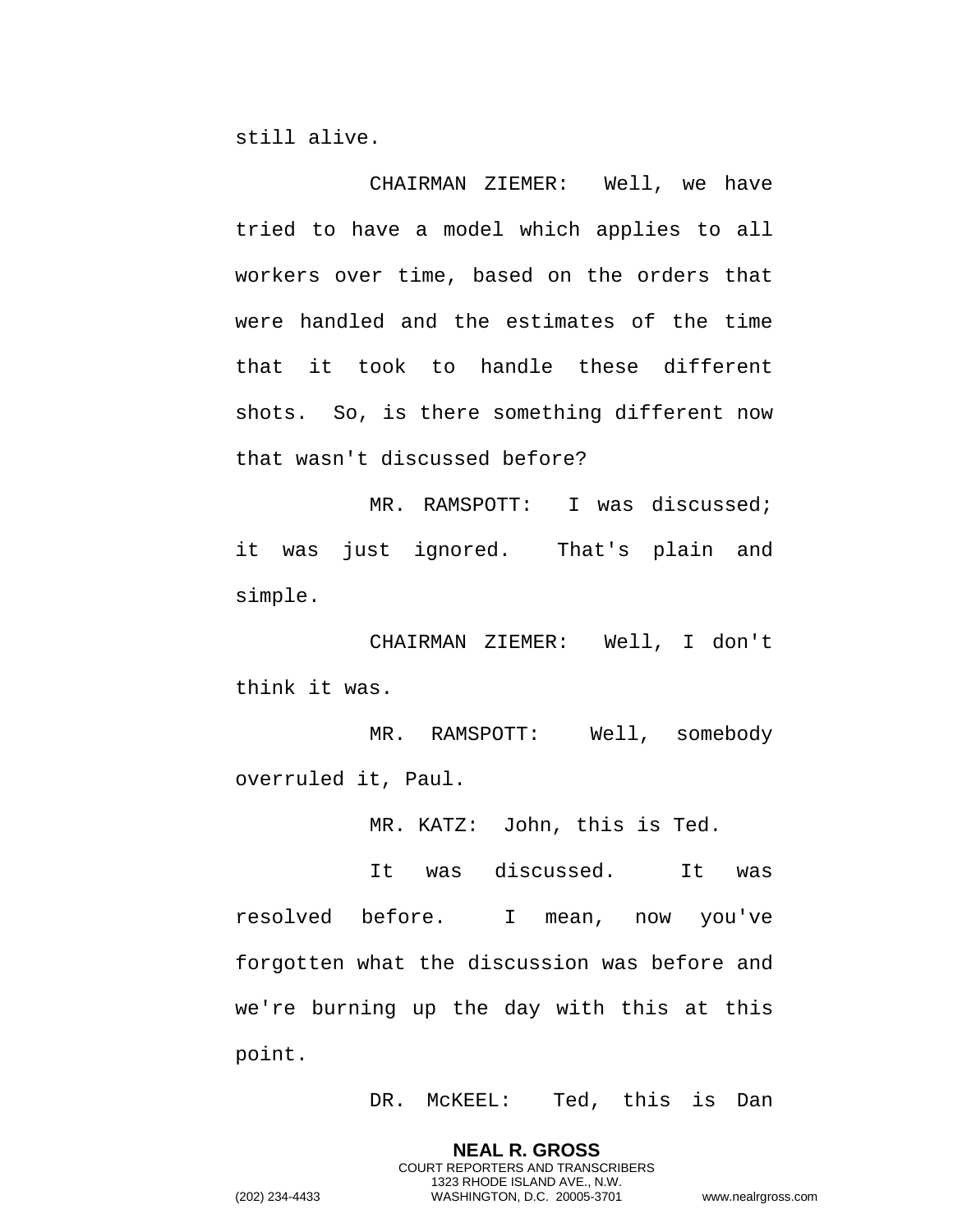still alive.

CHAIRMAN ZIEMER: Well, we have tried to have a model which applies to all workers over time, based on the orders that were handled and the estimates of the time that it took to handle these different shots. So, is there something different now that wasn't discussed before?

MR. RAMSPOTT: I was discussed; it was just ignored. That's plain and simple.

CHAIRMAN ZIEMER: Well, I don't think it was.

MR. RAMSPOTT: Well, somebody overruled it, Paul.

MR. KATZ: John, this is Ted.

It was discussed. It was resolved before. I mean, now you've forgotten what the discussion was before and we're burning up the day with this at this point.

DR. McKEEL: Ted, this is Dan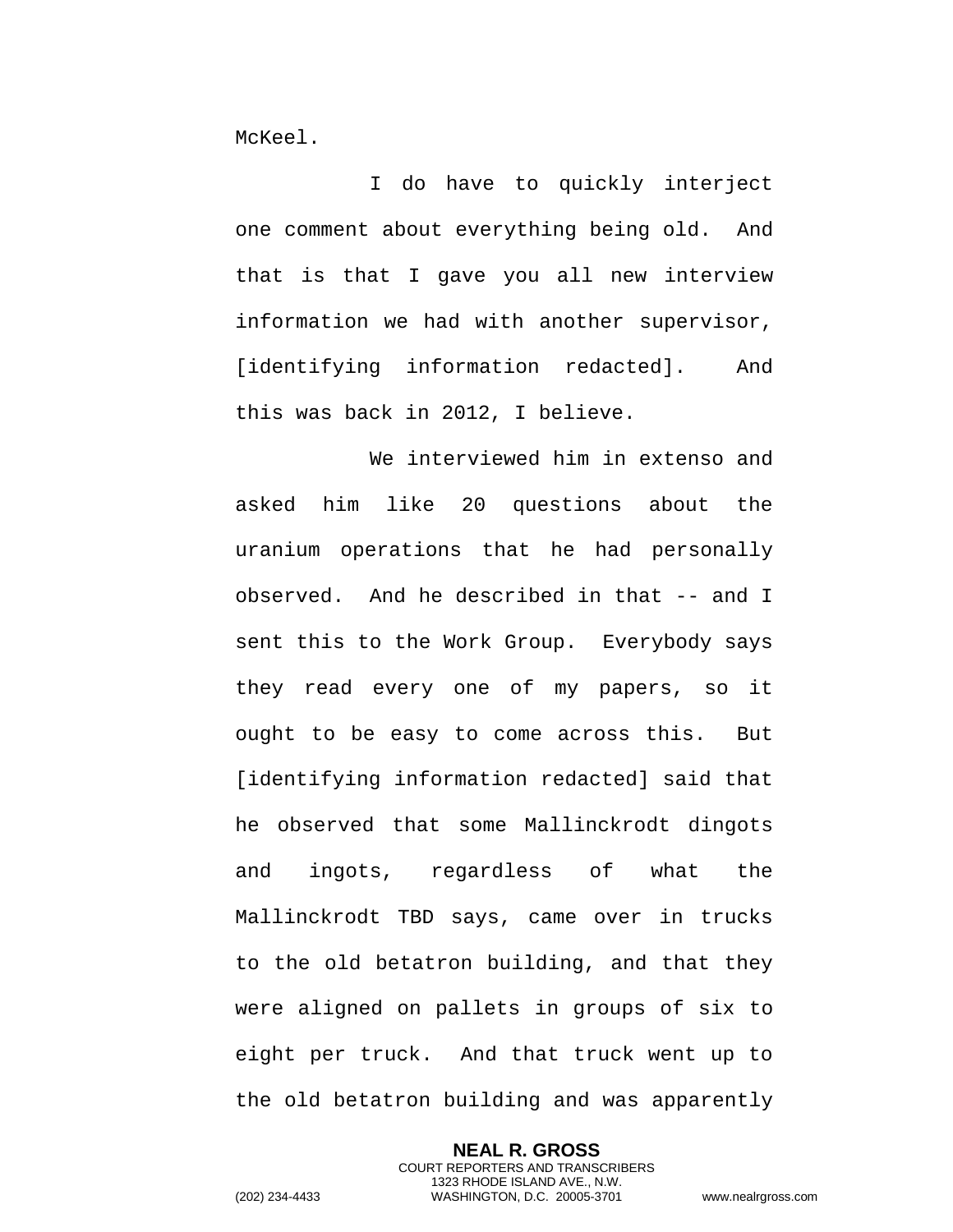McKeel.

I do have to quickly interject one comment about everything being old. And that is that I gave you all new interview information we had with another supervisor, [identifying information redacted]. And this was back in 2012, I believe.

We interviewed him in extenso and asked him like 20 questions about the uranium operations that he had personally observed. And he described in that -- and I sent this to the Work Group. Everybody says they read every one of my papers, so it ought to be easy to come across this. But [identifying information redacted] said that he observed that some Mallinckrodt dingots and ingots, regardless of what the Mallinckrodt TBD says, came over in trucks to the old betatron building, and that they were aligned on pallets in groups of six to eight per truck. And that truck went up to the old betatron building and was apparently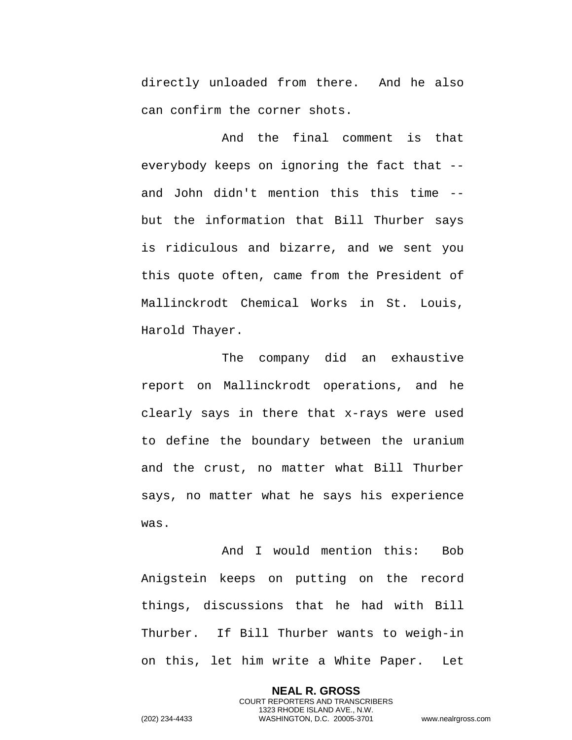directly unloaded from there. And he also can confirm the corner shots.

And the final comment is that everybody keeps on ignoring the fact that -- and John didn't mention this this time -- but the information that Bill Thurber says is ridiculous and bizarre, and we sent you this quote often, came from the President of Mallinckrodt Chemical Works in St. Louis, Harold Thayer.

The company did an exhaustive report on Mallinckrodt operations, and he clearly says in there that x-rays were used to define the boundary between the uranium and the crust, no matter what Bill Thurber says, no matter what he says his experience was.

And I would mention this: Bob Anigstein keeps on putting on the record things, discussions that he had with Bill Thurber. If Bill Thurber wants to weigh-in on this, let him write a White Paper. Let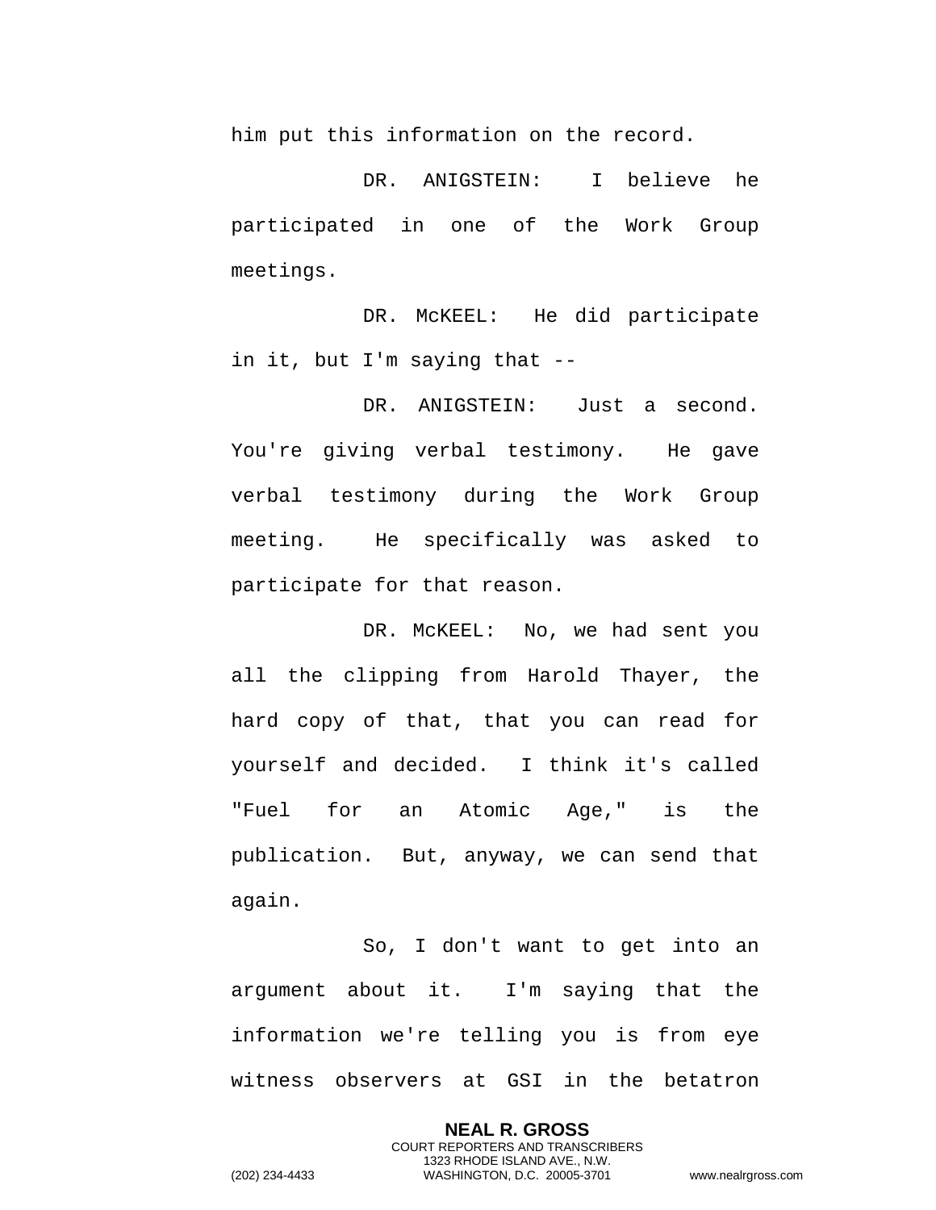him put this information on the record.

DR. ANIGSTEIN: I believe he participated in one of the Work Group meetings.

DR. McKEEL: He did participate in it, but I'm saying that --

DR. ANIGSTEIN: Just a second. You're giving verbal testimony. He gave verbal testimony during the Work Group meeting. He specifically was asked to participate for that reason.

DR. McKEEL: No, we had sent you all the clipping from Harold Thayer, the hard copy of that, that you can read for yourself and decided. I think it's called "Fuel for an Atomic Age," is the publication. But, anyway, we can send that again.

So, I don't want to get into an argument about it. I'm saying that the information we're telling you is from eye witness observers at GSI in the betatron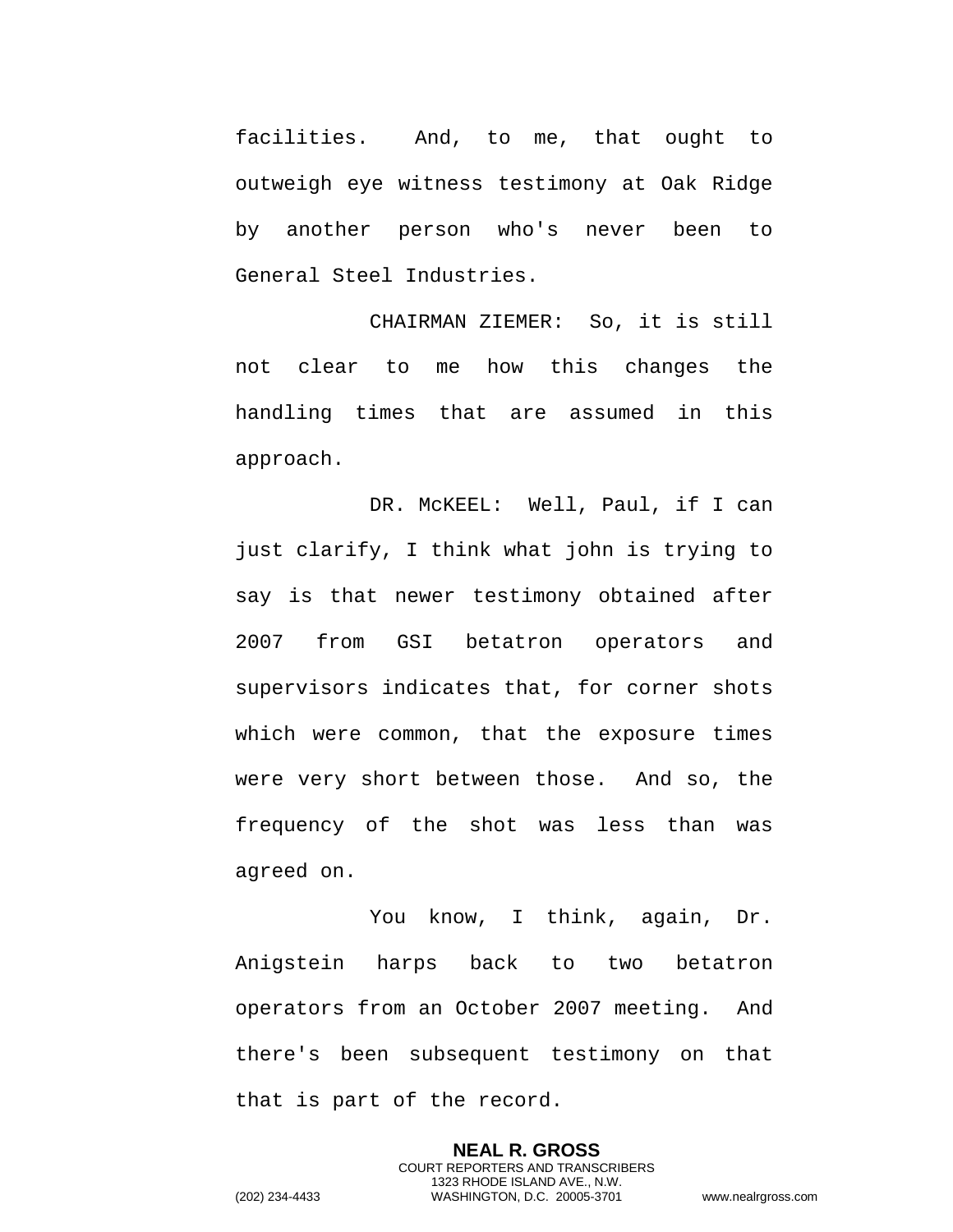facilities. And, to me, that ought to outweigh eye witness testimony at Oak Ridge by another person who's never been to General Steel Industries.

CHAIRMAN ZIEMER: So, it is still not clear to me how this changes the handling times that are assumed in this approach.

DR. McKEEL: Well, Paul, if I can just clarify, I think what john is trying to say is that newer testimony obtained after 2007 from GSI betatron operators and supervisors indicates that, for corner shots which were common, that the exposure times were very short between those. And so, the frequency of the shot was less than was agreed on.

You know, I think, again, Dr. Anigstein harps back to two betatron operators from an October 2007 meeting. And there's been subsequent testimony on that that is part of the record.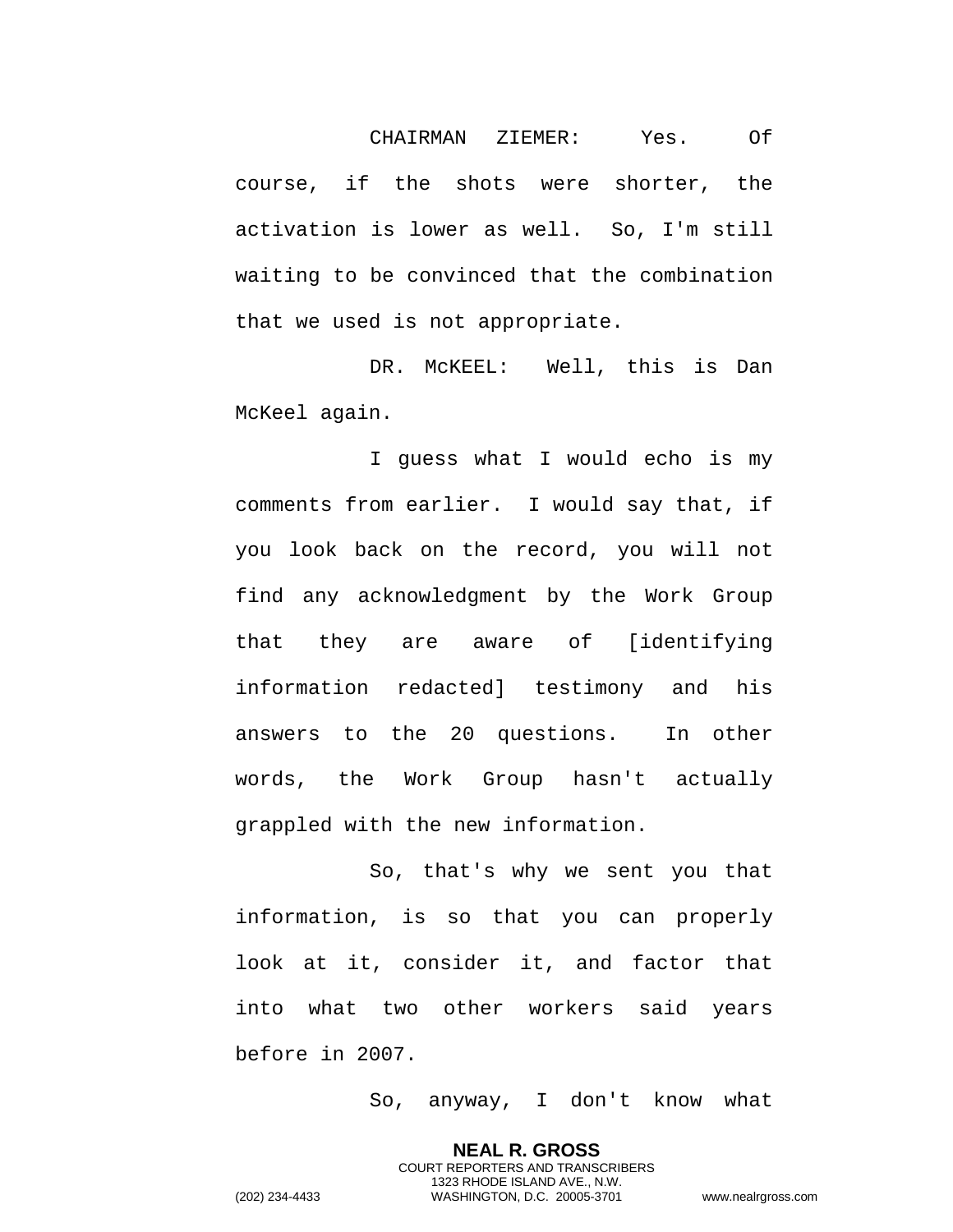CHAIRMAN ZIEMER: Yes. Of course, if the shots were shorter, the activation is lower as well. So, I'm still waiting to be convinced that the combination that we used is not appropriate.

DR. McKEEL: Well, this is Dan McKeel again.

I guess what I would echo is my comments from earlier. I would say that, if you look back on the record, you will not find any acknowledgment by the Work Group that they are aware of [identifying information redacted] testimony and his answers to the 20 questions. In other words, the Work Group hasn't actually grappled with the new information.

So, that's why we sent you that information, is so that you can properly look at it, consider it, and factor that into what two other workers said years before in 2007.

So, anyway, I don't know what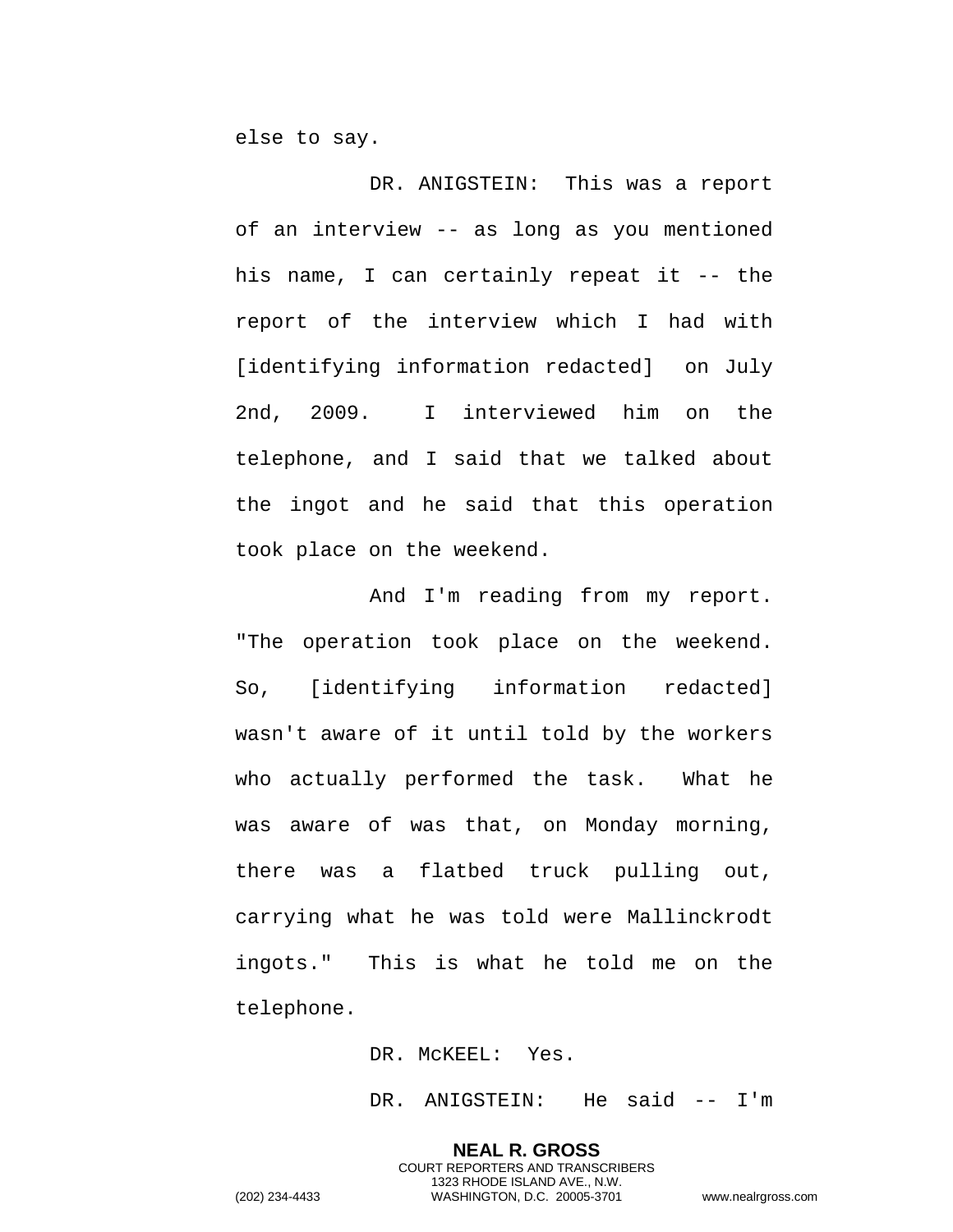else to say.

DR. ANIGSTEIN: This was a report of an interview -- as long as you mentioned his name, I can certainly repeat it -- the report of the interview which I had with [identifying information redacted] on July 2nd, 2009. I interviewed him on the telephone, and I said that we talked about the ingot and he said that this operation took place on the weekend.

And I'm reading from my report. "The operation took place on the weekend. So, [identifying information redacted] wasn't aware of it until told by the workers who actually performed the task. What he was aware of was that, on Monday morning, there was a flatbed truck pulling out, carrying what he was told were Mallinckrodt ingots." This is what he told me on the telephone.

DR. McKEEL: Yes.

DR. ANIGSTEIN: He said -- I'm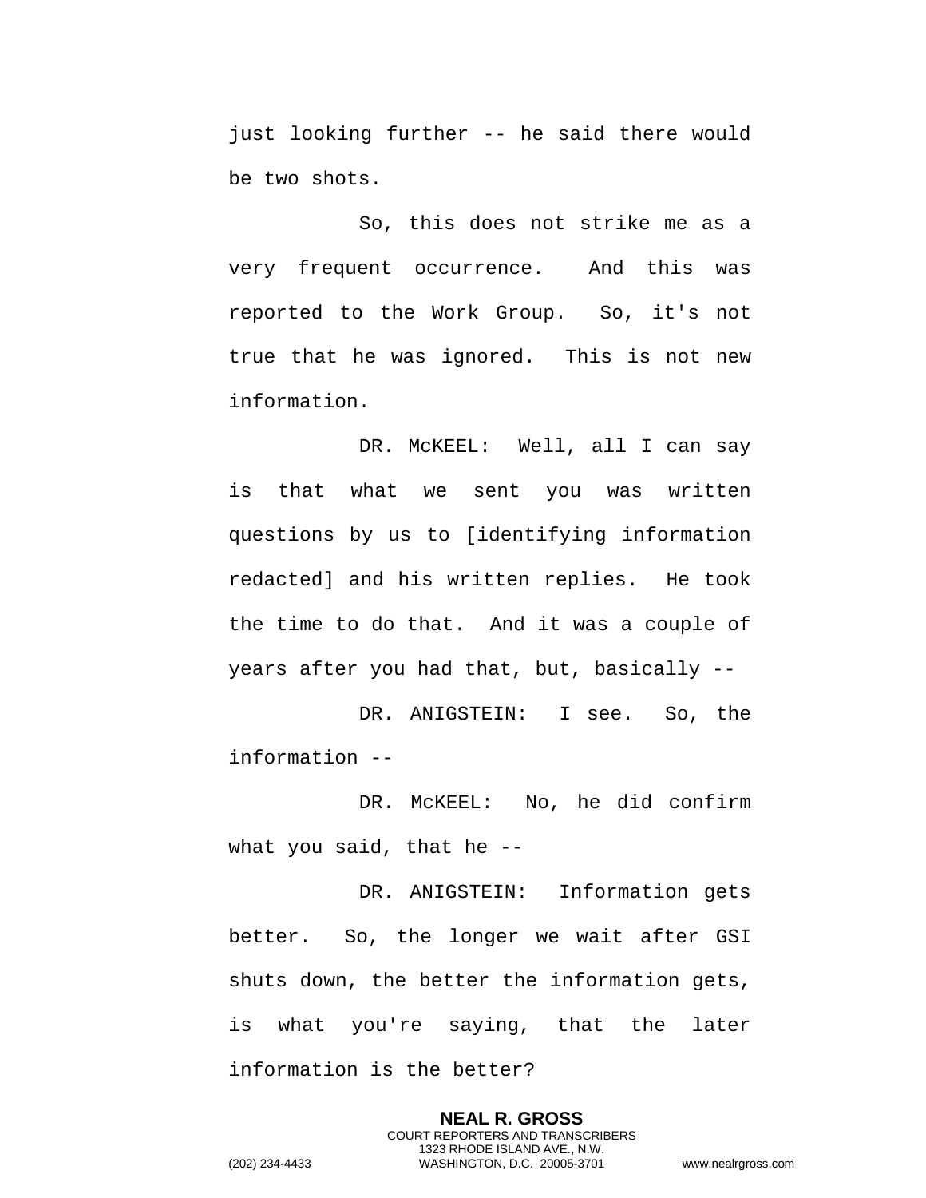just looking further -- he said there would be two shots.

So, this does not strike me as a very frequent occurrence. And this was reported to the Work Group. So, it's not true that he was ignored. This is not new information.

DR. McKEEL: Well, all I can say is that what we sent you was written questions by us to [identifying information redacted] and his written replies. He took the time to do that. And it was a couple of years after you had that, but, basically --

DR. ANIGSTEIN: I see. So, the information --

DR. McKEEL: No, he did confirm what you said, that he --

DR. ANIGSTEIN: Information gets better. So, the longer we wait after GSI shuts down, the better the information gets, is what you're saying, that the later information is the better?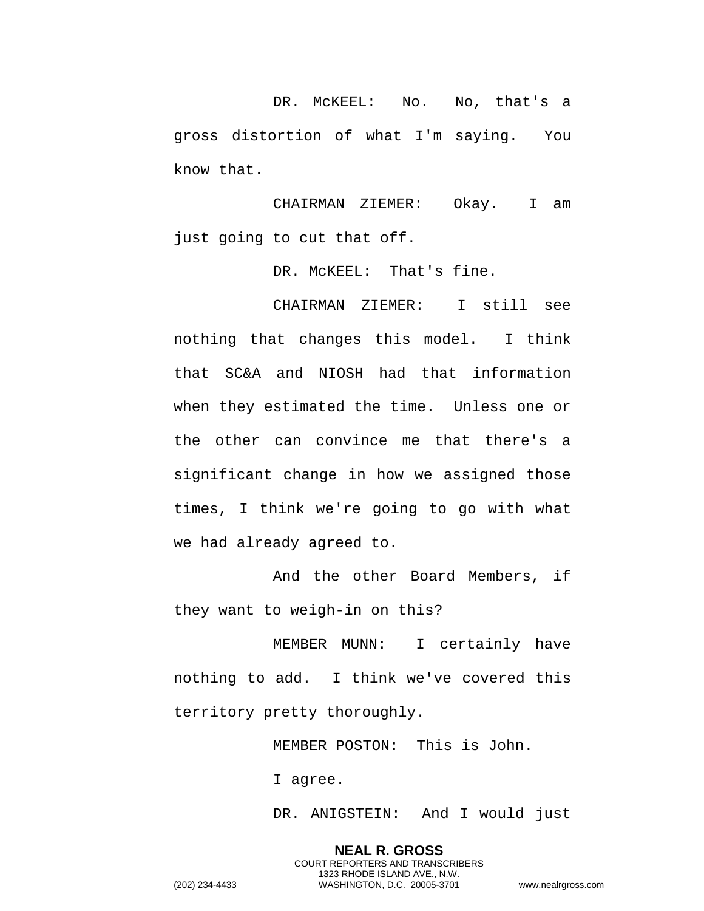DR. McKEEL: No. No, that's a gross distortion of what I'm saying. You know that.

CHAIRMAN ZIEMER: Okay. I am just going to cut that off.

DR. McKEEL: That's fine.

CHAIRMAN ZIEMER: I still see nothing that changes this model. I think that SC&A and NIOSH had that information when they estimated the time. Unless one or the other can convince me that there's a significant change in how we assigned those times, I think we're going to go with what we had already agreed to.

And the other Board Members, if they want to weigh-in on this?

MEMBER MUNN: I certainly have nothing to add. I think we've covered this territory pretty thoroughly.

MEMBER POSTON: This is John.

I agree.

DR. ANIGSTEIN: And I would just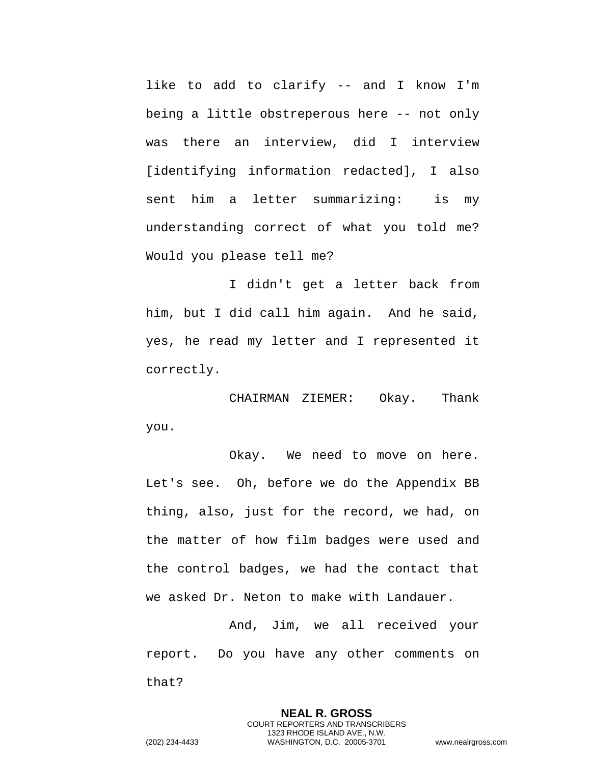like to add to clarify -- and I know I'm being a little obstreperous here -- not only was there an interview, did I interview [identifying information redacted], I also sent him a letter summarizing: is my understanding correct of what you told me? Would you please tell me?

I didn't get a letter back from him, but I did call him again. And he said, yes, he read my letter and I represented it correctly.

CHAIRMAN ZIEMER: Okay. Thank you.

Okay. We need to move on here. Let's see. Oh, before we do the Appendix BB thing, also, just for the record, we had, on the matter of how film badges were used and the control badges, we had the contact that we asked Dr. Neton to make with Landauer.

And, Jim, we all received your report. Do you have any other comments on that?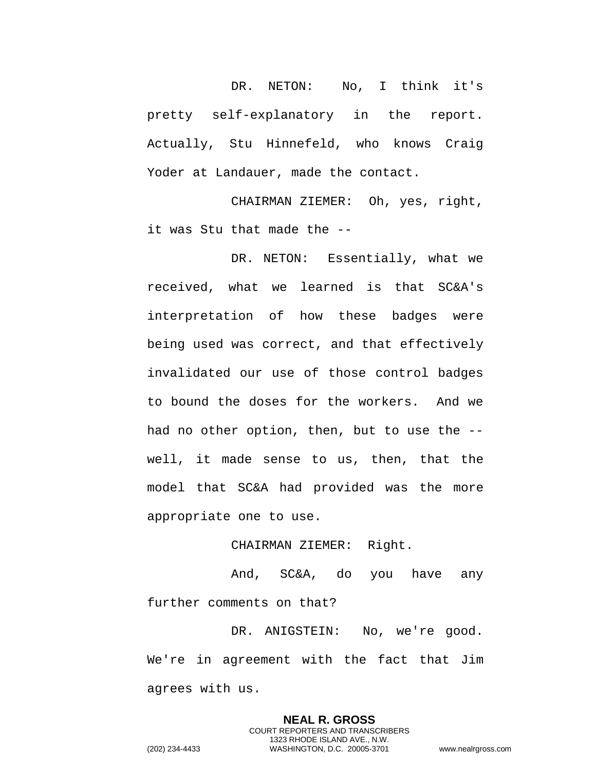DR. NETON: No, I think it's pretty self-explanatory in the report. Actually, Stu Hinnefeld, who knows Craig Yoder at Landauer, made the contact.

CHAIRMAN ZIEMER: Oh, yes, right, it was Stu that made the --

DR. NETON: Essentially, what we received, what we learned is that SC&A's interpretation of how these badges were being used was correct, and that effectively invalidated our use of those control badges to bound the doses for the workers. And we had no other option, then, but to use the -- well, it made sense to us, then, that the model that SC&A had provided was the more appropriate one to use.

CHAIRMAN ZIEMER: Right.

And, SC&A, do you have any further comments on that?

DR. ANIGSTEIN: No, we're good. We're in agreement with the fact that Jim agrees with us.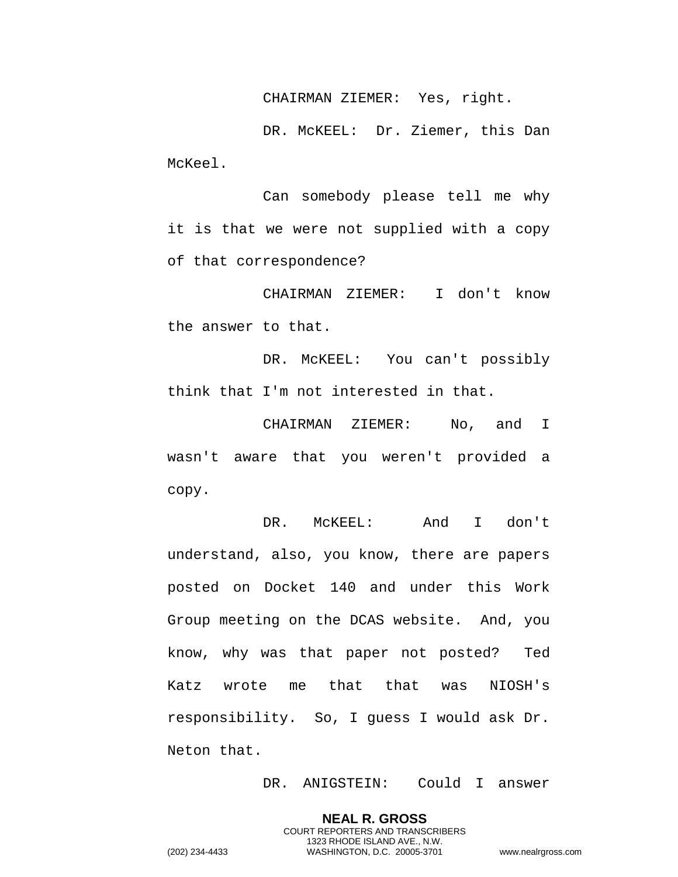CHAIRMAN ZIEMER: Yes, right.

DR. McKEEL: Dr. Ziemer, this Dan McKeel.

Can somebody please tell me why it is that we were not supplied with a copy of that correspondence?

CHAIRMAN ZIEMER: I don't know the answer to that.

DR. McKEEL: You can't possibly think that I'm not interested in that.

CHAIRMAN ZIEMER: No, and I wasn't aware that you weren't provided a copy.

DR. McKEEL: And I don't understand, also, you know, there are papers posted on Docket 140 and under this Work Group meeting on the DCAS website. And, you know, why was that paper not posted? Ted Katz wrote me that that was NIOSH's responsibility. So, I guess I would ask Dr. Neton that.

DR. ANIGSTEIN: Could I answer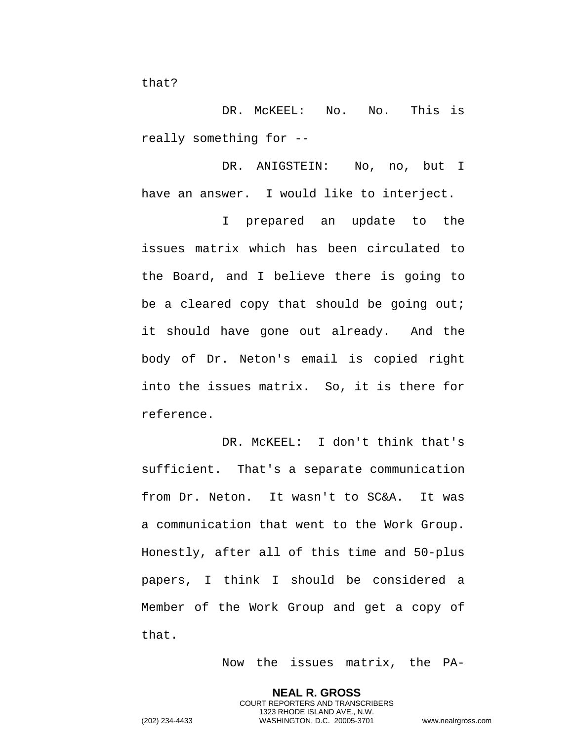that?

DR. McKEEL: No. No. This is really something for --

DR. ANIGSTEIN: No, no, but I have an answer. I would like to interject.

I prepared an update to the issues matrix which has been circulated to the Board, and I believe there is going to be a cleared copy that should be going out; it should have gone out already. And the body of Dr. Neton's email is copied right into the issues matrix. So, it is there for reference.

DR. McKEEL: I don't think that's sufficient. That's a separate communication from Dr. Neton. It wasn't to SC&A. It was a communication that went to the Work Group. Honestly, after all of this time and 50-plus papers, I think I should be considered a Member of the Work Group and get a copy of that.

Now the issues matrix, the PA-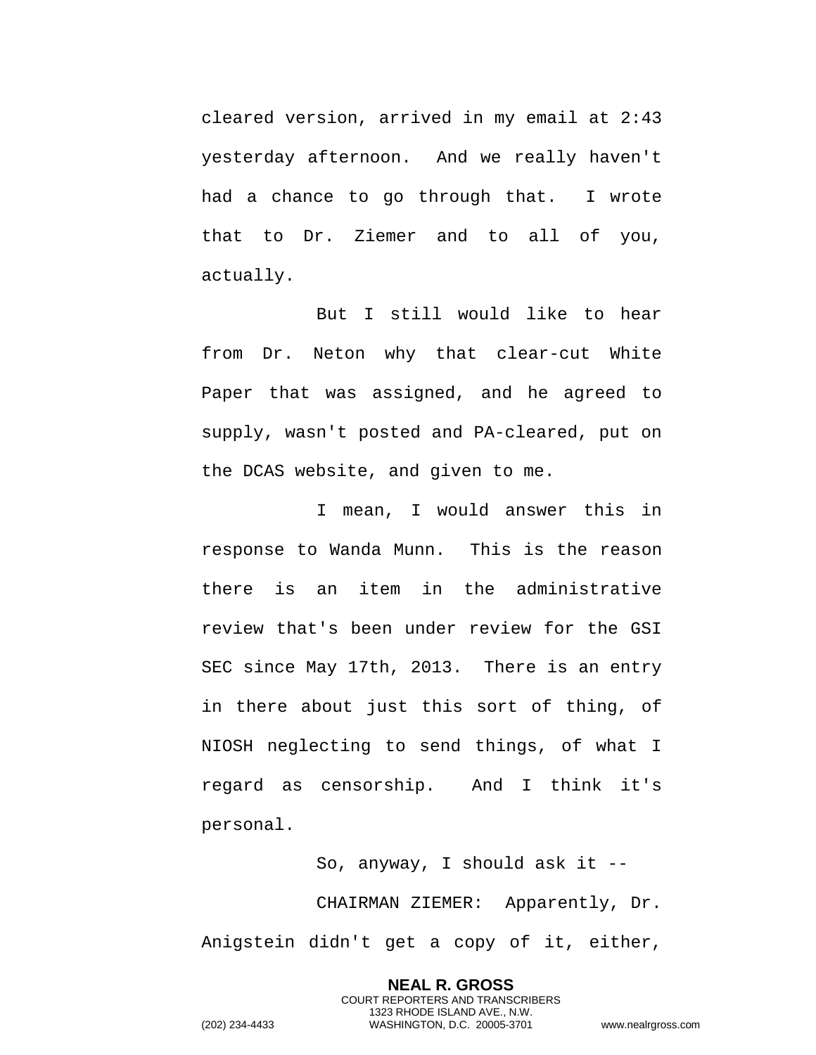cleared version, arrived in my email at 2:43 yesterday afternoon. And we really haven't had a chance to go through that. I wrote that to Dr. Ziemer and to all of you, actually.

But I still would like to hear from Dr. Neton why that clear-cut White Paper that was assigned, and he agreed to supply, wasn't posted and PA-cleared, put on the DCAS website, and given to me.

I mean, I would answer this in response to Wanda Munn. This is the reason there is an item in the administrative review that's been under review for the GSI SEC since May 17th, 2013. There is an entry in there about just this sort of thing, of NIOSH neglecting to send things, of what I regard as censorship. And I think it's personal.

So, anyway, I should ask it --

CHAIRMAN ZIEMER: Apparently, Dr. Anigstein didn't get a copy of it, either,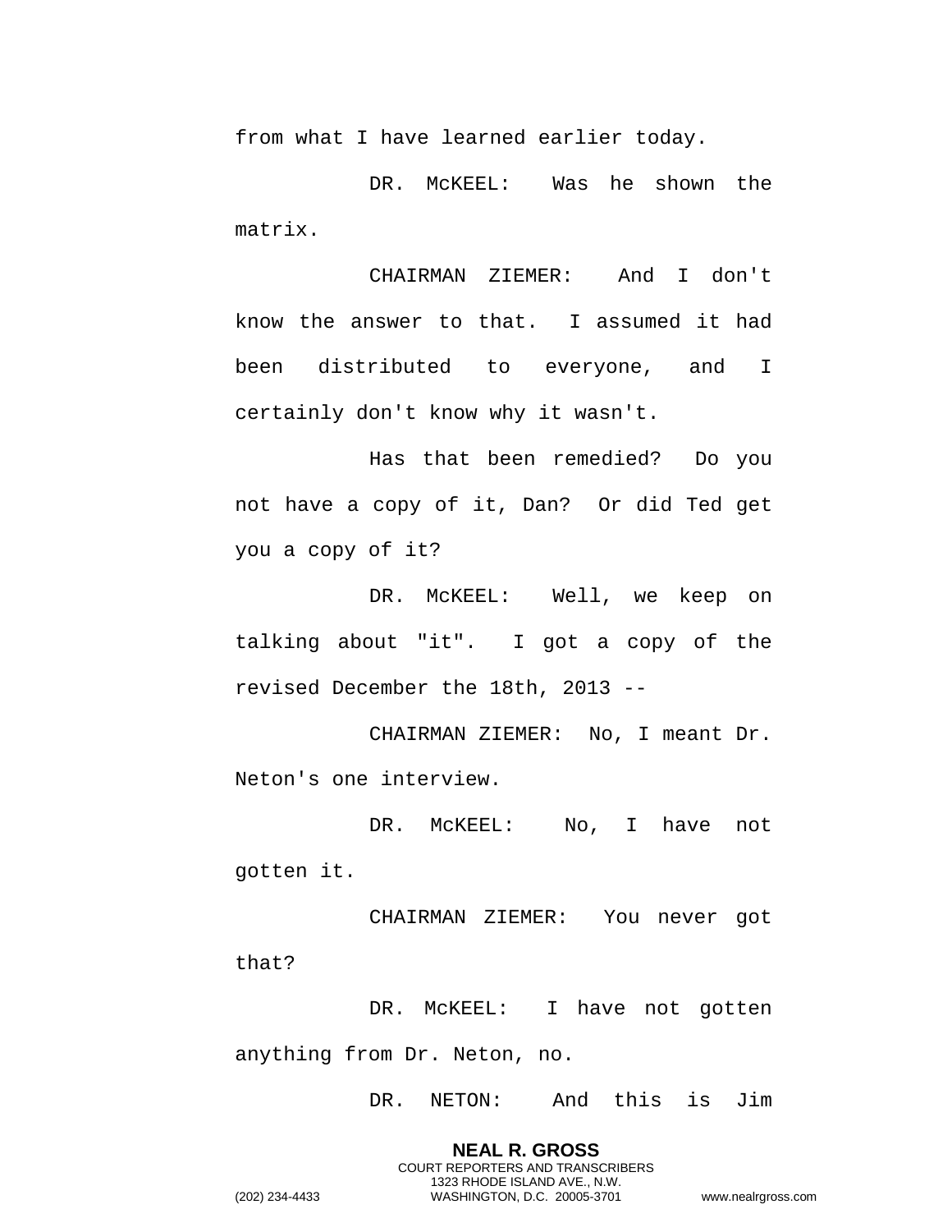from what I have learned earlier today.

DR. McKEEL: Was he shown the matrix.

CHAIRMAN ZIEMER: And I don't know the answer to that. I assumed it had been distributed to everyone, and I certainly don't know why it wasn't.

Has that been remedied? Do you not have a copy of it, Dan? Or did Ted get you a copy of it?

DR. McKEEL: Well, we keep on talking about "it". I got a copy of the revised December the 18th, 2013 --

CHAIRMAN ZIEMER: No, I meant Dr. Neton's one interview.

DR. McKEEL: No, I have not gotten it.

CHAIRMAN ZIEMER: You never got that?

DR. McKEEL: I have not gotten anything from Dr. Neton, no.

DR. NETON: And this is Jim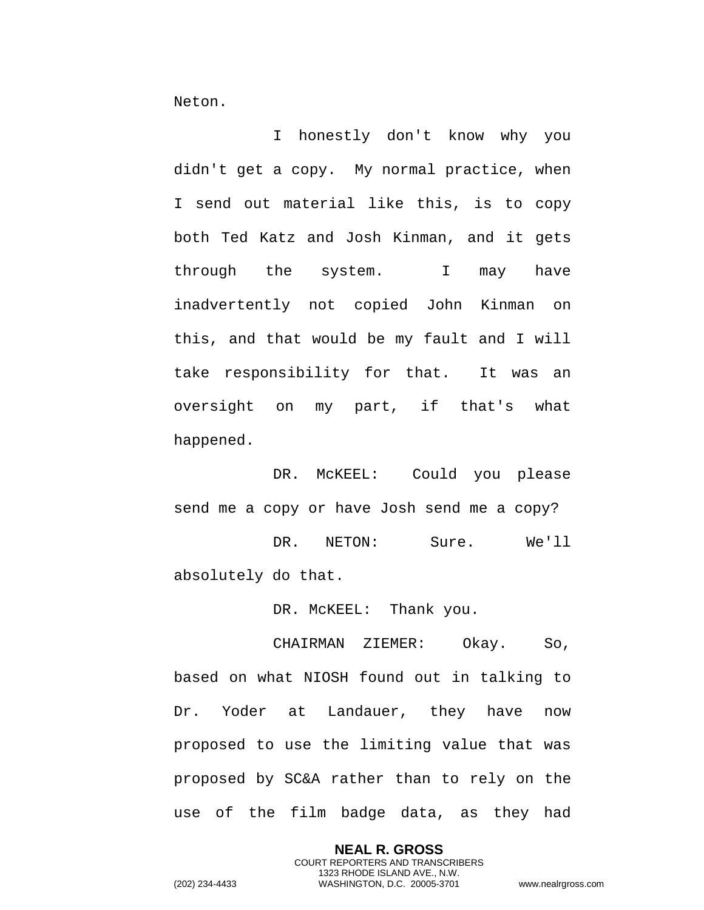Neton.

I honestly don't know why you didn't get a copy. My normal practice, when I send out material like this, is to copy both Ted Katz and Josh Kinman, and it gets through the system. I may have inadvertently not copied John Kinman on this, and that would be my fault and I will take responsibility for that. It was an oversight on my part, if that's what happened.

DR. McKEEL: Could you please send me a copy or have Josh send me a copy?

DR. NETON: Sure. We'll absolutely do that.

DR. McKEEL: Thank you.

CHAIRMAN ZIEMER: Okay. So, based on what NIOSH found out in talking to Dr. Yoder at Landauer, they have now proposed to use the limiting value that was proposed by SC&A rather than to rely on the use of the film badge data, as they had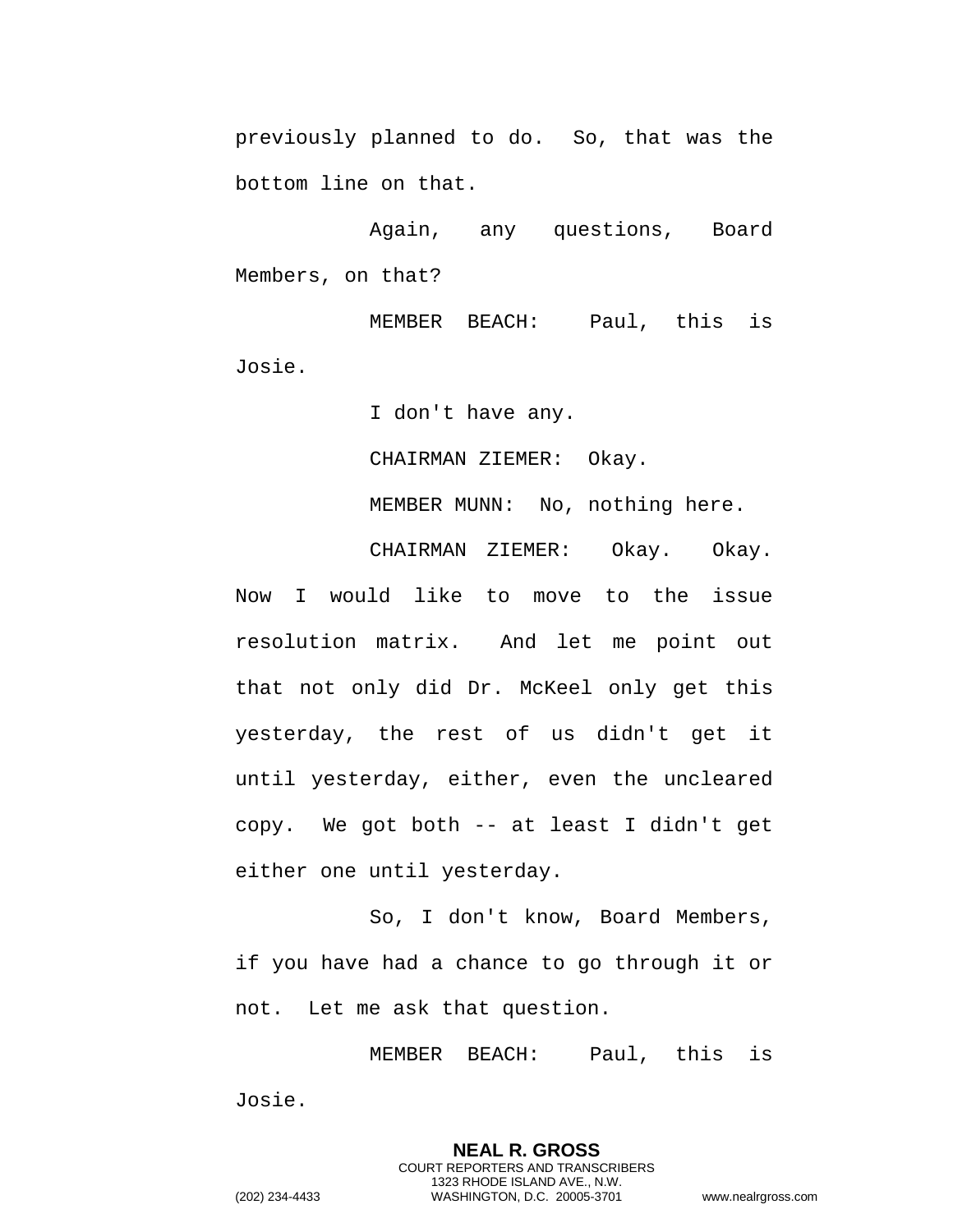previously planned to do. So, that was the bottom line on that.

Again, any questions, Board Members, on that?

MEMBER BEACH: Paul, this is Josie.

I don't have any.

CHAIRMAN ZIEMER: Okay.

MEMBER MUNN: No, nothing here.

CHAIRMAN ZIEMER: Okay. Okay. Now I would like to move to the issue resolution matrix. And let me point out that not only did Dr. McKeel only get this yesterday, the rest of us didn't get it until yesterday, either, even the uncleared copy. We got both -- at least I didn't get either one until yesterday.

So, I don't know, Board Members, if you have had a chance to go through it or not. Let me ask that question.

MEMBER BEACH: Paul, this is Josie.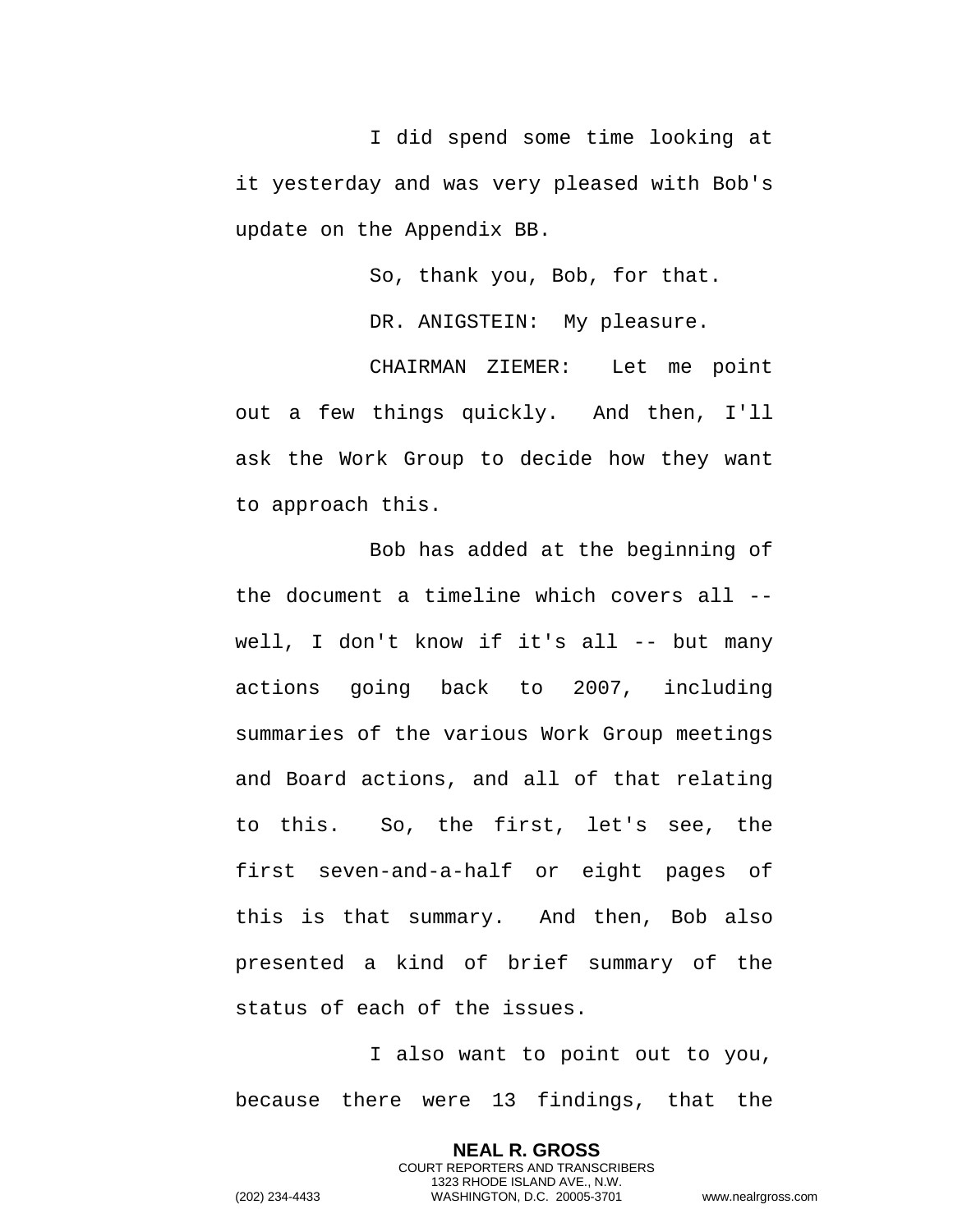I did spend some time looking at it yesterday and was very pleased with Bob's update on the Appendix BB.

So, thank you, Bob, for that.

DR. ANIGSTEIN: My pleasure.

CHAIRMAN ZIEMER: Let me point out a few things quickly. And then, I'll ask the Work Group to decide how they want to approach this.

Bob has added at the beginning of the document a timeline which covers all -- well, I don't know if it's all -- but many actions going back to 2007, including summaries of the various Work Group meetings and Board actions, and all of that relating to this. So, the first, let's see, the first seven-and-a-half or eight pages of this is that summary. And then, Bob also presented a kind of brief summary of the status of each of the issues.

I also want to point out to you, because there were 13 findings, that the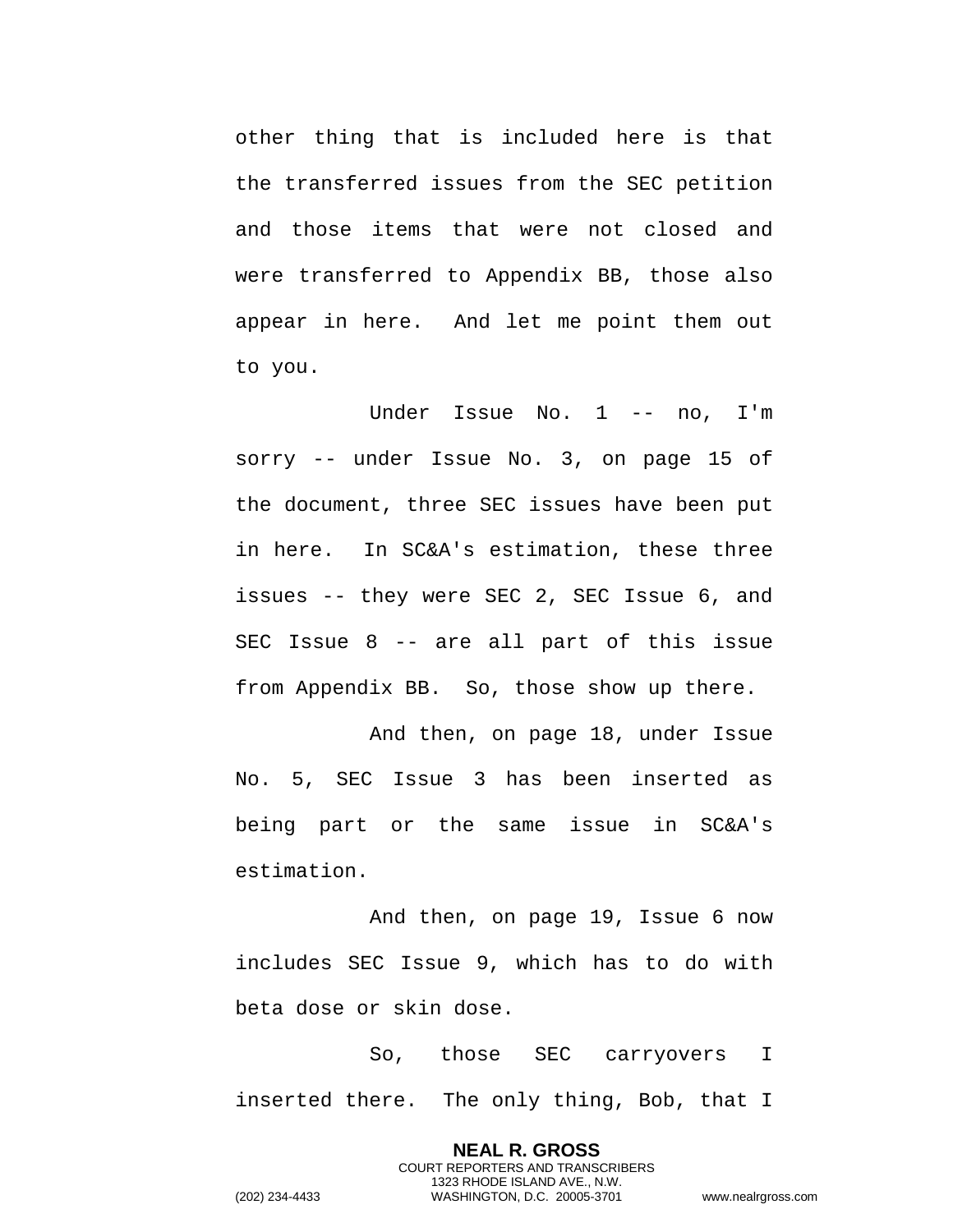other thing that is included here is that the transferred issues from the SEC petition and those items that were not closed and were transferred to Appendix BB, those also appear in here. And let me point them out to you.

Under Issue No. 1 -- no, I'm sorry -- under Issue No. 3, on page 15 of the document, three SEC issues have been put in here. In SC&A's estimation, these three issues -- they were SEC 2, SEC Issue 6, and SEC Issue 8 -- are all part of this issue from Appendix BB. So, those show up there.

And then, on page 18, under Issue No. 5, SEC Issue 3 has been inserted as being part or the same issue in SC&A's estimation.

And then, on page 19, Issue 6 now includes SEC Issue 9, which has to do with beta dose or skin dose.

So, those SEC carryovers I inserted there. The only thing, Bob, that I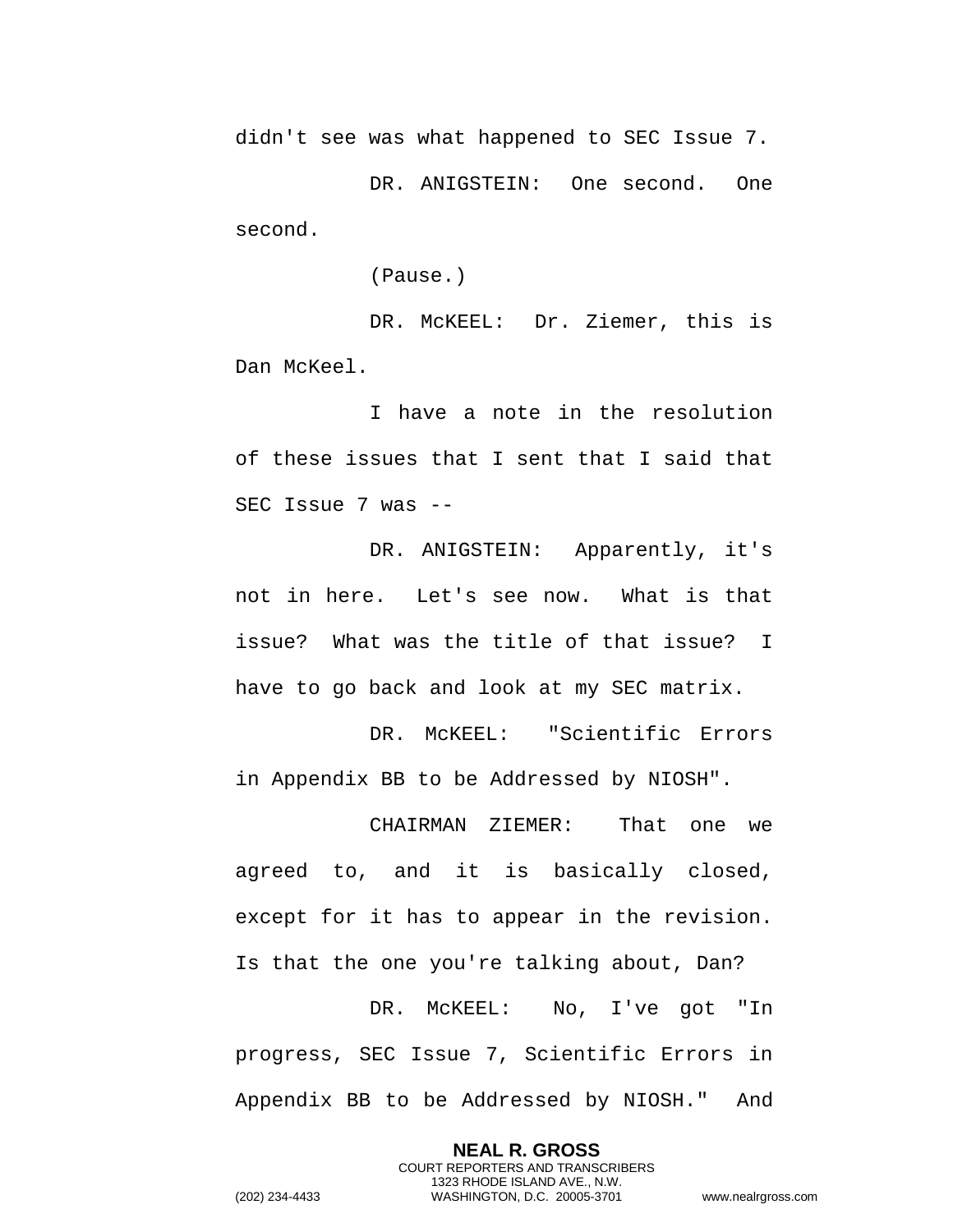didn't see was what happened to SEC Issue 7.

DR. ANIGSTEIN: One second. One second.

(Pause.)

DR. McKEEL: Dr. Ziemer, this is Dan McKeel.

I have a note in the resolution of these issues that I sent that I said that SEC Issue 7 was --

DR. ANIGSTEIN: Apparently, it's not in here. Let's see now. What is that issue? What was the title of that issue? I have to go back and look at my SEC matrix.

DR. McKEEL: "Scientific Errors in Appendix BB to be Addressed by NIOSH".

CHAIRMAN ZIEMER: That one we agreed to, and it is basically closed, except for it has to appear in the revision. Is that the one you're talking about, Dan?

DR. McKEEL: No, I've got "In progress, SEC Issue 7, Scientific Errors in Appendix BB to be Addressed by NIOSH." And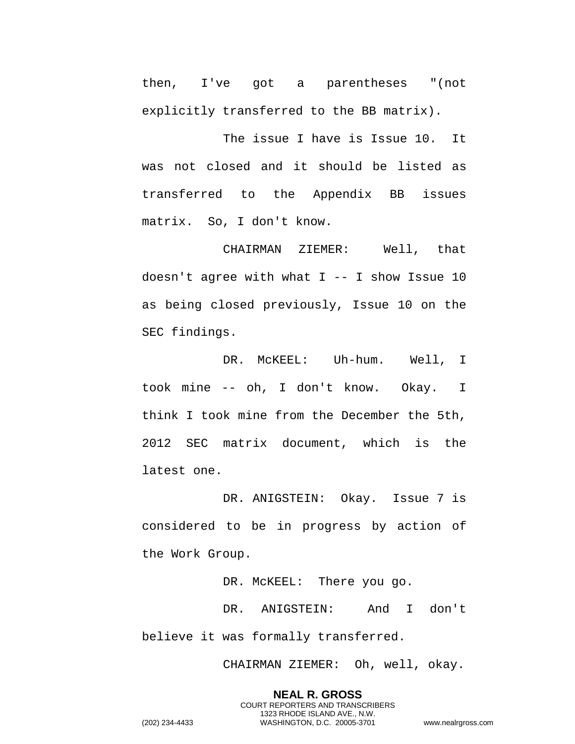then, I've got a parentheses "(not explicitly transferred to the BB matrix).

The issue I have is Issue 10. It was not closed and it should be listed as transferred to the Appendix BB issues matrix. So, I don't know.

CHAIRMAN ZIEMER: Well, that doesn't agree with what I -- I show Issue 10 as being closed previously, Issue 10 on the SEC findings.

DR. McKEEL: Uh-hum. Well, I took mine -- oh, I don't know. Okay. I think I took mine from the December the 5th, 2012 SEC matrix document, which is the latest one.

DR. ANIGSTEIN: Okay. Issue 7 is considered to be in progress by action of the Work Group.

DR. McKEEL: There you go.

DR. ANIGSTEIN: And I don't believe it was formally transferred.

CHAIRMAN ZIEMER: Oh, well, okay.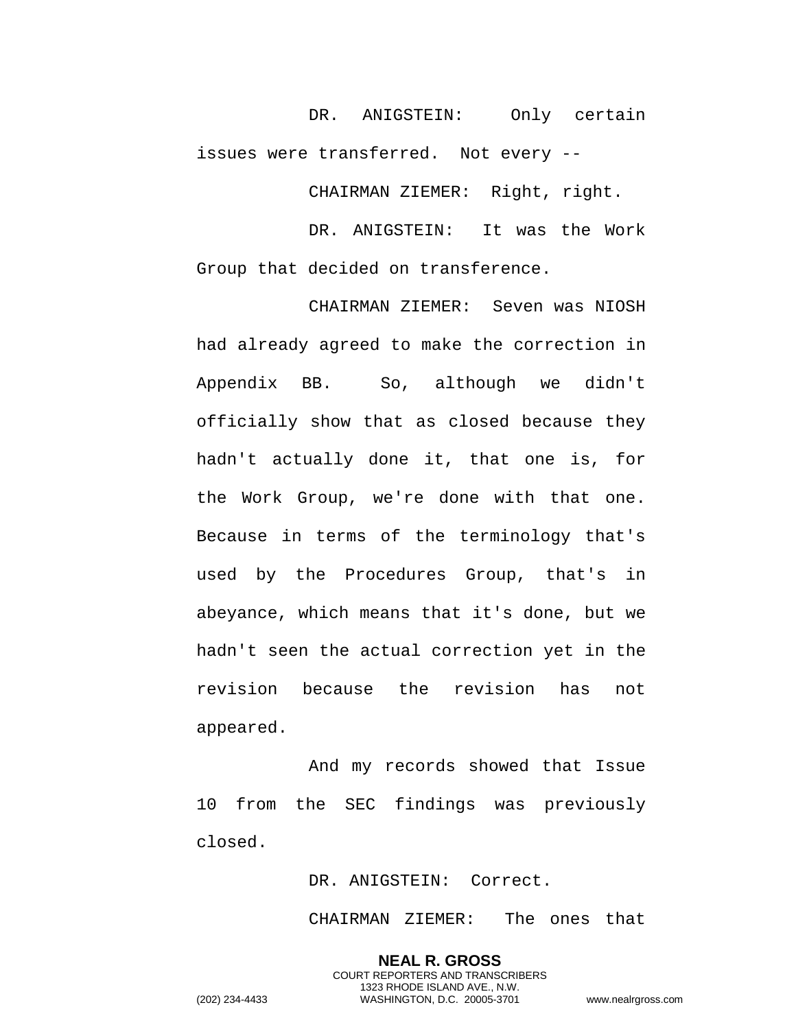DR. ANIGSTEIN: Only certain issues were transferred. Not every --

CHAIRMAN ZIEMER: Right, right.

DR. ANIGSTEIN: It was the Work Group that decided on transference.

CHAIRMAN ZIEMER: Seven was NIOSH had already agreed to make the correction in Appendix BB. So, although we didn't officially show that as closed because they hadn't actually done it, that one is, for the Work Group, we're done with that one. Because in terms of the terminology that's used by the Procedures Group, that's in abeyance, which means that it's done, but we hadn't seen the actual correction yet in the revision because the revision has not appeared.

And my records showed that Issue 10 from the SEC findings was previously closed.

DR. ANIGSTEIN: Correct.

CHAIRMAN ZIEMER: The ones that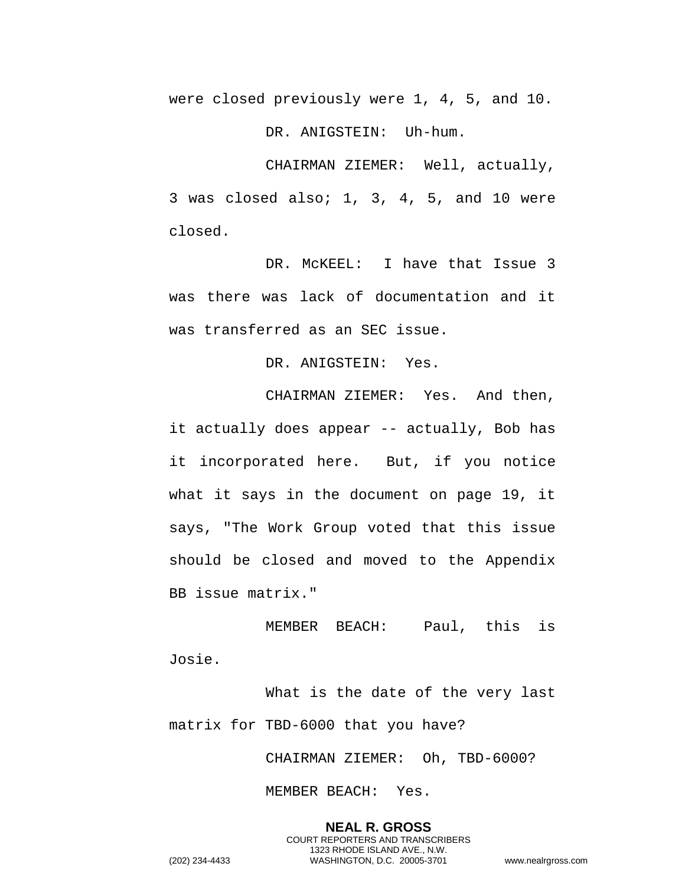were closed previously were 1, 4, 5, and 10.

DR. ANIGSTEIN: Uh-hum.

CHAIRMAN ZIEMER: Well, actually, 3 was closed also; 1, 3, 4, 5, and 10 were closed.

DR. McKEEL: I have that Issue 3 was there was lack of documentation and it was transferred as an SEC issue.

DR. ANIGSTEIN: Yes.

CHAIRMAN ZIEMER: Yes. And then, it actually does appear -- actually, Bob has it incorporated here. But, if you notice what it says in the document on page 19, it says, "The Work Group voted that this issue should be closed and moved to the Appendix BB issue matrix."

MEMBER BEACH: Paul, this is Josie.

What is the date of the very last matrix for TBD-6000 that you have?

CHAIRMAN ZIEMER: Oh, TBD-6000?

MEMBER BEACH: Yes.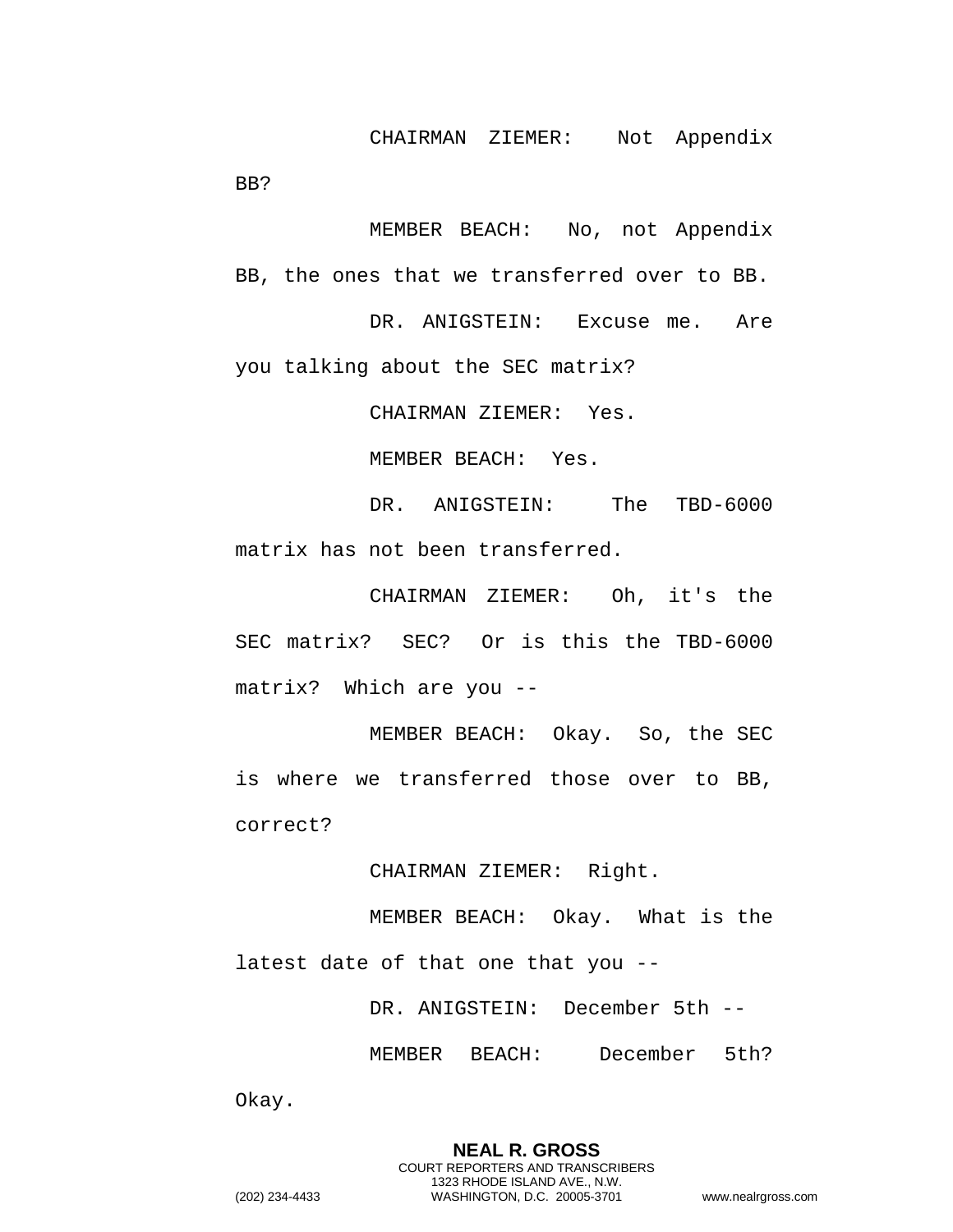CHAIRMAN ZIEMER: Not Appendix BB?

MEMBER BEACH: No, not Appendix BB, the ones that we transferred over to BB.

DR. ANIGSTEIN: Excuse me. Are you talking about the SEC matrix?

CHAIRMAN ZIEMER: Yes.

MEMBER BEACH: Yes.

DR. ANIGSTEIN: The TBD-6000 matrix has not been transferred.

CHAIRMAN ZIEMER: Oh, it's the SEC matrix? SEC? Or is this the TBD-6000 matrix? Which are you --

MEMBER BEACH: Okay. So, the SEC is where we transferred those over to BB, correct?

CHAIRMAN ZIEMER: Right.

MEMBER BEACH: Okay. What is the latest date of that one that you --

DR. ANIGSTEIN: December 5th --

MEMBER BEACH: December 5th? Okay.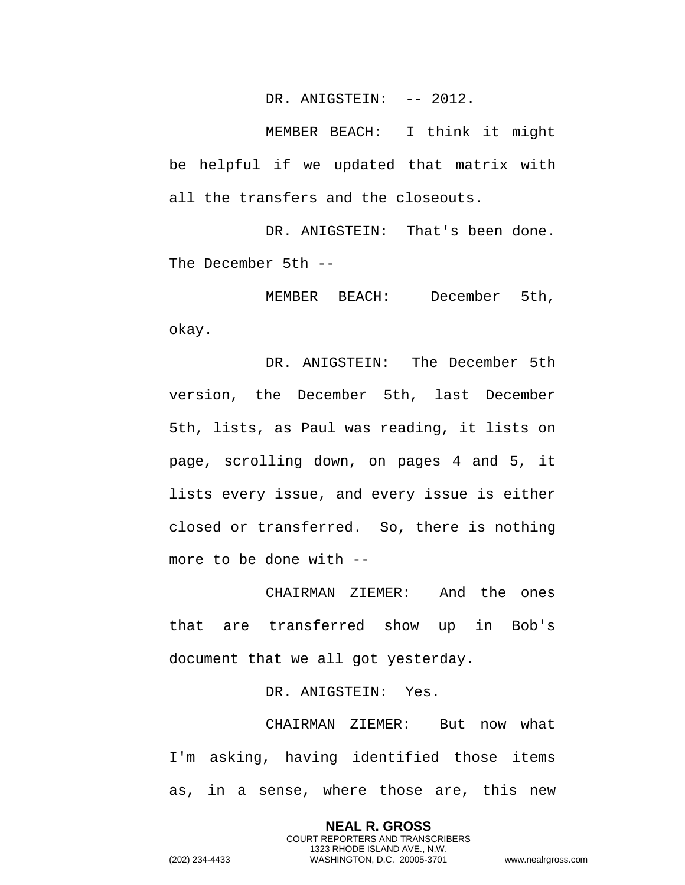DR. ANIGSTEIN: -- 2012.

MEMBER BEACH: I think it might be helpful if we updated that matrix with all the transfers and the closeouts.

DR. ANIGSTEIN: That's been done. The December 5th --

MEMBER BEACH: December 5th, okay.

DR. ANIGSTEIN: The December 5th version, the December 5th, last December 5th, lists, as Paul was reading, it lists on page, scrolling down, on pages 4 and 5, it lists every issue, and every issue is either closed or transferred. So, there is nothing more to be done with --

CHAIRMAN ZIEMER: And the ones that are transferred show up in Bob's document that we all got yesterday.

DR. ANIGSTEIN: Yes.

CHAIRMAN ZIEMER: But now what I'm asking, having identified those items as, in a sense, where those are, this new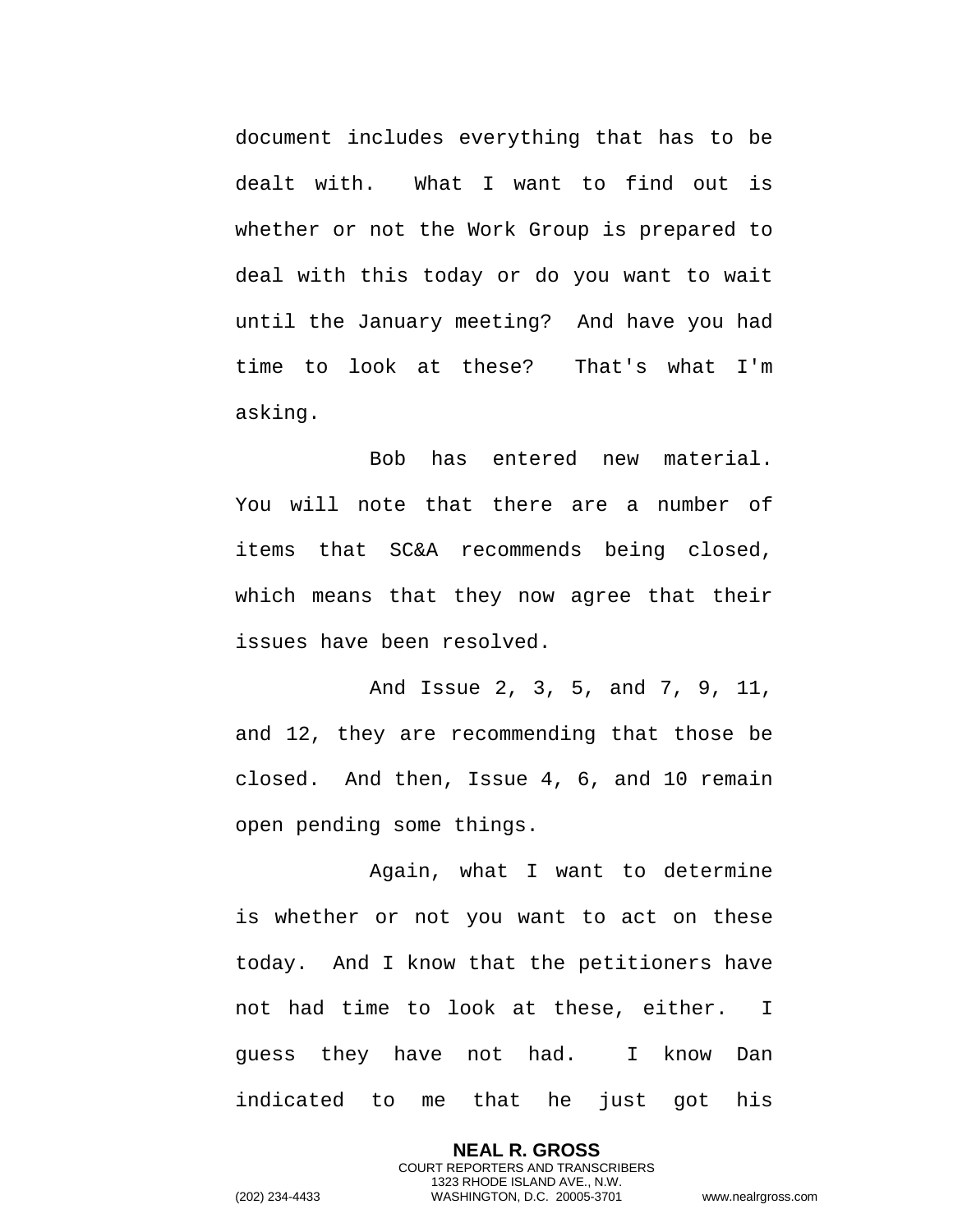document includes everything that has to be dealt with. What I want to find out is whether or not the Work Group is prepared to deal with this today or do you want to wait until the January meeting? And have you had time to look at these? That's what I'm asking.

Bob has entered new material. You will note that there are a number of items that SC&A recommends being closed, which means that they now agree that their issues have been resolved.

And Issue 2, 3, 5, and 7, 9, 11, and 12, they are recommending that those be closed. And then, Issue 4, 6, and 10 remain open pending some things.

Again, what I want to determine is whether or not you want to act on these today. And I know that the petitioners have not had time to look at these, either. I guess they have not had. I know Dan indicated to me that he just got his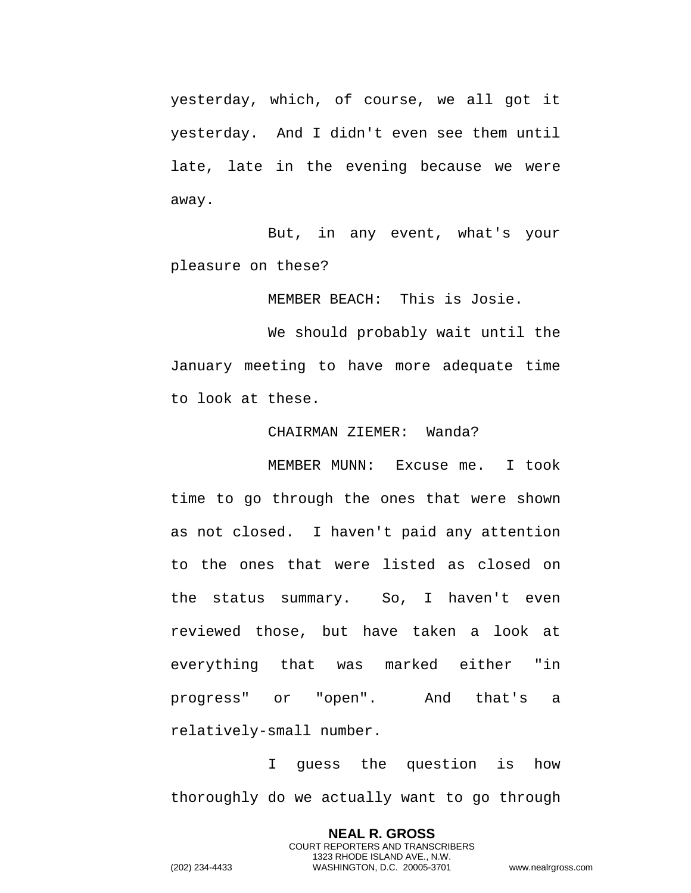yesterday, which, of course, we all got it yesterday. And I didn't even see them until late, late in the evening because we were away.

But, in any event, what's your pleasure on these?

MEMBER BEACH: This is Josie.

We should probably wait until the January meeting to have more adequate time to look at these.

CHAIRMAN ZIEMER: Wanda?

MEMBER MUNN: Excuse me. I took time to go through the ones that were shown as not closed. I haven't paid any attention to the ones that were listed as closed on the status summary. So, I haven't even reviewed those, but have taken a look at everything that was marked either "in progress" or "open". And that's a relatively-small number.

I guess the question is how thoroughly do we actually want to go through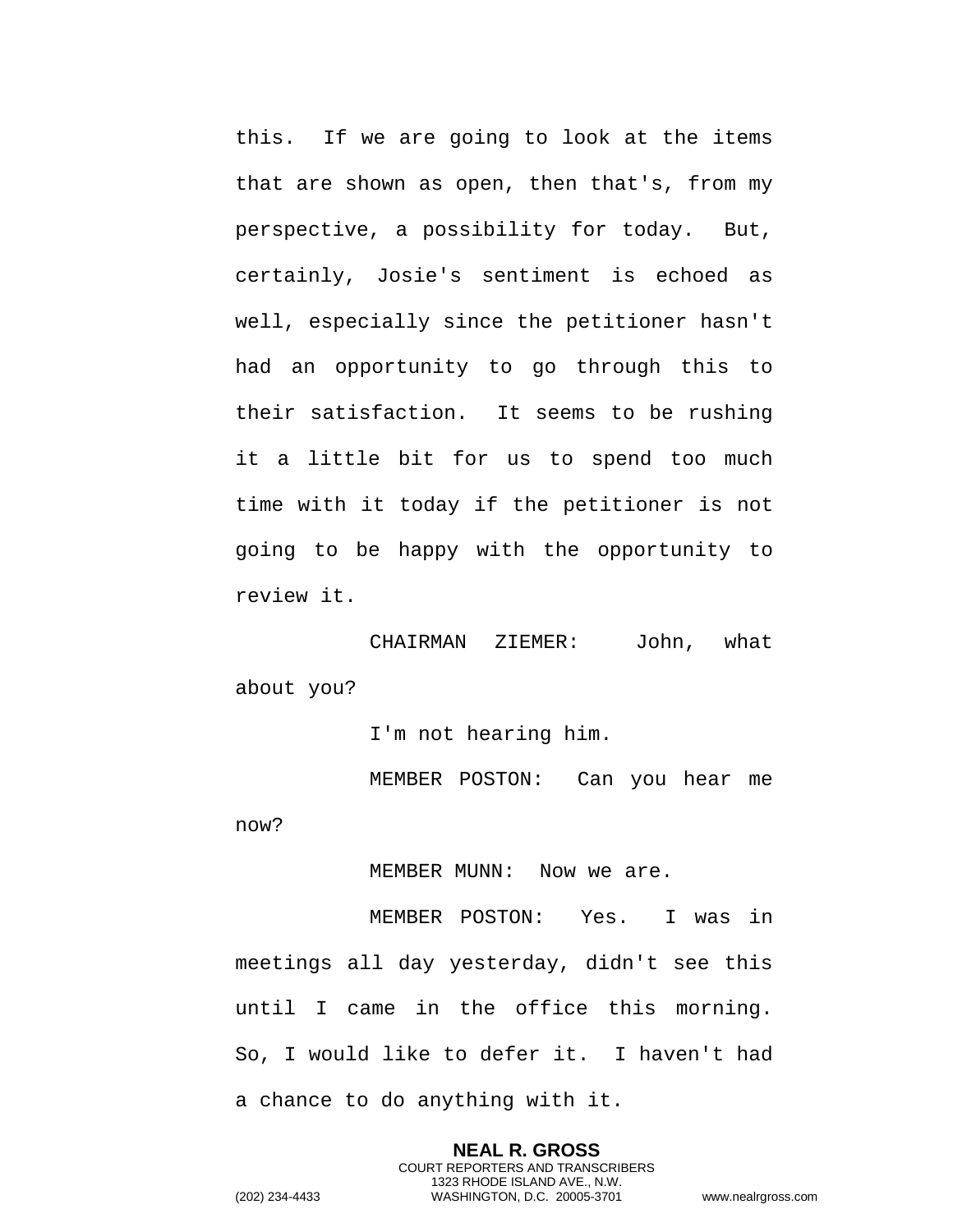this. If we are going to look at the items that are shown as open, then that's, from my perspective, a possibility for today. But, certainly, Josie's sentiment is echoed as well, especially since the petitioner hasn't had an opportunity to go through this to their satisfaction. It seems to be rushing it a little bit for us to spend too much time with it today if the petitioner is not going to be happy with the opportunity to review it.

CHAIRMAN ZIEMER: John, what about you?

I'm not hearing him.

MEMBER POSTON: Can you hear me now?

MEMBER MUNN: Now we are.

MEMBER POSTON: Yes. I was in meetings all day yesterday, didn't see this until I came in the office this morning. So, I would like to defer it. I haven't had a chance to do anything with it.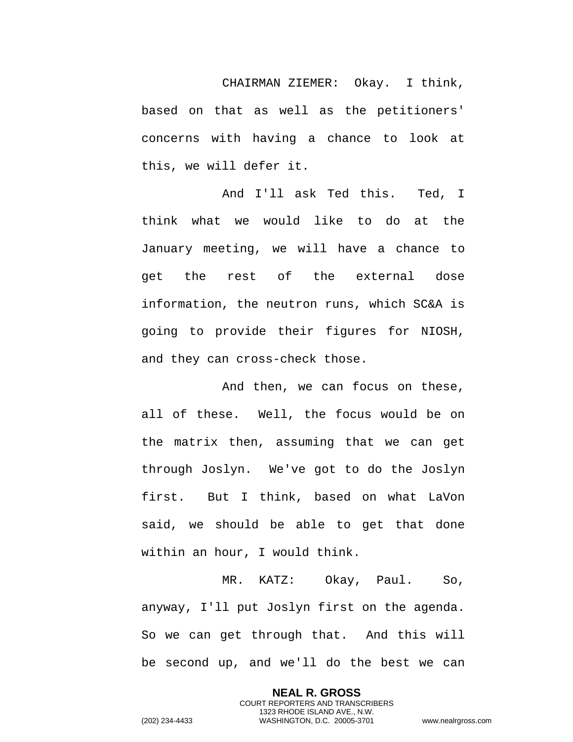CHAIRMAN ZIEMER: Okay. I think, based on that as well as the petitioners' concerns with having a chance to look at this, we will defer it.

And I'll ask Ted this. Ted, I think what we would like to do at the January meeting, we will have a chance to get the rest of the external dose information, the neutron runs, which SC&A is going to provide their figures for NIOSH, and they can cross-check those.

And then, we can focus on these, all of these. Well, the focus would be on the matrix then, assuming that we can get through Joslyn. We've got to do the Joslyn first. But I think, based on what LaVon said, we should be able to get that done within an hour, I would think.

MR. KATZ: Okay, Paul. So, anyway, I'll put Joslyn first on the agenda. So we can get through that. And this will be second up, and we'll do the best we can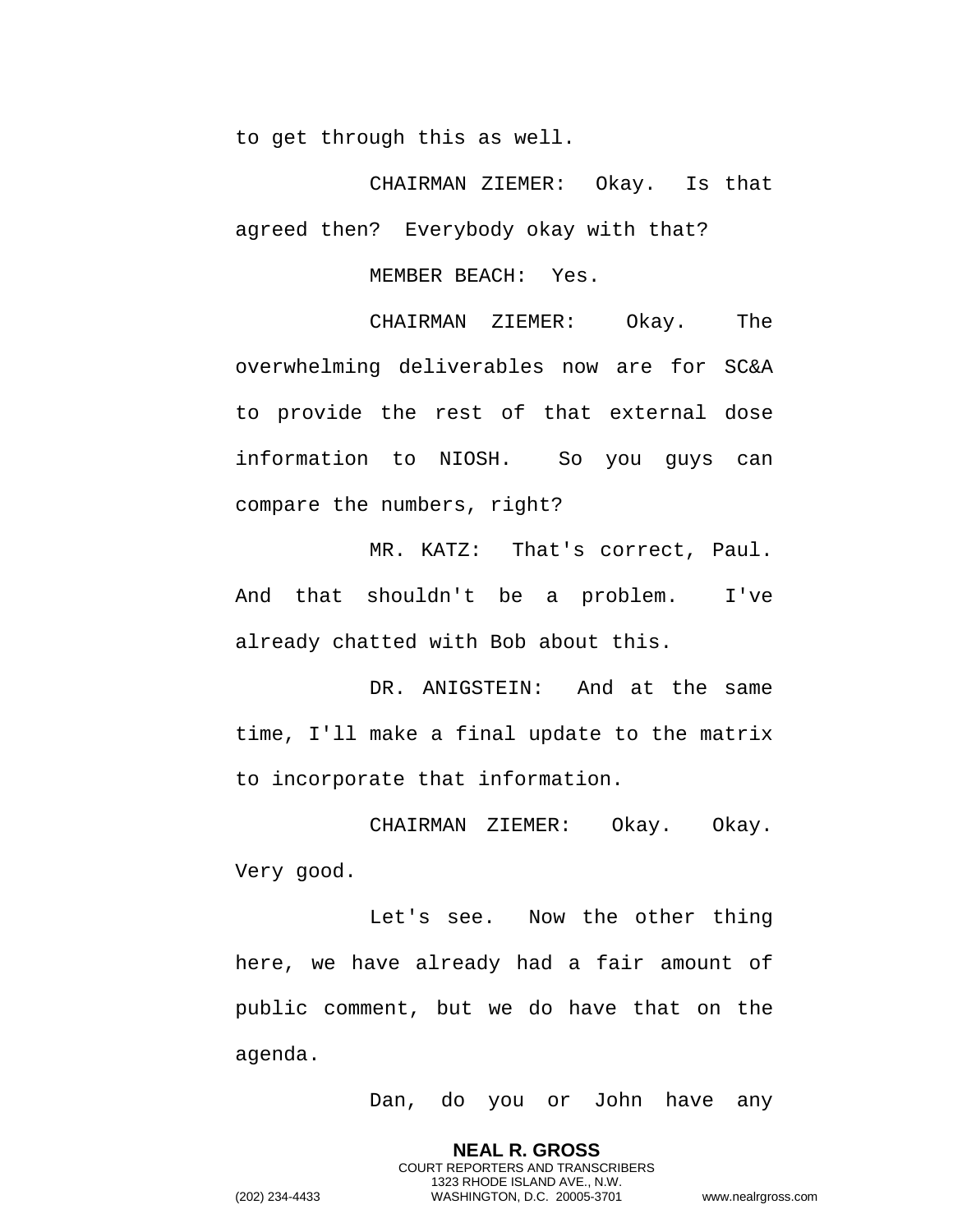to get through this as well.

CHAIRMAN ZIEMER: Okay. Is that agreed then? Everybody okay with that?

MEMBER BEACH: Yes.

CHAIRMAN ZIEMER: Okay. The overwhelming deliverables now are for SC&A to provide the rest of that external dose information to NIOSH. So you guys can compare the numbers, right?

MR. KATZ: That's correct, Paul. And that shouldn't be a problem. I've already chatted with Bob about this.

DR. ANIGSTEIN: And at the same time, I'll make a final update to the matrix to incorporate that information.

CHAIRMAN ZIEMER: Okay. Okay. Very good.

Let's see. Now the other thing here, we have already had a fair amount of public comment, but we do have that on the agenda.

Dan, do you or John have any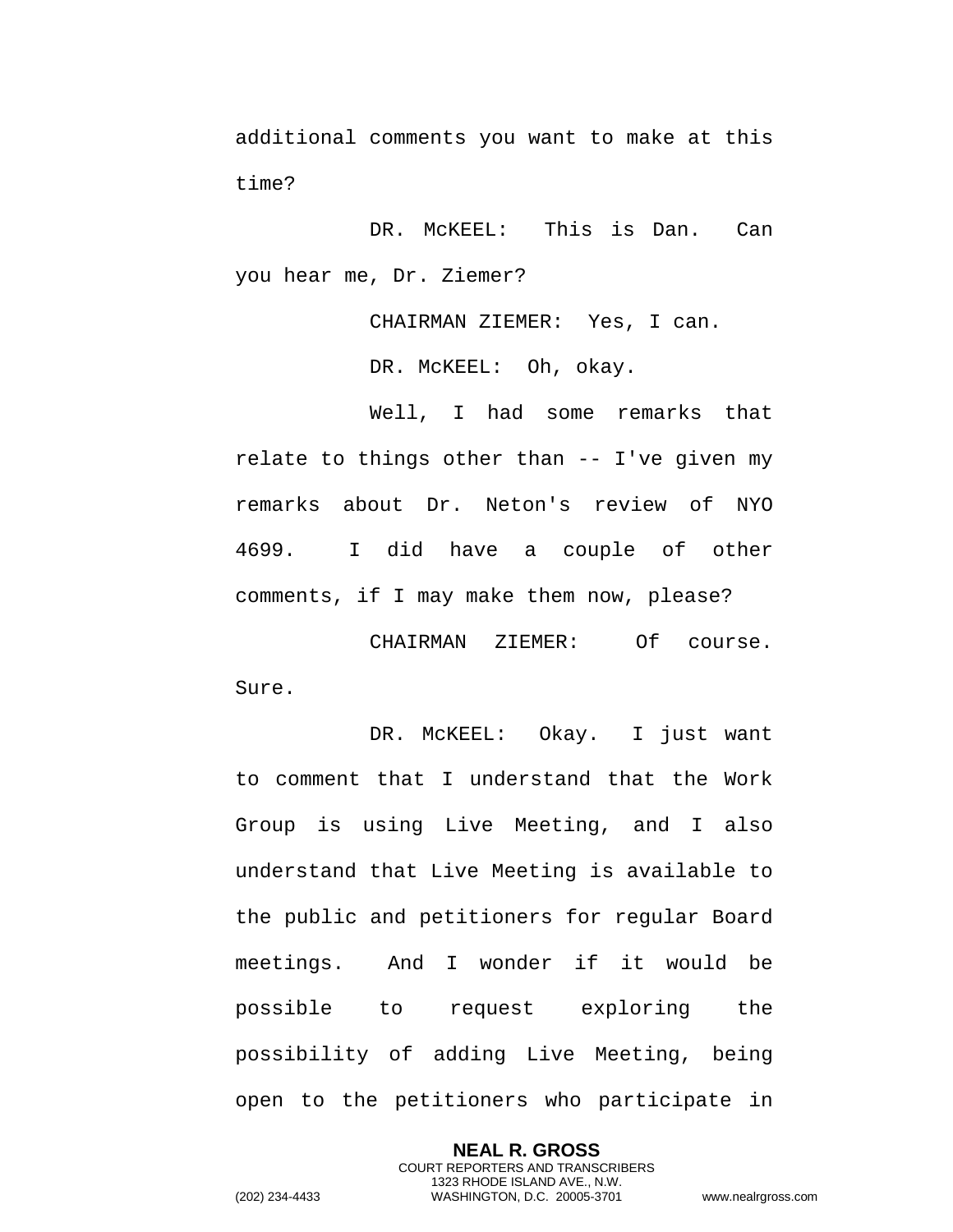additional comments you want to make at this time?

DR. McKEEL: This is Dan. Can you hear me, Dr. Ziemer?

CHAIRMAN ZIEMER: Yes, I can.

DR. McKEEL: Oh, okay.

Well, I had some remarks that relate to things other than -- I've given my remarks about Dr. Neton's review of NYO 4699. I did have a couple of other comments, if I may make them now, please?

CHAIRMAN ZIEMER: Of course. Sure.

DR. McKEEL: Okay. I just want to comment that I understand that the Work Group is using Live Meeting, and I also understand that Live Meeting is available to the public and petitioners for regular Board meetings. And I wonder if it would be possible to request exploring the possibility of adding Live Meeting, being open to the petitioners who participate in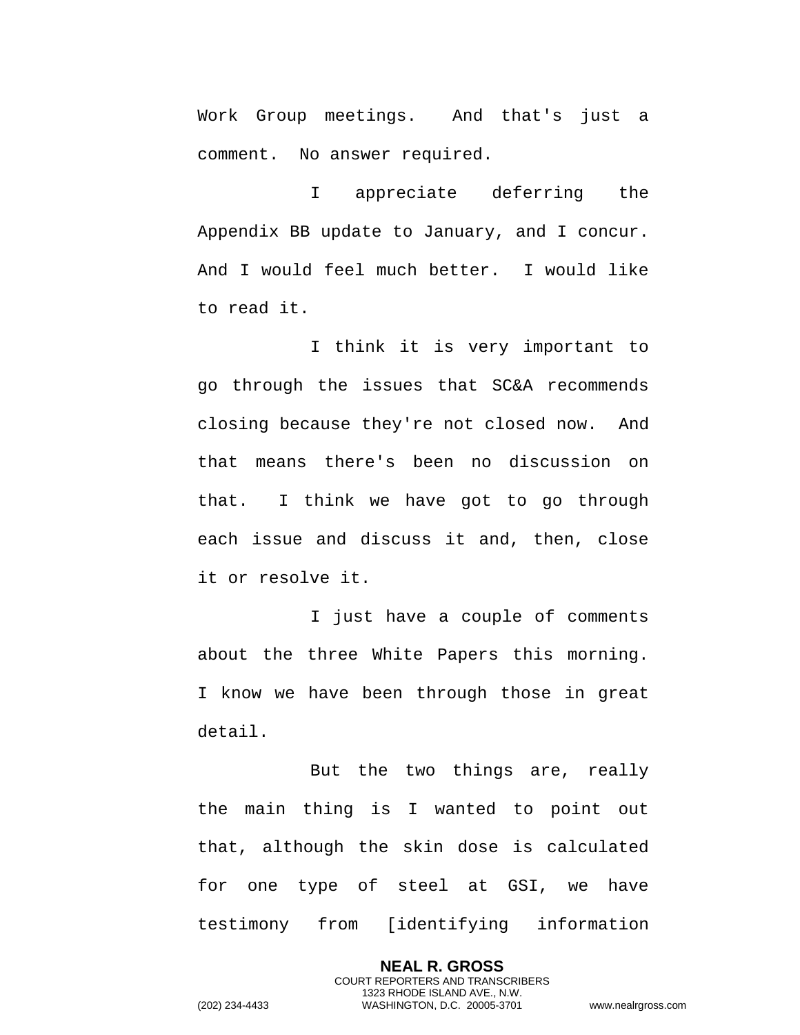Work Group meetings. And that's just a comment. No answer required.

I appreciate deferring the Appendix BB update to January, and I concur. And I would feel much better. I would like to read it.

I think it is very important to go through the issues that SC&A recommends closing because they're not closed now. And that means there's been no discussion on that. I think we have got to go through each issue and discuss it and, then, close it or resolve it.

I just have a couple of comments about the three White Papers this morning. I know we have been through those in great detail.

But the two things are, really the main thing is I wanted to point out that, although the skin dose is calculated for one type of steel at GSI, we have testimony from [identifying information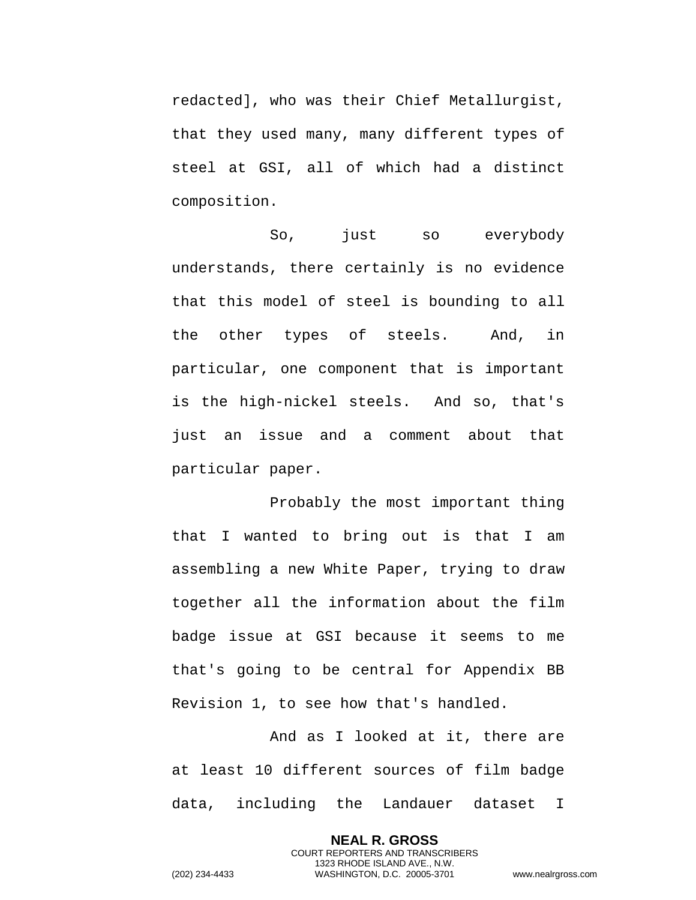redacted], who was their Chief Metallurgist, that they used many, many different types of steel at GSI, all of which had a distinct composition.

So, just so everybody understands, there certainly is no evidence that this model of steel is bounding to all the other types of steels. And, in particular, one component that is important is the high-nickel steels. And so, that's just an issue and a comment about that particular paper.

Probably the most important thing that I wanted to bring out is that I am assembling a new White Paper, trying to draw together all the information about the film badge issue at GSI because it seems to me that's going to be central for Appendix BB Revision 1, to see how that's handled.

And as I looked at it, there are at least 10 different sources of film badge data, including the Landauer dataset I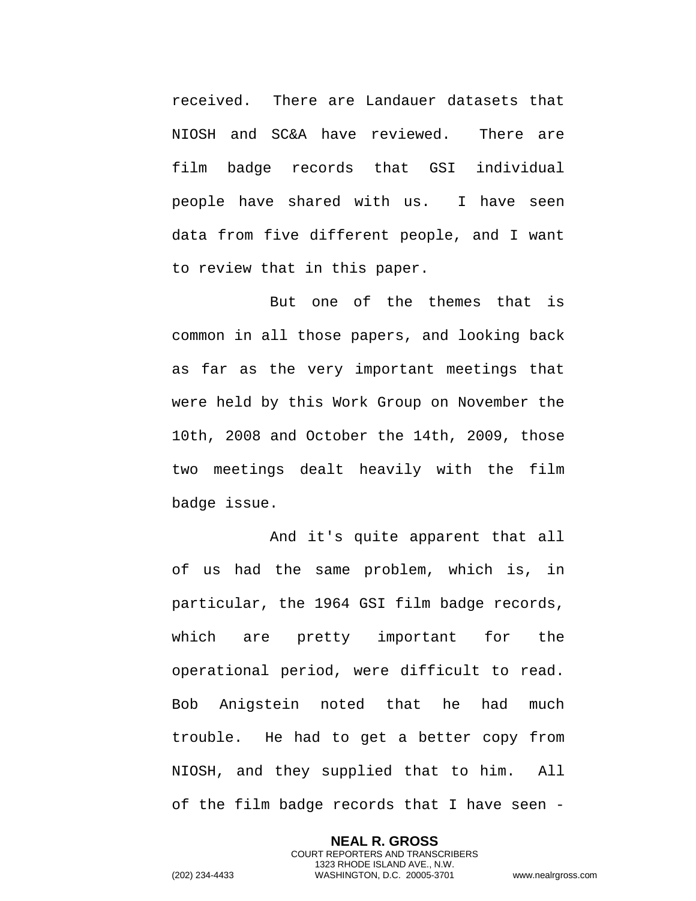received. There are Landauer datasets that NIOSH and SC&A have reviewed. There are film badge records that GSI individual people have shared with us. I have seen data from five different people, and I want to review that in this paper.

But one of the themes that is common in all those papers, and looking back as far as the very important meetings that were held by this Work Group on November the 10th, 2008 and October the 14th, 2009, those two meetings dealt heavily with the film badge issue.

And it's quite apparent that all of us had the same problem, which is, in particular, the 1964 GSI film badge records, which are pretty important for the operational period, were difficult to read. Bob Anigstein noted that he had much trouble. He had to get a better copy from NIOSH, and they supplied that to him. All of the film badge records that I have seen -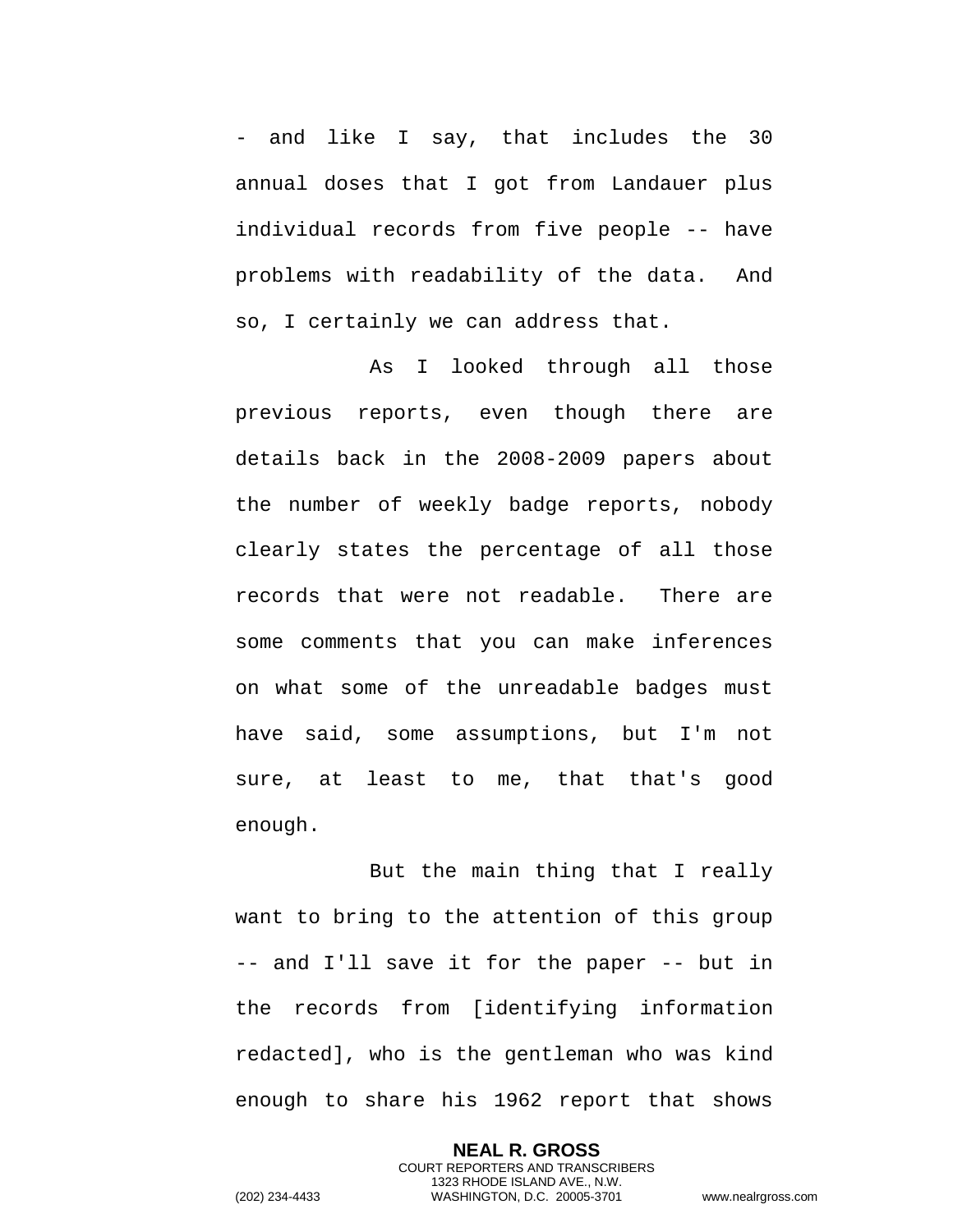- and like I say, that includes the 30 annual doses that I got from Landauer plus individual records from five people -- have problems with readability of the data. And so, I certainly we can address that.

As I looked through all those previous reports, even though there are details back in the 2008-2009 papers about the number of weekly badge reports, nobody clearly states the percentage of all those records that were not readable. There are some comments that you can make inferences on what some of the unreadable badges must have said, some assumptions, but I'm not sure, at least to me, that that's good enough.

But the main thing that I really want to bring to the attention of this group -- and I'll save it for the paper -- but in the records from [identifying information redacted], who is the gentleman who was kind enough to share his 1962 report that shows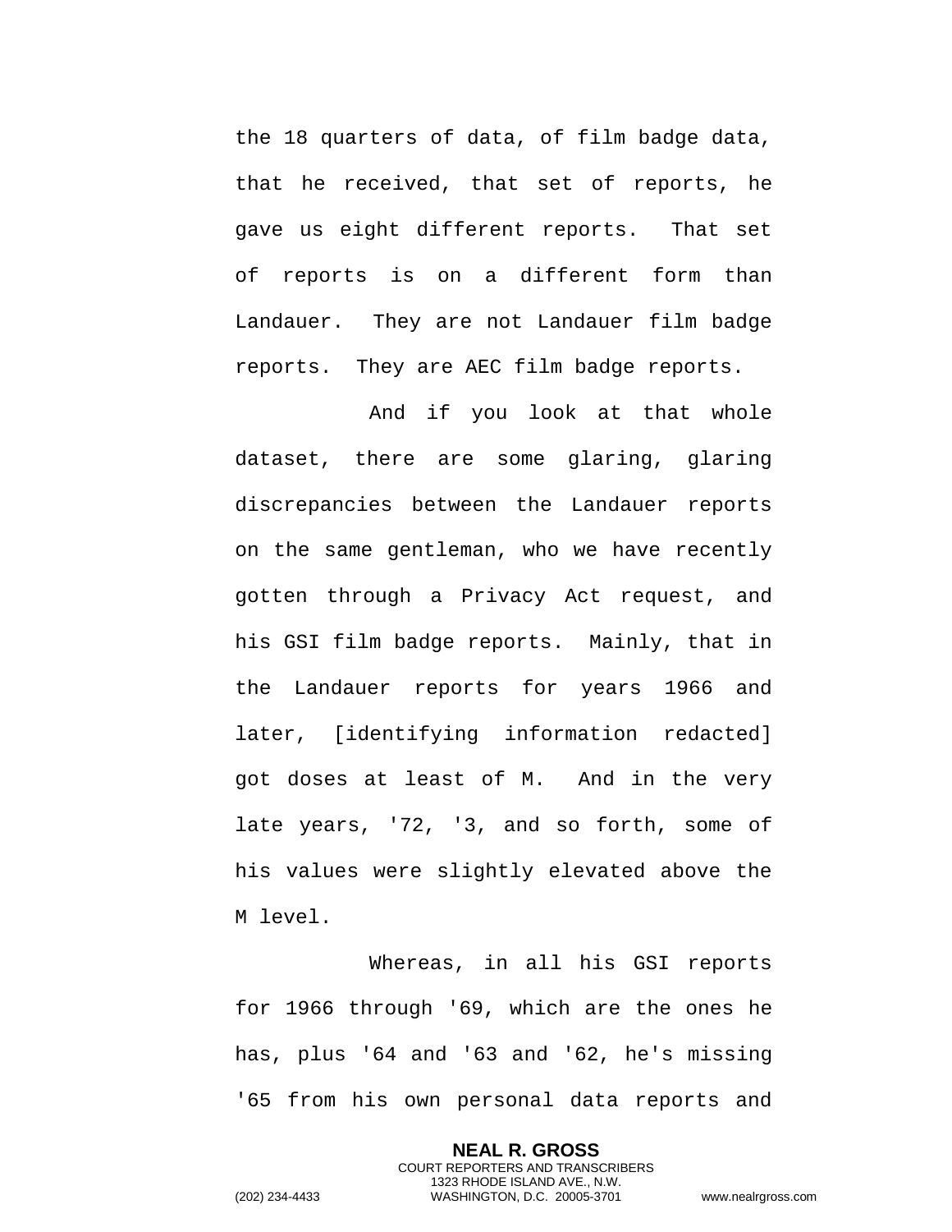the 18 quarters of data, of film badge data, that he received, that set of reports, he gave us eight different reports. That set of reports is on a different form than Landauer. They are not Landauer film badge reports. They are AEC film badge reports.

And if you look at that whole dataset, there are some glaring, glaring discrepancies between the Landauer reports on the same gentleman, who we have recently gotten through a Privacy Act request, and his GSI film badge reports. Mainly, that in the Landauer reports for years 1966 and later, [identifying information redacted] got doses at least of M. And in the very late years, '72, '3, and so forth, some of his values were slightly elevated above the M level.

Whereas, in all his GSI reports for 1966 through '69, which are the ones he has, plus '64 and '63 and '62, he's missing '65 from his own personal data reports and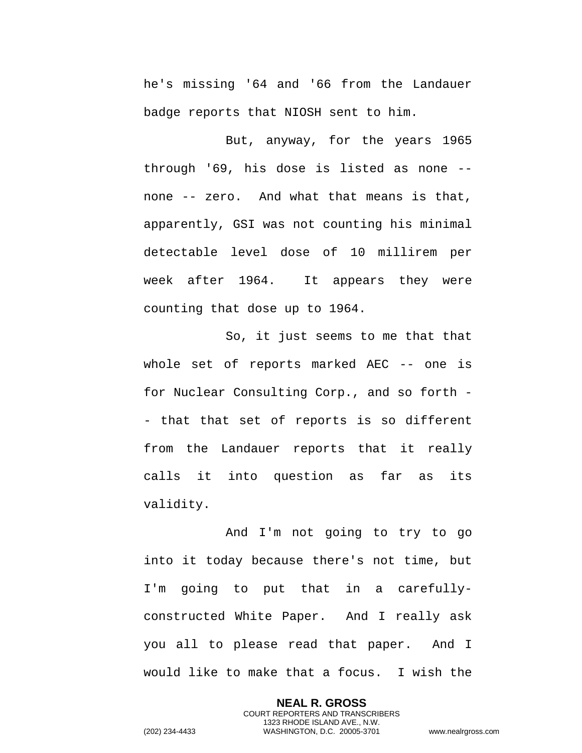he's missing '64 and '66 from the Landauer badge reports that NIOSH sent to him.

But, anyway, for the years 1965 through '69, his dose is listed as none -- none -- zero. And what that means is that, apparently, GSI was not counting his minimal detectable level dose of 10 millirem per week after 1964. It appears they were counting that dose up to 1964.

So, it just seems to me that that whole set of reports marked AEC -- one is for Nuclear Consulting Corp., and so forth -- that that set of reports is so different from the Landauer reports that it really calls it into question as far as its validity.

And I'm not going to try to go into it today because there's not time, but I'm going to put that in a carefully-constructed White Paper. And I really ask you all to please read that paper. And I would like to make that a focus. I wish the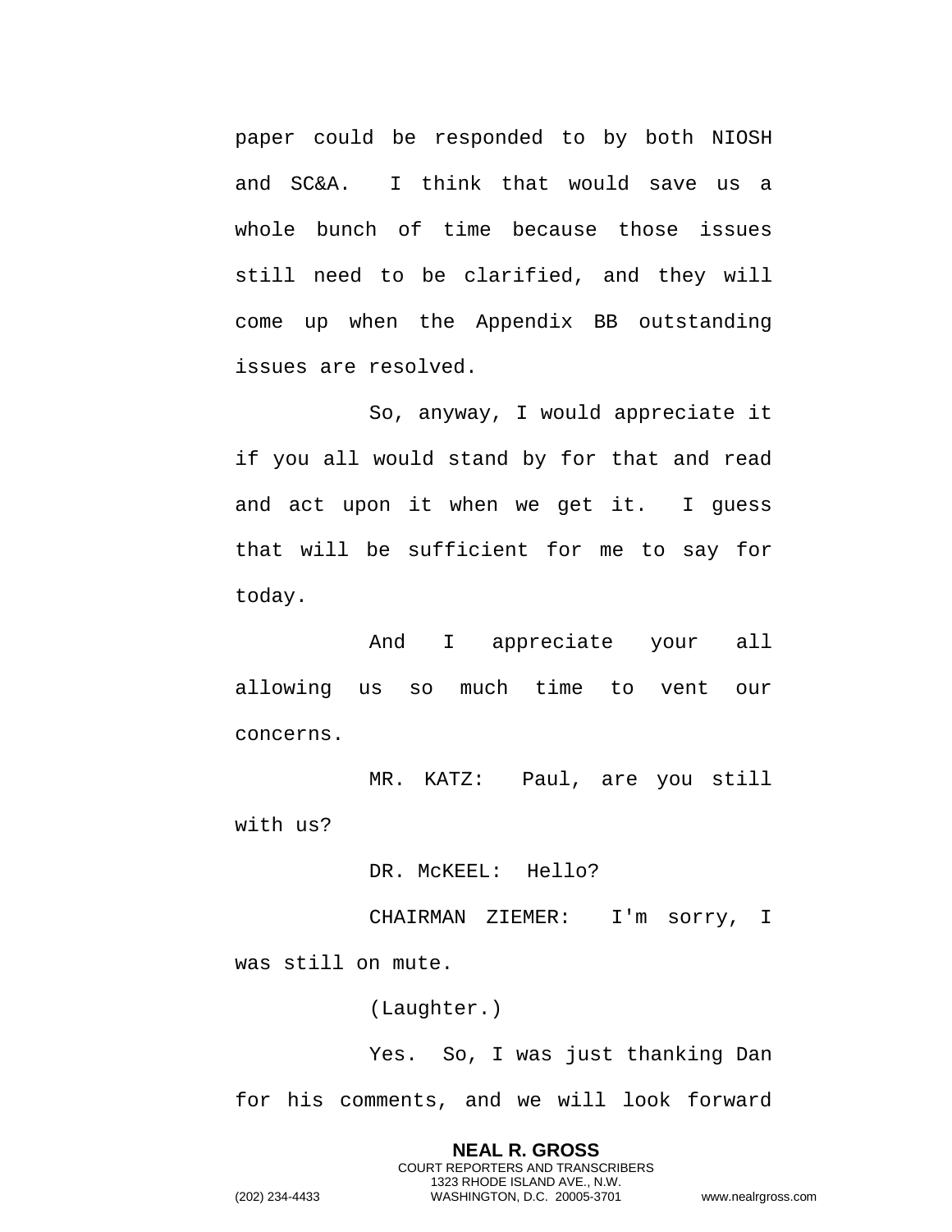paper could be responded to by both NIOSH and SC&A.  I think that would save us a whole bunch of time because those issues still need to be clarified, and they will come up when the Appendix BB outstanding issues are resolved.

So, anyway, I would appreciate it if you all would stand by for that and read and act upon it when we get it.  I guess that will be sufficient for me to say for today.

And I appreciate your all allowing us so much time to vent our concerns.

MR. KATZ:  Paul, are you still with us?

DR. McKEEL:  Hello?

CHAIRMAN ZIEMER:  I'm sorry, I was still on mute.

(Laughter.)

Yes.  So, I was just thanking Dan for his comments, and we will look forward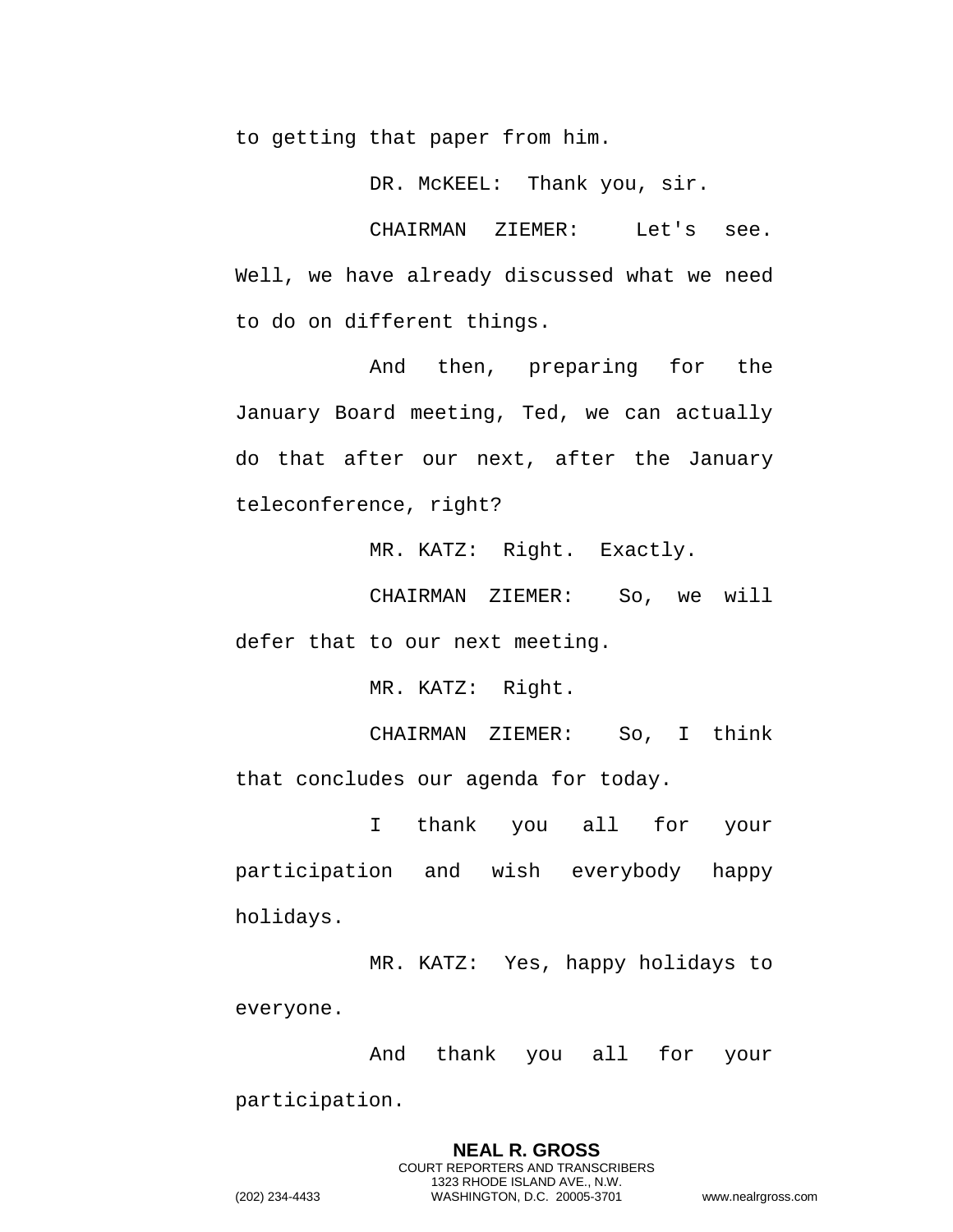to getting that paper from him.

DR. McKEEL: Thank you, sir.

CHAIRMAN ZIEMER: Let's see. Well, we have already discussed what we need to do on different things.

And then, preparing for the January Board meeting, Ted, we can actually do that after our next, after the January teleconference, right?

MR. KATZ: Right. Exactly.

CHAIRMAN ZIEMER: So, we will defer that to our next meeting.

MR. KATZ: Right.

CHAIRMAN ZIEMER: So, I think that concludes our agenda for today.

I thank you all for your participation and wish everybody happy holidays.

MR. KATZ: Yes, happy holidays to everyone.

And thank you all for your participation.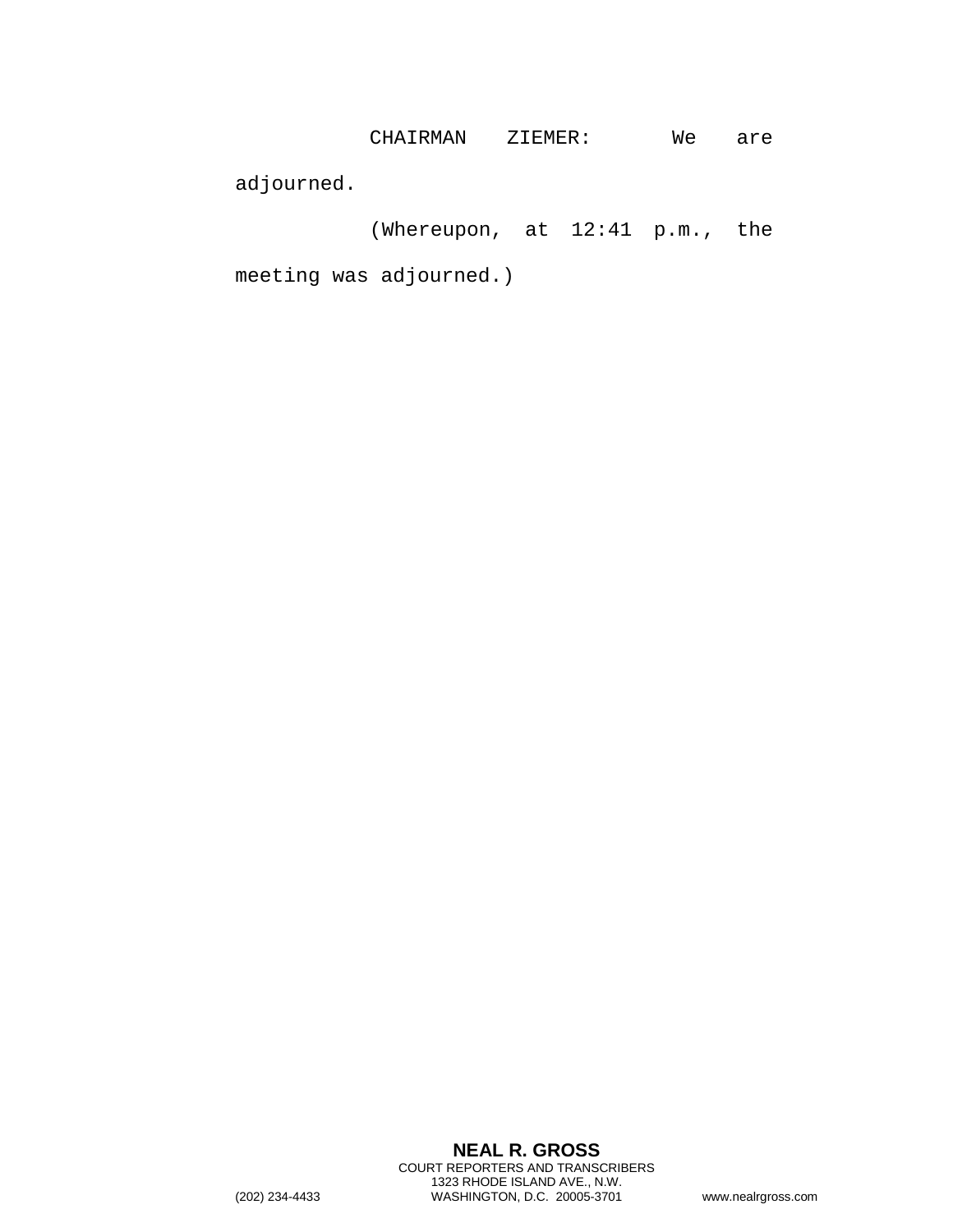CHAIRMAN ZIEMER: We are adjourned.

(Whereupon, at 12:41 p.m., the meeting was adjourned.)